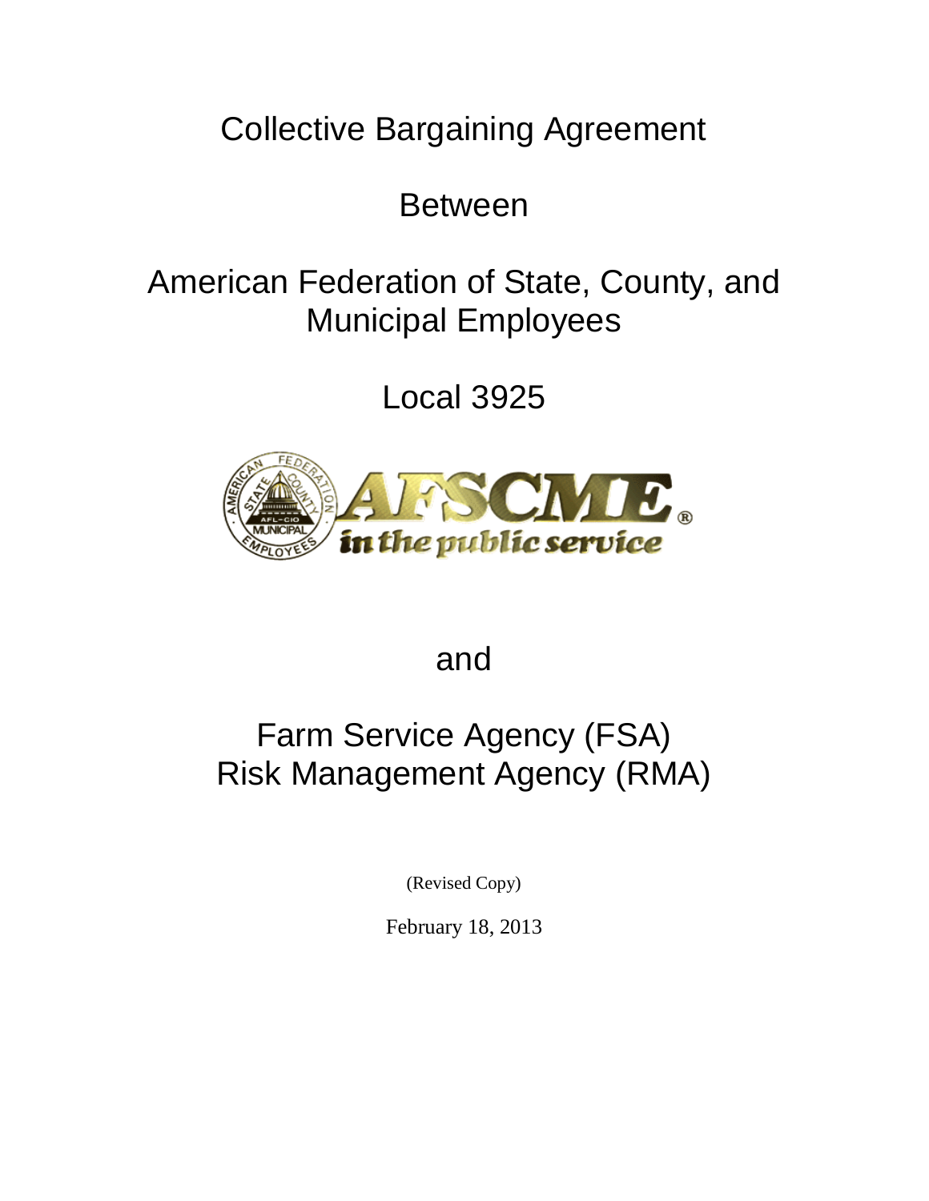# Collective Bargaining Agreement

Between

American Federation of State, County, and Municipal Employees

Local 3925

and

Farm Service Agency (FSA)
Risk Management Agency (RMA)

(Revised Copy)

February 18, 2013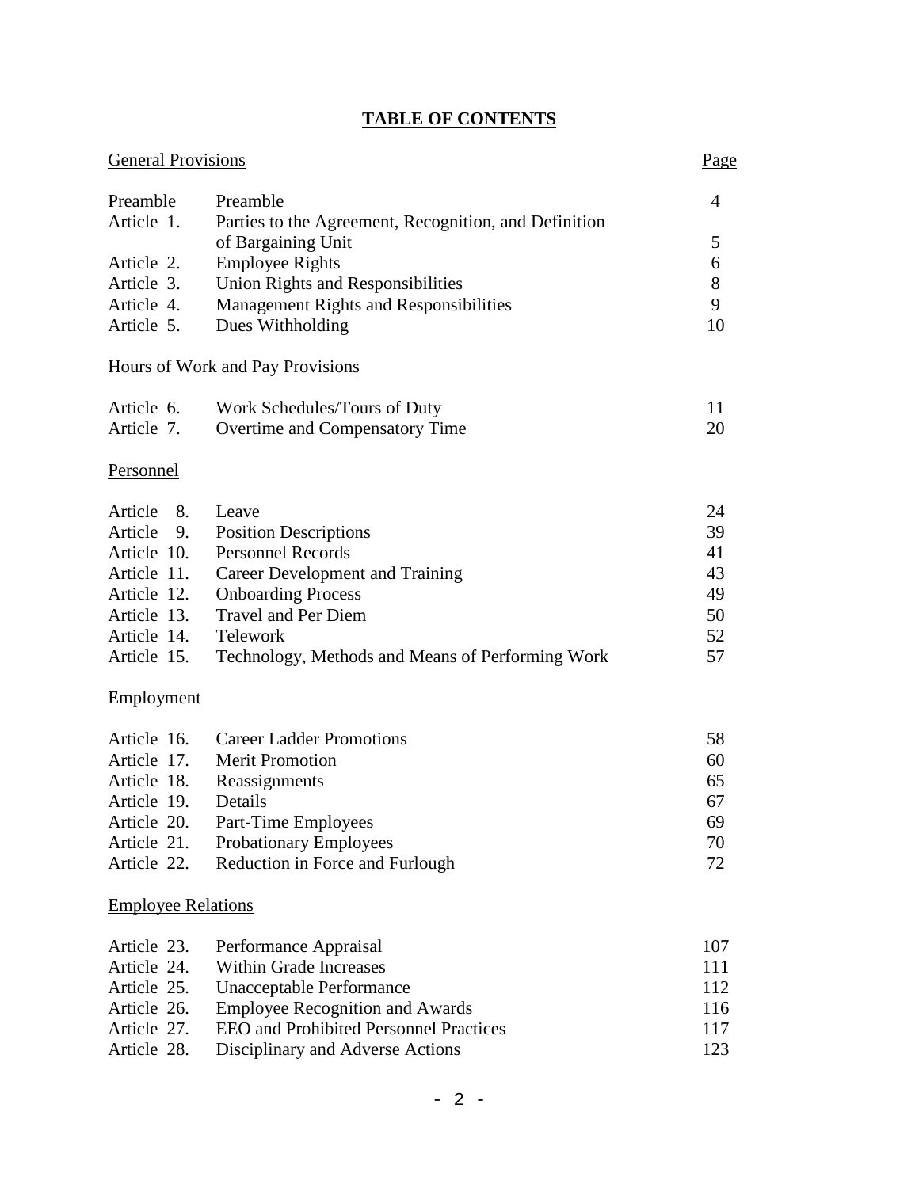# TABLE OF CONTENTS

| General Provisions | | Page |
|---|---|---|
| Preamble | Preamble | 4 |
| Article 1. | Parties to the Agreement, Recognition, and Definition of Bargaining Unit | 5 |
| Article 2. | Employee Rights | 6 |
| Article 3. | Union Rights and Responsibilities | 8 |
| Article 4. | Management Rights and Responsibilities | 9 |
| Article 5. | Dues Withholding | 10 |
| **Hours of Work and Pay Provisions** | | |
| Article 6. | Work Schedules/Tours of Duty | 11 |
| Article 7. | Overtime and Compensatory Time | 20 |
| **Personnel** | | |
| Article 8. | Leave | 24 |
| Article 9. | Position Descriptions | 39 |
| Article 10. | Personnel Records | 41 |
| Article 11. | Career Development and Training | 43 |
| Article 12. | Onboarding Process | 49 |
| Article 13. | Travel and Per Diem | 50 |
| Article 14. | Telework | 52 |
| Article 15. | Technology, Methods and Means of Performing Work | 57 |
| **Employment** | | |
| Article 16. | Career Ladder Promotions | 58 |
| Article 17. | Merit Promotion | 60 |
| Article 18. | Reassignments | 65 |
| Article 19. | Details | 67 |
| Article 20. | Part-Time Employees | 69 |
| Article 21. | Probationary Employees | 70 |
| Article 22. | Reduction in Force and Furlough | 72 |
| **Employee Relations** | | |
| Article 23. | Performance Appraisal | 107 |
| Article 24. | Within Grade Increases | 111 |
| Article 25. | Unacceptable Performance | 112 |
| Article 26. | Employee Recognition and Awards | 116 |
| Article 27. | EEO and Prohibited Personnel Practices | 117 |
| Article 28. | Disciplinary and Adverse Actions | 123 |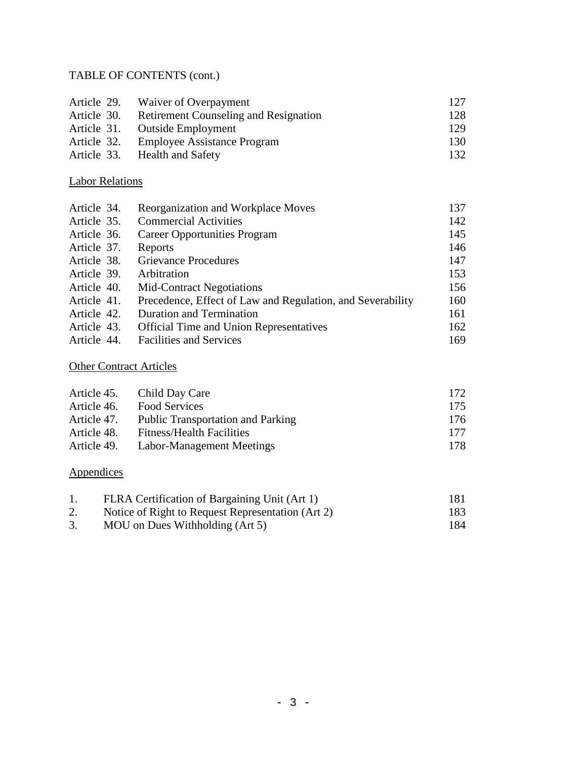TABLE OF CONTENTS (cont.)

| | | |
|---|---|---|
| Article 29. | Waiver of Overpayment | 127 |
| Article 30. | Retirement Counseling and Resignation | 128 |
| Article 31. | Outside Employment | 129 |
| Article 32. | Employee Assistance Program | 130 |
| Article 33. | Health and Safety | 132 |

Labor Relations

| | | |
|---|---|---|
| Article 34. | Reorganization and Workplace Moves | 137 |
| Article 35. | Commercial Activities | 142 |
| Article 36. | Career Opportunities Program | 145 |
| Article 37. | Reports | 146 |
| Article 38. | Grievance Procedures | 147 |
| Article 39. | Arbitration | 153 |
| Article 40. | Mid-Contract Negotiations | 156 |
| Article 41. | Precedence, Effect of Law and Regulation, and Severability | 160 |
| Article 42. | Duration and Termination | 161 |
| Article 43. | Official Time and Union Representatives | 162 |
| Article 44. | Facilities and Services | 169 |

Other Contract Articles

| | | |
|---|---|---|
| Article 45. | Child Day Care | 172 |
| Article 46. | Food Services | 175 |
| Article 47. | Public Transportation and Parking | 176 |
| Article 48. | Fitness/Health Facilities | 177 |
| Article 49. | Labor-Management Meetings | 178 |

Appendices

| | | |
|---|---|---|
| 1. | FLRA Certification of Bargaining Unit (Art 1) | 181 |
| 2. | Notice of Right to Request Representation (Art 2) | 183 |
| 3. | MOU on Dues Withholding (Art 5) | 184 |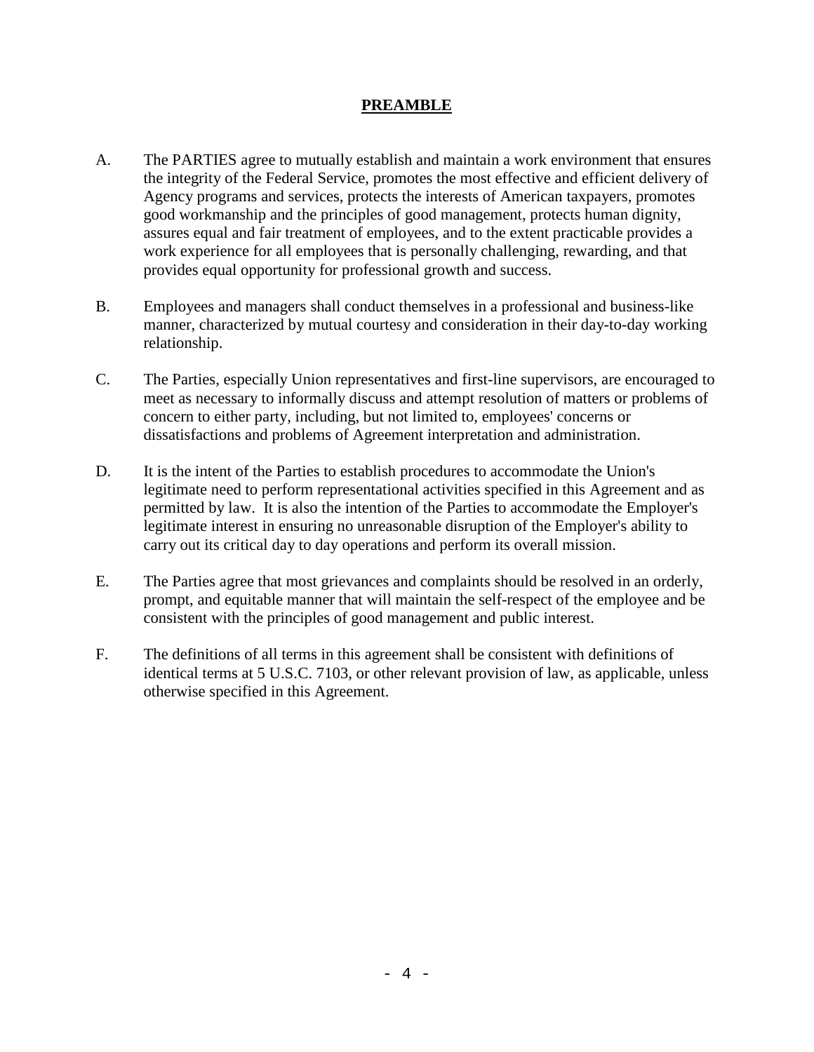# PREAMBLE

A. The PARTIES agree to mutually establish and maintain a work environment that ensures the integrity of the Federal Service, promotes the most effective and efficient delivery of Agency programs and services, protects the interests of American taxpayers, promotes good workmanship and the principles of good management, protects human dignity, assures equal and fair treatment of employees, and to the extent practicable provides a work experience for all employees that is personally challenging, rewarding, and that provides equal opportunity for professional growth and success.

B. Employees and managers shall conduct themselves in a professional and business-like manner, characterized by mutual courtesy and consideration in their day-to-day working relationship.

C. The Parties, especially Union representatives and first-line supervisors, are encouraged to meet as necessary to informally discuss and attempt resolution of matters or problems of concern to either party, including, but not limited to, employees' concerns or dissatisfactions and problems of Agreement interpretation and administration.

D. It is the intent of the Parties to establish procedures to accommodate the Union's legitimate need to perform representational activities specified in this Agreement and as permitted by law. It is also the intention of the Parties to accommodate the Employer's legitimate interest in ensuring no unreasonable disruption of the Employer's ability to carry out its critical day to day operations and perform its overall mission.

E. The Parties agree that most grievances and complaints should be resolved in an orderly, prompt, and equitable manner that will maintain the self-respect of the employee and be consistent with the principles of good management and public interest.

F. The definitions of all terms in this agreement shall be consistent with definitions of identical terms at 5 U.S.C. 7103, or other relevant provision of law, as applicable, unless otherwise specified in this Agreement.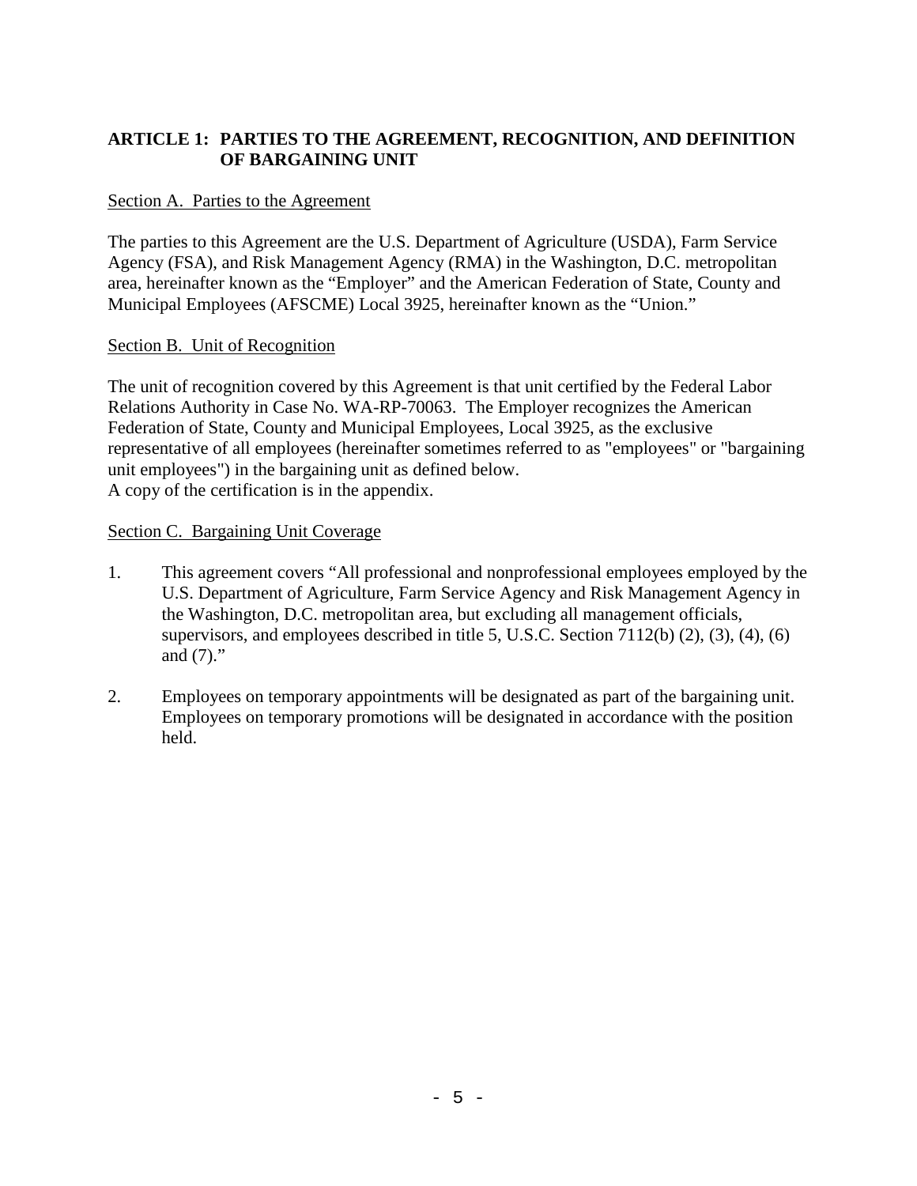## ARTICLE 1: PARTIES TO THE AGREEMENT, RECOGNITION, AND DEFINITION OF BARGAINING UNIT

Section A. Parties to the Agreement

The parties to this Agreement are the U.S. Department of Agriculture (USDA), Farm Service Agency (FSA), and Risk Management Agency (RMA) in the Washington, D.C. metropolitan area, hereinafter known as the "Employer" and the American Federation of State, County and Municipal Employees (AFSCME) Local 3925, hereinafter known as the "Union."

Section B. Unit of Recognition

The unit of recognition covered by this Agreement is that unit certified by the Federal Labor Relations Authority in Case No. WA-RP-70063. The Employer recognizes the American Federation of State, County and Municipal Employees, Local 3925, as the exclusive representative of all employees (hereinafter sometimes referred to as "employees" or "bargaining unit employees") in the bargaining unit as defined below.
A copy of the certification is in the appendix.

Section C. Bargaining Unit Coverage

1. This agreement covers "All professional and nonprofessional employees employed by the U.S. Department of Agriculture, Farm Service Agency and Risk Management Agency in the Washington, D.C. metropolitan area, but excluding all management officials, supervisors, and employees described in title 5, U.S.C. Section 7112(b) (2), (3), (4), (6) and (7)."

2. Employees on temporary appointments will be designated as part of the bargaining unit. Employees on temporary promotions will be designated in accordance with the position held.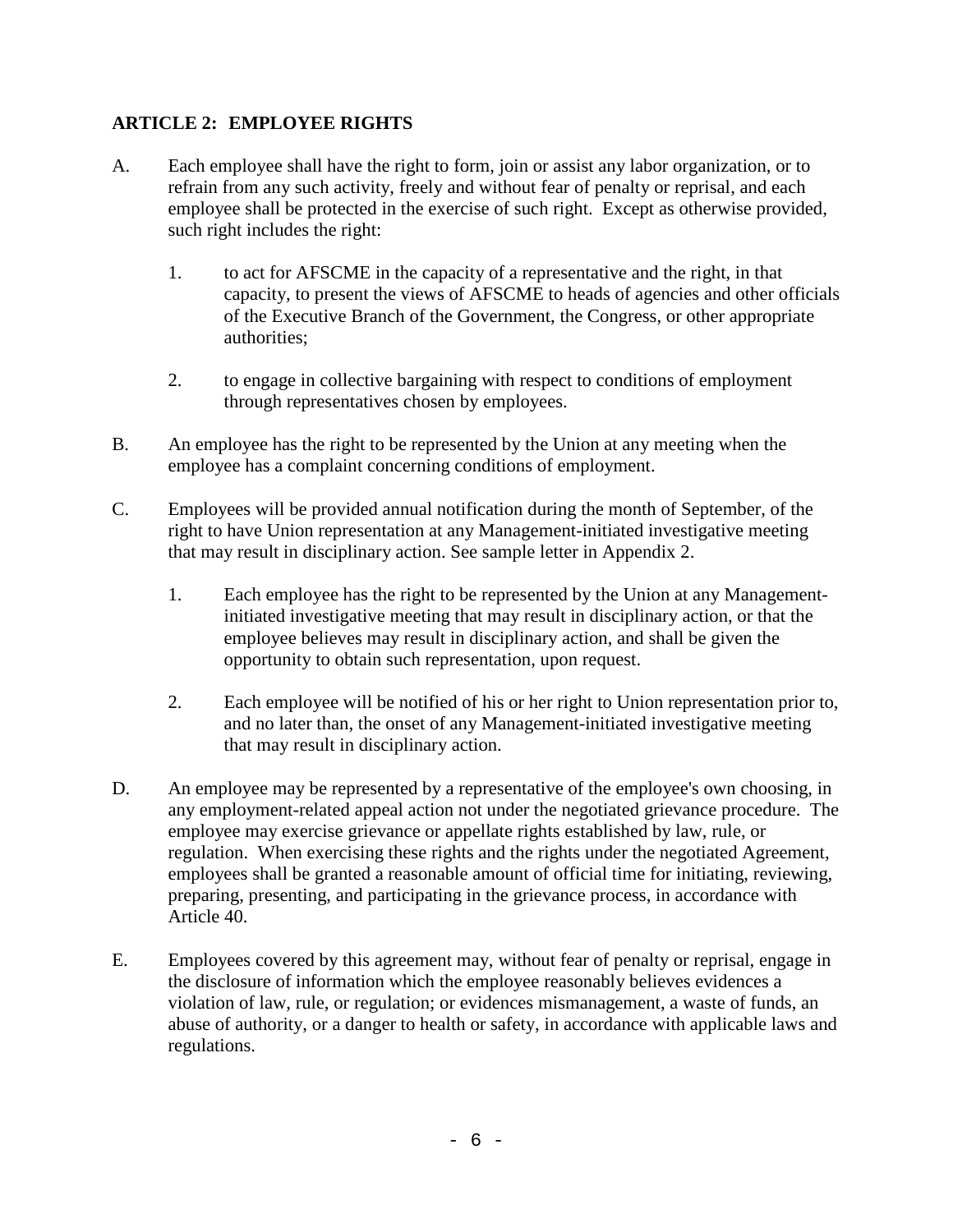## ARTICLE 2: EMPLOYEE RIGHTS

A. Each employee shall have the right to form, join or assist any labor organization, or to refrain from any such activity, freely and without fear of penalty or reprisal, and each employee shall be protected in the exercise of such right. Except as otherwise provided, such right includes the right:

   1. to act for AFSCME in the capacity of a representative and the right, in that capacity, to present the views of AFSCME to heads of agencies and other officials of the Executive Branch of the Government, the Congress, or other appropriate authorities;

   2. to engage in collective bargaining with respect to conditions of employment through representatives chosen by employees.

B. An employee has the right to be represented by the Union at any meeting when the employee has a complaint concerning conditions of employment.

C. Employees will be provided annual notification during the month of September, of the right to have Union representation at any Management-initiated investigative meeting that may result in disciplinary action. See sample letter in Appendix 2.

   1. Each employee has the right to be represented by the Union at any Management-initiated investigative meeting that may result in disciplinary action, or that the employee believes may result in disciplinary action, and shall be given the opportunity to obtain such representation, upon request.

   2. Each employee will be notified of his or her right to Union representation prior to, and no later than, the onset of any Management-initiated investigative meeting that may result in disciplinary action.

D. An employee may be represented by a representative of the employee's own choosing, in any employment-related appeal action not under the negotiated grievance procedure. The employee may exercise grievance or appellate rights established by law, rule, or regulation. When exercising these rights and the rights under the negotiated Agreement, employees shall be granted a reasonable amount of official time for initiating, reviewing, preparing, presenting, and participating in the grievance process, in accordance with Article 40.

E. Employees covered by this agreement may, without fear of penalty or reprisal, engage in the disclosure of information which the employee reasonably believes evidences a violation of law, rule, or regulation; or evidences mismanagement, a waste of funds, an abuse of authority, or a danger to health or safety, in accordance with applicable laws and regulations.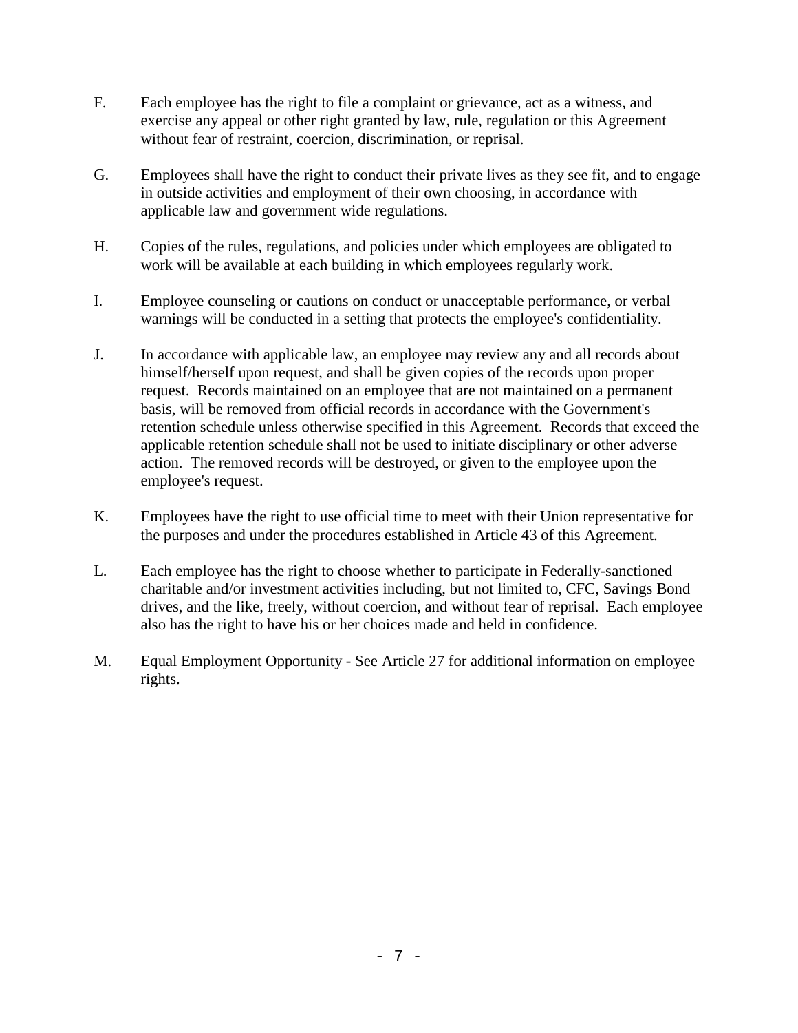F. Each employee has the right to file a complaint or grievance, act as a witness, and exercise any appeal or other right granted by law, rule, regulation or this Agreement without fear of restraint, coercion, discrimination, or reprisal.

G. Employees shall have the right to conduct their private lives as they see fit, and to engage in outside activities and employment of their own choosing, in accordance with applicable law and government wide regulations.

H. Copies of the rules, regulations, and policies under which employees are obligated to work will be available at each building in which employees regularly work.

I. Employee counseling or cautions on conduct or unacceptable performance, or verbal warnings will be conducted in a setting that protects the employee's confidentiality.

J. In accordance with applicable law, an employee may review any and all records about himself/herself upon request, and shall be given copies of the records upon proper request. Records maintained on an employee that are not maintained on a permanent basis, will be removed from official records in accordance with the Government's retention schedule unless otherwise specified in this Agreement. Records that exceed the applicable retention schedule shall not be used to initiate disciplinary or other adverse action. The removed records will be destroyed, or given to the employee upon the employee's request.

K. Employees have the right to use official time to meet with their Union representative for the purposes and under the procedures established in Article 43 of this Agreement.

L. Each employee has the right to choose whether to participate in Federally-sanctioned charitable and/or investment activities including, but not limited to, CFC, Savings Bond drives, and the like, freely, without coercion, and without fear of reprisal. Each employee also has the right to have his or her choices made and held in confidence.

M. Equal Employment Opportunity - See Article 27 for additional information on employee rights.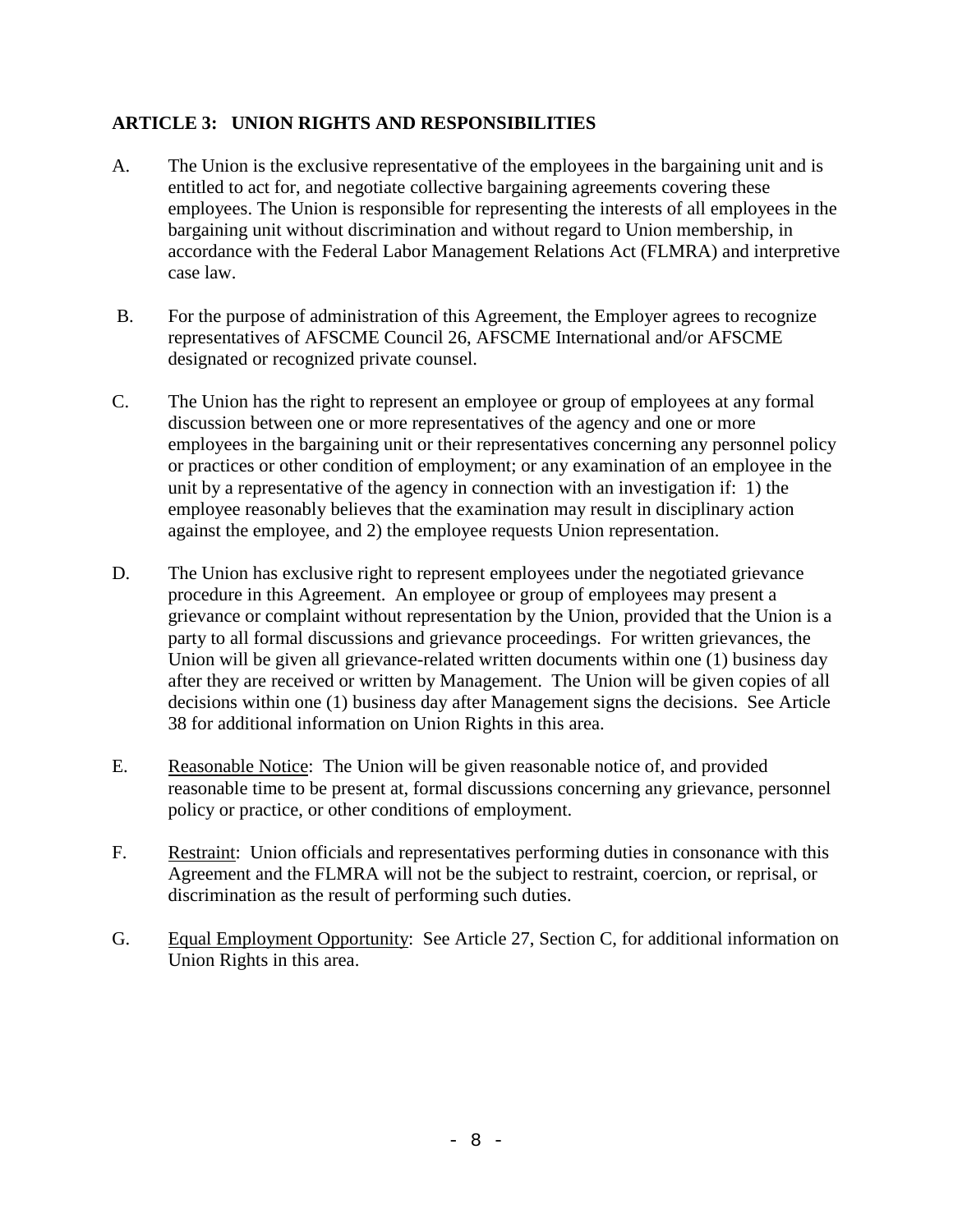## ARTICLE 3: UNION RIGHTS AND RESPONSIBILITIES

A. The Union is the exclusive representative of the employees in the bargaining unit and is entitled to act for, and negotiate collective bargaining agreements covering these employees. The Union is responsible for representing the interests of all employees in the bargaining unit without discrimination and without regard to Union membership, in accordance with the Federal Labor Management Relations Act (FLMRA) and interpretive case law.

B. For the purpose of administration of this Agreement, the Employer agrees to recognize representatives of AFSCME Council 26, AFSCME International and/or AFSCME designated or recognized private counsel.

C. The Union has the right to represent an employee or group of employees at any formal discussion between one or more representatives of the agency and one or more employees in the bargaining unit or their representatives concerning any personnel policy or practices or other condition of employment; or any examination of an employee in the unit by a representative of the agency in connection with an investigation if: 1) the employee reasonably believes that the examination may result in disciplinary action against the employee, and 2) the employee requests Union representation.

D. The Union has exclusive right to represent employees under the negotiated grievance procedure in this Agreement. An employee or group of employees may present a grievance or complaint without representation by the Union, provided that the Union is a party to all formal discussions and grievance proceedings. For written grievances, the Union will be given all grievance-related written documents within one (1) business day after they are received or written by Management. The Union will be given copies of all decisions within one (1) business day after Management signs the decisions. See Article 38 for additional information on Union Rights in this area.

E. Reasonable Notice: The Union will be given reasonable notice of, and provided reasonable time to be present at, formal discussions concerning any grievance, personnel policy or practice, or other conditions of employment.

F. Restraint: Union officials and representatives performing duties in consonance with this Agreement and the FLMRA will not be the subject to restraint, coercion, or reprisal, or discrimination as the result of performing such duties.

G. Equal Employment Opportunity: See Article 27, Section C, for additional information on Union Rights in this area.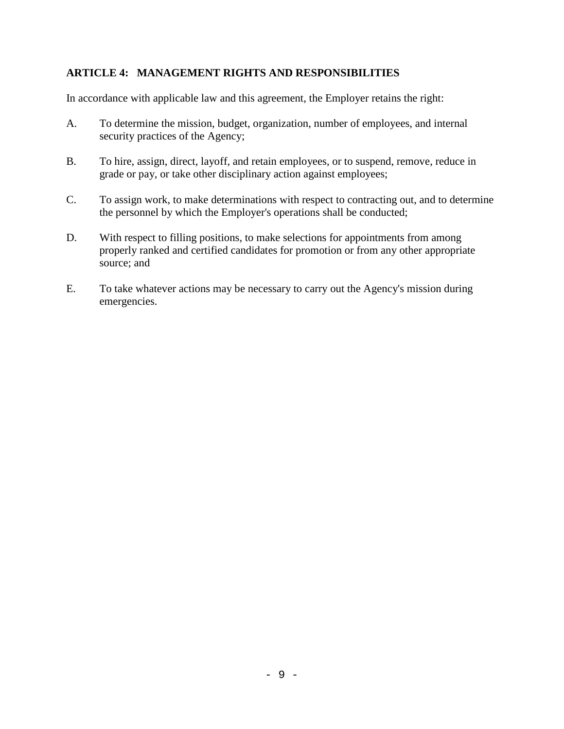## ARTICLE 4: MANAGEMENT RIGHTS AND RESPONSIBILITIES

In accordance with applicable law and this agreement, the Employer retains the right:

A. To determine the mission, budget, organization, number of employees, and internal security practices of the Agency;

B. To hire, assign, direct, layoff, and retain employees, or to suspend, remove, reduce in grade or pay, or take other disciplinary action against employees;

C. To assign work, to make determinations with respect to contracting out, and to determine the personnel by which the Employer's operations shall be conducted;

D. With respect to filling positions, to make selections for appointments from among properly ranked and certified candidates for promotion or from any other appropriate source; and

E. To take whatever actions may be necessary to carry out the Agency's mission during emergencies.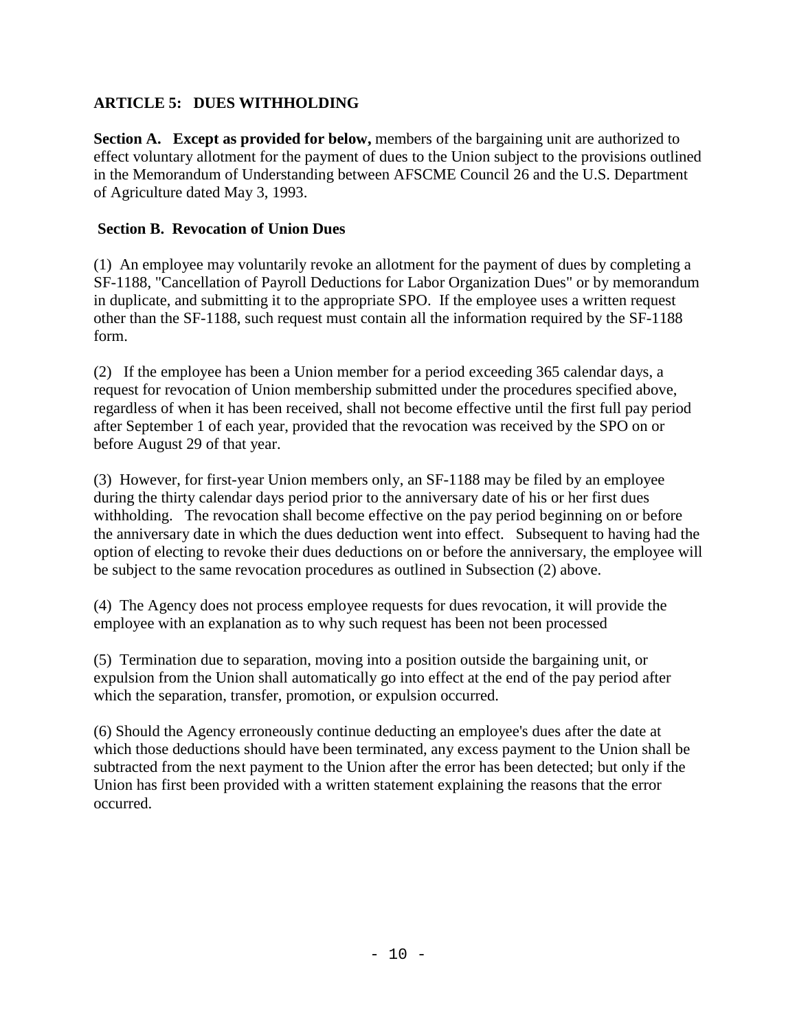## ARTICLE 5: DUES WITHHOLDING

**Section A. Except as provided for below,** members of the bargaining unit are authorized to effect voluntary allotment for the payment of dues to the Union subject to the provisions outlined in the Memorandum of Understanding between AFSCME Council 26 and the U.S. Department of Agriculture dated May 3, 1993.

**Section B. Revocation of Union Dues**

(1) An employee may voluntarily revoke an allotment for the payment of dues by completing a SF-1188, "Cancellation of Payroll Deductions for Labor Organization Dues" or by memorandum in duplicate, and submitting it to the appropriate SPO. If the employee uses a written request other than the SF-1188, such request must contain all the information required by the SF-1188 form.

(2) If the employee has been a Union member for a period exceeding 365 calendar days, a request for revocation of Union membership submitted under the procedures specified above, regardless of when it has been received, shall not become effective until the first full pay period after September 1 of each year, provided that the revocation was received by the SPO on or before August 29 of that year.

(3) However, for first-year Union members only, an SF-1188 may be filed by an employee during the thirty calendar days period prior to the anniversary date of his or her first dues withholding. The revocation shall become effective on the pay period beginning on or before the anniversary date in which the dues deduction went into effect. Subsequent to having had the option of electing to revoke their dues deductions on or before the anniversary, the employee will be subject to the same revocation procedures as outlined in Subsection (2) above.

(4) The Agency does not process employee requests for dues revocation, it will provide the employee with an explanation as to why such request has been not been processed

(5) Termination due to separation, moving into a position outside the bargaining unit, or expulsion from the Union shall automatically go into effect at the end of the pay period after which the separation, transfer, promotion, or expulsion occurred.

(6) Should the Agency erroneously continue deducting an employee's dues after the date at which those deductions should have been terminated, any excess payment to the Union shall be subtracted from the next payment to the Union after the error has been detected; but only if the Union has first been provided with a written statement explaining the reasons that the error occurred.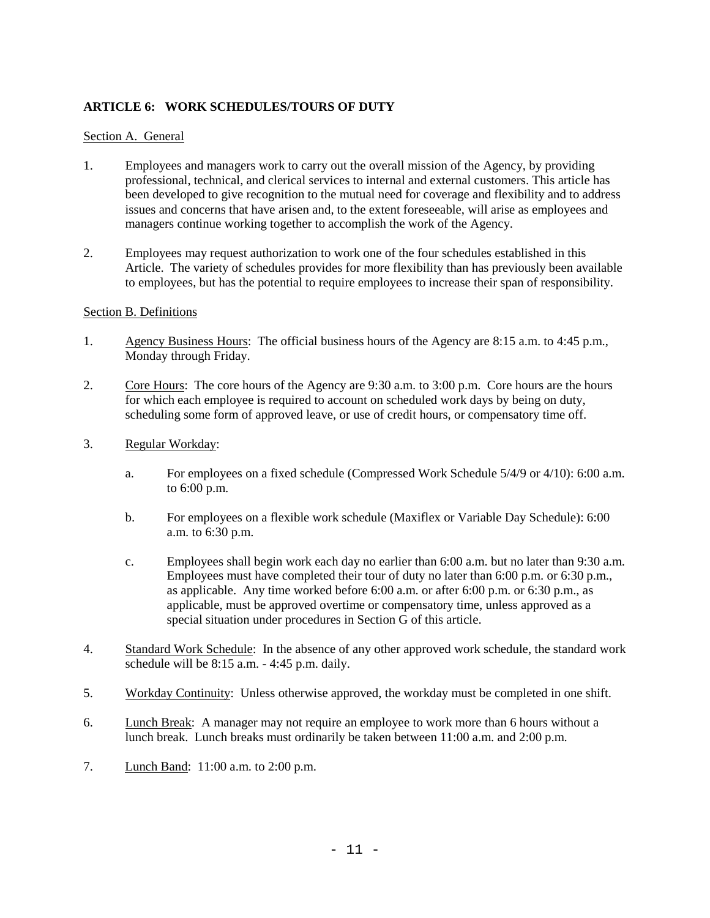**ARTICLE 6: WORK SCHEDULES/TOURS OF DUTY**

Section A. General

1. Employees and managers work to carry out the overall mission of the Agency, by providing professional, technical, and clerical services to internal and external customers. This article has been developed to give recognition to the mutual need for coverage and flexibility and to address issues and concerns that have arisen and, to the extent foreseeable, will arise as employees and managers continue working together to accomplish the work of the Agency.

2. Employees may request authorization to work one of the four schedules established in this Article. The variety of schedules provides for more flexibility than has previously been available to employees, but has the potential to require employees to increase their span of responsibility.

Section B. Definitions

1. Agency Business Hours: The official business hours of the Agency are 8:15 a.m. to 4:45 p.m., Monday through Friday.

2. Core Hours: The core hours of the Agency are 9:30 a.m. to 3:00 p.m. Core hours are the hours for which each employee is required to account on scheduled work days by being on duty, scheduling some form of approved leave, or use of credit hours, or compensatory time off.

3. Regular Workday:

   a. For employees on a fixed schedule (Compressed Work Schedule 5/4/9 or 4/10): 6:00 a.m. to 6:00 p.m.

   b. For employees on a flexible work schedule (Maxiflex or Variable Day Schedule): 6:00 a.m. to 6:30 p.m.

   c. Employees shall begin work each day no earlier than 6:00 a.m. but no later than 9:30 a.m. Employees must have completed their tour of duty no later than 6:00 p.m. or 6:30 p.m., as applicable. Any time worked before 6:00 a.m. or after 6:00 p.m. or 6:30 p.m., as applicable, must be approved overtime or compensatory time, unless approved as a special situation under procedures in Section G of this article.

4. Standard Work Schedule: In the absence of any other approved work schedule, the standard work schedule will be 8:15 a.m. - 4:45 p.m. daily.

5. Workday Continuity: Unless otherwise approved, the workday must be completed in one shift.

6. Lunch Break: A manager may not require an employee to work more than 6 hours without a lunch break. Lunch breaks must ordinarily be taken between 11:00 a.m. and 2:00 p.m.

7. Lunch Band: 11:00 a.m. to 2:00 p.m.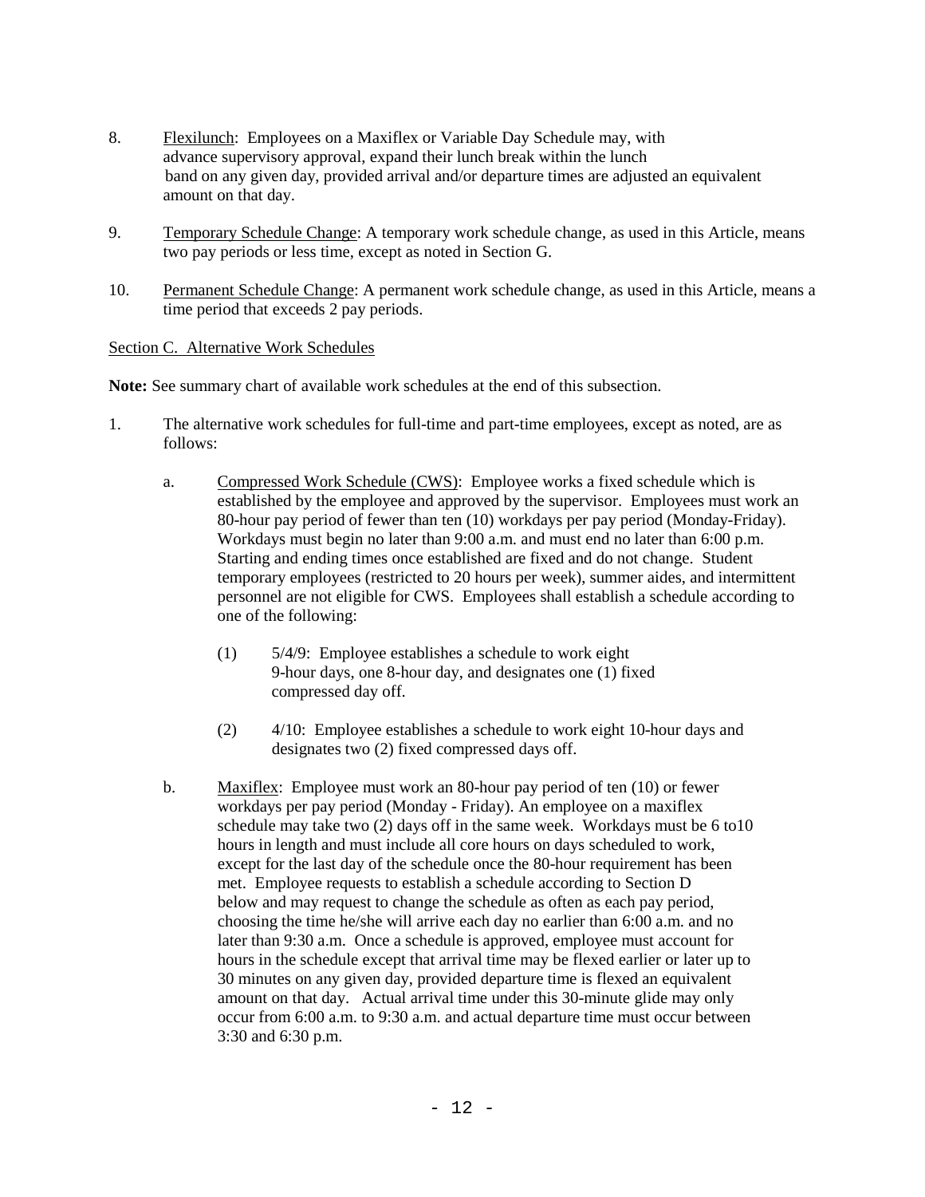8. <u>Flexilunch</u>: Employees on a Maxiflex or Variable Day Schedule may, with advance supervisory approval, expand their lunch break within the lunch band on any given day, provided arrival and/or departure times are adjusted an equivalent amount on that day.

9. <u>Temporary Schedule Change</u>: A temporary work schedule change, as used in this Article, means two pay periods or less time, except as noted in Section G.

10. <u>Permanent Schedule Change</u>: A permanent work schedule change, as used in this Article, means a time period that exceeds 2 pay periods.

<u>Section C. Alternative Work Schedules</u>

**Note:** See summary chart of available work schedules at the end of this subsection.

1. The alternative work schedules for full-time and part-time employees, except as noted, are as follows:

   a. <u>Compressed Work Schedule (CWS)</u>: Employee works a fixed schedule which is established by the employee and approved by the supervisor. Employees must work an 80-hour pay period of fewer than ten (10) workdays per pay period (Monday-Friday). Workdays must begin no later than 9:00 a.m. and must end no later than 6:00 p.m. Starting and ending times once established are fixed and do not change. Student temporary employees (restricted to 20 hours per week), summer aides, and intermittent personnel are not eligible for CWS. Employees shall establish a schedule according to one of the following:

      (1) 5/4/9: Employee establishes a schedule to work eight 9-hour days, one 8-hour day, and designates one (1) fixed compressed day off.

      (2) 4/10: Employee establishes a schedule to work eight 10-hour days and designates two (2) fixed compressed days off.

   b. <u>Maxiflex</u>: Employee must work an 80-hour pay period of ten (10) or fewer workdays per pay period (Monday - Friday). An employee on a maxiflex schedule may take two (2) days off in the same week. Workdays must be 6 to10 hours in length and must include all core hours on days scheduled to work, except for the last day of the schedule once the 80-hour requirement has been met. Employee requests to establish a schedule according to Section D below and may request to change the schedule as often as each pay period, choosing the time he/she will arrive each day no earlier than 6:00 a.m. and no later than 9:30 a.m. Once a schedule is approved, employee must account for hours in the schedule except that arrival time may be flexed earlier or later up to 30 minutes on any given day, provided departure time is flexed an equivalent amount on that day. Actual arrival time under this 30-minute glide may only occur from 6:00 a.m. to 9:30 a.m. and actual departure time must occur between 3:30 and 6:30 p.m.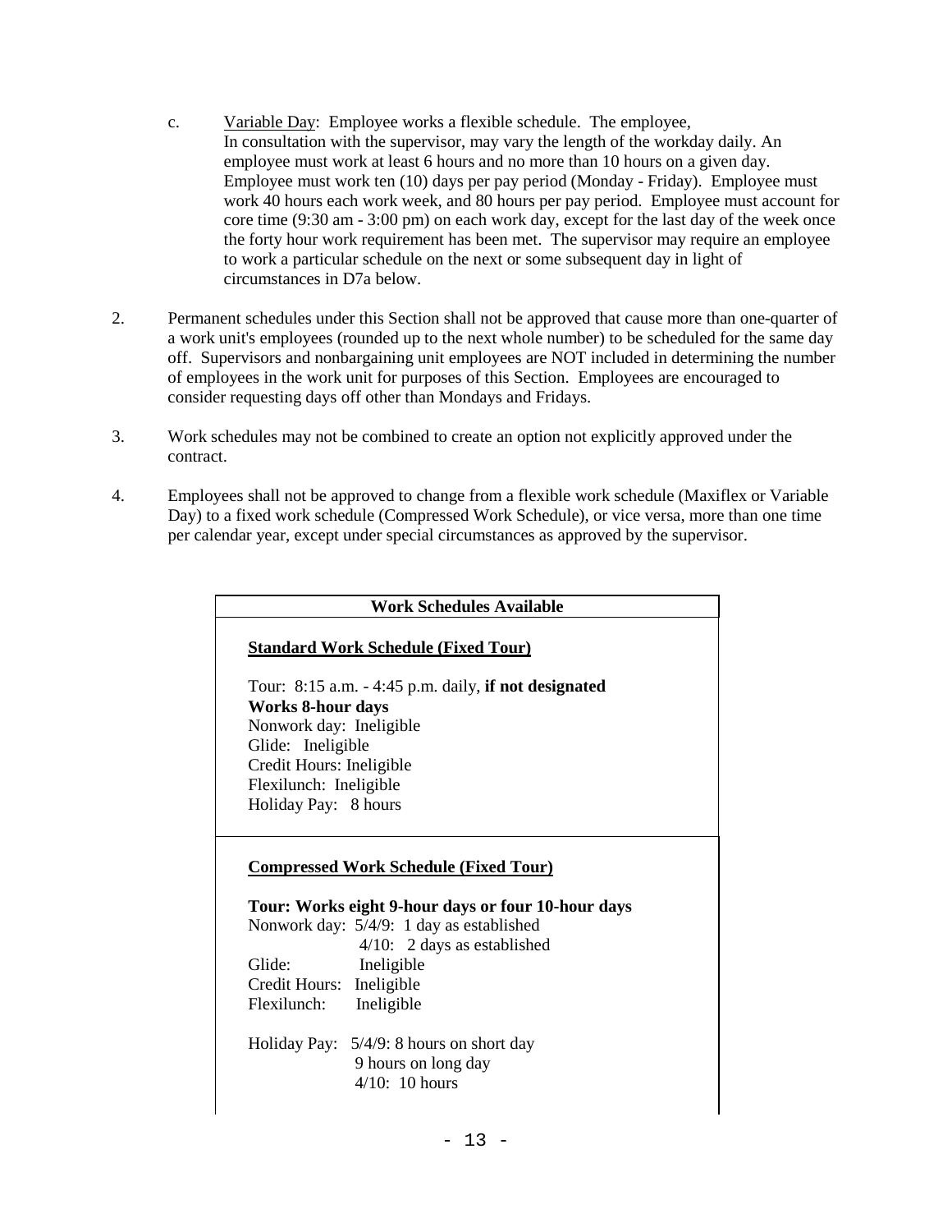c. Variable Day: Employee works a flexible schedule. The employee, In consultation with the supervisor, may vary the length of the workday daily. An employee must work at least 6 hours and no more than 10 hours on a given day. Employee must work ten (10) days per pay period (Monday - Friday). Employee must work 40 hours each work week, and 80 hours per pay period. Employee must account for core time (9:30 am - 3:00 pm) on each work day, except for the last day of the week once the forty hour work requirement has been met. The supervisor may require an employee to work a particular schedule on the next or some subsequent day in light of circumstances in D7a below.

2. Permanent schedules under this Section shall not be approved that cause more than one-quarter of a work unit's employees (rounded up to the next whole number) to be scheduled for the same day off. Supervisors and nonbargaining unit employees are NOT included in determining the number of employees in the work unit for purposes of this Section. Employees are encouraged to consider requesting days off other than Mondays and Fridays.

3. Work schedules may not be combined to create an option not explicitly approved under the contract.

4. Employees shall not be approved to change from a flexible work schedule (Maxiflex or Variable Day) to a fixed work schedule (Compressed Work Schedule), or vice versa, more than one time per calendar year, except under special circumstances as approved by the supervisor.

| **Work Schedules Available** |
|---|
| **Standard Work Schedule (Fixed Tour)**<br><br>Tour: 8:15 a.m. - 4:45 p.m. daily, **if not designated**<br>**Works 8-hour days**<br>Nonwork day: Ineligible<br>Glide: Ineligible<br>Credit Hours: Ineligible<br>Flexilunch: Ineligible<br>Holiday Pay: 8 hours |
| **Compressed Work Schedule (Fixed Tour)**<br><br>**Tour: Works eight 9-hour days or four 10-hour days**<br>Nonwork day: 5/4/9: 1 day as established<br>4/10: 2 days as established<br>Glide: Ineligible<br>Credit Hours: Ineligible<br>Flexilunch: Ineligible<br><br>Holiday Pay: 5/4/9: 8 hours on short day<br>9 hours on long day<br>4/10: 10 hours |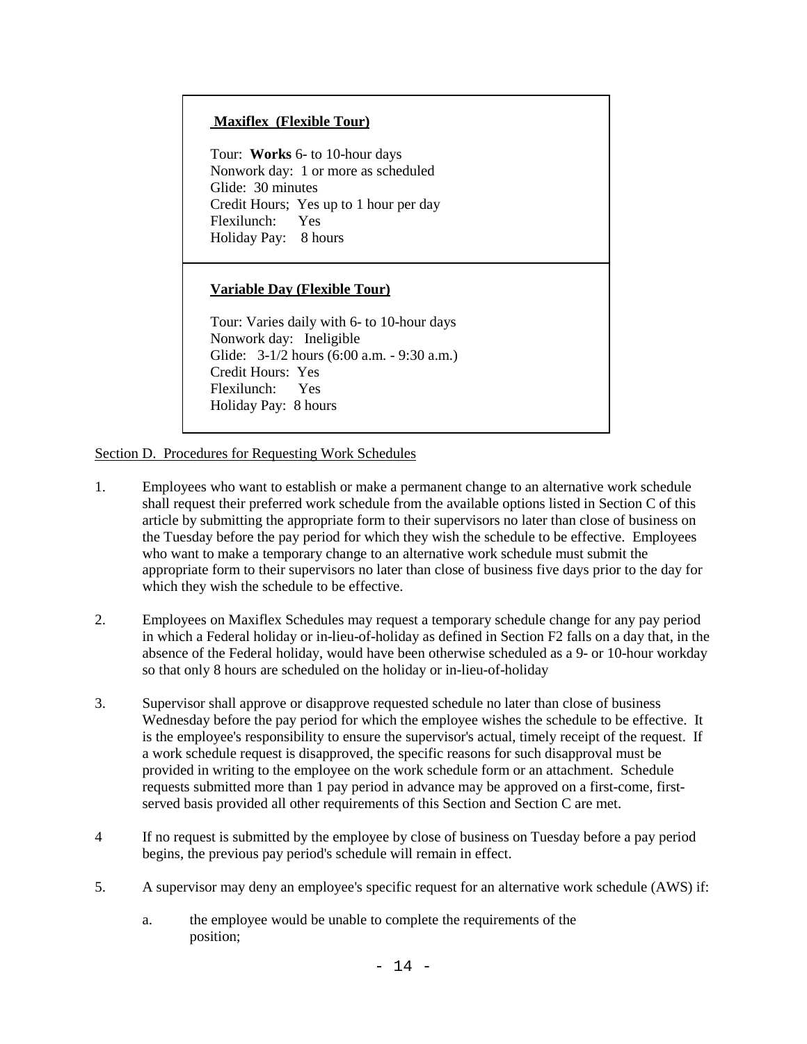**Maxiflex (Flexible Tour)**

Tour: **Works** 6- to 10-hour days
Nonwork day: 1 or more as scheduled
Glide: 30 minutes
Credit Hours; Yes up to 1 hour per day
Flexilunch: Yes
Holiday Pay: 8 hours

**Variable Day (Flexible Tour)**

Tour: Varies daily with 6- to 10-hour days
Nonwork day: Ineligible
Glide: 3-1/2 hours (6:00 a.m. - 9:30 a.m.)
Credit Hours: Yes
Flexilunch: Yes
Holiday Pay: 8 hours

Section D. Procedures for Requesting Work Schedules

1. Employees who want to establish or make a permanent change to an alternative work schedule shall request their preferred work schedule from the available options listed in Section C of this article by submitting the appropriate form to their supervisors no later than close of business on the Tuesday before the pay period for which they wish the schedule to be effective. Employees who want to make a temporary change to an alternative work schedule must submit the appropriate form to their supervisors no later than close of business five days prior to the day for which they wish the schedule to be effective.

2. Employees on Maxiflex Schedules may request a temporary schedule change for any pay period in which a Federal holiday or in-lieu-of-holiday as defined in Section F2 falls on a day that, in the absence of the Federal holiday, would have been otherwise scheduled as a 9- or 10-hour workday so that only 8 hours are scheduled on the holiday or in-lieu-of-holiday

3. Supervisor shall approve or disapprove requested schedule no later than close of business Wednesday before the pay period for which the employee wishes the schedule to be effective. It is the employee's responsibility to ensure the supervisor's actual, timely receipt of the request. If a work schedule request is disapproved, the specific reasons for such disapproval must be provided in writing to the employee on the work schedule form or an attachment. Schedule requests submitted more than 1 pay period in advance may be approved on a first-come, first-served basis provided all other requirements of this Section and Section C are met.

4 If no request is submitted by the employee by close of business on Tuesday before a pay period begins, the previous pay period's schedule will remain in effect.

5. A supervisor may deny an employee's specific request for an alternative work schedule (AWS) if:

   a. the employee would be unable to complete the requirements of the position;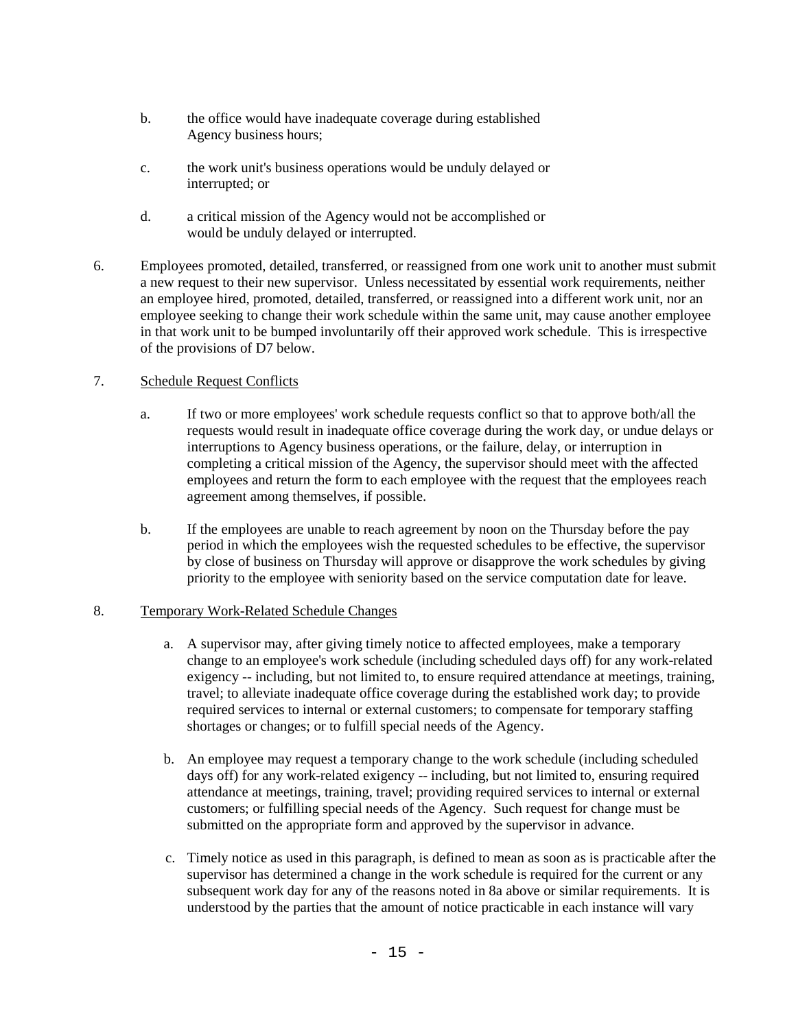b. the office would have inadequate coverage during established Agency business hours;

c. the work unit's business operations would be unduly delayed or interrupted; or

d. a critical mission of the Agency would not be accomplished or would be unduly delayed or interrupted.

6. Employees promoted, detailed, transferred, or reassigned from one work unit to another must submit a new request to their new supervisor. Unless necessitated by essential work requirements, neither an employee hired, promoted, detailed, transferred, or reassigned into a different work unit, nor an employee seeking to change their work schedule within the same unit, may cause another employee in that work unit to be bumped involuntarily off their approved work schedule. This is irrespective of the provisions of D7 below.

7. Schedule Request Conflicts

   a. If two or more employees' work schedule requests conflict so that to approve both/all the requests would result in inadequate office coverage during the work day, or undue delays or interruptions to Agency business operations, or the failure, delay, or interruption in completing a critical mission of the Agency, the supervisor should meet with the affected employees and return the form to each employee with the request that the employees reach agreement among themselves, if possible.

   b. If the employees are unable to reach agreement by noon on the Thursday before the pay period in which the employees wish the requested schedules to be effective, the supervisor by close of business on Thursday will approve or disapprove the work schedules by giving priority to the employee with seniority based on the service computation date for leave.

8. Temporary Work-Related Schedule Changes

   a. A supervisor may, after giving timely notice to affected employees, make a temporary change to an employee's work schedule (including scheduled days off) for any work-related exigency -- including, but not limited to, to ensure required attendance at meetings, training, travel; to alleviate inadequate office coverage during the established work day; to provide required services to internal or external customers; to compensate for temporary staffing shortages or changes; or to fulfill special needs of the Agency.

   b. An employee may request a temporary change to the work schedule (including scheduled days off) for any work-related exigency -- including, but not limited to, ensuring required attendance at meetings, training, travel; providing required services to internal or external customers; or fulfilling special needs of the Agency. Such request for change must be submitted on the appropriate form and approved by the supervisor in advance.

   c. Timely notice as used in this paragraph, is defined to mean as soon as is practicable after the supervisor has determined a change in the work schedule is required for the current or any subsequent work day for any of the reasons noted in 8a above or similar requirements. It is understood by the parties that the amount of notice practicable in each instance will vary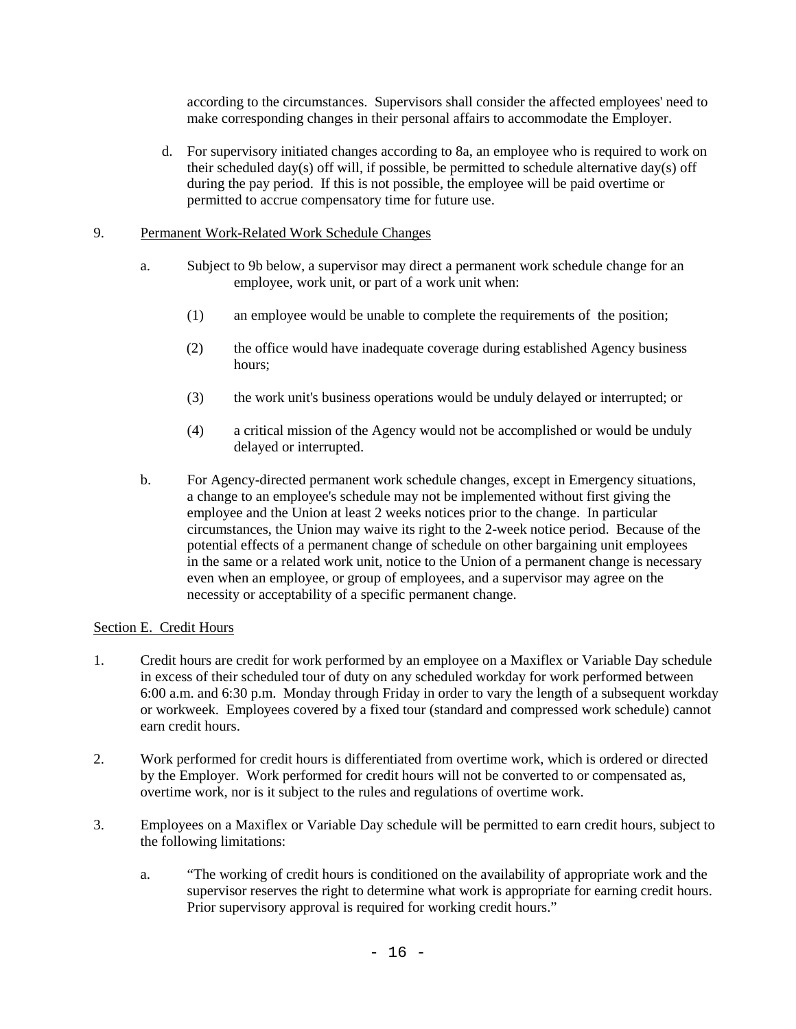according to the circumstances. Supervisors shall consider the affected employees' need to make corresponding changes in their personal affairs to accommodate the Employer.

d. For supervisory initiated changes according to 8a, an employee who is required to work on their scheduled day(s) off will, if possible, be permitted to schedule alternative day(s) off during the pay period. If this is not possible, the employee will be paid overtime or permitted to accrue compensatory time for future use.

9. Permanent Work-Related Work Schedule Changes

a. Subject to 9b below, a supervisor may direct a permanent work schedule change for an employee, work unit, or part of a work unit when:

(1) an employee would be unable to complete the requirements of the position;

(2) the office would have inadequate coverage during established Agency business hours;

(3) the work unit's business operations would be unduly delayed or interrupted; or

(4) a critical mission of the Agency would not be accomplished or would be unduly delayed or interrupted.

b. For Agency-directed permanent work schedule changes, except in Emergency situations, a change to an employee's schedule may not be implemented without first giving the employee and the Union at least 2 weeks notices prior to the change. In particular circumstances, the Union may waive its right to the 2-week notice period. Because of the potential effects of a permanent change of schedule on other bargaining unit employees in the same or a related work unit, notice to the Union of a permanent change is necessary even when an employee, or group of employees, and a supervisor may agree on the necessity or acceptability of a specific permanent change.

Section E. Credit Hours

1. Credit hours are credit for work performed by an employee on a Maxiflex or Variable Day schedule in excess of their scheduled tour of duty on any scheduled workday for work performed between 6:00 a.m. and 6:30 p.m. Monday through Friday in order to vary the length of a subsequent workday or workweek. Employees covered by a fixed tour (standard and compressed work schedule) cannot earn credit hours.

2. Work performed for credit hours is differentiated from overtime work, which is ordered or directed by the Employer. Work performed for credit hours will not be converted to or compensated as, overtime work, nor is it subject to the rules and regulations of overtime work.

3. Employees on a Maxiflex or Variable Day schedule will be permitted to earn credit hours, subject to the following limitations:

a. "The working of credit hours is conditioned on the availability of appropriate work and the supervisor reserves the right to determine what work is appropriate for earning credit hours. Prior supervisory approval is required for working credit hours."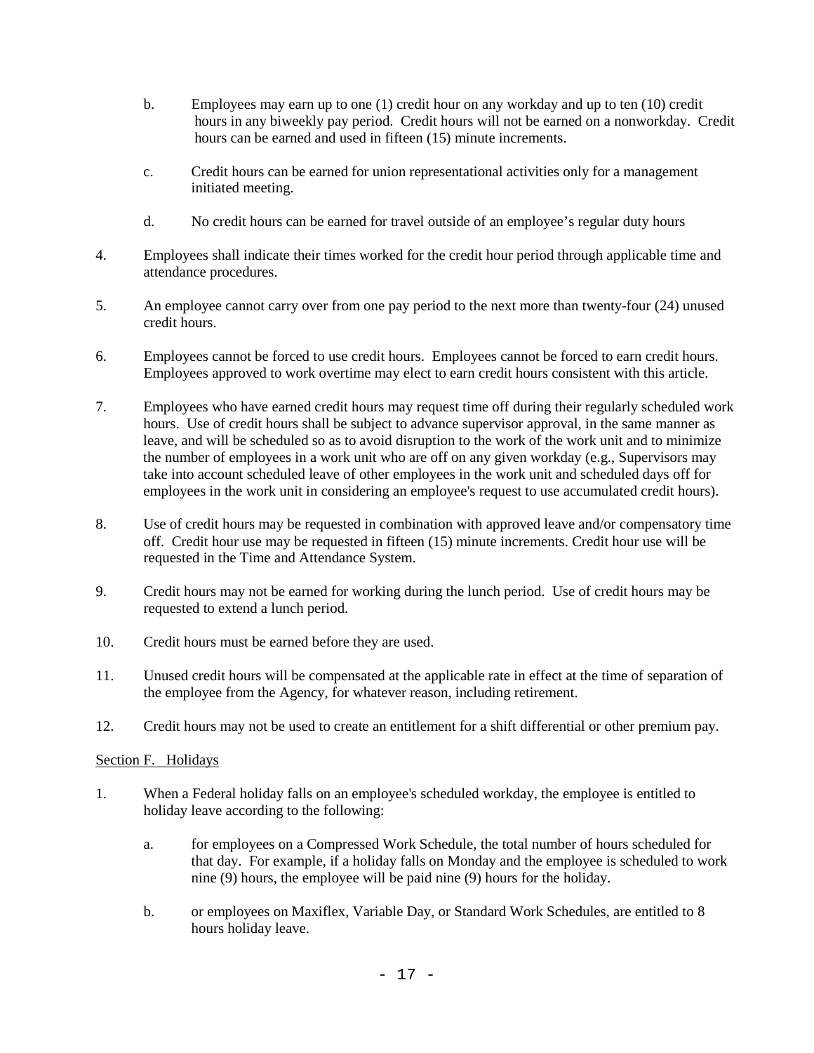b. Employees may earn up to one (1) credit hour on any workday and up to ten (10) credit hours in any biweekly pay period. Credit hours will not be earned on a nonworkday. Credit hours can be earned and used in fifteen (15) minute increments.

c. Credit hours can be earned for union representational activities only for a management initiated meeting.

d. No credit hours can be earned for travel outside of an employee's regular duty hours

4. Employees shall indicate their times worked for the credit hour period through applicable time and attendance procedures.

5. An employee cannot carry over from one pay period to the next more than twenty-four (24) unused credit hours.

6. Employees cannot be forced to use credit hours. Employees cannot be forced to earn credit hours. Employees approved to work overtime may elect to earn credit hours consistent with this article.

7. Employees who have earned credit hours may request time off during their regularly scheduled work hours. Use of credit hours shall be subject to advance supervisor approval, in the same manner as leave, and will be scheduled so as to avoid disruption to the work of the work unit and to minimize the number of employees in a work unit who are off on any given workday (e.g., Supervisors may take into account scheduled leave of other employees in the work unit and scheduled days off for employees in the work unit in considering an employee's request to use accumulated credit hours).

8. Use of credit hours may be requested in combination with approved leave and/or compensatory time off. Credit hour use may be requested in fifteen (15) minute increments. Credit hour use will be requested in the Time and Attendance System.

9. Credit hours may not be earned for working during the lunch period. Use of credit hours may be requested to extend a lunch period.

10. Credit hours must be earned before they are used.

11. Unused credit hours will be compensated at the applicable rate in effect at the time of separation of the employee from the Agency, for whatever reason, including retirement.

12. Credit hours may not be used to create an entitlement for a shift differential or other premium pay.

Section F. Holidays

1. When a Federal holiday falls on an employee's scheduled workday, the employee is entitled to holiday leave according to the following:

   a. for employees on a Compressed Work Schedule, the total number of hours scheduled for that day. For example, if a holiday falls on Monday and the employee is scheduled to work nine (9) hours, the employee will be paid nine (9) hours for the holiday.

   b. or employees on Maxiflex, Variable Day, or Standard Work Schedules, are entitled to 8 hours holiday leave.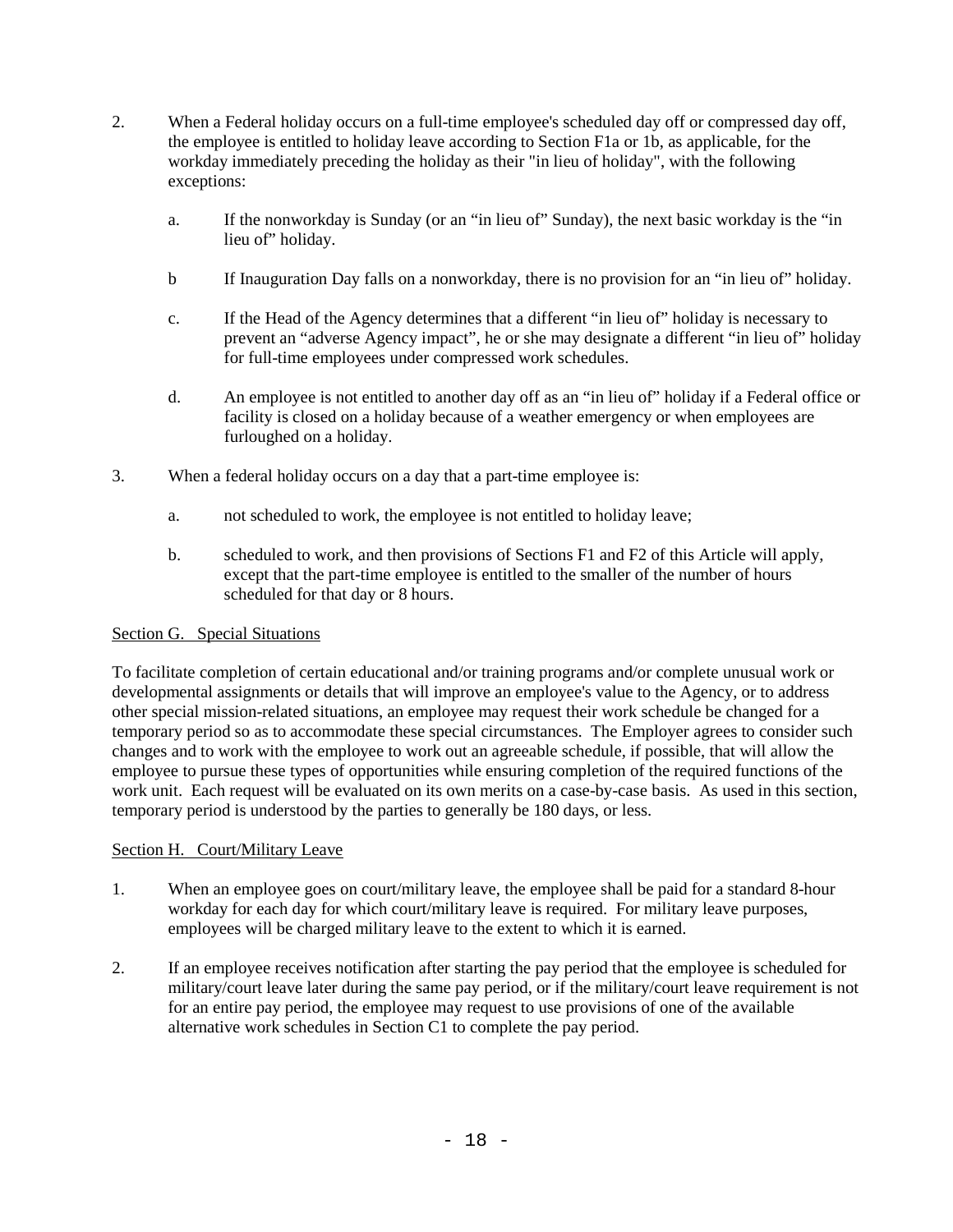2. When a Federal holiday occurs on a full-time employee's scheduled day off or compressed day off, the employee is entitled to holiday leave according to Section F1a or 1b, as applicable, for the workday immediately preceding the holiday as their "in lieu of holiday", with the following exceptions:

   a. If the nonworkday is Sunday (or an "in lieu of" Sunday), the next basic workday is the "in lieu of" holiday.

   b If Inauguration Day falls on a nonworkday, there is no provision for an "in lieu of" holiday.

   c. If the Head of the Agency determines that a different "in lieu of" holiday is necessary to prevent an "adverse Agency impact", he or she may designate a different "in lieu of" holiday for full-time employees under compressed work schedules.

   d. An employee is not entitled to another day off as an "in lieu of" holiday if a Federal office or facility is closed on a holiday because of a weather emergency or when employees are furloughed on a holiday.

3. When a federal holiday occurs on a day that a part-time employee is:

   a. not scheduled to work, the employee is not entitled to holiday leave;

   b. scheduled to work, and then provisions of Sections F1 and F2 of this Article will apply, except that the part-time employee is entitled to the smaller of the number of hours scheduled for that day or 8 hours.

Section G. Special Situations

To facilitate completion of certain educational and/or training programs and/or complete unusual work or developmental assignments or details that will improve an employee's value to the Agency, or to address other special mission-related situations, an employee may request their work schedule be changed for a temporary period so as to accommodate these special circumstances. The Employer agrees to consider such changes and to work with the employee to work out an agreeable schedule, if possible, that will allow the employee to pursue these types of opportunities while ensuring completion of the required functions of the work unit. Each request will be evaluated on its own merits on a case-by-case basis. As used in this section, temporary period is understood by the parties to generally be 180 days, or less.

Section H. Court/Military Leave

1. When an employee goes on court/military leave, the employee shall be paid for a standard 8-hour workday for each day for which court/military leave is required. For military leave purposes, employees will be charged military leave to the extent to which it is earned.

2. If an employee receives notification after starting the pay period that the employee is scheduled for military/court leave later during the same pay period, or if the military/court leave requirement is not for an entire pay period, the employee may request to use provisions of one of the available alternative work schedules in Section C1 to complete the pay period.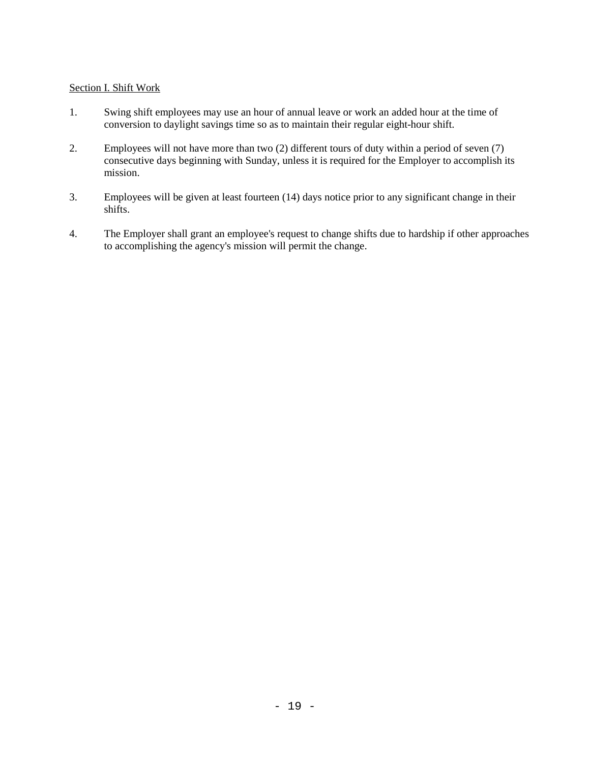Section I. Shift Work

1. Swing shift employees may use an hour of annual leave or work an added hour at the time of conversion to daylight savings time so as to maintain their regular eight-hour shift.

2. Employees will not have more than two (2) different tours of duty within a period of seven (7) consecutive days beginning with Sunday, unless it is required for the Employer to accomplish its mission.

3. Employees will be given at least fourteen (14) days notice prior to any significant change in their shifts.

4. The Employer shall grant an employee's request to change shifts due to hardship if other approaches to accomplishing the agency's mission will permit the change.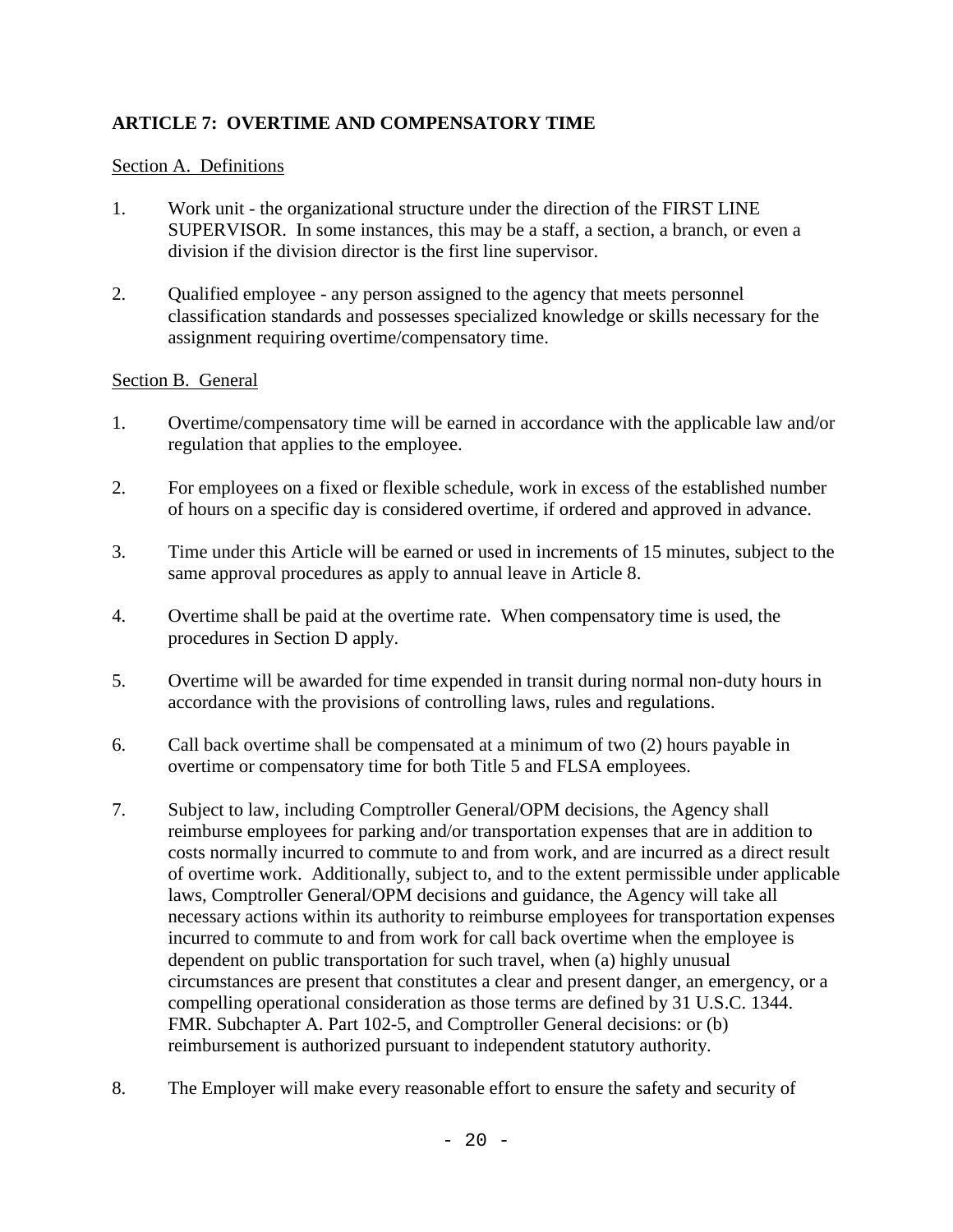## ARTICLE 7: OVERTIME AND COMPENSATORY TIME

Section A. Definitions

1. Work unit - the organizational structure under the direction of the FIRST LINE SUPERVISOR. In some instances, this may be a staff, a section, a branch, or even a division if the division director is the first line supervisor.

2. Qualified employee - any person assigned to the agency that meets personnel classification standards and possesses specialized knowledge or skills necessary for the assignment requiring overtime/compensatory time.

Section B. General

1. Overtime/compensatory time will be earned in accordance with the applicable law and/or regulation that applies to the employee.

2. For employees on a fixed or flexible schedule, work in excess of the established number of hours on a specific day is considered overtime, if ordered and approved in advance.

3. Time under this Article will be earned or used in increments of 15 minutes, subject to the same approval procedures as apply to annual leave in Article 8.

4. Overtime shall be paid at the overtime rate. When compensatory time is used, the procedures in Section D apply.

5. Overtime will be awarded for time expended in transit during normal non-duty hours in accordance with the provisions of controlling laws, rules and regulations.

6. Call back overtime shall be compensated at a minimum of two (2) hours payable in overtime or compensatory time for both Title 5 and FLSA employees.

7. Subject to law, including Comptroller General/OPM decisions, the Agency shall reimburse employees for parking and/or transportation expenses that are in addition to costs normally incurred to commute to and from work, and are incurred as a direct result of overtime work. Additionally, subject to, and to the extent permissible under applicable laws, Comptroller General/OPM decisions and guidance, the Agency will take all necessary actions within its authority to reimburse employees for transportation expenses incurred to commute to and from work for call back overtime when the employee is dependent on public transportation for such travel, when (a) highly unusual circumstances are present that constitutes a clear and present danger, an emergency, or a compelling operational consideration as those terms are defined by 31 U.S.C. 1344. FMR. Subchapter A. Part 102-5, and Comptroller General decisions: or (b) reimbursement is authorized pursuant to independent statutory authority.

8. The Employer will make every reasonable effort to ensure the safety and security of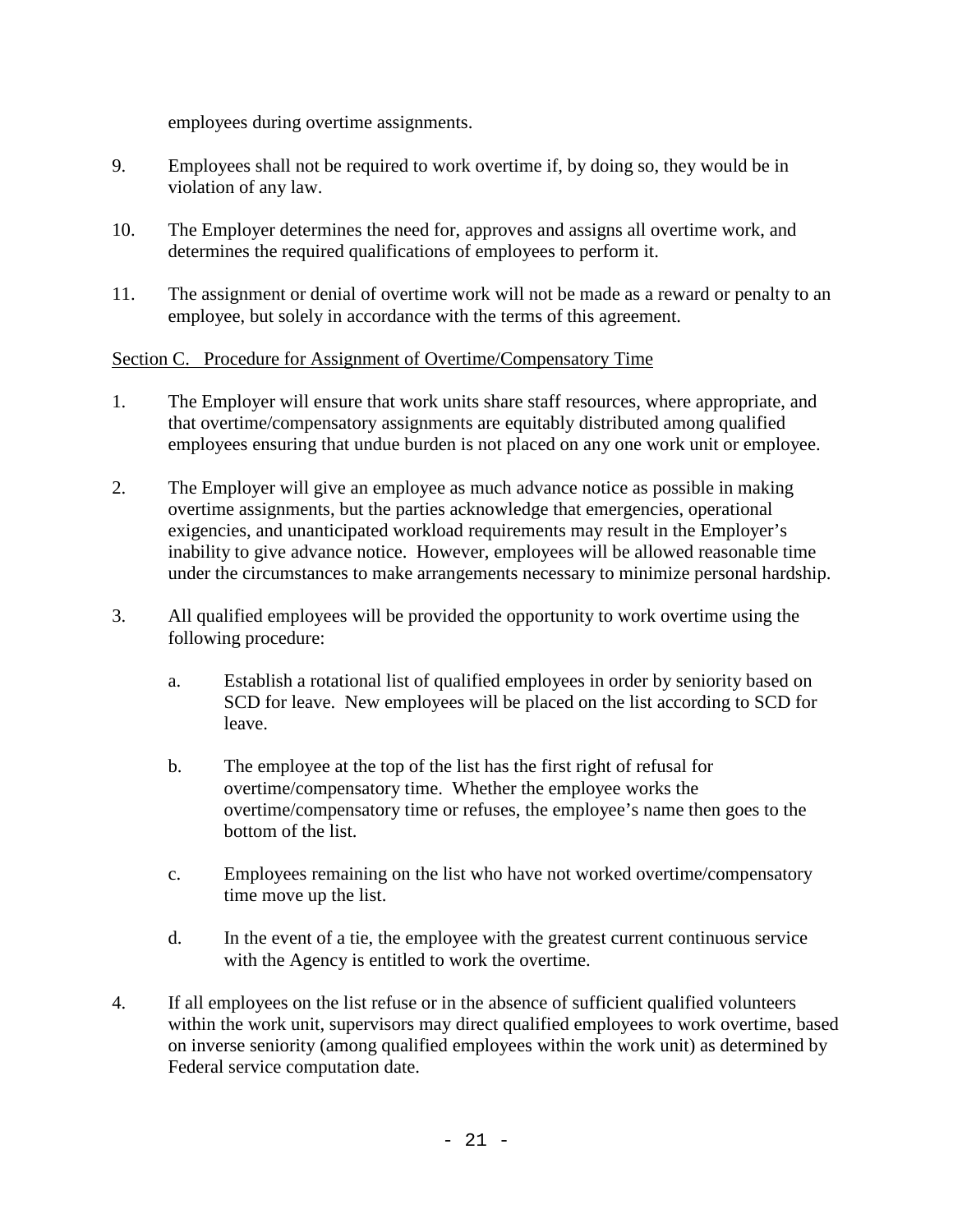employees during overtime assignments.

9. Employees shall not be required to work overtime if, by doing so, they would be in violation of any law.

10. The Employer determines the need for, approves and assigns all overtime work, and determines the required qualifications of employees to perform it.

11. The assignment or denial of overtime work will not be made as a reward or penalty to an employee, but solely in accordance with the terms of this agreement.

<u>Section C. Procedure for Assignment of Overtime/Compensatory Time</u>

1. The Employer will ensure that work units share staff resources, where appropriate, and that overtime/compensatory assignments are equitably distributed among qualified employees ensuring that undue burden is not placed on any one work unit or employee.

2. The Employer will give an employee as much advance notice as possible in making overtime assignments, but the parties acknowledge that emergencies, operational exigencies, and unanticipated workload requirements may result in the Employer's inability to give advance notice. However, employees will be allowed reasonable time under the circumstances to make arrangements necessary to minimize personal hardship.

3. All qualified employees will be provided the opportunity to work overtime using the following procedure:

    a. Establish a rotational list of qualified employees in order by seniority based on SCD for leave. New employees will be placed on the list according to SCD for leave.

    b. The employee at the top of the list has the first right of refusal for overtime/compensatory time. Whether the employee works the overtime/compensatory time or refuses, the employee's name then goes to the bottom of the list.

    c. Employees remaining on the list who have not worked overtime/compensatory time move up the list.

    d. In the event of a tie, the employee with the greatest current continuous service with the Agency is entitled to work the overtime.

4. If all employees on the list refuse or in the absence of sufficient qualified volunteers within the work unit, supervisors may direct qualified employees to work overtime, based on inverse seniority (among qualified employees within the work unit) as determined by Federal service computation date.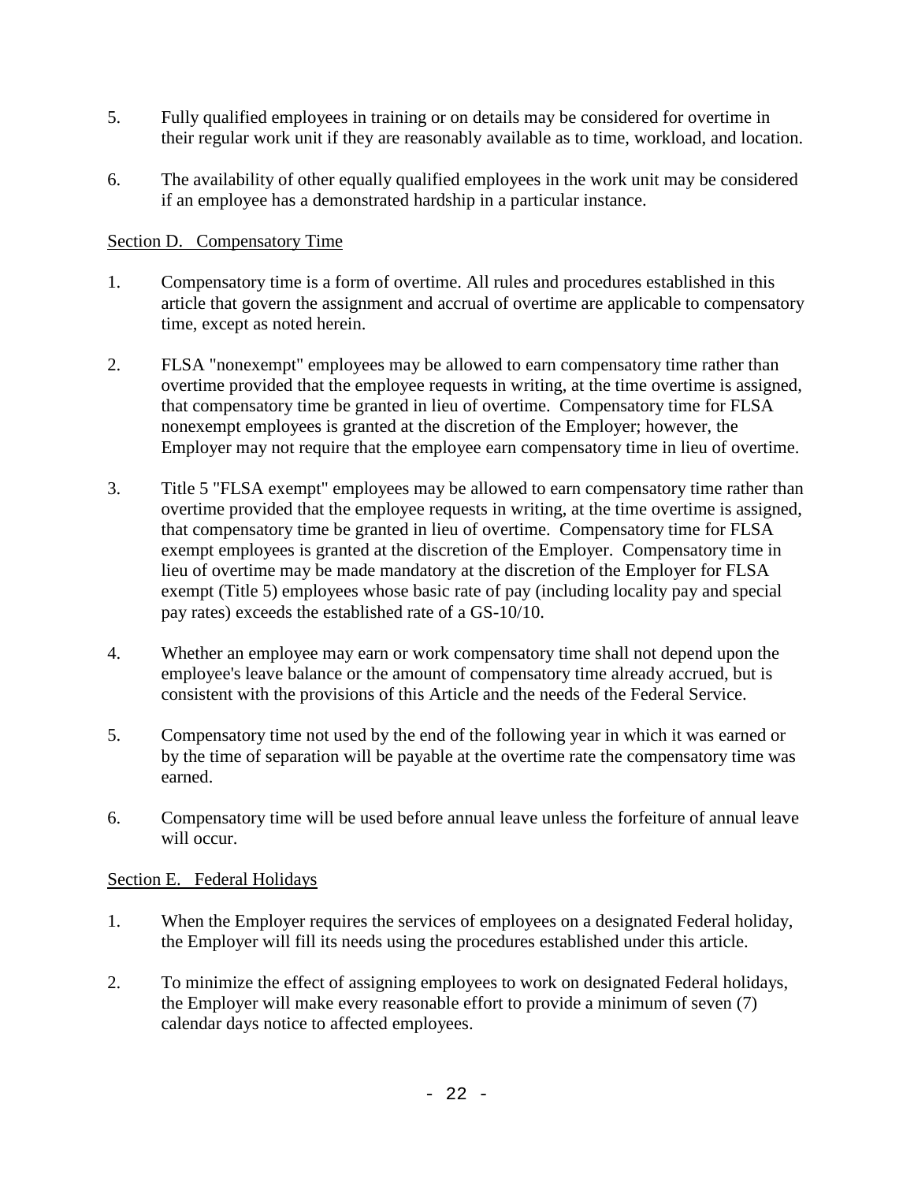5. Fully qualified employees in training or on details may be considered for overtime in their regular work unit if they are reasonably available as to time, workload, and location.

6. The availability of other equally qualified employees in the work unit may be considered if an employee has a demonstrated hardship in a particular instance.

Section D. Compensatory Time

1. Compensatory time is a form of overtime. All rules and procedures established in this article that govern the assignment and accrual of overtime are applicable to compensatory time, except as noted herein.

2. FLSA "nonexempt" employees may be allowed to earn compensatory time rather than overtime provided that the employee requests in writing, at the time overtime is assigned, that compensatory time be granted in lieu of overtime. Compensatory time for FLSA nonexempt employees is granted at the discretion of the Employer; however, the Employer may not require that the employee earn compensatory time in lieu of overtime.

3. Title 5 "FLSA exempt" employees may be allowed to earn compensatory time rather than overtime provided that the employee requests in writing, at the time overtime is assigned, that compensatory time be granted in lieu of overtime. Compensatory time for FLSA exempt employees is granted at the discretion of the Employer. Compensatory time in lieu of overtime may be made mandatory at the discretion of the Employer for FLSA exempt (Title 5) employees whose basic rate of pay (including locality pay and special pay rates) exceeds the established rate of a GS-10/10.

4. Whether an employee may earn or work compensatory time shall not depend upon the employee's leave balance or the amount of compensatory time already accrued, but is consistent with the provisions of this Article and the needs of the Federal Service.

5. Compensatory time not used by the end of the following year in which it was earned or by the time of separation will be payable at the overtime rate the compensatory time was earned.

6. Compensatory time will be used before annual leave unless the forfeiture of annual leave will occur.

Section E. Federal Holidays

1. When the Employer requires the services of employees on a designated Federal holiday, the Employer will fill its needs using the procedures established under this article.

2. To minimize the effect of assigning employees to work on designated Federal holidays, the Employer will make every reasonable effort to provide a minimum of seven (7) calendar days notice to affected employees.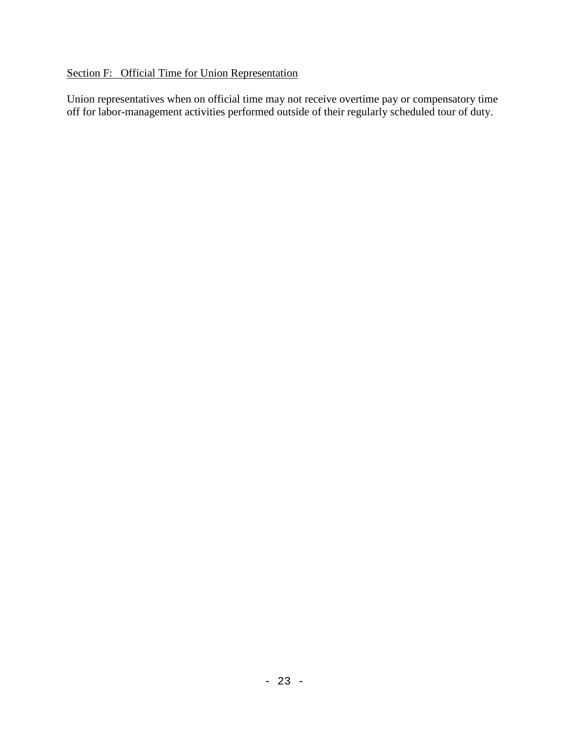Section F: Official Time for Union Representation

Union representatives when on official time may not receive overtime pay or compensatory time off for labor-management activities performed outside of their regularly scheduled tour of duty.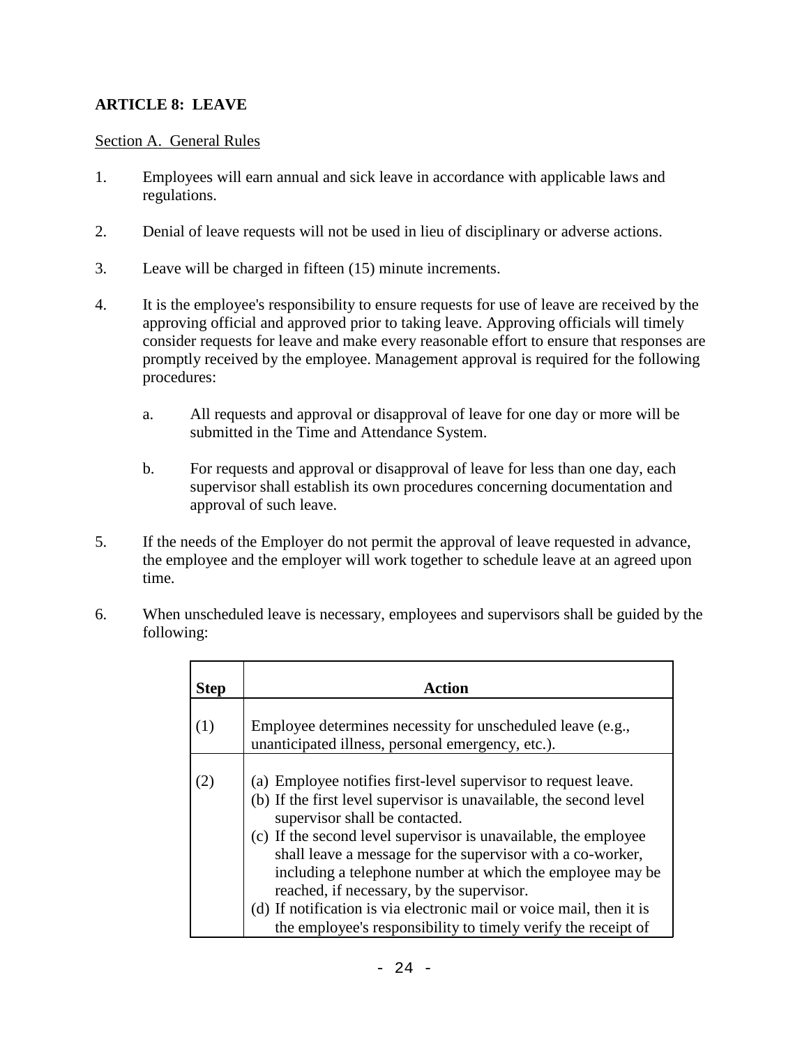## ARTICLE 8: LEAVE

Section A. General Rules

1. Employees will earn annual and sick leave in accordance with applicable laws and regulations.

2. Denial of leave requests will not be used in lieu of disciplinary or adverse actions.

3. Leave will be charged in fifteen (15) minute increments.

4. It is the employee's responsibility to ensure requests for use of leave are received by the approving official and approved prior to taking leave. Approving officials will timely consider requests for leave and make every reasonable effort to ensure that responses are promptly received by the employee. Management approval is required for the following procedures:

   a. All requests and approval or disapproval of leave for one day or more will be submitted in the Time and Attendance System.

   b. For requests and approval or disapproval of leave for less than one day, each supervisor shall establish its own procedures concerning documentation and approval of such leave.

5. If the needs of the Employer do not permit the approval of leave requested in advance, the employee and the employer will work together to schedule leave at an agreed upon time.

6. When unscheduled leave is necessary, employees and supervisors shall be guided by the following:

| Step | Action |
|---|---|
| (1) | Employee determines necessity for unscheduled leave (e.g., unanticipated illness, personal emergency, etc.). |
| (2) | (a) Employee notifies first-level supervisor to request leave.<br>(b) If the first level supervisor is unavailable, the second level supervisor shall be contacted.<br>(c) If the second level supervisor is unavailable, the employee shall leave a message for the supervisor with a co-worker, including a telephone number at which the employee may be reached, if necessary, by the supervisor.<br>(d) If notification is via electronic mail or voice mail, then it is the employee's responsibility to timely verify the receipt of |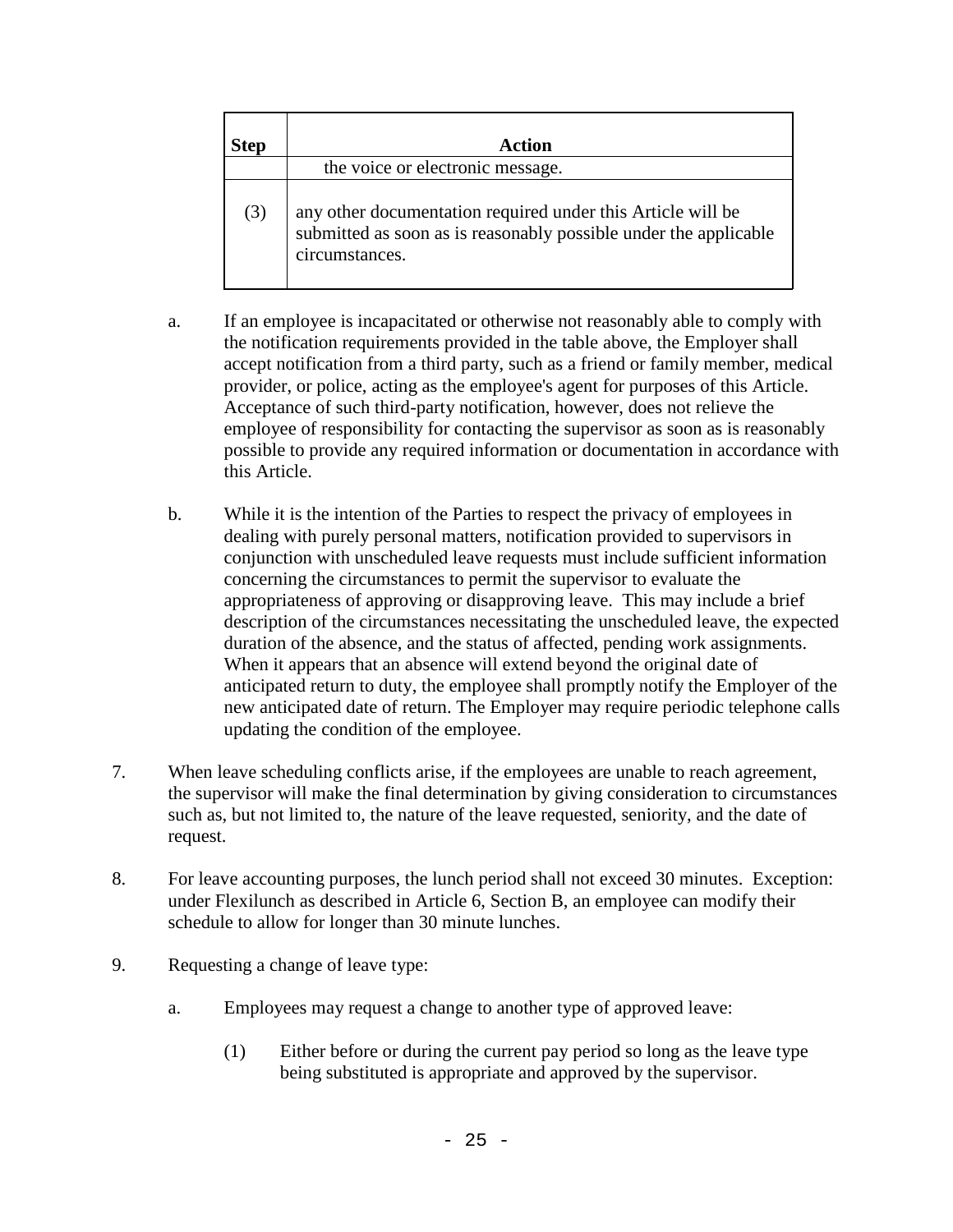| Step | Action |
|---|---|
| | the voice or electronic message. |
| (3) | any other documentation required under this Article will be submitted as soon as is reasonably possible under the applicable circumstances. |

a. If an employee is incapacitated or otherwise not reasonably able to comply with the notification requirements provided in the table above, the Employer shall accept notification from a third party, such as a friend or family member, medical provider, or police, acting as the employee's agent for purposes of this Article. Acceptance of such third-party notification, however, does not relieve the employee of responsibility for contacting the supervisor as soon as is reasonably possible to provide any required information or documentation in accordance with this Article.

b. While it is the intention of the Parties to respect the privacy of employees in dealing with purely personal matters, notification provided to supervisors in conjunction with unscheduled leave requests must include sufficient information concerning the circumstances to permit the supervisor to evaluate the appropriateness of approving or disapproving leave. This may include a brief description of the circumstances necessitating the unscheduled leave, the expected duration of the absence, and the status of affected, pending work assignments. When it appears that an absence will extend beyond the original date of anticipated return to duty, the employee shall promptly notify the Employer of the new anticipated date of return. The Employer may require periodic telephone calls updating the condition of the employee.

7. When leave scheduling conflicts arise, if the employees are unable to reach agreement, the supervisor will make the final determination by giving consideration to circumstances such as, but not limited to, the nature of the leave requested, seniority, and the date of request.

8. For leave accounting purposes, the lunch period shall not exceed 30 minutes. Exception: under Flexilunch as described in Article 6, Section B, an employee can modify their schedule to allow for longer than 30 minute lunches.

9. Requesting a change of leave type:

a. Employees may request a change to another type of approved leave:

(1) Either before or during the current pay period so long as the leave type being substituted is appropriate and approved by the supervisor.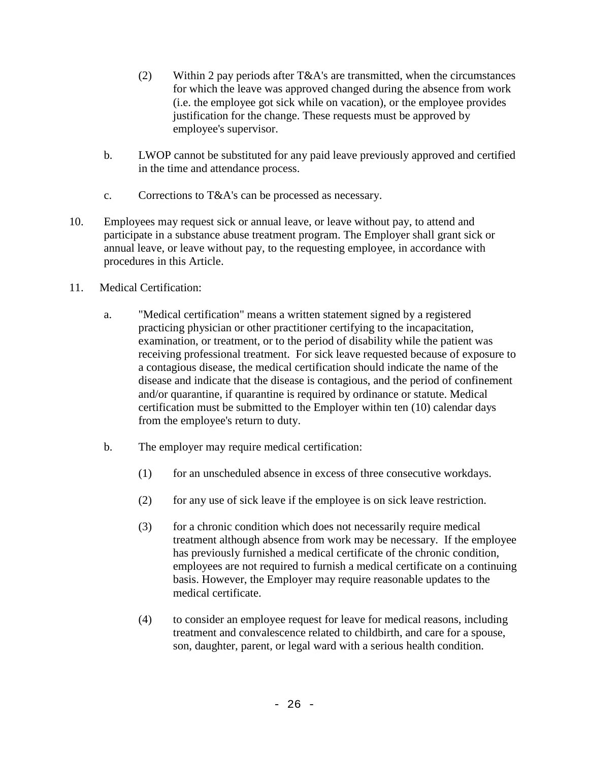(2) Within 2 pay periods after T&A's are transmitted, when the circumstances for which the leave was approved changed during the absence from work (i.e. the employee got sick while on vacation), or the employee provides justification for the change. These requests must be approved by employee's supervisor.

b. LWOP cannot be substituted for any paid leave previously approved and certified in the time and attendance process.

c. Corrections to T&A's can be processed as necessary.

10. Employees may request sick or annual leave, or leave without pay, to attend and participate in a substance abuse treatment program. The Employer shall grant sick or annual leave, or leave without pay, to the requesting employee, in accordance with procedures in this Article.

11. Medical Certification:

a. "Medical certification" means a written statement signed by a registered practicing physician or other practitioner certifying to the incapacitation, examination, or treatment, or to the period of disability while the patient was receiving professional treatment. For sick leave requested because of exposure to a contagious disease, the medical certification should indicate the name of the disease and indicate that the disease is contagious, and the period of confinement and/or quarantine, if quarantine is required by ordinance or statute. Medical certification must be submitted to the Employer within ten (10) calendar days from the employee's return to duty.

b. The employer may require medical certification:

(1) for an unscheduled absence in excess of three consecutive workdays.

(2) for any use of sick leave if the employee is on sick leave restriction.

(3) for a chronic condition which does not necessarily require medical treatment although absence from work may be necessary. If the employee has previously furnished a medical certificate of the chronic condition, employees are not required to furnish a medical certificate on a continuing basis. However, the Employer may require reasonable updates to the medical certificate.

(4) to consider an employee request for leave for medical reasons, including treatment and convalescence related to childbirth, and care for a spouse, son, daughter, parent, or legal ward with a serious health condition.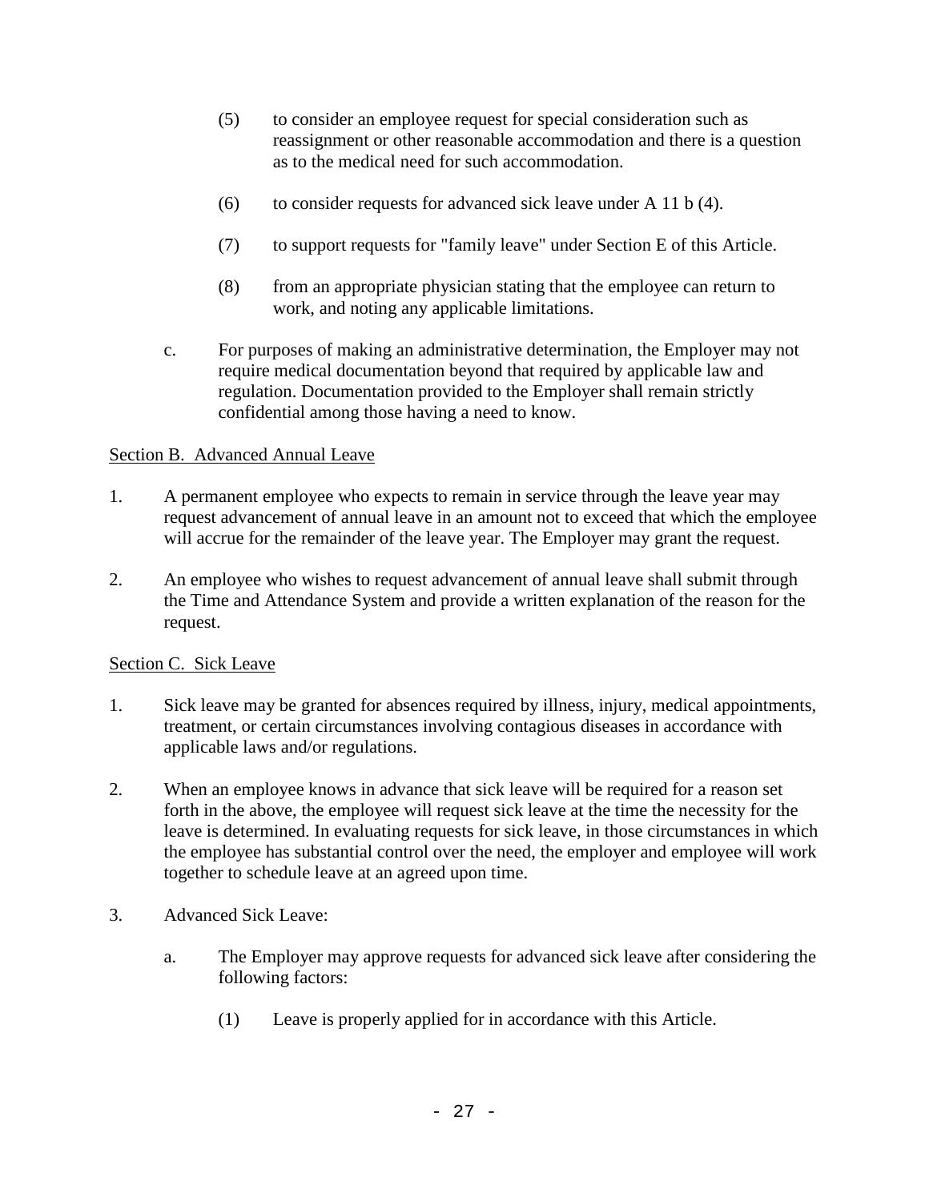(5) to consider an employee request for special consideration such as reassignment or other reasonable accommodation and there is a question as to the medical need for such accommodation.

(6) to consider requests for advanced sick leave under A 11 b (4).

(7) to support requests for "family leave" under Section E of this Article.

(8) from an appropriate physician stating that the employee can return to work, and noting any applicable limitations.

c. For purposes of making an administrative determination, the Employer may not require medical documentation beyond that required by applicable law and regulation. Documentation provided to the Employer shall remain strictly confidential among those having a need to know.

Section B. Advanced Annual Leave

1. A permanent employee who expects to remain in service through the leave year may request advancement of annual leave in an amount not to exceed that which the employee will accrue for the remainder of the leave year. The Employer may grant the request.

2. An employee who wishes to request advancement of annual leave shall submit through the Time and Attendance System and provide a written explanation of the reason for the request.

Section C. Sick Leave

1. Sick leave may be granted for absences required by illness, injury, medical appointments, treatment, or certain circumstances involving contagious diseases in accordance with applicable laws and/or regulations.

2. When an employee knows in advance that sick leave will be required for a reason set forth in the above, the employee will request sick leave at the time the necessity for the leave is determined. In evaluating requests for sick leave, in those circumstances in which the employee has substantial control over the need, the employer and employee will work together to schedule leave at an agreed upon time.

3. Advanced Sick Leave:

a. The Employer may approve requests for advanced sick leave after considering the following factors:

(1) Leave is properly applied for in accordance with this Article.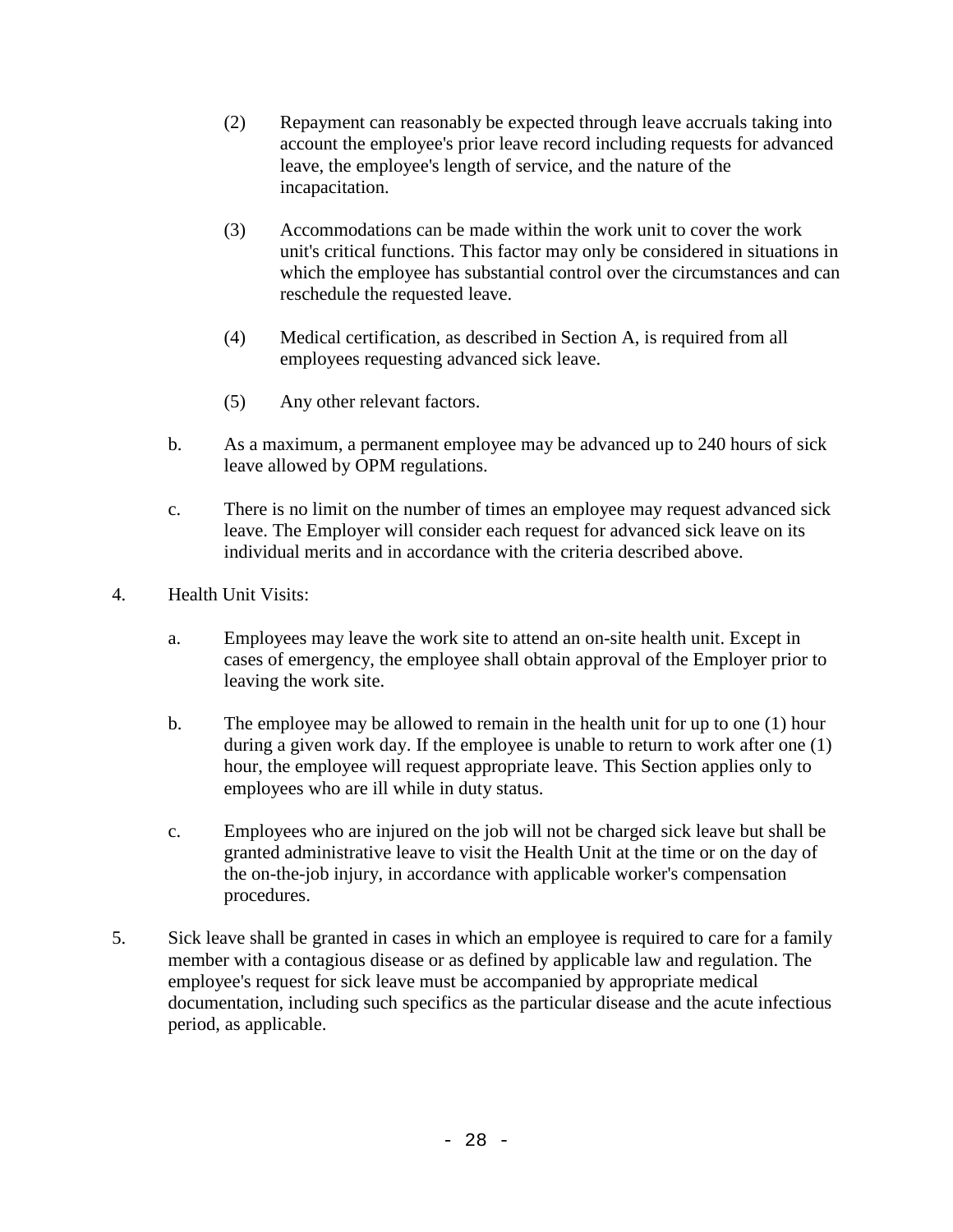(2) Repayment can reasonably be expected through leave accruals taking into account the employee's prior leave record including requests for advanced leave, the employee's length of service, and the nature of the incapacitation.

(3) Accommodations can be made within the work unit to cover the work unit's critical functions. This factor may only be considered in situations in which the employee has substantial control over the circumstances and can reschedule the requested leave.

(4) Medical certification, as described in Section A, is required from all employees requesting advanced sick leave.

(5) Any other relevant factors.

b. As a maximum, a permanent employee may be advanced up to 240 hours of sick leave allowed by OPM regulations.

c. There is no limit on the number of times an employee may request advanced sick leave. The Employer will consider each request for advanced sick leave on its individual merits and in accordance with the criteria described above.

4. Health Unit Visits:

a. Employees may leave the work site to attend an on-site health unit. Except in cases of emergency, the employee shall obtain approval of the Employer prior to leaving the work site.

b. The employee may be allowed to remain in the health unit for up to one (1) hour during a given work day. If the employee is unable to return to work after one (1) hour, the employee will request appropriate leave. This Section applies only to employees who are ill while in duty status.

c. Employees who are injured on the job will not be charged sick leave but shall be granted administrative leave to visit the Health Unit at the time or on the day of the on-the-job injury, in accordance with applicable worker's compensation procedures.

5. Sick leave shall be granted in cases in which an employee is required to care for a family member with a contagious disease or as defined by applicable law and regulation. The employee's request for sick leave must be accompanied by appropriate medical documentation, including such specifics as the particular disease and the acute infectious period, as applicable.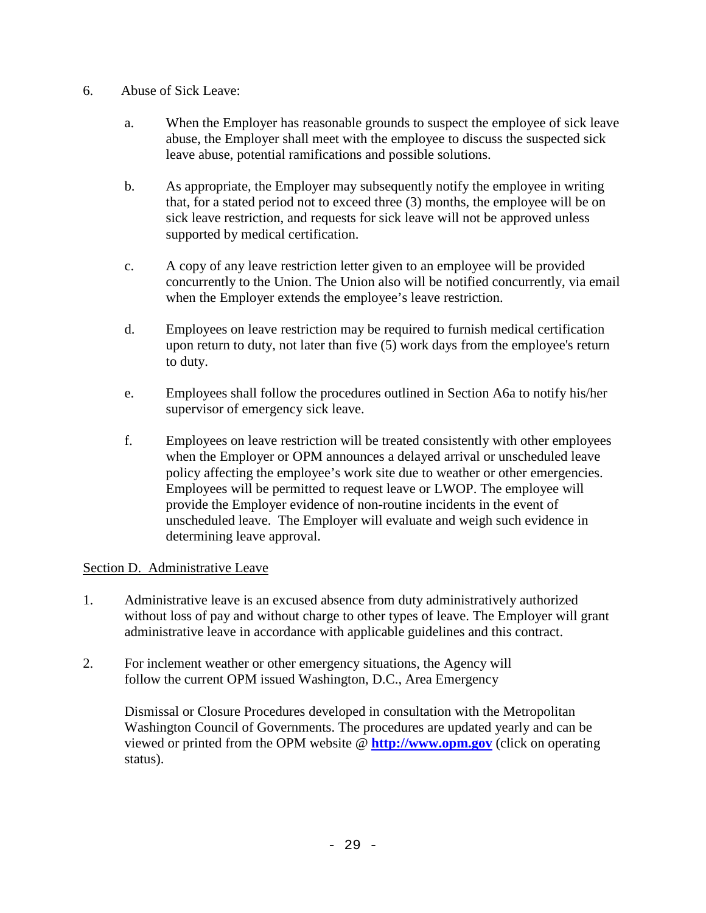6. Abuse of Sick Leave:

   a. When the Employer has reasonable grounds to suspect the employee of sick leave abuse, the Employer shall meet with the employee to discuss the suspected sick leave abuse, potential ramifications and possible solutions.

   b. As appropriate, the Employer may subsequently notify the employee in writing that, for a stated period not to exceed three (3) months, the employee will be on sick leave restriction, and requests for sick leave will not be approved unless supported by medical certification.

   c. A copy of any leave restriction letter given to an employee will be provided concurrently to the Union. The Union also will be notified concurrently, via email when the Employer extends the employee's leave restriction.

   d. Employees on leave restriction may be required to furnish medical certification upon return to duty, not later than five (5) work days from the employee's return to duty.

   e. Employees shall follow the procedures outlined in Section A6a to notify his/her supervisor of emergency sick leave.

   f. Employees on leave restriction will be treated consistently with other employees when the Employer or OPM announces a delayed arrival or unscheduled leave policy affecting the employee's work site due to weather or other emergencies. Employees will be permitted to request leave or LWOP. The employee will provide the Employer evidence of non-routine incidents in the event of unscheduled leave. The Employer will evaluate and weigh such evidence in determining leave approval.

<u>Section D. Administrative Leave</u>

1. Administrative leave is an excused absence from duty administratively authorized without loss of pay and without charge to other types of leave. The Employer will grant administrative leave in accordance with applicable guidelines and this contract.

2. For inclement weather or other emergency situations, the Agency will follow the current OPM issued Washington, D.C., Area Emergency

   Dismissal or Closure Procedures developed in consultation with the Metropolitan Washington Council of Governments. The procedures are updated yearly and can be viewed or printed from the OPM website @ **http://www.opm.gov** (click on operating status).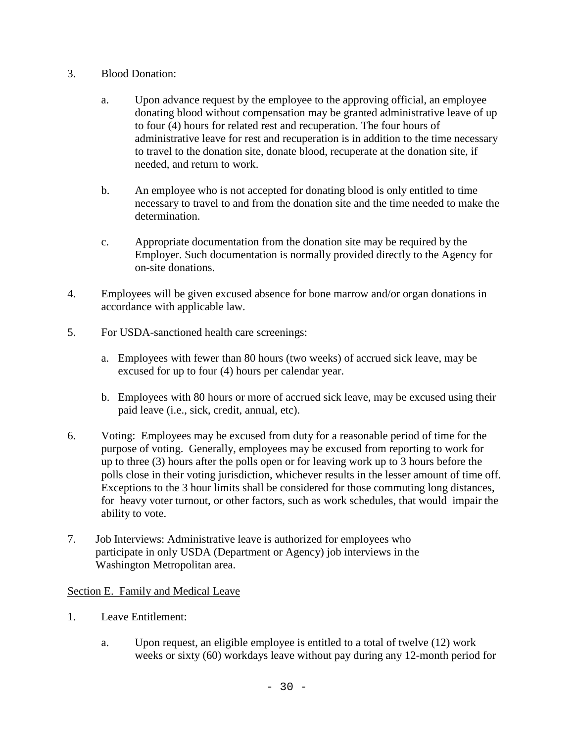3. Blood Donation:

   a. Upon advance request by the employee to the approving official, an employee donating blood without compensation may be granted administrative leave of up to four (4) hours for related rest and recuperation. The four hours of administrative leave for rest and recuperation is in addition to the time necessary to travel to the donation site, donate blood, recuperate at the donation site, if needed, and return to work.

   b. An employee who is not accepted for donating blood is only entitled to time necessary to travel to and from the donation site and the time needed to make the determination.

   c. Appropriate documentation from the donation site may be required by the Employer. Such documentation is normally provided directly to the Agency for on-site donations.

4. Employees will be given excused absence for bone marrow and/or organ donations in accordance with applicable law.

5. For USDA-sanctioned health care screenings:

   a. Employees with fewer than 80 hours (two weeks) of accrued sick leave, may be excused for up to four (4) hours per calendar year.

   b. Employees with 80 hours or more of accrued sick leave, may be excused using their paid leave (i.e., sick, credit, annual, etc).

6. Voting: Employees may be excused from duty for a reasonable period of time for the purpose of voting. Generally, employees may be excused from reporting to work for up to three (3) hours after the polls open or for leaving work up to 3 hours before the polls close in their voting jurisdiction, whichever results in the lesser amount of time off. Exceptions to the 3 hour limits shall be considered for those commuting long distances, for heavy voter turnout, or other factors, such as work schedules, that would impair the ability to vote.

7. Job Interviews: Administrative leave is authorized for employees who participate in only USDA (Department or Agency) job interviews in the Washington Metropolitan area.

Section E. Family and Medical Leave

1. Leave Entitlement:

   a. Upon request, an eligible employee is entitled to a total of twelve (12) work weeks or sixty (60) workdays leave without pay during any 12-month period for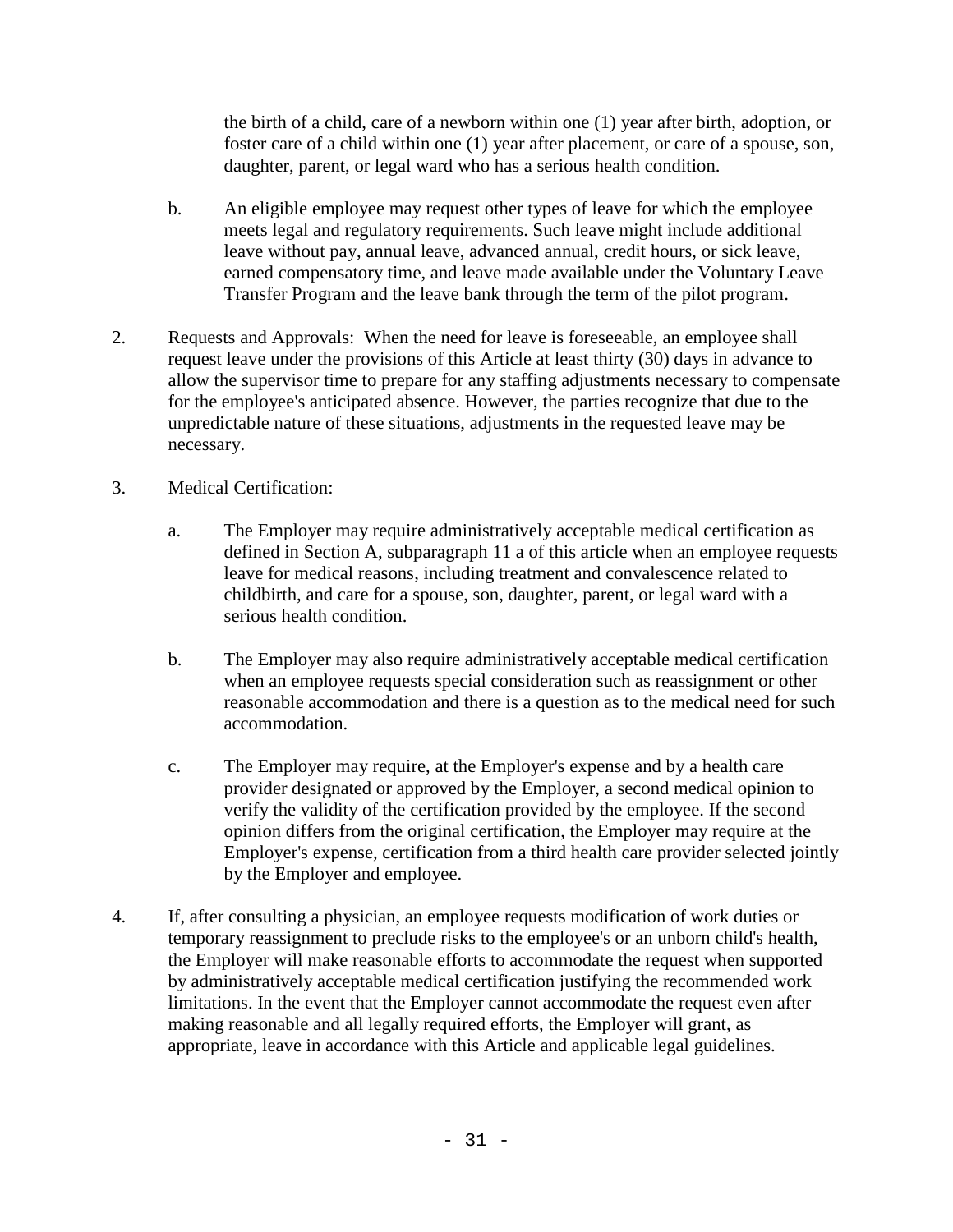the birth of a child, care of a newborn within one (1) year after birth, adoption, or foster care of a child within one (1) year after placement, or care of a spouse, son, daughter, parent, or legal ward who has a serious health condition.

b. An eligible employee may request other types of leave for which the employee meets legal and regulatory requirements. Such leave might include additional leave without pay, annual leave, advanced annual, credit hours, or sick leave, earned compensatory time, and leave made available under the Voluntary Leave Transfer Program and the leave bank through the term of the pilot program.

2. Requests and Approvals: When the need for leave is foreseeable, an employee shall request leave under the provisions of this Article at least thirty (30) days in advance to allow the supervisor time to prepare for any staffing adjustments necessary to compensate for the employee's anticipated absence. However, the parties recognize that due to the unpredictable nature of these situations, adjustments in the requested leave may be necessary.

3. Medical Certification:

   a. The Employer may require administratively acceptable medical certification as defined in Section A, subparagraph 11 a of this article when an employee requests leave for medical reasons, including treatment and convalescence related to childbirth, and care for a spouse, son, daughter, parent, or legal ward with a serious health condition.

   b. The Employer may also require administratively acceptable medical certification when an employee requests special consideration such as reassignment or other reasonable accommodation and there is a question as to the medical need for such accommodation.

   c. The Employer may require, at the Employer's expense and by a health care provider designated or approved by the Employer, a second medical opinion to verify the validity of the certification provided by the employee. If the second opinion differs from the original certification, the Employer may require at the Employer's expense, certification from a third health care provider selected jointly by the Employer and employee.

4. If, after consulting a physician, an employee requests modification of work duties or temporary reassignment to preclude risks to the employee's or an unborn child's health, the Employer will make reasonable efforts to accommodate the request when supported by administratively acceptable medical certification justifying the recommended work limitations. In the event that the Employer cannot accommodate the request even after making reasonable and all legally required efforts, the Employer will grant, as appropriate, leave in accordance with this Article and applicable legal guidelines.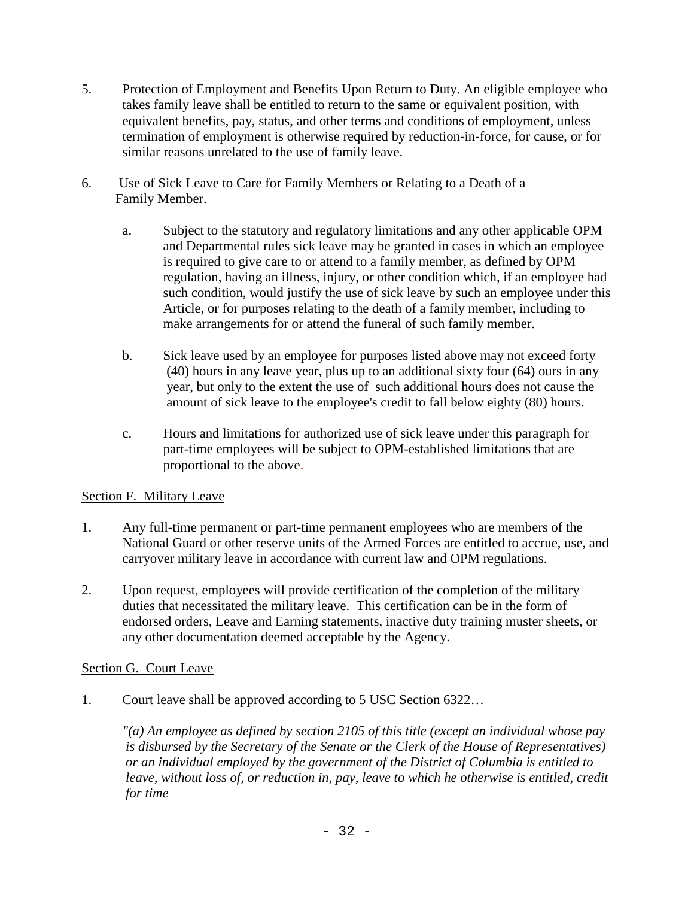5. Protection of Employment and Benefits Upon Return to Duty. An eligible employee who takes family leave shall be entitled to return to the same or equivalent position, with equivalent benefits, pay, status, and other terms and conditions of employment, unless termination of employment is otherwise required by reduction-in-force, for cause, or for similar reasons unrelated to the use of family leave.

6. Use of Sick Leave to Care for Family Members or Relating to a Death of a Family Member.

   a. Subject to the statutory and regulatory limitations and any other applicable OPM and Departmental rules sick leave may be granted in cases in which an employee is required to give care to or attend to a family member, as defined by OPM regulation, having an illness, injury, or other condition which, if an employee had such condition, would justify the use of sick leave by such an employee under this Article, or for purposes relating to the death of a family member, including to make arrangements for or attend the funeral of such family member.

   b. Sick leave used by an employee for purposes listed above may not exceed forty (40) hours in any leave year, plus up to an additional sixty four (64) ours in any year, but only to the extent the use of such additional hours does not cause the amount of sick leave to the employee's credit to fall below eighty (80) hours.

   c. Hours and limitations for authorized use of sick leave under this paragraph for part-time employees will be subject to OPM-established limitations that are proportional to the above.

<u>Section F. Military Leave</u>

1. Any full-time permanent or part-time permanent employees who are members of the National Guard or other reserve units of the Armed Forces are entitled to accrue, use, and carryover military leave in accordance with current law and OPM regulations.

2. Upon request, employees will provide certification of the completion of the military duties that necessitated the military leave. This certification can be in the form of endorsed orders, Leave and Earning statements, inactive duty training muster sheets, or any other documentation deemed acceptable by the Agency.

<u>Section G. Court Leave</u>

1. Court leave shall be approved according to 5 USC Section 6322…

   *"(a) An employee as defined by section 2105 of this title (except an individual whose pay is disbursed by the Secretary of the Senate or the Clerk of the House of Representatives) or an individual employed by the government of the District of Columbia is entitled to leave, without loss of, or reduction in, pay, leave to which he otherwise is entitled, credit for time*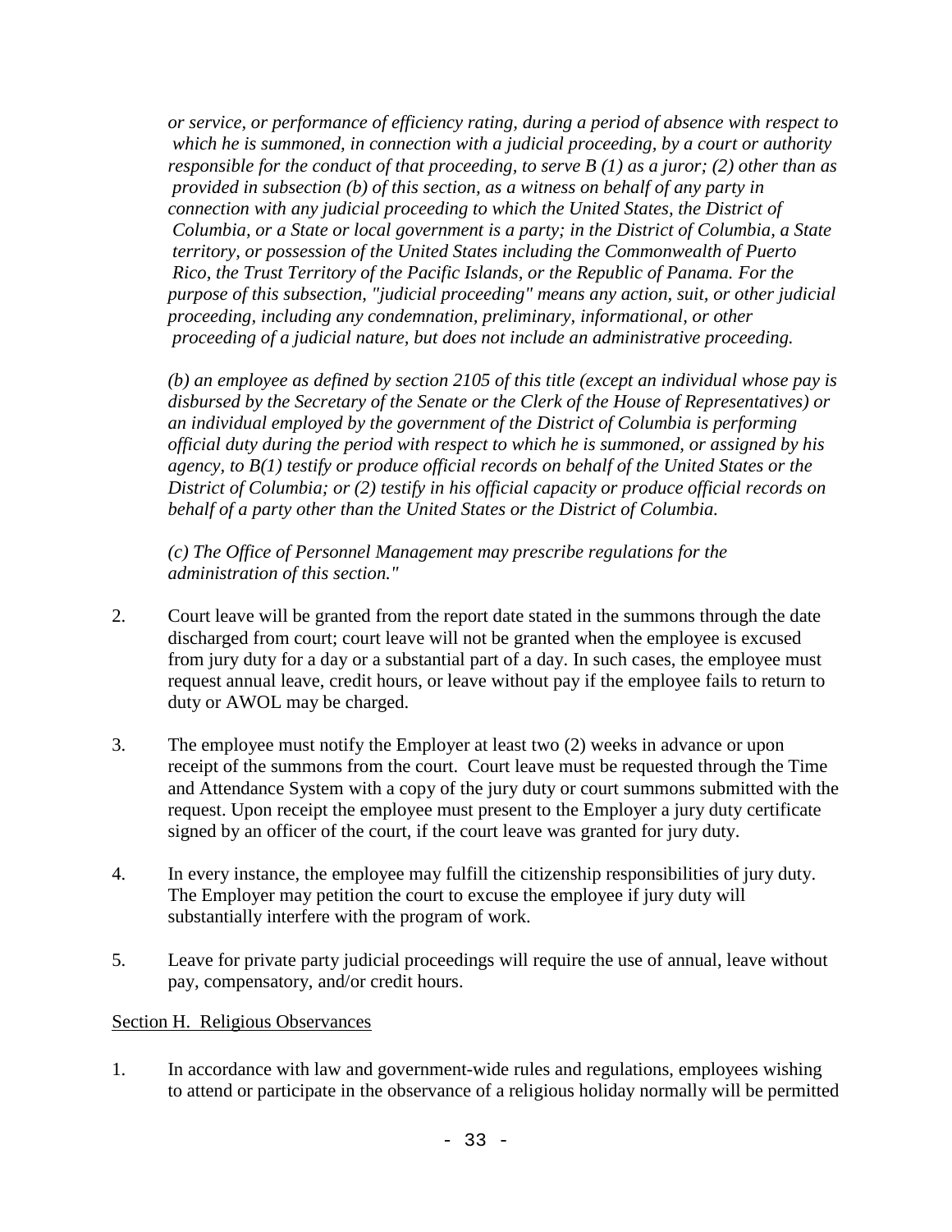*or service, or performance of efficiency rating, during a period of absence with respect to which he is summoned, in connection with a judicial proceeding, by a court or authority responsible for the conduct of that proceeding, to serve B (1) as a juror; (2) other than as provided in subsection (b) of this section, as a witness on behalf of any party in connection with any judicial proceeding to which the United States, the District of Columbia, or a State or local government is a party; in the District of Columbia, a State territory, or possession of the United States including the Commonwealth of Puerto Rico, the Trust Territory of the Pacific Islands, or the Republic of Panama. For the purpose of this subsection, "judicial proceeding" means any action, suit, or other judicial proceeding, including any condemnation, preliminary, informational, or other proceeding of a judicial nature, but does not include an administrative proceeding.*

*(b) an employee as defined by section 2105 of this title (except an individual whose pay is disbursed by the Secretary of the Senate or the Clerk of the House of Representatives) or an individual employed by the government of the District of Columbia is performing official duty during the period with respect to which he is summoned, or assigned by his agency, to B(1) testify or produce official records on behalf of the United States or the District of Columbia; or (2) testify in his official capacity or produce official records on behalf of a party other than the United States or the District of Columbia.*

*(c) The Office of Personnel Management may prescribe regulations for the administration of this section."*

2. Court leave will be granted from the report date stated in the summons through the date discharged from court; court leave will not be granted when the employee is excused from jury duty for a day or a substantial part of a day. In such cases, the employee must request annual leave, credit hours, or leave without pay if the employee fails to return to duty or AWOL may be charged.

3. The employee must notify the Employer at least two (2) weeks in advance or upon receipt of the summons from the court. Court leave must be requested through the Time and Attendance System with a copy of the jury duty or court summons submitted with the request. Upon receipt the employee must present to the Employer a jury duty certificate signed by an officer of the court, if the court leave was granted for jury duty.

4. In every instance, the employee may fulfill the citizenship responsibilities of jury duty. The Employer may petition the court to excuse the employee if jury duty will substantially interfere with the program of work.

5. Leave for private party judicial proceedings will require the use of annual, leave without pay, compensatory, and/or credit hours.

Section H. Religious Observances

1. In accordance with law and government-wide rules and regulations, employees wishing to attend or participate in the observance of a religious holiday normally will be permitted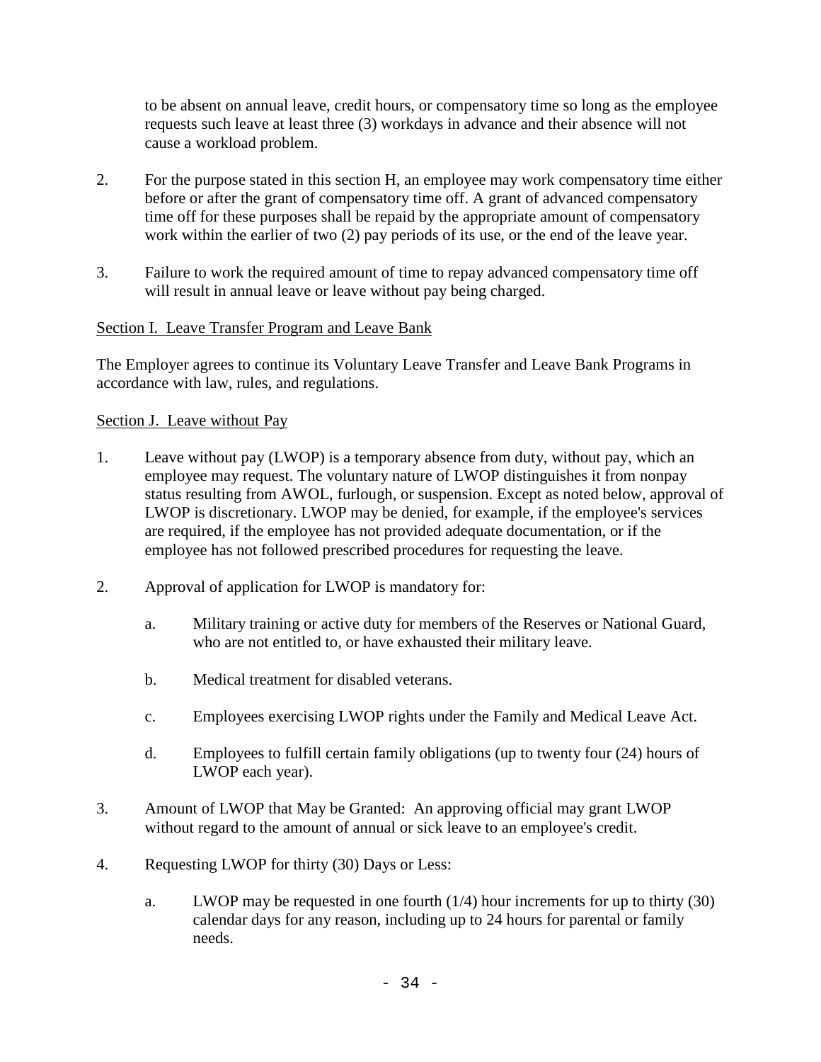to be absent on annual leave, credit hours, or compensatory time so long as the employee requests such leave at least three (3) workdays in advance and their absence will not cause a workload problem.

2. For the purpose stated in this section H, an employee may work compensatory time either before or after the grant of compensatory time off. A grant of advanced compensatory time off for these purposes shall be repaid by the appropriate amount of compensatory work within the earlier of two (2) pay periods of its use, or the end of the leave year.

3. Failure to work the required amount of time to repay advanced compensatory time off will result in annual leave or leave without pay being charged.

<u>Section I. Leave Transfer Program and Leave Bank</u>

The Employer agrees to continue its Voluntary Leave Transfer and Leave Bank Programs in accordance with law, rules, and regulations.

<u>Section J. Leave without Pay</u>

1. Leave without pay (LWOP) is a temporary absence from duty, without pay, which an employee may request. The voluntary nature of LWOP distinguishes it from nonpay status resulting from AWOL, furlough, or suspension. Except as noted below, approval of LWOP is discretionary. LWOP may be denied, for example, if the employee's services are required, if the employee has not provided adequate documentation, or if the employee has not followed prescribed procedures for requesting the leave.

2. Approval of application for LWOP is mandatory for:

   a. Military training or active duty for members of the Reserves or National Guard, who are not entitled to, or have exhausted their military leave.

   b. Medical treatment for disabled veterans.

   c. Employees exercising LWOP rights under the Family and Medical Leave Act.

   d. Employees to fulfill certain family obligations (up to twenty four (24) hours of LWOP each year).

3. Amount of LWOP that May be Granted: An approving official may grant LWOP without regard to the amount of annual or sick leave to an employee's credit.

4. Requesting LWOP for thirty (30) Days or Less:

   a. LWOP may be requested in one fourth (1/4) hour increments for up to thirty (30) calendar days for any reason, including up to 24 hours for parental or family needs.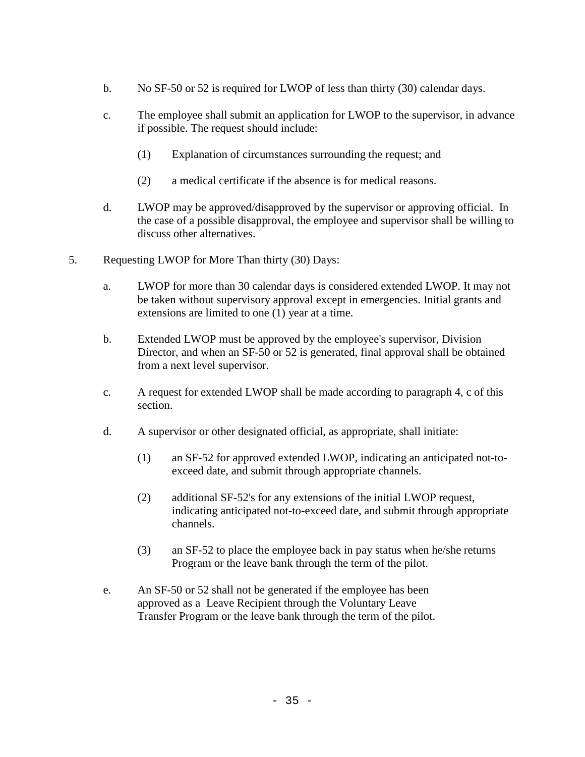b. No SF-50 or 52 is required for LWOP of less than thirty (30) calendar days.

c. The employee shall submit an application for LWOP to the supervisor, in advance if possible. The request should include:

   (1) Explanation of circumstances surrounding the request; and

   (2) a medical certificate if the absence is for medical reasons.

d. LWOP may be approved/disapproved by the supervisor or approving official. In the case of a possible disapproval, the employee and supervisor shall be willing to discuss other alternatives.

5. Requesting LWOP for More Than thirty (30) Days:

   a. LWOP for more than 30 calendar days is considered extended LWOP. It may not be taken without supervisory approval except in emergencies. Initial grants and extensions are limited to one (1) year at a time.

   b. Extended LWOP must be approved by the employee's supervisor, Division Director, and when an SF-50 or 52 is generated, final approval shall be obtained from a next level supervisor.

   c. A request for extended LWOP shall be made according to paragraph 4, c of this section.

   d. A supervisor or other designated official, as appropriate, shall initiate:

      (1) an SF-52 for approved extended LWOP, indicating an anticipated not-to-exceed date, and submit through appropriate channels.

      (2) additional SF-52's for any extensions of the initial LWOP request, indicating anticipated not-to-exceed date, and submit through appropriate channels.

      (3) an SF-52 to place the employee back in pay status when he/she returns Program or the leave bank through the term of the pilot.

   e. An SF-50 or 52 shall not be generated if the employee has been approved as a Leave Recipient through the Voluntary Leave Transfer Program or the leave bank through the term of the pilot.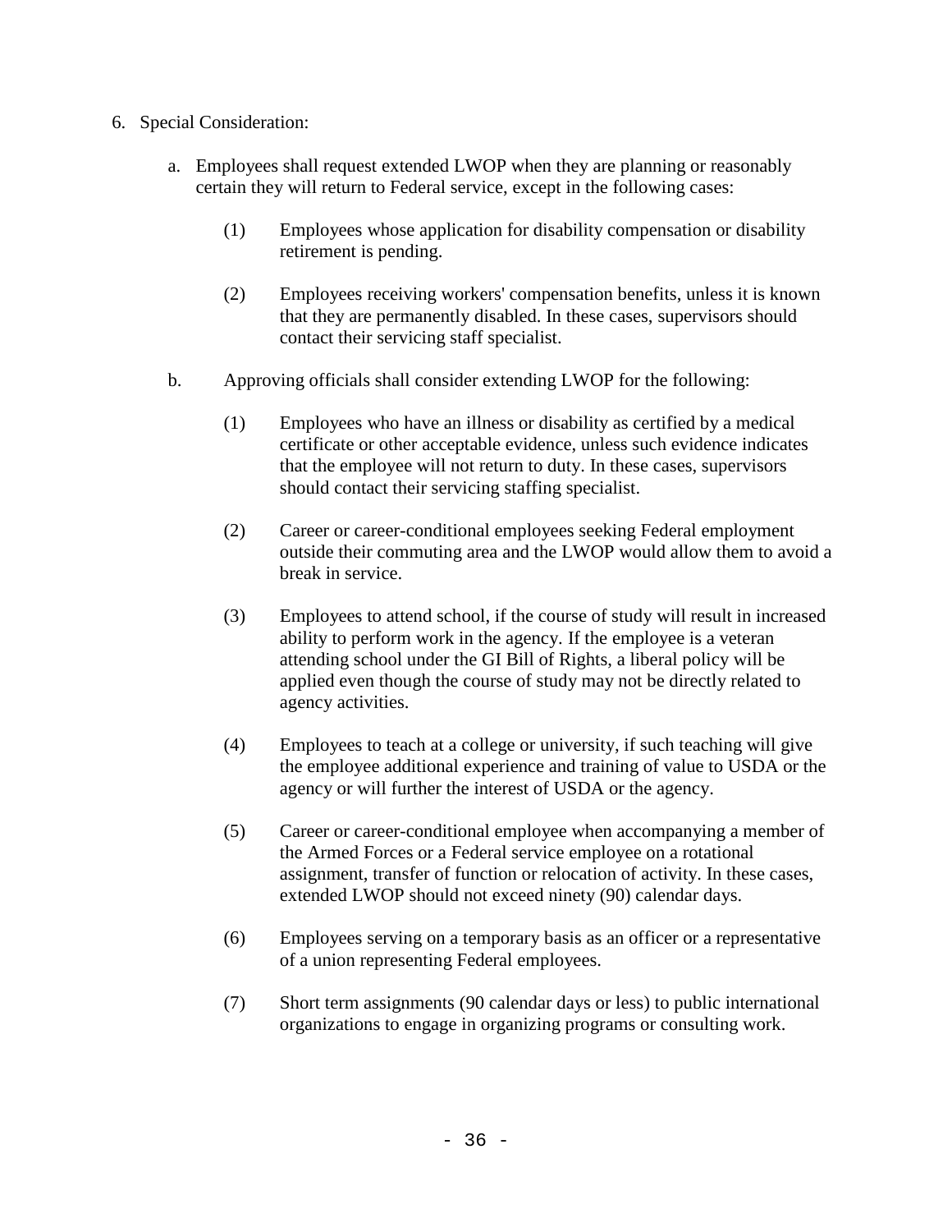6. Special Consideration:

   a. Employees shall request extended LWOP when they are planning or reasonably certain they will return to Federal service, except in the following cases:

      (1) Employees whose application for disability compensation or disability retirement is pending.

      (2) Employees receiving workers' compensation benefits, unless it is known that they are permanently disabled. In these cases, supervisors should contact their servicing staff specialist.

   b. Approving officials shall consider extending LWOP for the following:

      (1) Employees who have an illness or disability as certified by a medical certificate or other acceptable evidence, unless such evidence indicates that the employee will not return to duty. In these cases, supervisors should contact their servicing staffing specialist.

      (2) Career or career-conditional employees seeking Federal employment outside their commuting area and the LWOP would allow them to avoid a break in service.

      (3) Employees to attend school, if the course of study will result in increased ability to perform work in the agency. If the employee is a veteran attending school under the GI Bill of Rights, a liberal policy will be applied even though the course of study may not be directly related to agency activities.

      (4) Employees to teach at a college or university, if such teaching will give the employee additional experience and training of value to USDA or the agency or will further the interest of USDA or the agency.

      (5) Career or career-conditional employee when accompanying a member of the Armed Forces or a Federal service employee on a rotational assignment, transfer of function or relocation of activity. In these cases, extended LWOP should not exceed ninety (90) calendar days.

      (6) Employees serving on a temporary basis as an officer or a representative of a union representing Federal employees.

      (7) Short term assignments (90 calendar days or less) to public international organizations to engage in organizing programs or consulting work.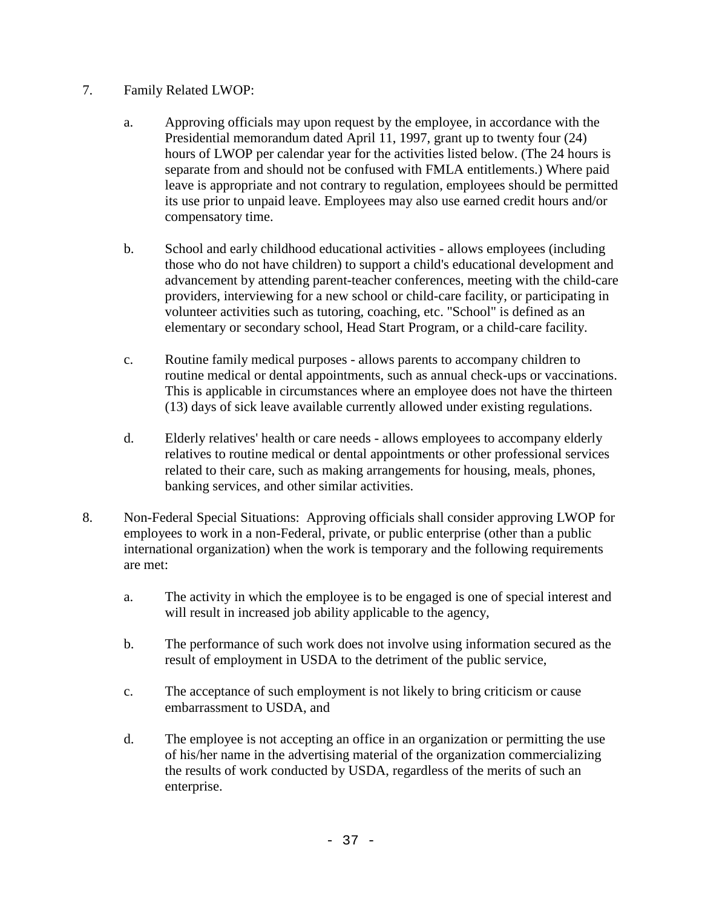7. Family Related LWOP:

   a. Approving officials may upon request by the employee, in accordance with the Presidential memorandum dated April 11, 1997, grant up to twenty four (24) hours of LWOP per calendar year for the activities listed below. (The 24 hours is separate from and should not be confused with FMLA entitlements.) Where paid leave is appropriate and not contrary to regulation, employees should be permitted its use prior to unpaid leave. Employees may also use earned credit hours and/or compensatory time.

   b. School and early childhood educational activities - allows employees (including those who do not have children) to support a child's educational development and advancement by attending parent-teacher conferences, meeting with the child-care providers, interviewing for a new school or child-care facility, or participating in volunteer activities such as tutoring, coaching, etc. "School" is defined as an elementary or secondary school, Head Start Program, or a child-care facility.

   c. Routine family medical purposes - allows parents to accompany children to routine medical or dental appointments, such as annual check-ups or vaccinations. This is applicable in circumstances where an employee does not have the thirteen (13) days of sick leave available currently allowed under existing regulations.

   d. Elderly relatives' health or care needs - allows employees to accompany elderly relatives to routine medical or dental appointments or other professional services related to their care, such as making arrangements for housing, meals, phones, banking services, and other similar activities.

8. Non-Federal Special Situations: Approving officials shall consider approving LWOP for employees to work in a non-Federal, private, or public enterprise (other than a public international organization) when the work is temporary and the following requirements are met:

   a. The activity in which the employee is to be engaged is one of special interest and will result in increased job ability applicable to the agency,

   b. The performance of such work does not involve using information secured as the result of employment in USDA to the detriment of the public service,

   c. The acceptance of such employment is not likely to bring criticism or cause embarrassment to USDA, and

   d. The employee is not accepting an office in an organization or permitting the use of his/her name in the advertising material of the organization commercializing the results of work conducted by USDA, regardless of the merits of such an enterprise.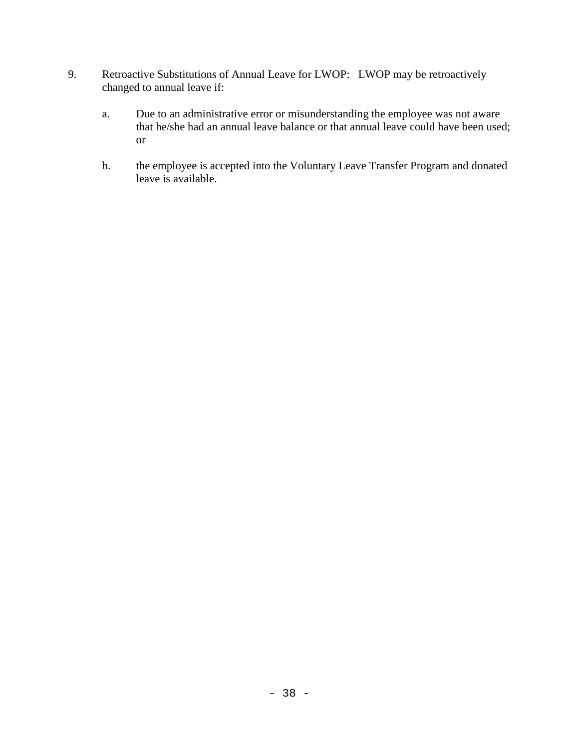9. Retroactive Substitutions of Annual Leave for LWOP: LWOP may be retroactively changed to annual leave if:

   a. Due to an administrative error or misunderstanding the employee was not aware that he/she had an annual leave balance or that annual leave could have been used; or

   b. the employee is accepted into the Voluntary Leave Transfer Program and donated leave is available.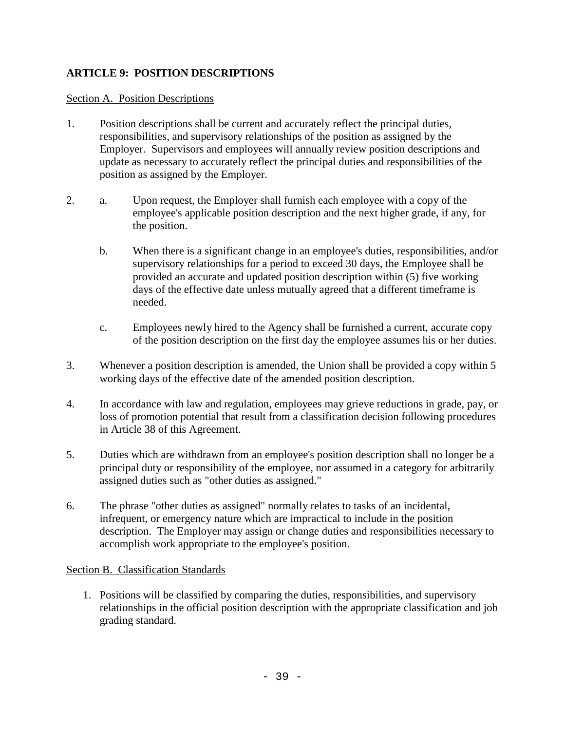## ARTICLE 9: POSITION DESCRIPTIONS

Section A. Position Descriptions

1. Position descriptions shall be current and accurately reflect the principal duties, responsibilities, and supervisory relationships of the position as assigned by the Employer. Supervisors and employees will annually review position descriptions and update as necessary to accurately reflect the principal duties and responsibilities of the position as assigned by the Employer.

2. a. Upon request, the Employer shall furnish each employee with a copy of the employee's applicable position description and the next higher grade, if any, for the position.

   b. When there is a significant change in an employee's duties, responsibilities, and/or supervisory relationships for a period to exceed 30 days, the Employee shall be provided an accurate and updated position description within (5) five working days of the effective date unless mutually agreed that a different timeframe is needed.

   c. Employees newly hired to the Agency shall be furnished a current, accurate copy of the position description on the first day the employee assumes his or her duties.

3. Whenever a position description is amended, the Union shall be provided a copy within 5 working days of the effective date of the amended position description.

4. In accordance with law and regulation, employees may grieve reductions in grade, pay, or loss of promotion potential that result from a classification decision following procedures in Article 38 of this Agreement.

5. Duties which are withdrawn from an employee's position description shall no longer be a principal duty or responsibility of the employee, nor assumed in a category for arbitrarily assigned duties such as "other duties as assigned."

6. The phrase "other duties as assigned" normally relates to tasks of an incidental, infrequent, or emergency nature which are impractical to include in the position description. The Employer may assign or change duties and responsibilities necessary to accomplish work appropriate to the employee's position.

Section B. Classification Standards

1. Positions will be classified by comparing the duties, responsibilities, and supervisory relationships in the official position description with the appropriate classification and job grading standard.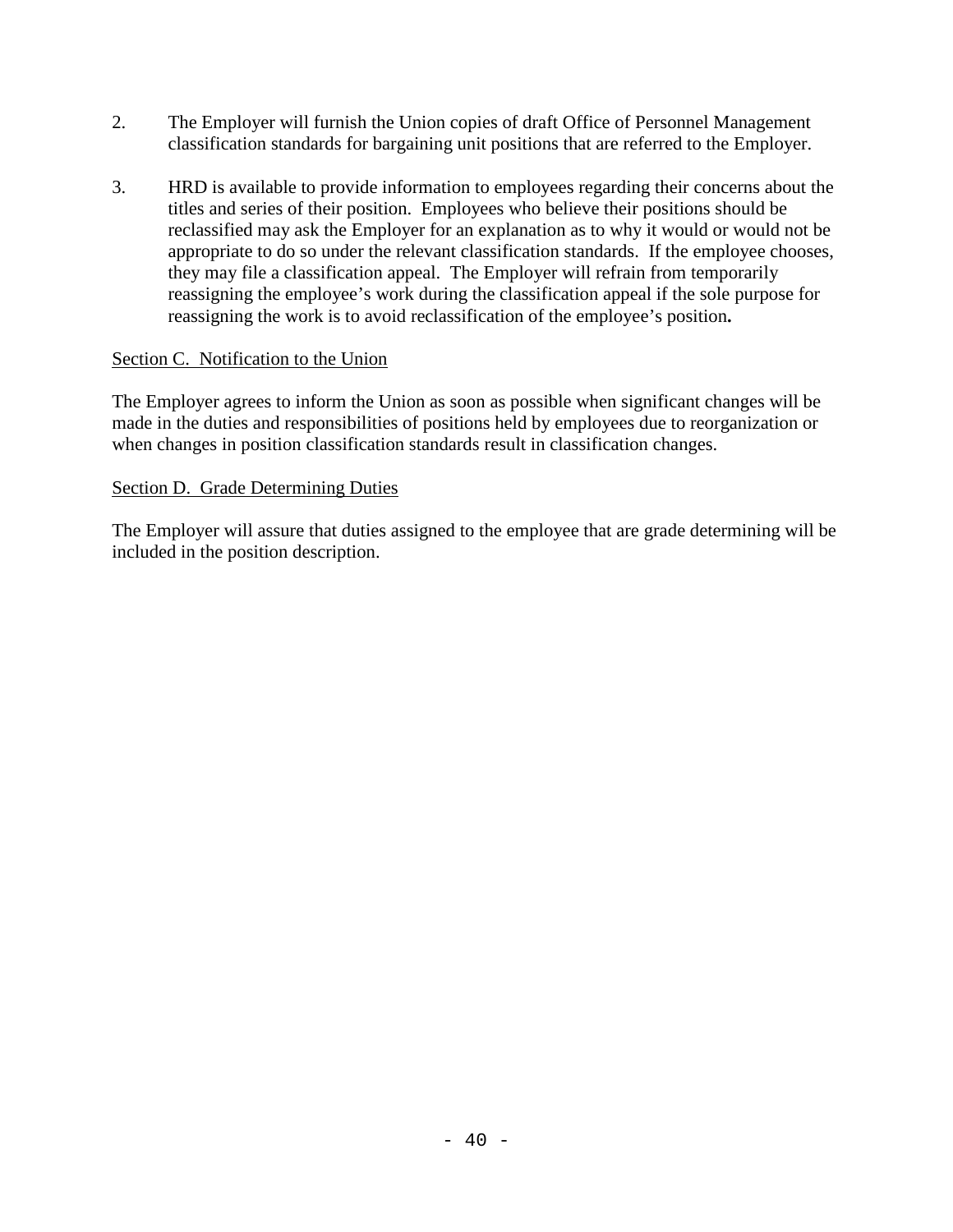2. The Employer will furnish the Union copies of draft Office of Personnel Management classification standards for bargaining unit positions that are referred to the Employer.

3. HRD is available to provide information to employees regarding their concerns about the titles and series of their position. Employees who believe their positions should be reclassified may ask the Employer for an explanation as to why it would or would not be appropriate to do so under the relevant classification standards. If the employee chooses, they may file a classification appeal. The Employer will refrain from temporarily reassigning the employee's work during the classification appeal if the sole purpose for reassigning the work is to avoid reclassification of the employee's position**.**

<u>Section C. Notification to the Union</u>

The Employer agrees to inform the Union as soon as possible when significant changes will be made in the duties and responsibilities of positions held by employees due to reorganization or when changes in position classification standards result in classification changes.

<u>Section D. Grade Determining Duties</u>

The Employer will assure that duties assigned to the employee that are grade determining will be included in the position description.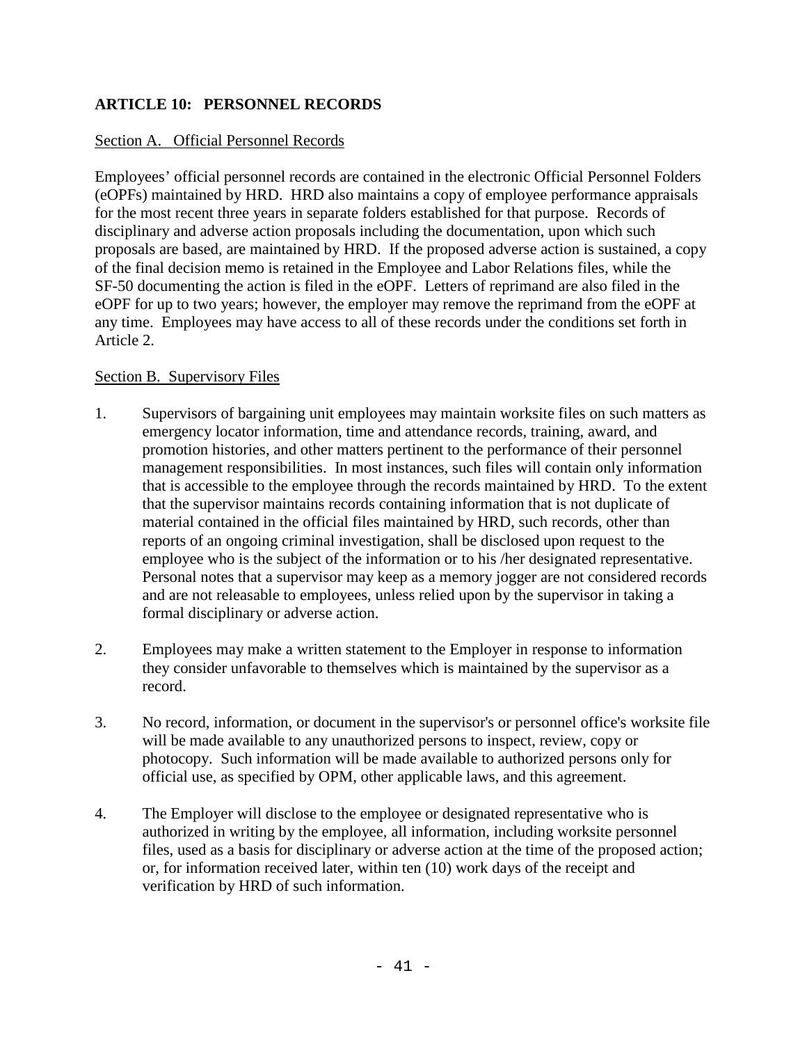## ARTICLE 10: PERSONNEL RECORDS

### Section A. Official Personnel Records

Employees' official personnel records are contained in the electronic Official Personnel Folders (eOPFs) maintained by HRD. HRD also maintains a copy of employee performance appraisals for the most recent three years in separate folders established for that purpose. Records of disciplinary and adverse action proposals including the documentation, upon which such proposals are based, are maintained by HRD. If the proposed adverse action is sustained, a copy of the final decision memo is retained in the Employee and Labor Relations files, while the SF-50 documenting the action is filed in the eOPF. Letters of reprimand are also filed in the eOPF for up to two years; however, the employer may remove the reprimand from the eOPF at any time. Employees may have access to all of these records under the conditions set forth in Article 2.

### Section B. Supervisory Files

1. Supervisors of bargaining unit employees may maintain worksite files on such matters as emergency locator information, time and attendance records, training, award, and promotion histories, and other matters pertinent to the performance of their personnel management responsibilities. In most instances, such files will contain only information that is accessible to the employee through the records maintained by HRD. To the extent that the supervisor maintains records containing information that is not duplicate of material contained in the official files maintained by HRD, such records, other than reports of an ongoing criminal investigation, shall be disclosed upon request to the employee who is the subject of the information or to his /her designated representative. Personal notes that a supervisor may keep as a memory jogger are not considered records and are not releasable to employees, unless relied upon by the supervisor in taking a formal disciplinary or adverse action.

2. Employees may make a written statement to the Employer in response to information they consider unfavorable to themselves which is maintained by the supervisor as a record.

3. No record, information, or document in the supervisor's or personnel office's worksite file will be made available to any unauthorized persons to inspect, review, copy or photocopy. Such information will be made available to authorized persons only for official use, as specified by OPM, other applicable laws, and this agreement.

4. The Employer will disclose to the employee or designated representative who is authorized in writing by the employee, all information, including worksite personnel files, used as a basis for disciplinary or adverse action at the time of the proposed action; or, for information received later, within ten (10) work days of the receipt and verification by HRD of such information.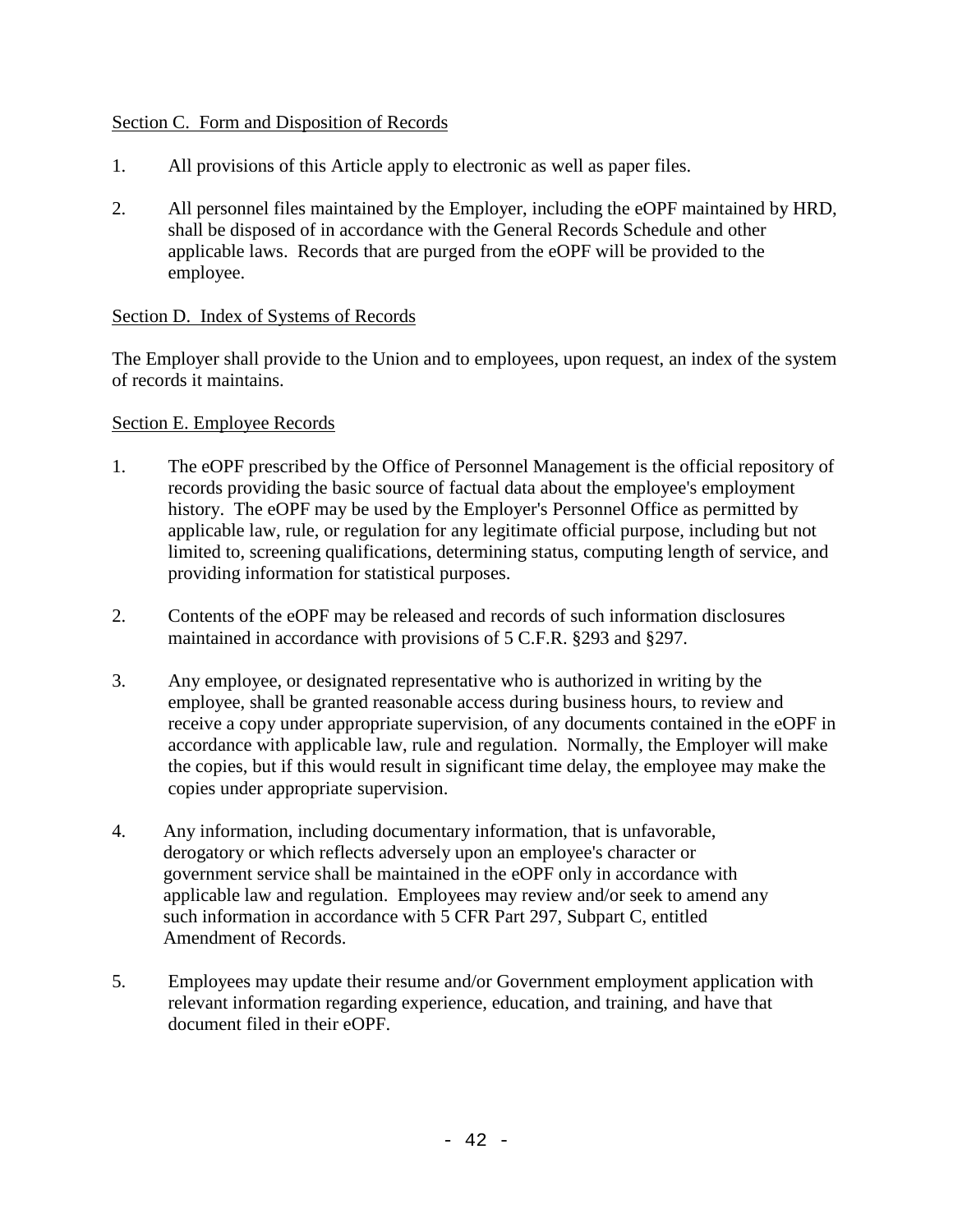Section C. Form and Disposition of Records

1. All provisions of this Article apply to electronic as well as paper files.

2. All personnel files maintained by the Employer, including the eOPF maintained by HRD, shall be disposed of in accordance with the General Records Schedule and other applicable laws. Records that are purged from the eOPF will be provided to the employee.

Section D. Index of Systems of Records

The Employer shall provide to the Union and to employees, upon request, an index of the system of records it maintains.

Section E. Employee Records

1. The eOPF prescribed by the Office of Personnel Management is the official repository of records providing the basic source of factual data about the employee's employment history. The eOPF may be used by the Employer's Personnel Office as permitted by applicable law, rule, or regulation for any legitimate official purpose, including but not limited to, screening qualifications, determining status, computing length of service, and providing information for statistical purposes.

2. Contents of the eOPF may be released and records of such information disclosures maintained in accordance with provisions of 5 C.F.R. §293 and §297.

3. Any employee, or designated representative who is authorized in writing by the employee, shall be granted reasonable access during business hours, to review and receive a copy under appropriate supervision, of any documents contained in the eOPF in accordance with applicable law, rule and regulation. Normally, the Employer will make the copies, but if this would result in significant time delay, the employee may make the copies under appropriate supervision.

4. Any information, including documentary information, that is unfavorable, derogatory or which reflects adversely upon an employee's character or government service shall be maintained in the eOPF only in accordance with applicable law and regulation. Employees may review and/or seek to amend any such information in accordance with 5 CFR Part 297, Subpart C, entitled Amendment of Records.

5. Employees may update their resume and/or Government employment application with relevant information regarding experience, education, and training, and have that document filed in their eOPF.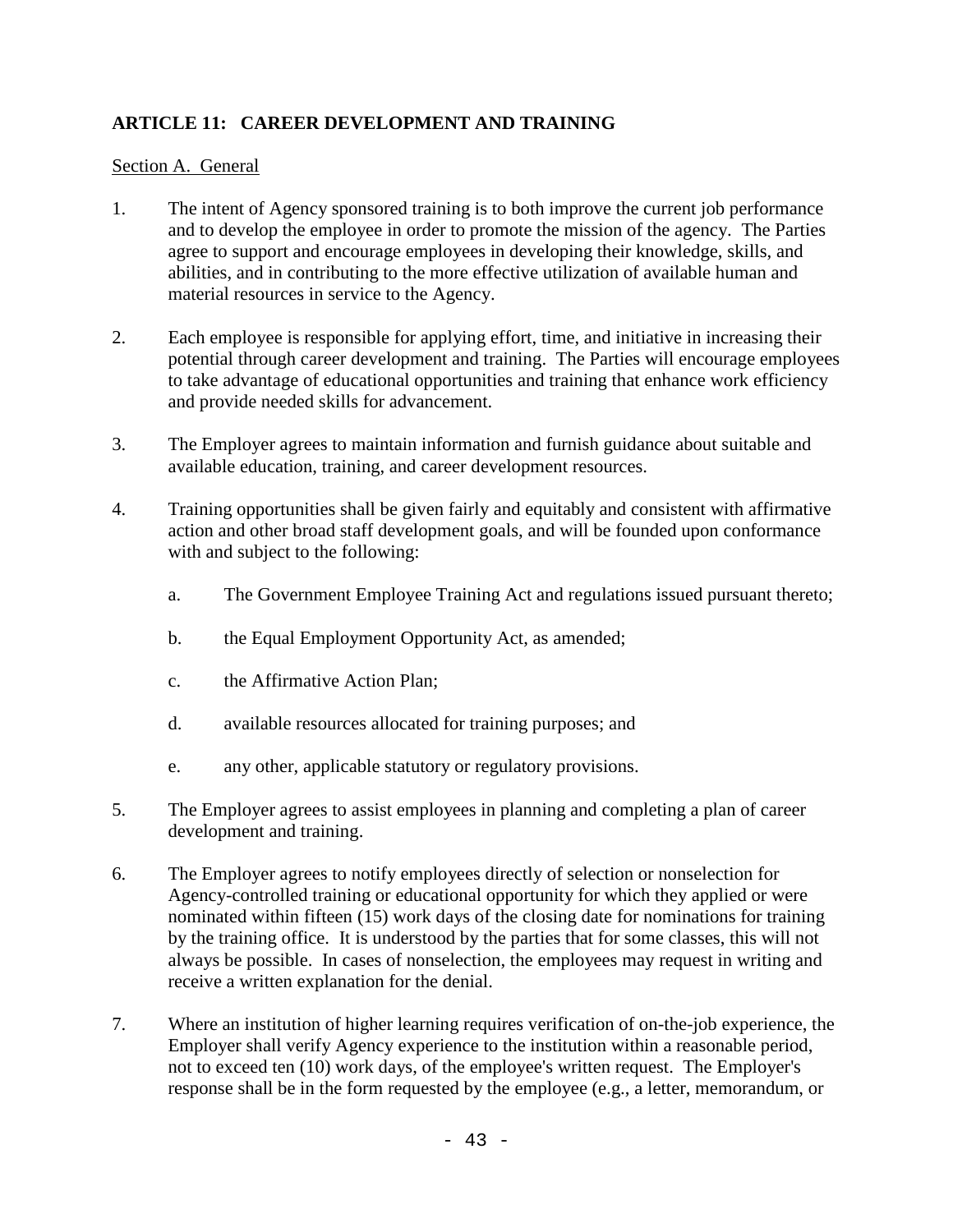## ARTICLE 11: CAREER DEVELOPMENT AND TRAINING

Section A. General

1. The intent of Agency sponsored training is to both improve the current job performance and to develop the employee in order to promote the mission of the agency. The Parties agree to support and encourage employees in developing their knowledge, skills, and abilities, and in contributing to the more effective utilization of available human and material resources in service to the Agency.

2. Each employee is responsible for applying effort, time, and initiative in increasing their potential through career development and training. The Parties will encourage employees to take advantage of educational opportunities and training that enhance work efficiency and provide needed skills for advancement.

3. The Employer agrees to maintain information and furnish guidance about suitable and available education, training, and career development resources.

4. Training opportunities shall be given fairly and equitably and consistent with affirmative action and other broad staff development goals, and will be founded upon conformance with and subject to the following:

   a. The Government Employee Training Act and regulations issued pursuant thereto;

   b. the Equal Employment Opportunity Act, as amended;

   c. the Affirmative Action Plan;

   d. available resources allocated for training purposes; and

   e. any other, applicable statutory or regulatory provisions.

5. The Employer agrees to assist employees in planning and completing a plan of career development and training.

6. The Employer agrees to notify employees directly of selection or nonselection for Agency-controlled training or educational opportunity for which they applied or were nominated within fifteen (15) work days of the closing date for nominations for training by the training office. It is understood by the parties that for some classes, this will not always be possible. In cases of nonselection, the employees may request in writing and receive a written explanation for the denial.

7. Where an institution of higher learning requires verification of on-the-job experience, the Employer shall verify Agency experience to the institution within a reasonable period, not to exceed ten (10) work days, of the employee's written request. The Employer's response shall be in the form requested by the employee (e.g., a letter, memorandum, or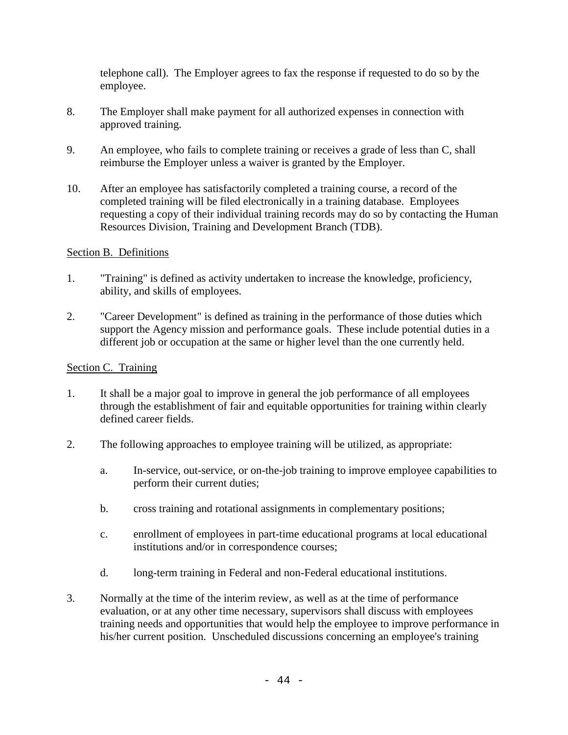telephone call). The Employer agrees to fax the response if requested to do so by the employee.

8. The Employer shall make payment for all authorized expenses in connection with approved training.

9. An employee, who fails to complete training or receives a grade of less than C, shall reimburse the Employer unless a waiver is granted by the Employer.

10. After an employee has satisfactorily completed a training course, a record of the completed training will be filed electronically in a training database. Employees requesting a copy of their individual training records may do so by contacting the Human Resources Division, Training and Development Branch (TDB).

Section B. Definitions

1. "Training" is defined as activity undertaken to increase the knowledge, proficiency, ability, and skills of employees.

2. "Career Development" is defined as training in the performance of those duties which support the Agency mission and performance goals. These include potential duties in a different job or occupation at the same or higher level than the one currently held.

Section C. Training

1. It shall be a major goal to improve in general the job performance of all employees through the establishment of fair and equitable opportunities for training within clearly defined career fields.

2. The following approaches to employee training will be utilized, as appropriate:

   a. In-service, out-service, or on-the-job training to improve employee capabilities to perform their current duties;

   b. cross training and rotational assignments in complementary positions;

   c. enrollment of employees in part-time educational programs at local educational institutions and/or in correspondence courses;

   d. long-term training in Federal and non-Federal educational institutions.

3. Normally at the time of the interim review, as well as at the time of performance evaluation, or at any other time necessary, supervisors shall discuss with employees training needs and opportunities that would help the employee to improve performance in his/her current position. Unscheduled discussions concerning an employee's training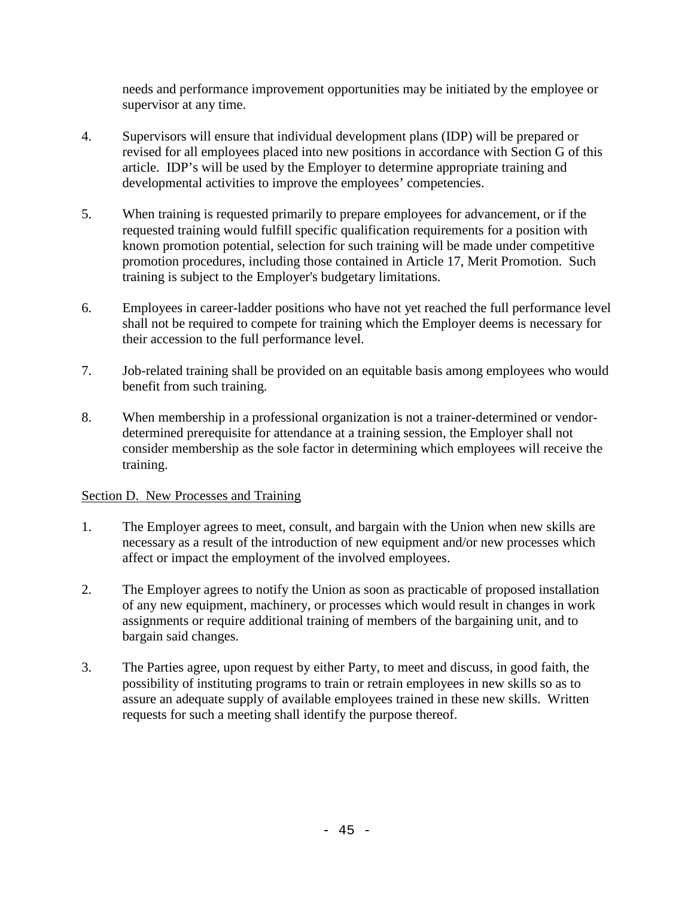needs and performance improvement opportunities may be initiated by the employee or supervisor at any time.

4. Supervisors will ensure that individual development plans (IDP) will be prepared or revised for all employees placed into new positions in accordance with Section G of this article. IDP's will be used by the Employer to determine appropriate training and developmental activities to improve the employees' competencies.

5. When training is requested primarily to prepare employees for advancement, or if the requested training would fulfill specific qualification requirements for a position with known promotion potential, selection for such training will be made under competitive promotion procedures, including those contained in Article 17, Merit Promotion. Such training is subject to the Employer's budgetary limitations.

6. Employees in career-ladder positions who have not yet reached the full performance level shall not be required to compete for training which the Employer deems is necessary for their accession to the full performance level.

7. Job-related training shall be provided on an equitable basis among employees who would benefit from such training.

8. When membership in a professional organization is not a trainer-determined or vendor-determined prerequisite for attendance at a training session, the Employer shall not consider membership as the sole factor in determining which employees will receive the training.

Section D. New Processes and Training

1. The Employer agrees to meet, consult, and bargain with the Union when new skills are necessary as a result of the introduction of new equipment and/or new processes which affect or impact the employment of the involved employees.

2. The Employer agrees to notify the Union as soon as practicable of proposed installation of any new equipment, machinery, or processes which would result in changes in work assignments or require additional training of members of the bargaining unit, and to bargain said changes.

3. The Parties agree, upon request by either Party, to meet and discuss, in good faith, the possibility of instituting programs to train or retrain employees in new skills so as to assure an adequate supply of available employees trained in these new skills. Written requests for such a meeting shall identify the purpose thereof.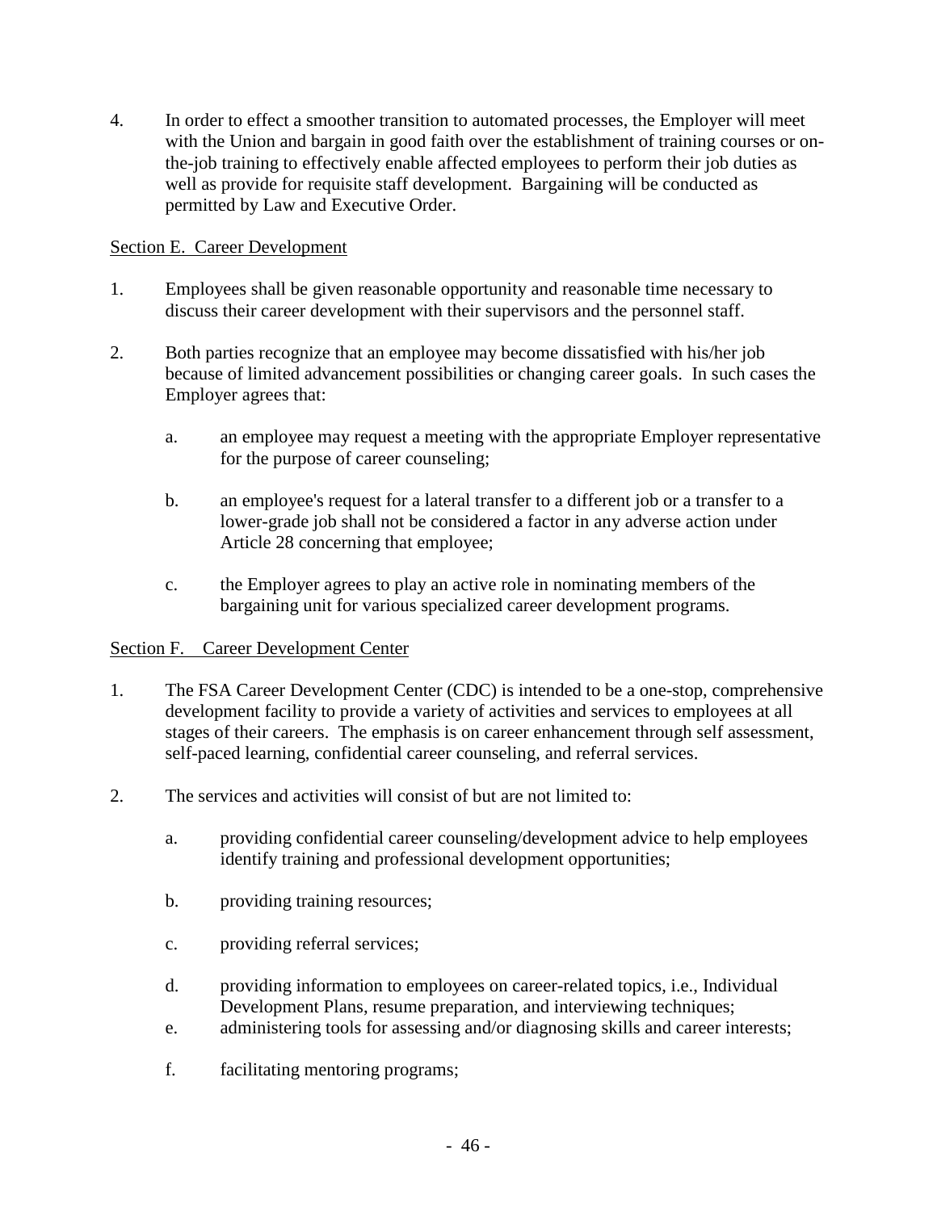4. In order to effect a smoother transition to automated processes, the Employer will meet with the Union and bargain in good faith over the establishment of training courses or on-the-job training to effectively enable affected employees to perform their job duties as well as provide for requisite staff development. Bargaining will be conducted as permitted by Law and Executive Order.

Section E. Career Development

1. Employees shall be given reasonable opportunity and reasonable time necessary to discuss their career development with their supervisors and the personnel staff.

2. Both parties recognize that an employee may become dissatisfied with his/her job because of limited advancement possibilities or changing career goals. In such cases the Employer agrees that:

   a. an employee may request a meeting with the appropriate Employer representative for the purpose of career counseling;

   b. an employee's request for a lateral transfer to a different job or a transfer to a lower-grade job shall not be considered a factor in any adverse action under Article 28 concerning that employee;

   c. the Employer agrees to play an active role in nominating members of the bargaining unit for various specialized career development programs.

Section F. Career Development Center

1. The FSA Career Development Center (CDC) is intended to be a one-stop, comprehensive development facility to provide a variety of activities and services to employees at all stages of their careers. The emphasis is on career enhancement through self assessment, self-paced learning, confidential career counseling, and referral services.

2. The services and activities will consist of but are not limited to:

   a. providing confidential career counseling/development advice to help employees identify training and professional development opportunities;

   b. providing training resources;

   c. providing referral services;

   d. providing information to employees on career-related topics, i.e., Individual Development Plans, resume preparation, and interviewing techniques;

   e. administering tools for assessing and/or diagnosing skills and career interests;

   f. facilitating mentoring programs;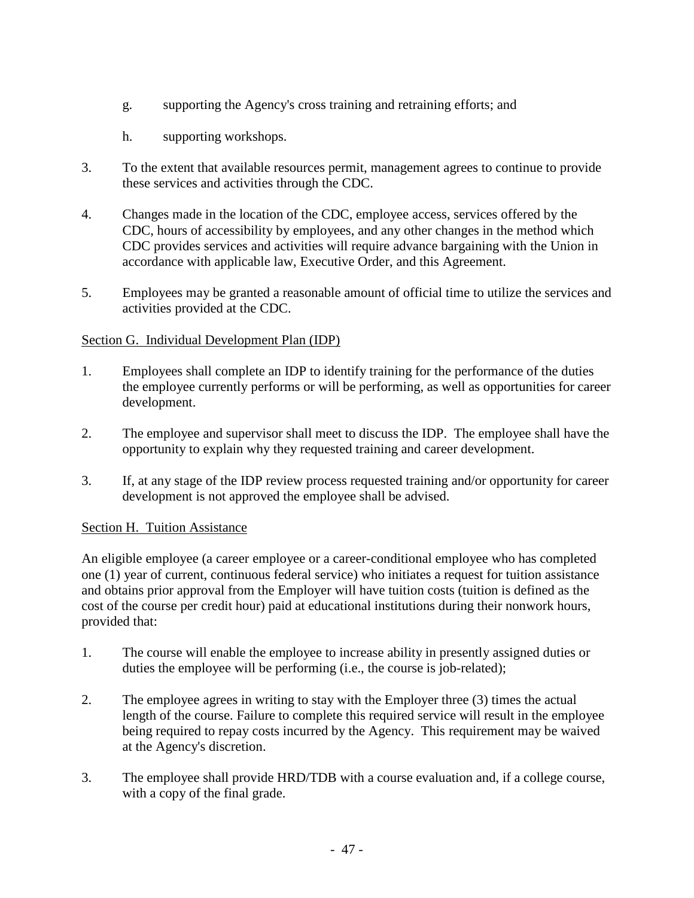g. supporting the Agency's cross training and retraining efforts; and

h. supporting workshops.

3. To the extent that available resources permit, management agrees to continue to provide these services and activities through the CDC.

4. Changes made in the location of the CDC, employee access, services offered by the CDC, hours of accessibility by employees, and any other changes in the method which CDC provides services and activities will require advance bargaining with the Union in accordance with applicable law, Executive Order, and this Agreement.

5. Employees may be granted a reasonable amount of official time to utilize the services and activities provided at the CDC.

<u>Section G. Individual Development Plan (IDP)</u>

1. Employees shall complete an IDP to identify training for the performance of the duties the employee currently performs or will be performing, as well as opportunities for career development.

2. The employee and supervisor shall meet to discuss the IDP. The employee shall have the opportunity to explain why they requested training and career development.

3. If, at any stage of the IDP review process requested training and/or opportunity for career development is not approved the employee shall be advised.

<u>Section H. Tuition Assistance</u>

An eligible employee (a career employee or a career-conditional employee who has completed one (1) year of current, continuous federal service) who initiates a request for tuition assistance and obtains prior approval from the Employer will have tuition costs (tuition is defined as the cost of the course per credit hour) paid at educational institutions during their nonwork hours, provided that:

1. The course will enable the employee to increase ability in presently assigned duties or duties the employee will be performing (i.e., the course is job-related);

2. The employee agrees in writing to stay with the Employer three (3) times the actual length of the course. Failure to complete this required service will result in the employee being required to repay costs incurred by the Agency. This requirement may be waived at the Agency's discretion.

3. The employee shall provide HRD/TDB with a course evaluation and, if a college course, with a copy of the final grade.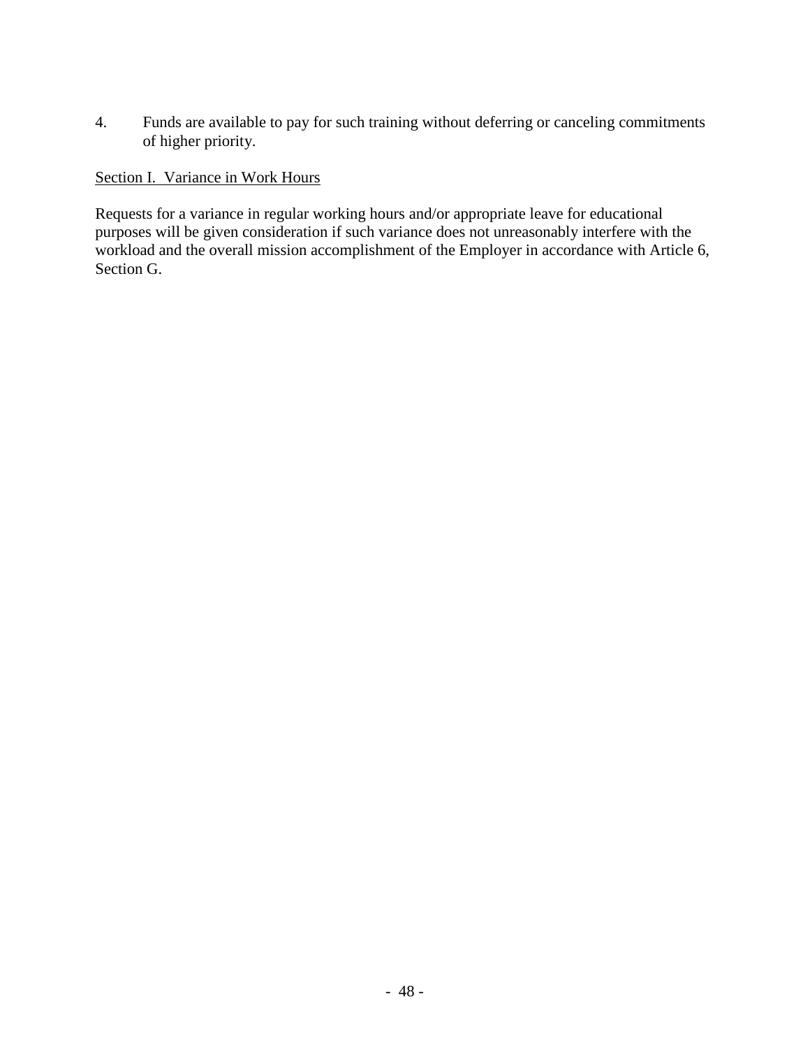4. Funds are available to pay for such training without deferring or canceling commitments of higher priority.

Section I. Variance in Work Hours

Requests for a variance in regular working hours and/or appropriate leave for educational purposes will be given consideration if such variance does not unreasonably interfere with the workload and the overall mission accomplishment of the Employer in accordance with Article 6, Section G.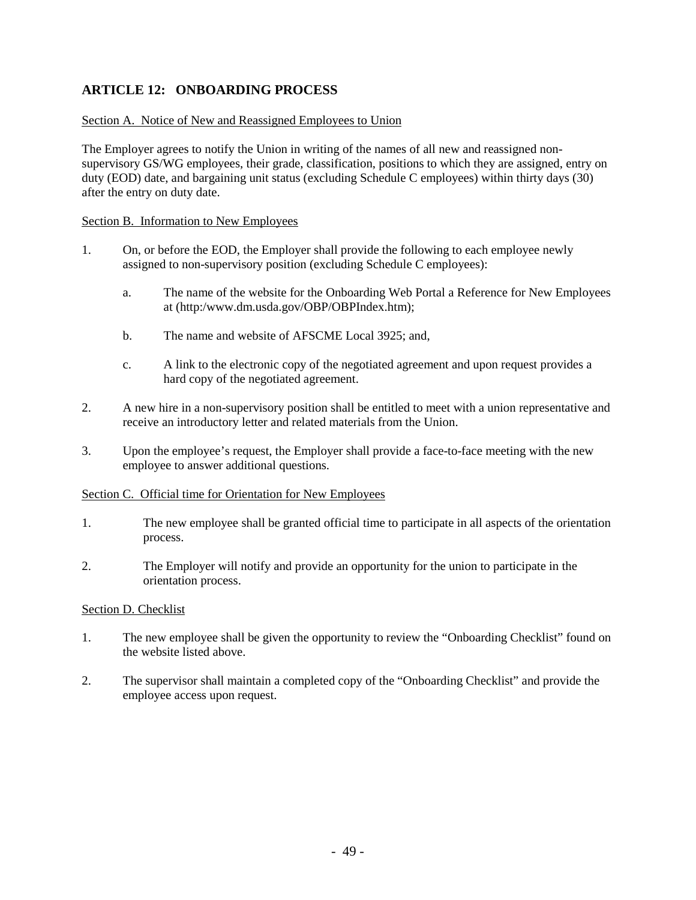## ARTICLE 12: ONBOARDING PROCESS

Section A. Notice of New and Reassigned Employees to Union

The Employer agrees to notify the Union in writing of the names of all new and reassigned non-supervisory GS/WG employees, their grade, classification, positions to which they are assigned, entry on duty (EOD) date, and bargaining unit status (excluding Schedule C employees) within thirty days (30) after the entry on duty date.

Section B. Information to New Employees

1. On, or before the EOD, the Employer shall provide the following to each employee newly assigned to non-supervisory position (excluding Schedule C employees):

   a. The name of the website for the Onboarding Web Portal a Reference for New Employees at (http:/www.dm.usda.gov/OBP/OBPIndex.htm);

   b. The name and website of AFSCME Local 3925; and,

   c. A link to the electronic copy of the negotiated agreement and upon request provides a hard copy of the negotiated agreement.

2. A new hire in a non-supervisory position shall be entitled to meet with a union representative and receive an introductory letter and related materials from the Union.

3. Upon the employee's request, the Employer shall provide a face-to-face meeting with the new employee to answer additional questions.

Section C. Official time for Orientation for New Employees

1. The new employee shall be granted official time to participate in all aspects of the orientation process.

2. The Employer will notify and provide an opportunity for the union to participate in the orientation process.

Section D. Checklist

1. The new employee shall be given the opportunity to review the "Onboarding Checklist" found on the website listed above.

2. The supervisor shall maintain a completed copy of the "Onboarding Checklist" and provide the employee access upon request.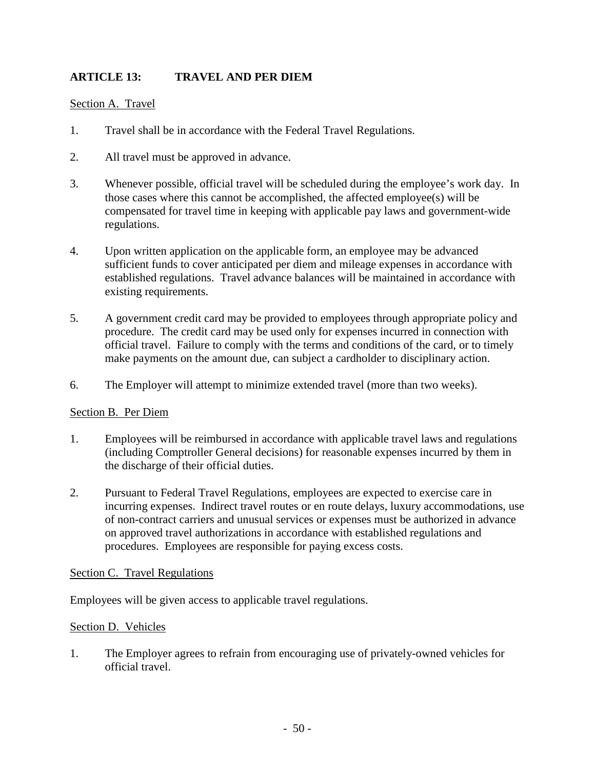## ARTICLE 13: TRAVEL AND PER DIEM

Section A. Travel

1. Travel shall be in accordance with the Federal Travel Regulations.

2. All travel must be approved in advance.

3. Whenever possible, official travel will be scheduled during the employee's work day. In those cases where this cannot be accomplished, the affected employee(s) will be compensated for travel time in keeping with applicable pay laws and government-wide regulations.

4. Upon written application on the applicable form, an employee may be advanced sufficient funds to cover anticipated per diem and mileage expenses in accordance with established regulations. Travel advance balances will be maintained in accordance with existing requirements.

5. A government credit card may be provided to employees through appropriate policy and procedure. The credit card may be used only for expenses incurred in connection with official travel. Failure to comply with the terms and conditions of the card, or to timely make payments on the amount due, can subject a cardholder to disciplinary action.

6. The Employer will attempt to minimize extended travel (more than two weeks).

Section B. Per Diem

1. Employees will be reimbursed in accordance with applicable travel laws and regulations (including Comptroller General decisions) for reasonable expenses incurred by them in the discharge of their official duties.

2. Pursuant to Federal Travel Regulations, employees are expected to exercise care in incurring expenses. Indirect travel routes or en route delays, luxury accommodations, use of non-contract carriers and unusual services or expenses must be authorized in advance on approved travel authorizations in accordance with established regulations and procedures. Employees are responsible for paying excess costs.

Section C. Travel Regulations

Employees will be given access to applicable travel regulations.

Section D. Vehicles

1. The Employer agrees to refrain from encouraging use of privately-owned vehicles for official travel.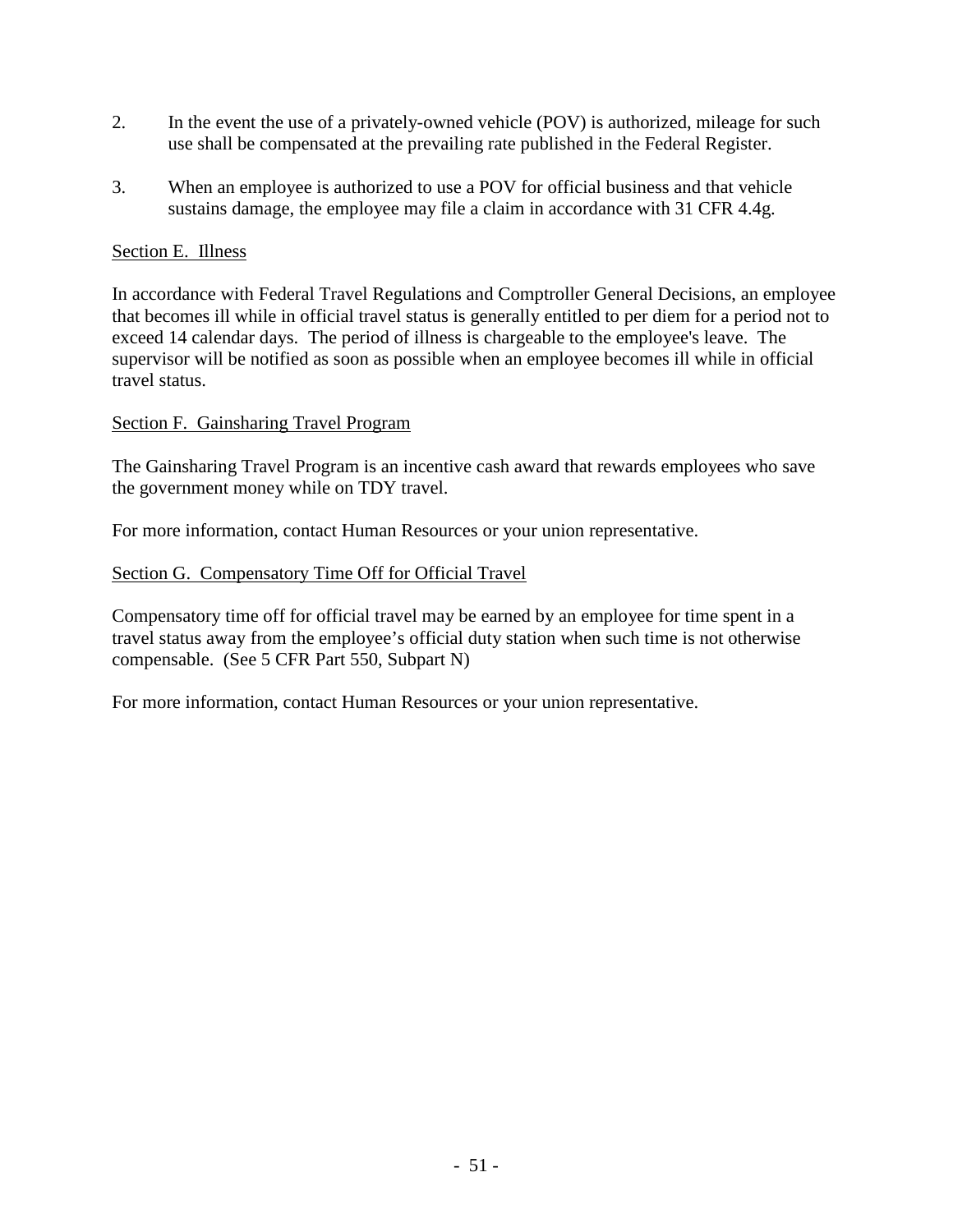2. In the event the use of a privately-owned vehicle (POV) is authorized, mileage for such use shall be compensated at the prevailing rate published in the Federal Register.

3. When an employee is authorized to use a POV for official business and that vehicle sustains damage, the employee may file a claim in accordance with 31 CFR 4.4g.

<u>Section E. Illness</u>

In accordance with Federal Travel Regulations and Comptroller General Decisions, an employee that becomes ill while in official travel status is generally entitled to per diem for a period not to exceed 14 calendar days. The period of illness is chargeable to the employee's leave. The supervisor will be notified as soon as possible when an employee becomes ill while in official travel status.

<u>Section F. Gainsharing Travel Program</u>

The Gainsharing Travel Program is an incentive cash award that rewards employees who save the government money while on TDY travel.

For more information, contact Human Resources or your union representative.

<u>Section G. Compensatory Time Off for Official Travel</u>

Compensatory time off for official travel may be earned by an employee for time spent in a travel status away from the employee's official duty station when such time is not otherwise compensable. (See 5 CFR Part 550, Subpart N)

For more information, contact Human Resources or your union representative.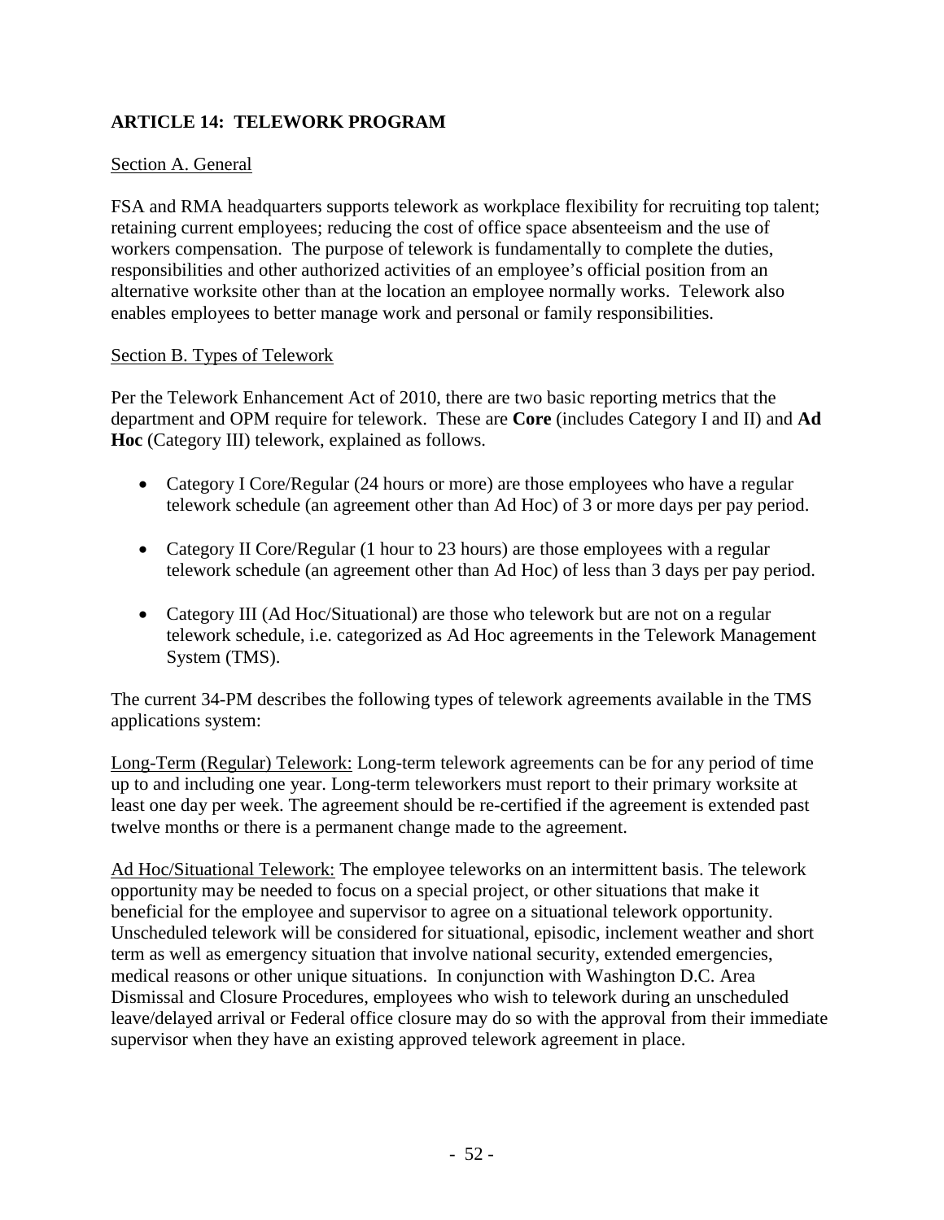## ARTICLE 14: TELEWORK PROGRAM

Section A. General

FSA and RMA headquarters supports telework as workplace flexibility for recruiting top talent; retaining current employees; reducing the cost of office space absenteeism and the use of workers compensation. The purpose of telework is fundamentally to complete the duties, responsibilities and other authorized activities of an employee's official position from an alternative worksite other than at the location an employee normally works. Telework also enables employees to better manage work and personal or family responsibilities.

Section B. Types of Telework

Per the Telework Enhancement Act of 2010, there are two basic reporting metrics that the department and OPM require for telework. These are **Core** (includes Category I and II) and **Ad Hoc** (Category III) telework, explained as follows.

- Category I Core/Regular (24 hours or more) are those employees who have a regular telework schedule (an agreement other than Ad Hoc) of 3 or more days per pay period.
- Category II Core/Regular (1 hour to 23 hours) are those employees with a regular telework schedule (an agreement other than Ad Hoc) of less than 3 days per pay period.
- Category III (Ad Hoc/Situational) are those who telework but are not on a regular telework schedule, i.e. categorized as Ad Hoc agreements in the Telework Management System (TMS).

The current 34-PM describes the following types of telework agreements available in the TMS applications system:

Long-Term (Regular) Telework: Long-term telework agreements can be for any period of time up to and including one year. Long-term teleworkers must report to their primary worksite at least one day per week. The agreement should be re-certified if the agreement is extended past twelve months or there is a permanent change made to the agreement.

Ad Hoc/Situational Telework: The employee teleworks on an intermittent basis. The telework opportunity may be needed to focus on a special project, or other situations that make it beneficial for the employee and supervisor to agree on a situational telework opportunity. Unscheduled telework will be considered for situational, episodic, inclement weather and short term as well as emergency situation that involve national security, extended emergencies, medical reasons or other unique situations. In conjunction with Washington D.C. Area Dismissal and Closure Procedures, employees who wish to telework during an unscheduled leave/delayed arrival or Federal office closure may do so with the approval from their immediate supervisor when they have an existing approved telework agreement in place.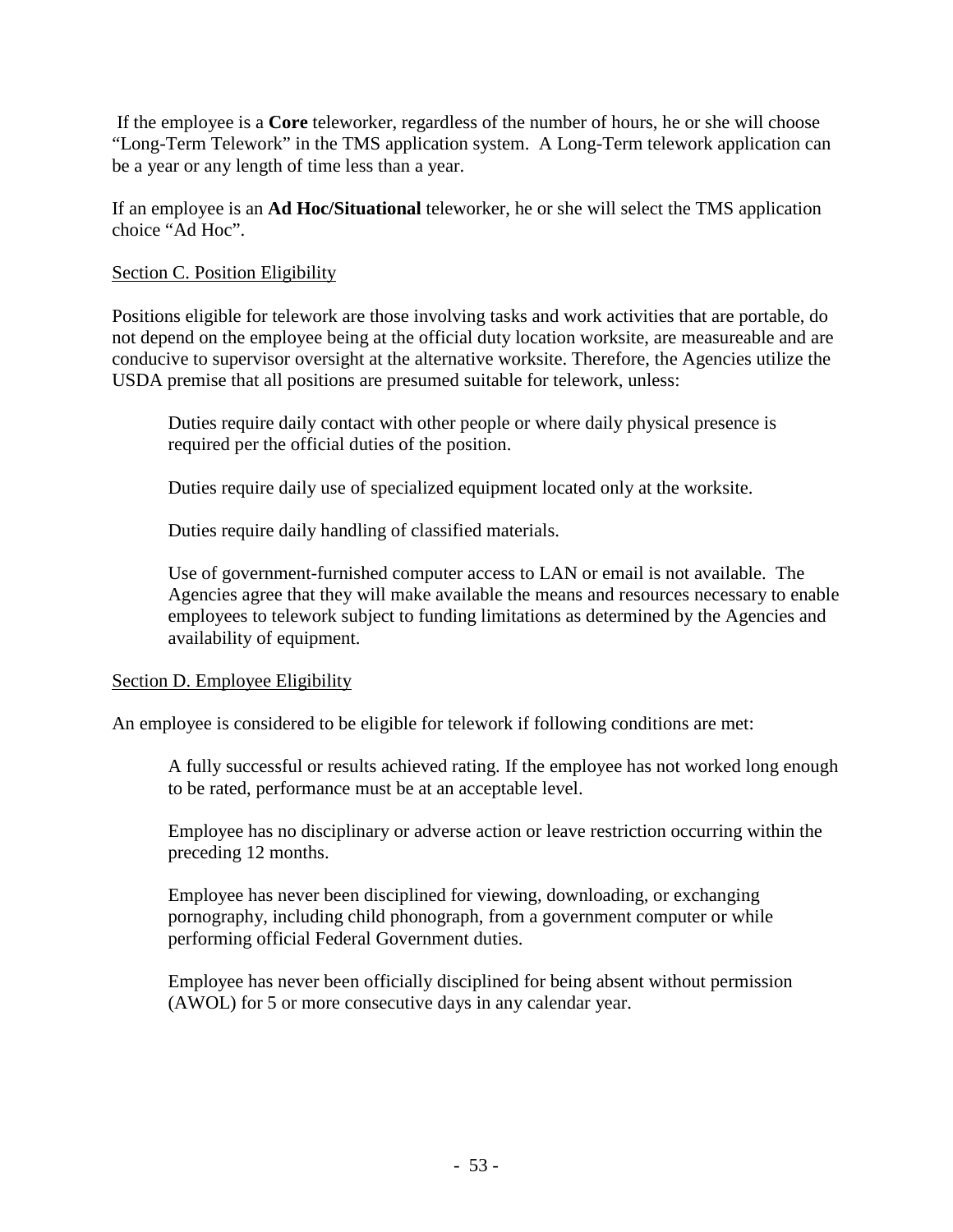If the employee is a **Core** teleworker, regardless of the number of hours, he or she will choose "Long-Term Telework" in the TMS application system. A Long-Term telework application can be a year or any length of time less than a year.

If an employee is an **Ad Hoc/Situational** teleworker, he or she will select the TMS application choice "Ad Hoc".

Section C. Position Eligibility

Positions eligible for telework are those involving tasks and work activities that are portable, do not depend on the employee being at the official duty location worksite, are measureable and are conducive to supervisor oversight at the alternative worksite. Therefore, the Agencies utilize the USDA premise that all positions are presumed suitable for telework, unless:

> Duties require daily contact with other people or where daily physical presence is required per the official duties of the position.
>
> Duties require daily use of specialized equipment located only at the worksite.
>
> Duties require daily handling of classified materials.
>
> Use of government-furnished computer access to LAN or email is not available. The Agencies agree that they will make available the means and resources necessary to enable employees to telework subject to funding limitations as determined by the Agencies and availability of equipment.

Section D. Employee Eligibility

An employee is considered to be eligible for telework if following conditions are met:

> A fully successful or results achieved rating. If the employee has not worked long enough to be rated, performance must be at an acceptable level.
>
> Employee has no disciplinary or adverse action or leave restriction occurring within the preceding 12 months.
>
> Employee has never been disciplined for viewing, downloading, or exchanging pornography, including child phonograph, from a government computer or while performing official Federal Government duties.
>
> Employee has never been officially disciplined for being absent without permission (AWOL) for 5 or more consecutive days in any calendar year.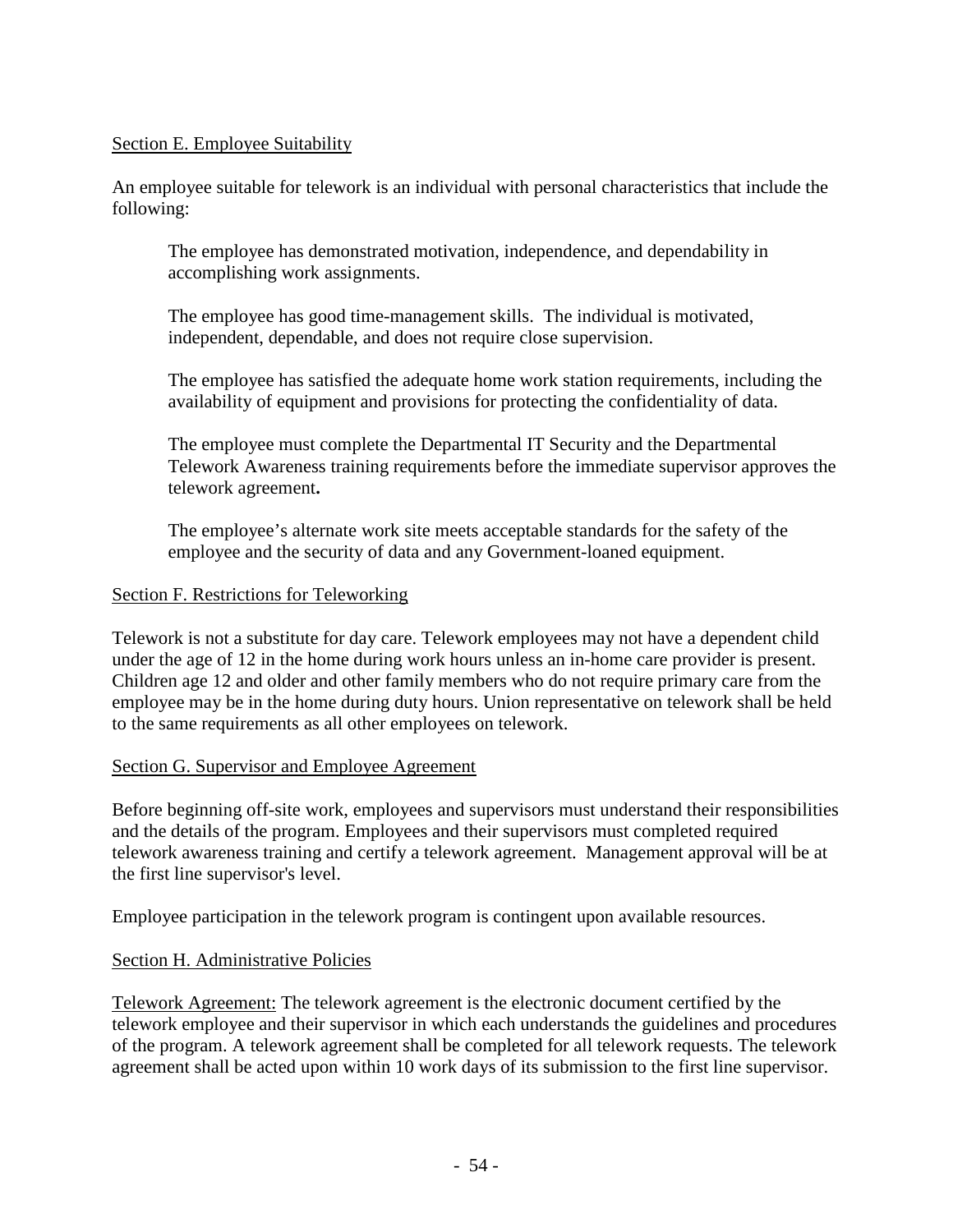Section E. Employee Suitability

An employee suitable for telework is an individual with personal characteristics that include the following:

> The employee has demonstrated motivation, independence, and dependability in accomplishing work assignments.
>
> The employee has good time-management skills. The individual is motivated, independent, dependable, and does not require close supervision.
>
> The employee has satisfied the adequate home work station requirements, including the availability of equipment and provisions for protecting the confidentiality of data.
>
> The employee must complete the Departmental IT Security and the Departmental Telework Awareness training requirements before the immediate supervisor approves the telework agreement**.**
>
> The employee's alternate work site meets acceptable standards for the safety of the employee and the security of data and any Government-loaned equipment.

Section F. Restrictions for Teleworking

Telework is not a substitute for day care. Telework employees may not have a dependent child under the age of 12 in the home during work hours unless an in-home care provider is present. Children age 12 and older and other family members who do not require primary care from the employee may be in the home during duty hours. Union representative on telework shall be held to the same requirements as all other employees on telework.

Section G. Supervisor and Employee Agreement

Before beginning off-site work, employees and supervisors must understand their responsibilities and the details of the program. Employees and their supervisors must completed required telework awareness training and certify a telework agreement. Management approval will be at the first line supervisor's level.

Employee participation in the telework program is contingent upon available resources.

Section H. Administrative Policies

Telework Agreement: The telework agreement is the electronic document certified by the telework employee and their supervisor in which each understands the guidelines and procedures of the program. A telework agreement shall be completed for all telework requests. The telework agreement shall be acted upon within 10 work days of its submission to the first line supervisor.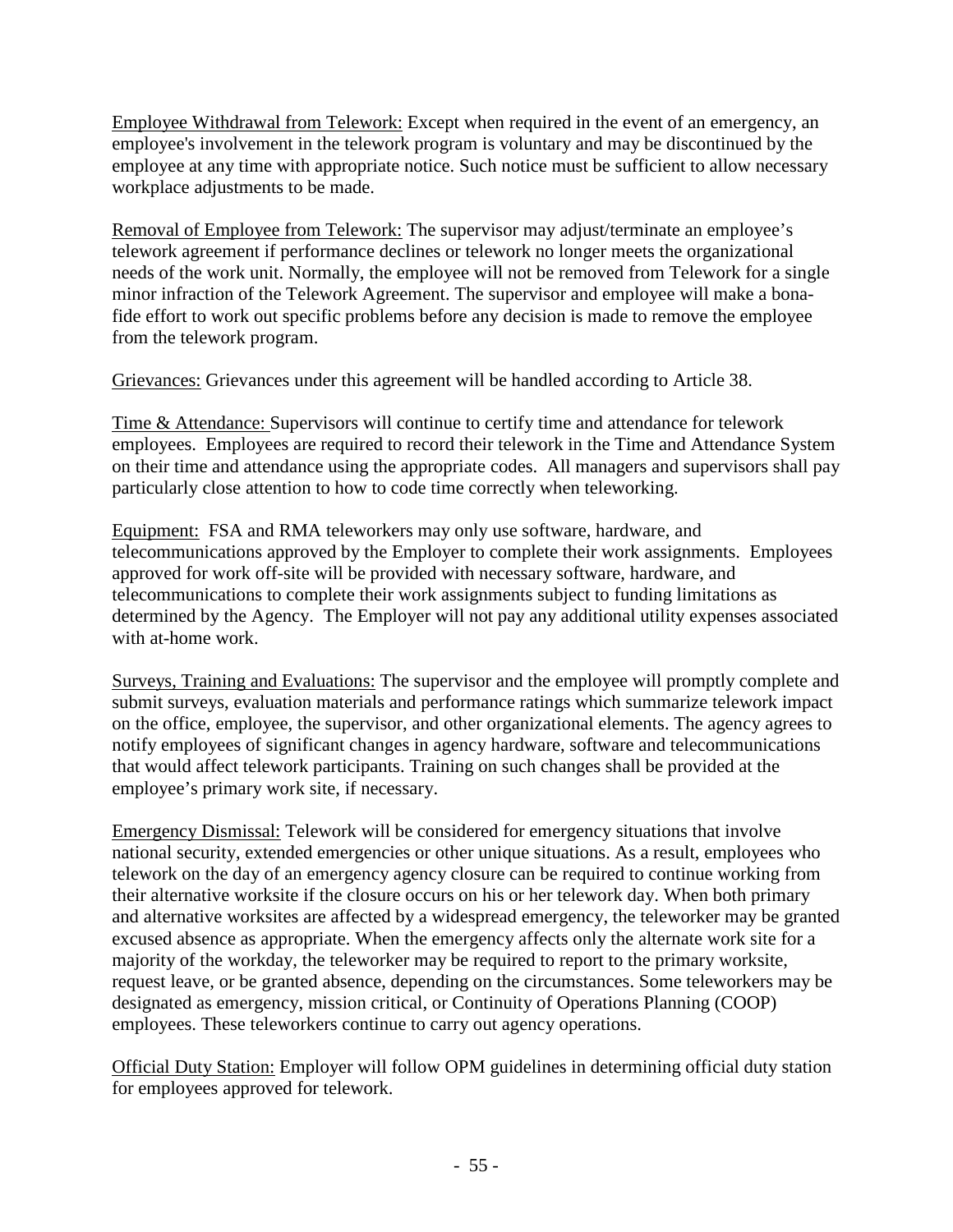Employee Withdrawal from Telework: Except when required in the event of an emergency, an employee's involvement in the telework program is voluntary and may be discontinued by the employee at any time with appropriate notice. Such notice must be sufficient to allow necessary workplace adjustments to be made.

Removal of Employee from Telework: The supervisor may adjust/terminate an employee's telework agreement if performance declines or telework no longer meets the organizational needs of the work unit. Normally, the employee will not be removed from Telework for a single minor infraction of the Telework Agreement. The supervisor and employee will make a bona-fide effort to work out specific problems before any decision is made to remove the employee from the telework program.

Grievances: Grievances under this agreement will be handled according to Article 38.

Time & Attendance: Supervisors will continue to certify time and attendance for telework employees. Employees are required to record their telework in the Time and Attendance System on their time and attendance using the appropriate codes. All managers and supervisors shall pay particularly close attention to how to code time correctly when teleworking.

Equipment: FSA and RMA teleworkers may only use software, hardware, and telecommunications approved by the Employer to complete their work assignments. Employees approved for work off-site will be provided with necessary software, hardware, and telecommunications to complete their work assignments subject to funding limitations as determined by the Agency. The Employer will not pay any additional utility expenses associated with at-home work.

Surveys, Training and Evaluations: The supervisor and the employee will promptly complete and submit surveys, evaluation materials and performance ratings which summarize telework impact on the office, employee, the supervisor, and other organizational elements. The agency agrees to notify employees of significant changes in agency hardware, software and telecommunications that would affect telework participants. Training on such changes shall be provided at the employee's primary work site, if necessary.

Emergency Dismissal: Telework will be considered for emergency situations that involve national security, extended emergencies or other unique situations. As a result, employees who telework on the day of an emergency agency closure can be required to continue working from their alternative worksite if the closure occurs on his or her telework day. When both primary and alternative worksites are affected by a widespread emergency, the teleworker may be granted excused absence as appropriate. When the emergency affects only the alternate work site for a majority of the workday, the teleworker may be required to report to the primary worksite, request leave, or be granted absence, depending on the circumstances. Some teleworkers may be designated as emergency, mission critical, or Continuity of Operations Planning (COOP) employees. These teleworkers continue to carry out agency operations.

Official Duty Station: Employer will follow OPM guidelines in determining official duty station for employees approved for telework.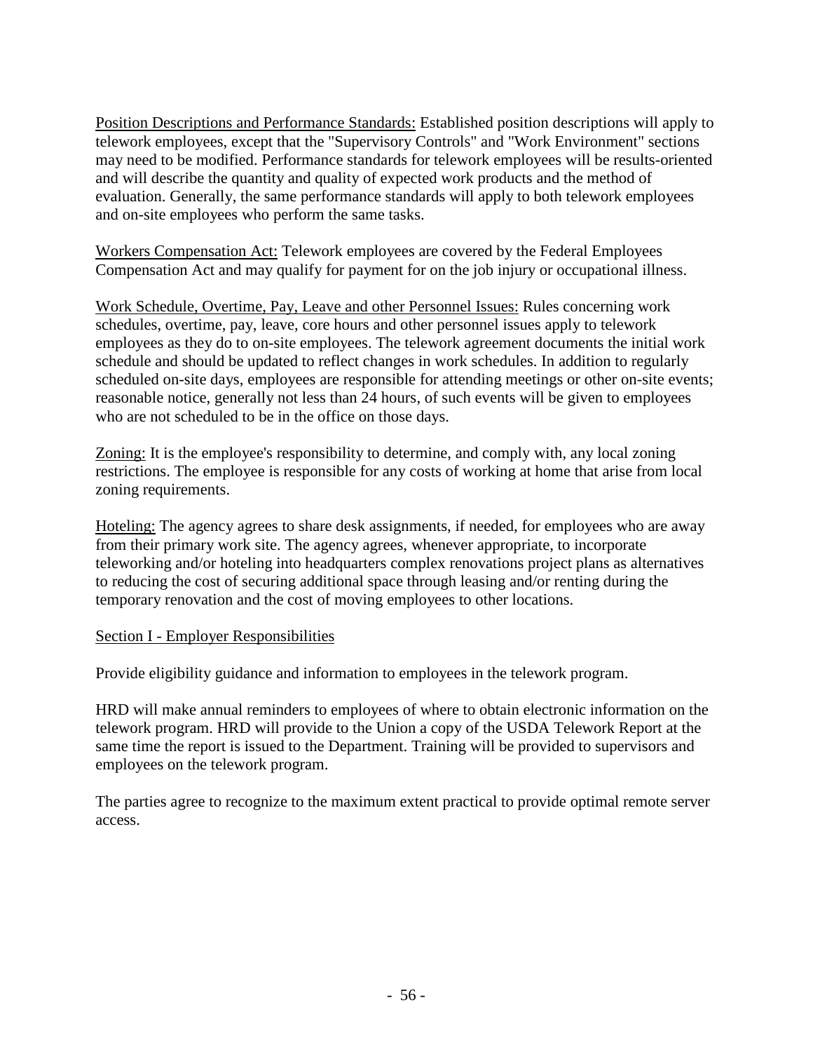Position Descriptions and Performance Standards: Established position descriptions will apply to telework employees, except that the "Supervisory Controls" and "Work Environment" sections may need to be modified. Performance standards for telework employees will be results-oriented and will describe the quantity and quality of expected work products and the method of evaluation. Generally, the same performance standards will apply to both telework employees and on-site employees who perform the same tasks.

Workers Compensation Act: Telework employees are covered by the Federal Employees Compensation Act and may qualify for payment for on the job injury or occupational illness.

Work Schedule, Overtime, Pay, Leave and other Personnel Issues: Rules concerning work schedules, overtime, pay, leave, core hours and other personnel issues apply to telework employees as they do to on-site employees. The telework agreement documents the initial work schedule and should be updated to reflect changes in work schedules. In addition to regularly scheduled on-site days, employees are responsible for attending meetings or other on-site events; reasonable notice, generally not less than 24 hours, of such events will be given to employees who are not scheduled to be in the office on those days.

Zoning: It is the employee's responsibility to determine, and comply with, any local zoning restrictions. The employee is responsible for any costs of working at home that arise from local zoning requirements.

Hoteling: The agency agrees to share desk assignments, if needed, for employees who are away from their primary work site. The agency agrees, whenever appropriate, to incorporate teleworking and/or hoteling into headquarters complex renovations project plans as alternatives to reducing the cost of securing additional space through leasing and/or renting during the temporary renovation and the cost of moving employees to other locations.

## Section I - Employer Responsibilities

Provide eligibility guidance and information to employees in the telework program.

HRD will make annual reminders to employees of where to obtain electronic information on the telework program. HRD will provide to the Union a copy of the USDA Telework Report at the same time the report is issued to the Department. Training will be provided to supervisors and employees on the telework program.

The parties agree to recognize to the maximum extent practical to provide optimal remote server access.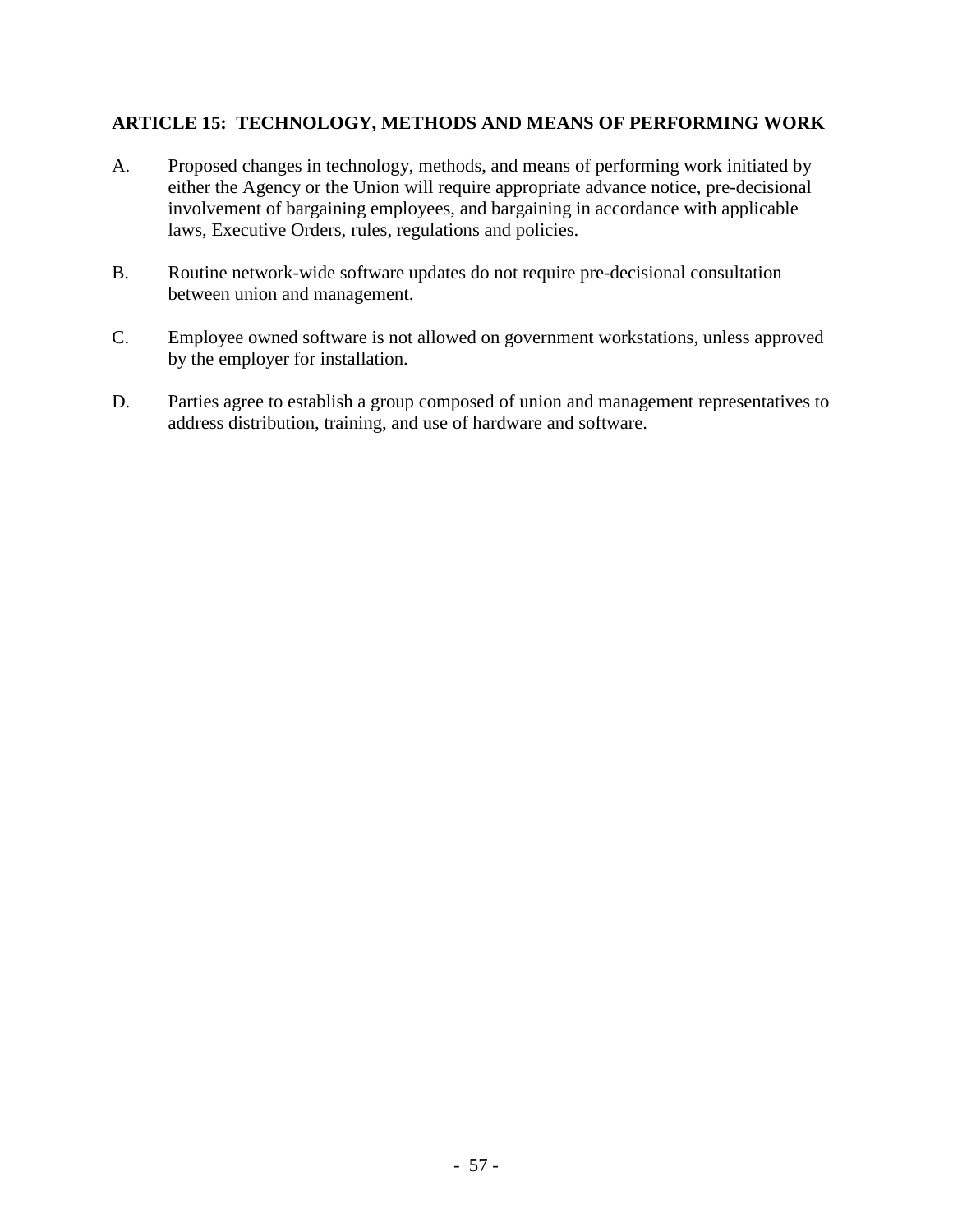## ARTICLE 15: TECHNOLOGY, METHODS AND MEANS OF PERFORMING WORK

A. Proposed changes in technology, methods, and means of performing work initiated by either the Agency or the Union will require appropriate advance notice, pre-decisional involvement of bargaining employees, and bargaining in accordance with applicable laws, Executive Orders, rules, regulations and policies.

B. Routine network-wide software updates do not require pre-decisional consultation between union and management.

C. Employee owned software is not allowed on government workstations, unless approved by the employer for installation.

D. Parties agree to establish a group composed of union and management representatives to address distribution, training, and use of hardware and software.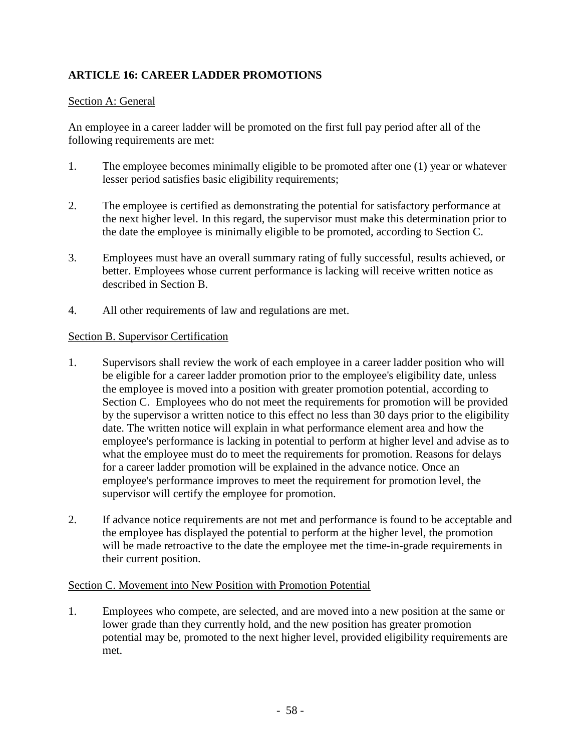## ARTICLE 16: CAREER LADDER PROMOTIONS

Section A: General

An employee in a career ladder will be promoted on the first full pay period after all of the following requirements are met:

1. The employee becomes minimally eligible to be promoted after one (1) year or whatever lesser period satisfies basic eligibility requirements;

2. The employee is certified as demonstrating the potential for satisfactory performance at the next higher level. In this regard, the supervisor must make this determination prior to the date the employee is minimally eligible to be promoted, according to Section C.

3. Employees must have an overall summary rating of fully successful, results achieved, or better. Employees whose current performance is lacking will receive written notice as described in Section B.

4. All other requirements of law and regulations are met.

Section B. Supervisor Certification

1. Supervisors shall review the work of each employee in a career ladder position who will be eligible for a career ladder promotion prior to the employee's eligibility date, unless the employee is moved into a position with greater promotion potential, according to Section C. Employees who do not meet the requirements for promotion will be provided by the supervisor a written notice to this effect no less than 30 days prior to the eligibility date. The written notice will explain in what performance element area and how the employee's performance is lacking in potential to perform at higher level and advise as to what the employee must do to meet the requirements for promotion. Reasons for delays for a career ladder promotion will be explained in the advance notice. Once an employee's performance improves to meet the requirement for promotion level, the supervisor will certify the employee for promotion.

2. If advance notice requirements are not met and performance is found to be acceptable and the employee has displayed the potential to perform at the higher level, the promotion will be made retroactive to the date the employee met the time-in-grade requirements in their current position.

Section C. Movement into New Position with Promotion Potential

1. Employees who compete, are selected, and are moved into a new position at the same or lower grade than they currently hold, and the new position has greater promotion potential may be, promoted to the next higher level, provided eligibility requirements are met.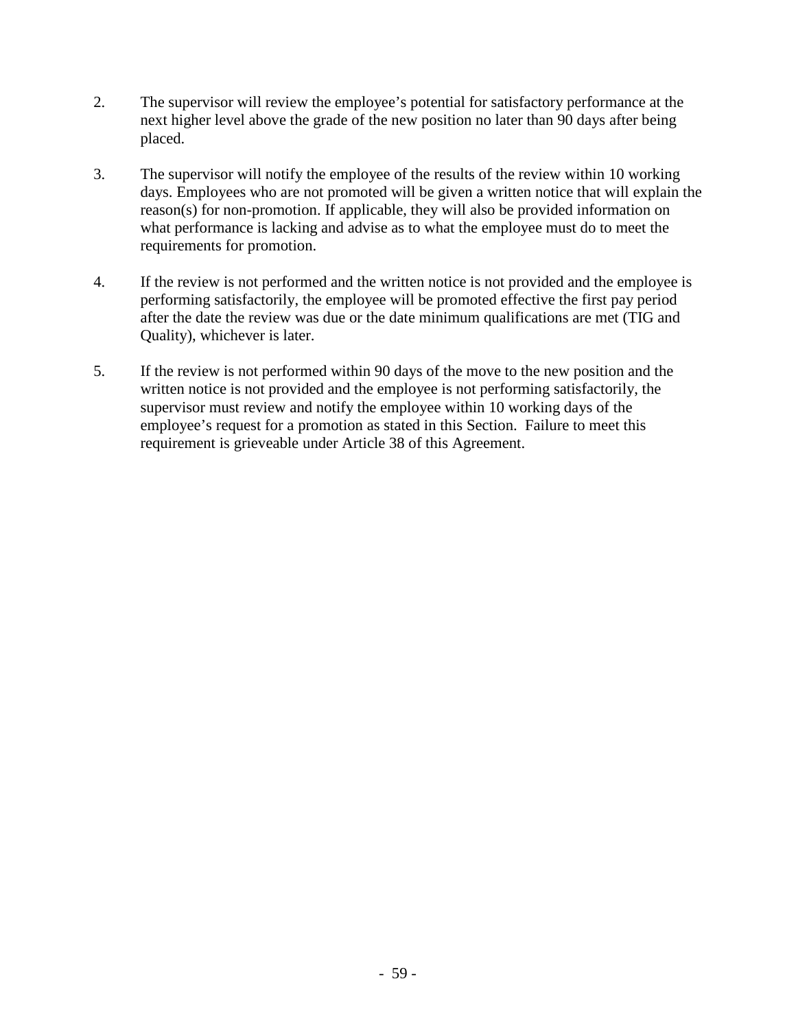2. The supervisor will review the employee's potential for satisfactory performance at the next higher level above the grade of the new position no later than 90 days after being placed.

3. The supervisor will notify the employee of the results of the review within 10 working days. Employees who are not promoted will be given a written notice that will explain the reason(s) for non-promotion. If applicable, they will also be provided information on what performance is lacking and advise as to what the employee must do to meet the requirements for promotion.

4. If the review is not performed and the written notice is not provided and the employee is performing satisfactorily, the employee will be promoted effective the first pay period after the date the review was due or the date minimum qualifications are met (TIG and Quality), whichever is later.

5. If the review is not performed within 90 days of the move to the new position and the written notice is not provided and the employee is not performing satisfactorily, the supervisor must review and notify the employee within 10 working days of the employee's request for a promotion as stated in this Section. Failure to meet this requirement is grieveable under Article 38 of this Agreement.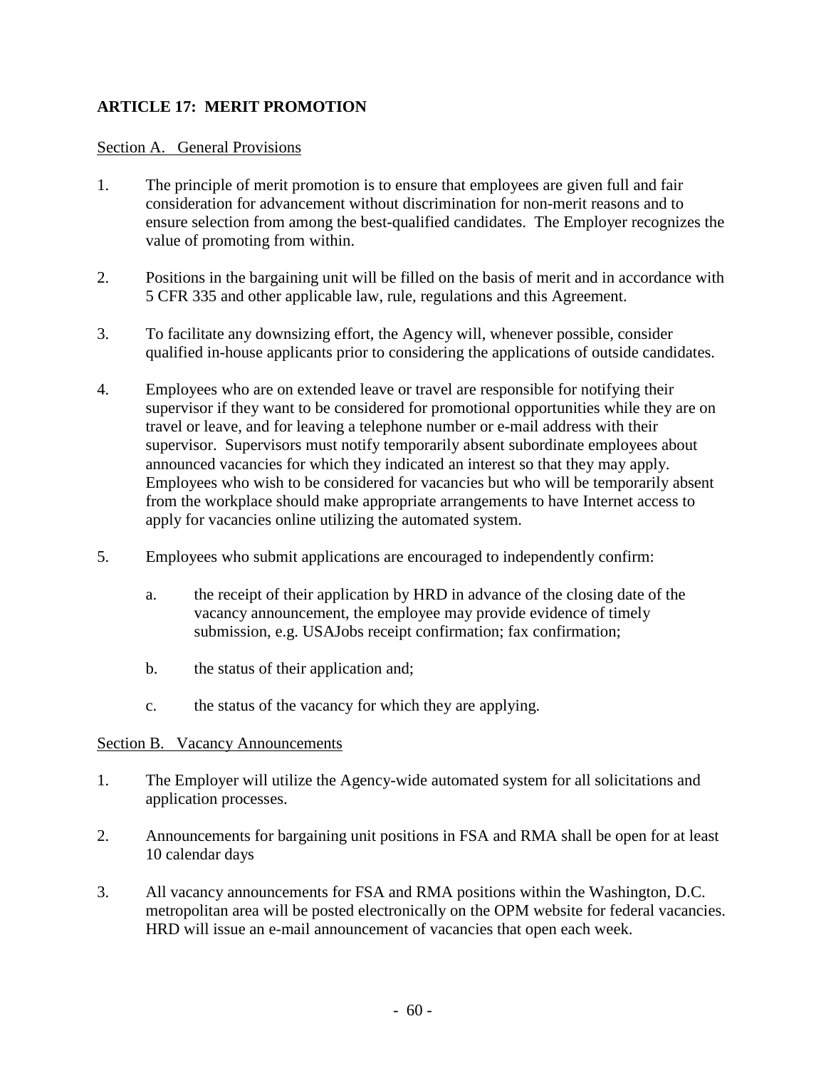## ARTICLE 17: MERIT PROMOTION

Section A. General Provisions

1. The principle of merit promotion is to ensure that employees are given full and fair consideration for advancement without discrimination for non-merit reasons and to ensure selection from among the best-qualified candidates. The Employer recognizes the value of promoting from within.

2. Positions in the bargaining unit will be filled on the basis of merit and in accordance with 5 CFR 335 and other applicable law, rule, regulations and this Agreement.

3. To facilitate any downsizing effort, the Agency will, whenever possible, consider qualified in-house applicants prior to considering the applications of outside candidates.

4. Employees who are on extended leave or travel are responsible for notifying their supervisor if they want to be considered for promotional opportunities while they are on travel or leave, and for leaving a telephone number or e-mail address with their supervisor. Supervisors must notify temporarily absent subordinate employees about announced vacancies for which they indicated an interest so that they may apply. Employees who wish to be considered for vacancies but who will be temporarily absent from the workplace should make appropriate arrangements to have Internet access to apply for vacancies online utilizing the automated system.

5. Employees who submit applications are encouraged to independently confirm:

   a. the receipt of their application by HRD in advance of the closing date of the vacancy announcement, the employee may provide evidence of timely submission, e.g. USAJobs receipt confirmation; fax confirmation;

   b. the status of their application and;

   c. the status of the vacancy for which they are applying.

Section B. Vacancy Announcements

1. The Employer will utilize the Agency-wide automated system for all solicitations and application processes.

2. Announcements for bargaining unit positions in FSA and RMA shall be open for at least 10 calendar days

3. All vacancy announcements for FSA and RMA positions within the Washington, D.C. metropolitan area will be posted electronically on the OPM website for federal vacancies. HRD will issue an e-mail announcement of vacancies that open each week.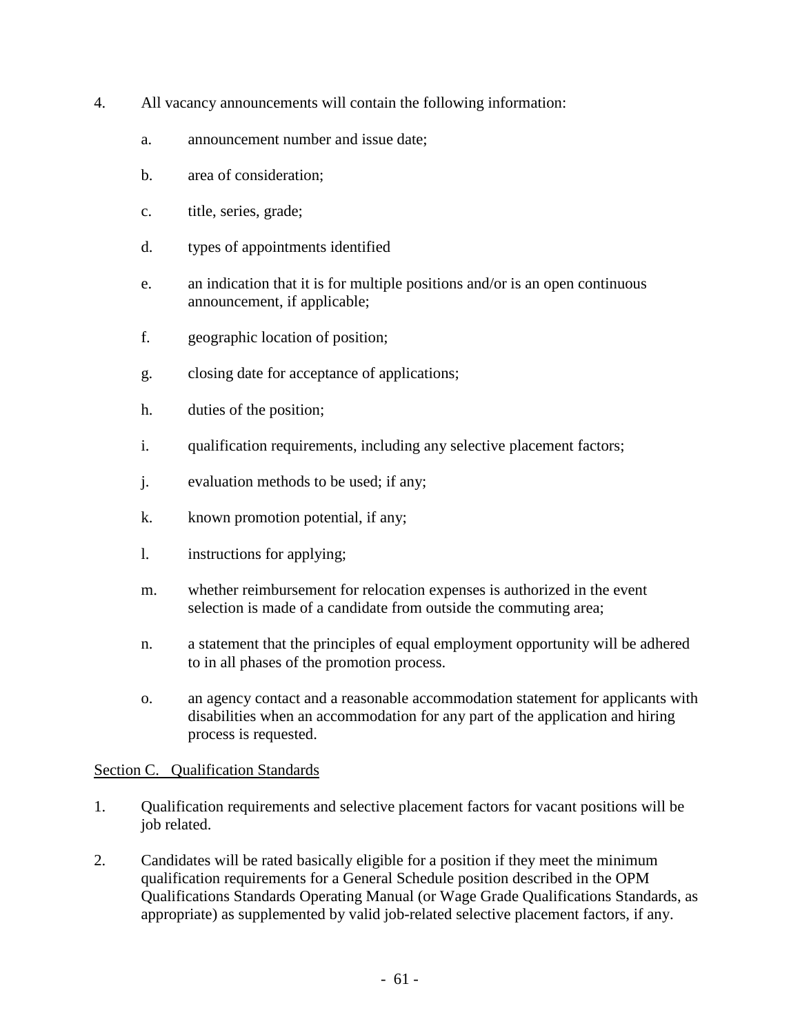4. All vacancy announcements will contain the following information:

   a. announcement number and issue date;

   b. area of consideration;

   c. title, series, grade;

   d. types of appointments identified

   e. an indication that it is for multiple positions and/or is an open continuous announcement, if applicable;

   f. geographic location of position;

   g. closing date for acceptance of applications;

   h. duties of the position;

   i. qualification requirements, including any selective placement factors;

   j. evaluation methods to be used; if any;

   k. known promotion potential, if any;

   l. instructions for applying;

   m. whether reimbursement for relocation expenses is authorized in the event selection is made of a candidate from outside the commuting area;

   n. a statement that the principles of equal employment opportunity will be adhered to in all phases of the promotion process.

   o. an agency contact and a reasonable accommodation statement for applicants with disabilities when an accommodation for any part of the application and hiring process is requested.

<u>Section C. Qualification Standards</u>

1. Qualification requirements and selective placement factors for vacant positions will be job related.

2. Candidates will be rated basically eligible for a position if they meet the minimum qualification requirements for a General Schedule position described in the OPM Qualifications Standards Operating Manual (or Wage Grade Qualifications Standards, as appropriate) as supplemented by valid job-related selective placement factors, if any.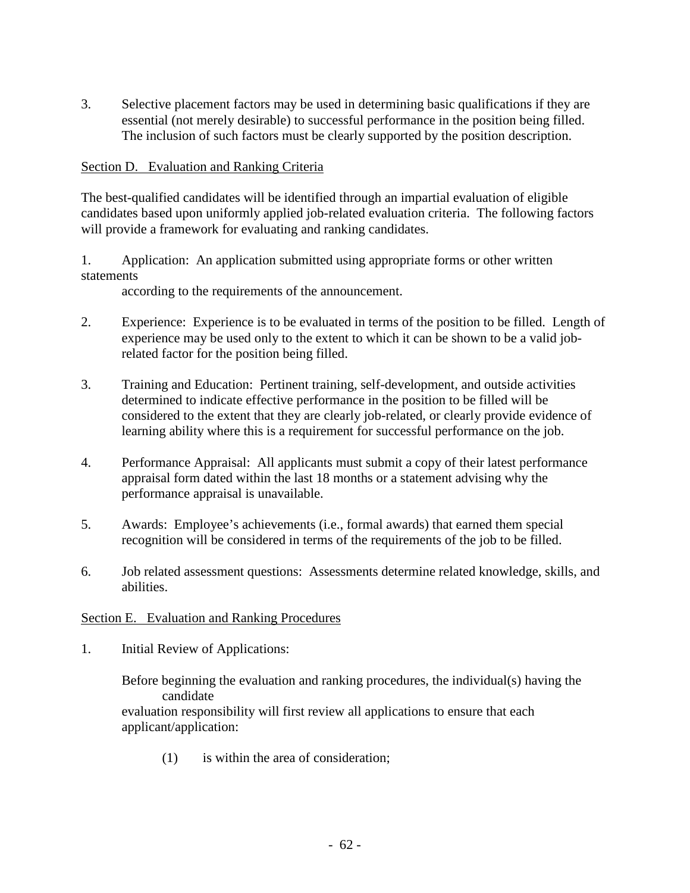3. Selective placement factors may be used in determining basic qualifications if they are essential (not merely desirable) to successful performance in the position being filled. The inclusion of such factors must be clearly supported by the position description.

Section D. Evaluation and Ranking Criteria

The best-qualified candidates will be identified through an impartial evaluation of eligible candidates based upon uniformly applied job-related evaluation criteria. The following factors will provide a framework for evaluating and ranking candidates.

1. Application: An application submitted using appropriate forms or other written statements according to the requirements of the announcement.

2. Experience: Experience is to be evaluated in terms of the position to be filled. Length of experience may be used only to the extent to which it can be shown to be a valid job-related factor for the position being filled.

3. Training and Education: Pertinent training, self-development, and outside activities determined to indicate effective performance in the position to be filled will be considered to the extent that they are clearly job-related, or clearly provide evidence of learning ability where this is a requirement for successful performance on the job.

4. Performance Appraisal: All applicants must submit a copy of their latest performance appraisal form dated within the last 18 months or a statement advising why the performance appraisal is unavailable.

5. Awards: Employee's achievements (i.e., formal awards) that earned them special recognition will be considered in terms of the requirements of the job to be filled.

6. Job related assessment questions: Assessments determine related knowledge, skills, and abilities.

Section E. Evaluation and Ranking Procedures

1. Initial Review of Applications:

   Before beginning the evaluation and ranking procedures, the individual(s) having the candidate evaluation responsibility will first review all applications to ensure that each applicant/application:

   (1) is within the area of consideration;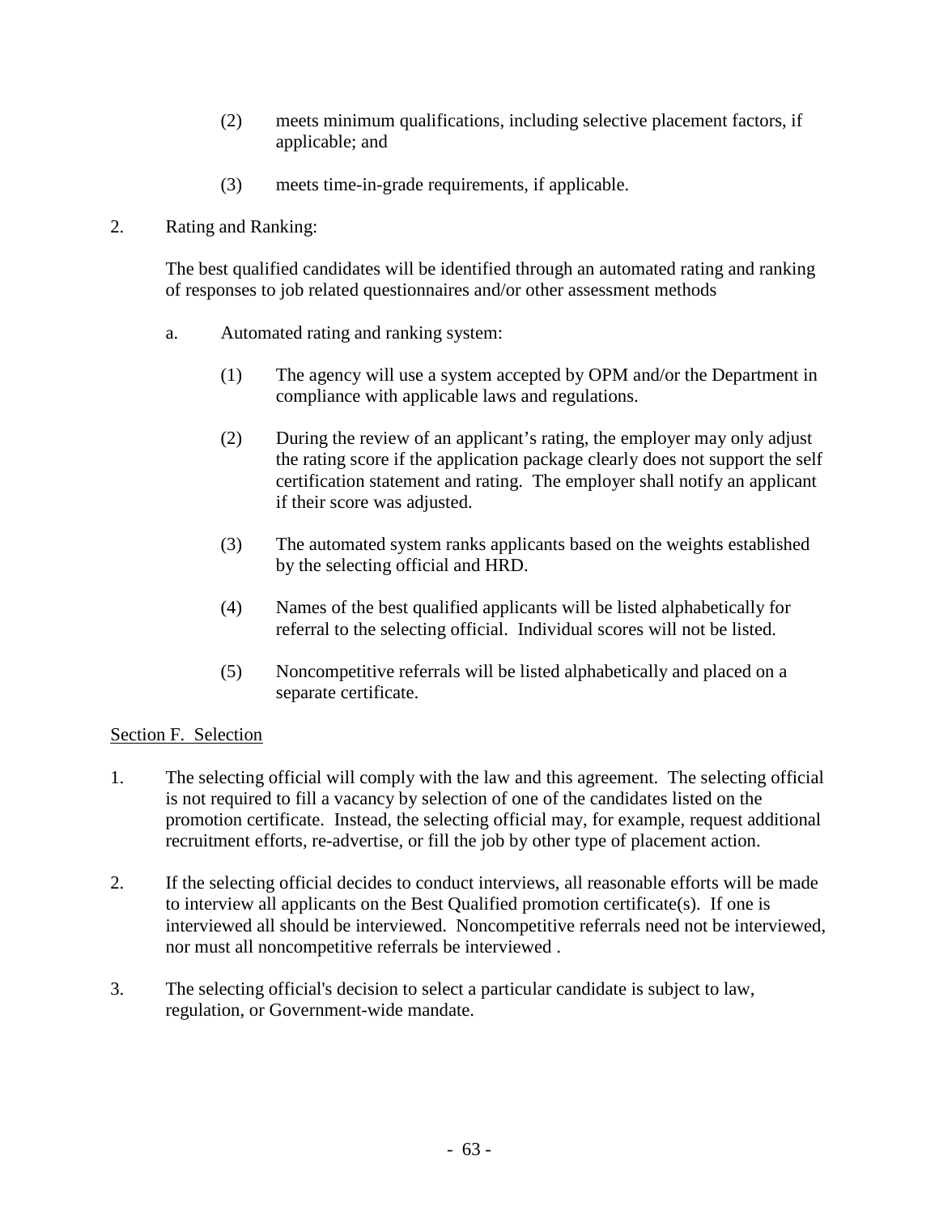(2) meets minimum qualifications, including selective placement factors, if applicable; and

(3) meets time-in-grade requirements, if applicable.

2. Rating and Ranking:

   The best qualified candidates will be identified through an automated rating and ranking of responses to job related questionnaires and/or other assessment methods

   a. Automated rating and ranking system:

      (1) The agency will use a system accepted by OPM and/or the Department in compliance with applicable laws and regulations.

      (2) During the review of an applicant's rating, the employer may only adjust the rating score if the application package clearly does not support the self certification statement and rating. The employer shall notify an applicant if their score was adjusted.

      (3) The automated system ranks applicants based on the weights established by the selecting official and HRD.

      (4) Names of the best qualified applicants will be listed alphabetically for referral to the selecting official. Individual scores will not be listed.

      (5) Noncompetitive referrals will be listed alphabetically and placed on a separate certificate.

<u>Section F. Selection</u>

1. The selecting official will comply with the law and this agreement. The selecting official is not required to fill a vacancy by selection of one of the candidates listed on the promotion certificate. Instead, the selecting official may, for example, request additional recruitment efforts, re-advertise, or fill the job by other type of placement action.

2. If the selecting official decides to conduct interviews, all reasonable efforts will be made to interview all applicants on the Best Qualified promotion certificate(s). If one is interviewed all should be interviewed. Noncompetitive referrals need not be interviewed, nor must all noncompetitive referrals be interviewed .

3. The selecting official's decision to select a particular candidate is subject to law, regulation, or Government-wide mandate.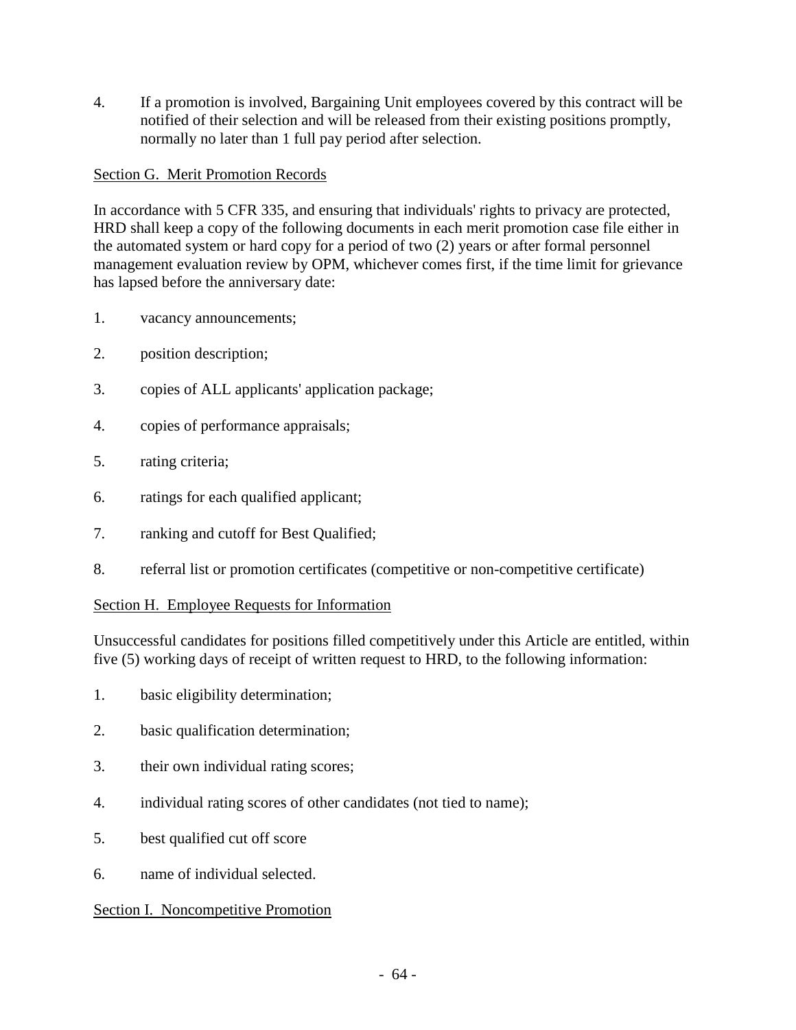4. If a promotion is involved, Bargaining Unit employees covered by this contract will be notified of their selection and will be released from their existing positions promptly, normally no later than 1 full pay period after selection.

Section G. Merit Promotion Records

In accordance with 5 CFR 335, and ensuring that individuals' rights to privacy are protected, HRD shall keep a copy of the following documents in each merit promotion case file either in the automated system or hard copy for a period of two (2) years or after formal personnel management evaluation review by OPM, whichever comes first, if the time limit for grievance has lapsed before the anniversary date:

1. vacancy announcements;
2. position description;
3. copies of ALL applicants' application package;
4. copies of performance appraisals;
5. rating criteria;
6. ratings for each qualified applicant;
7. ranking and cutoff for Best Qualified;
8. referral list or promotion certificates (competitive or non-competitive certificate)

Section H. Employee Requests for Information

Unsuccessful candidates for positions filled competitively under this Article are entitled, within five (5) working days of receipt of written request to HRD, to the following information:

1. basic eligibility determination;
2. basic qualification determination;
3. their own individual rating scores;
4. individual rating scores of other candidates (not tied to name);
5. best qualified cut off score
6. name of individual selected.

Section I. Noncompetitive Promotion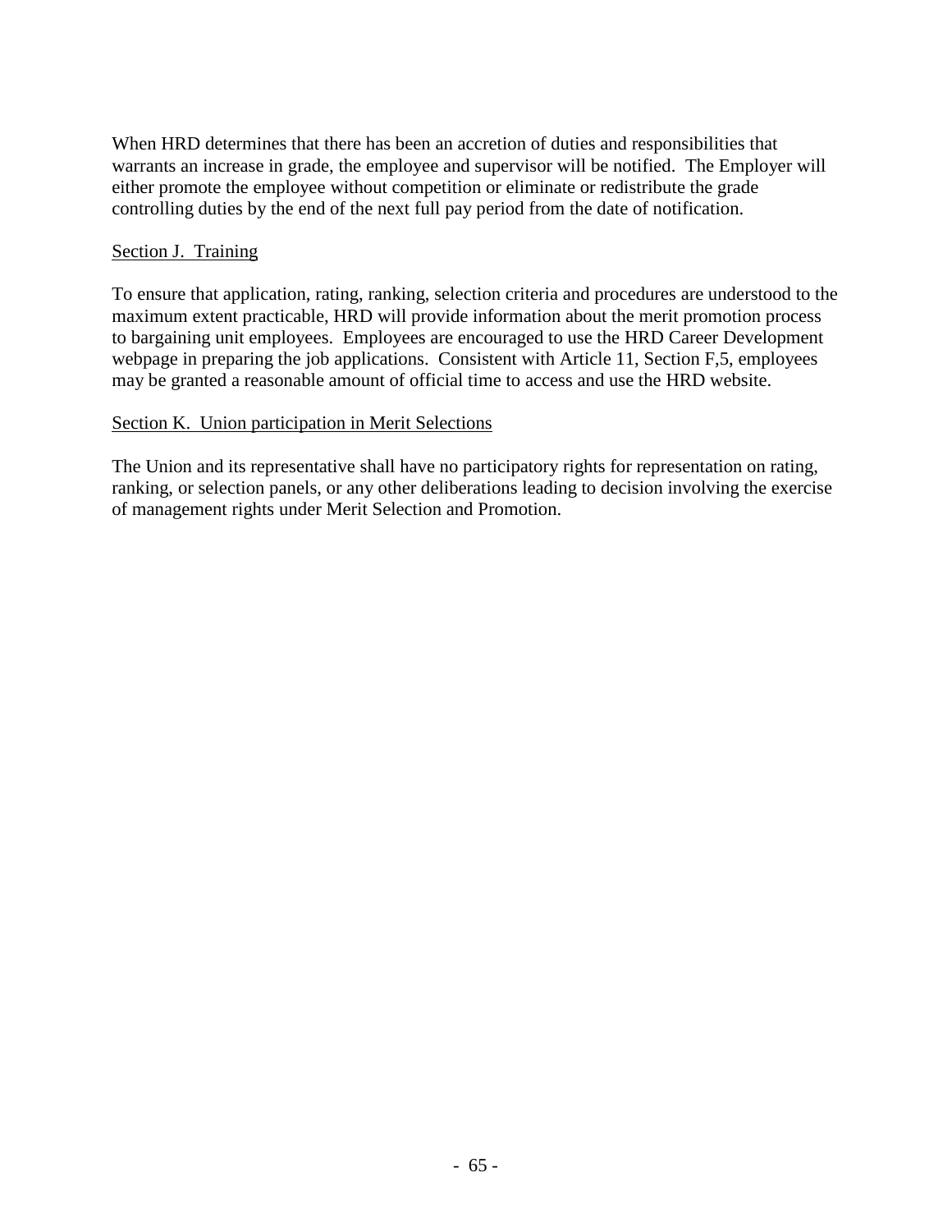When HRD determines that there has been an accretion of duties and responsibilities that warrants an increase in grade, the employee and supervisor will be notified. The Employer will either promote the employee without competition or eliminate or redistribute the grade controlling duties by the end of the next full pay period from the date of notification.

Section J. Training

To ensure that application, rating, ranking, selection criteria and procedures are understood to the maximum extent practicable, HRD will provide information about the merit promotion process to bargaining unit employees. Employees are encouraged to use the HRD Career Development webpage in preparing the job applications. Consistent with Article 11, Section F,5, employees may be granted a reasonable amount of official time to access and use the HRD website.

Section K. Union participation in Merit Selections

The Union and its representative shall have no participatory rights for representation on rating, ranking, or selection panels, or any other deliberations leading to decision involving the exercise of management rights under Merit Selection and Promotion.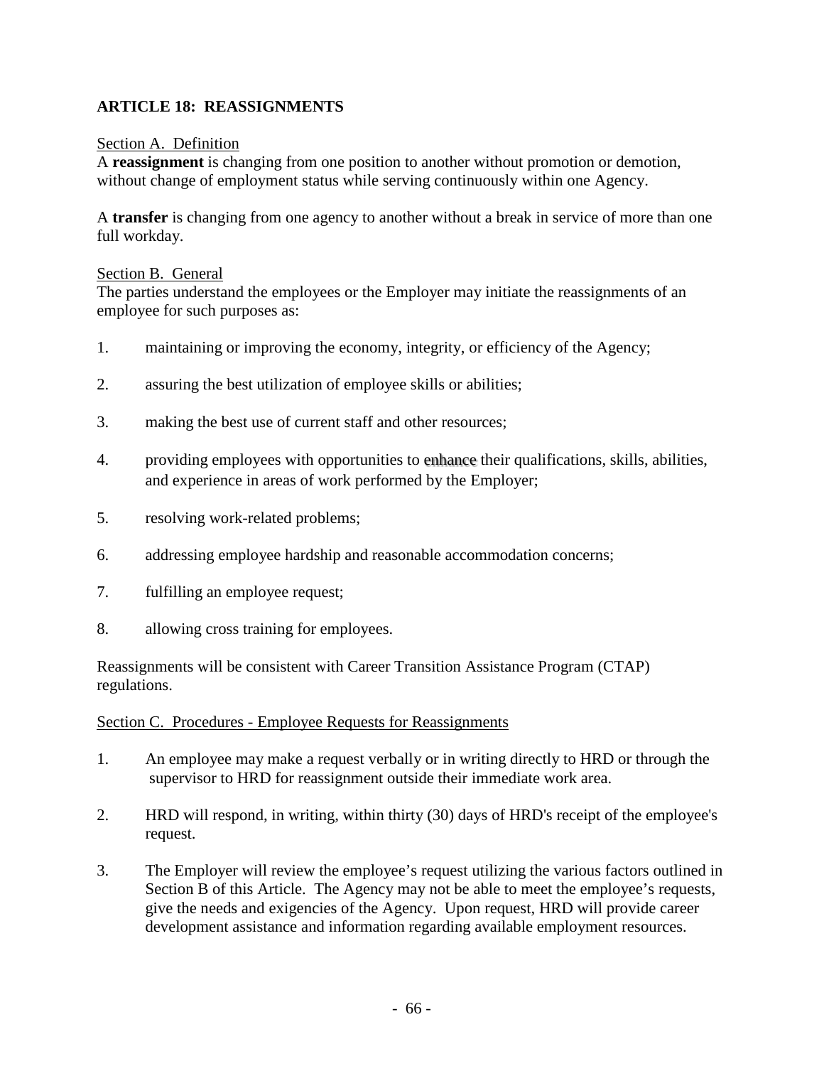## ARTICLE 18: REASSIGNMENTS

Section A. Definition

A **reassignment** is changing from one position to another without promotion or demotion, without change of employment status while serving continuously within one Agency.

A **transfer** is changing from one agency to another without a break in service of more than one full workday.

Section B. General

The parties understand the employees or the Employer may initiate the reassignments of an employee for such purposes as:

1. maintaining or improving the economy, integrity, or efficiency of the Agency;
2. assuring the best utilization of employee skills or abilities;
3. making the best use of current staff and other resources;
4. providing employees with opportunities to enhance their qualifications, skills, abilities, and experience in areas of work performed by the Employer;
5. resolving work-related problems;
6. addressing employee hardship and reasonable accommodation concerns;
7. fulfilling an employee request;
8. allowing cross training for employees.

Reassignments will be consistent with Career Transition Assistance Program (CTAP) regulations.

Section C. Procedures - Employee Requests for Reassignments

1. An employee may make a request verbally or in writing directly to HRD or through the supervisor to HRD for reassignment outside their immediate work area.
2. HRD will respond, in writing, within thirty (30) days of HRD's receipt of the employee's request.
3. The Employer will review the employee's request utilizing the various factors outlined in Section B of this Article. The Agency may not be able to meet the employee's requests, give the needs and exigencies of the Agency. Upon request, HRD will provide career development assistance and information regarding available employment resources.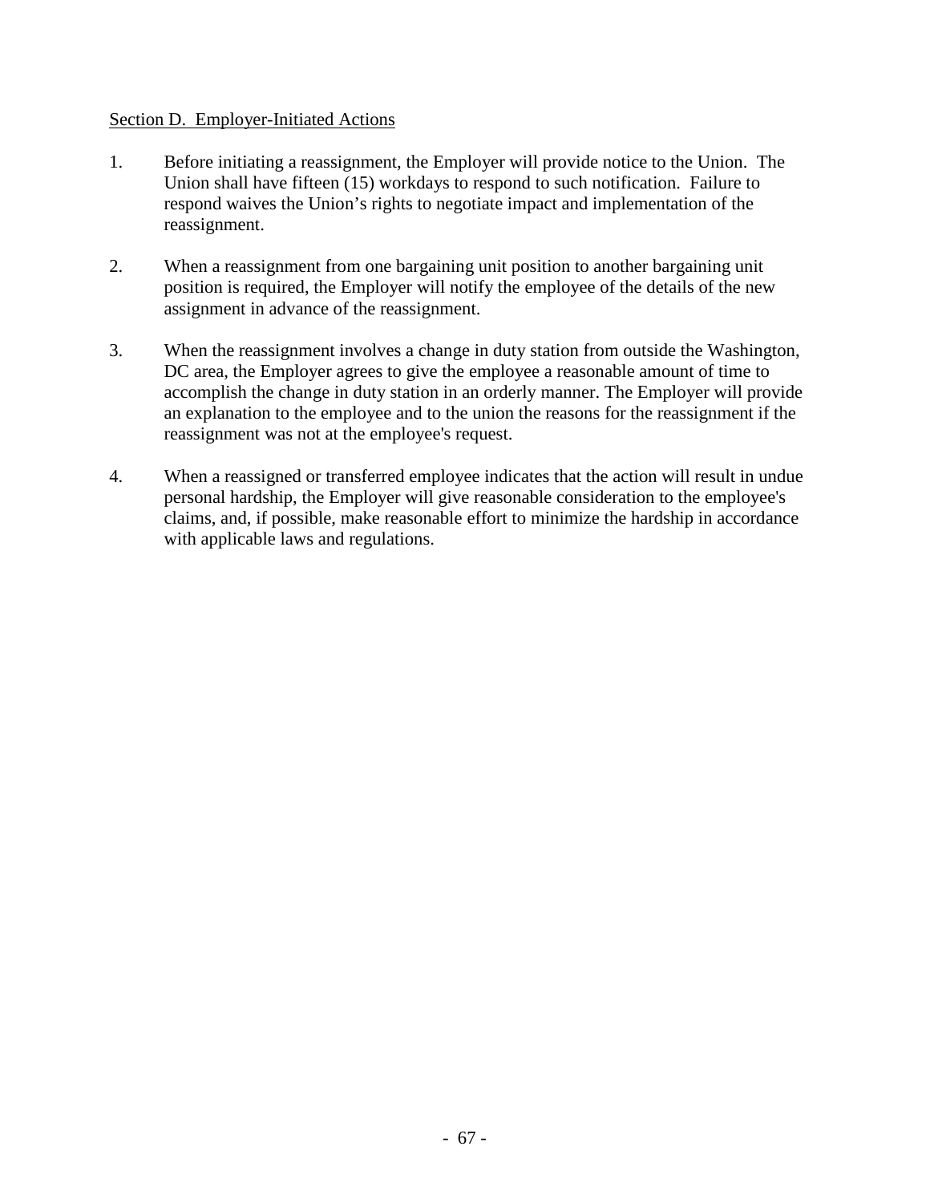Section D. Employer-Initiated Actions

1. Before initiating a reassignment, the Employer will provide notice to the Union. The Union shall have fifteen (15) workdays to respond to such notification. Failure to respond waives the Union's rights to negotiate impact and implementation of the reassignment.

2. When a reassignment from one bargaining unit position to another bargaining unit position is required, the Employer will notify the employee of the details of the new assignment in advance of the reassignment.

3. When the reassignment involves a change in duty station from outside the Washington, DC area, the Employer agrees to give the employee a reasonable amount of time to accomplish the change in duty station in an orderly manner. The Employer will provide an explanation to the employee and to the union the reasons for the reassignment if the reassignment was not at the employee's request.

4. When a reassigned or transferred employee indicates that the action will result in undue personal hardship, the Employer will give reasonable consideration to the employee's claims, and, if possible, make reasonable effort to minimize the hardship in accordance with applicable laws and regulations.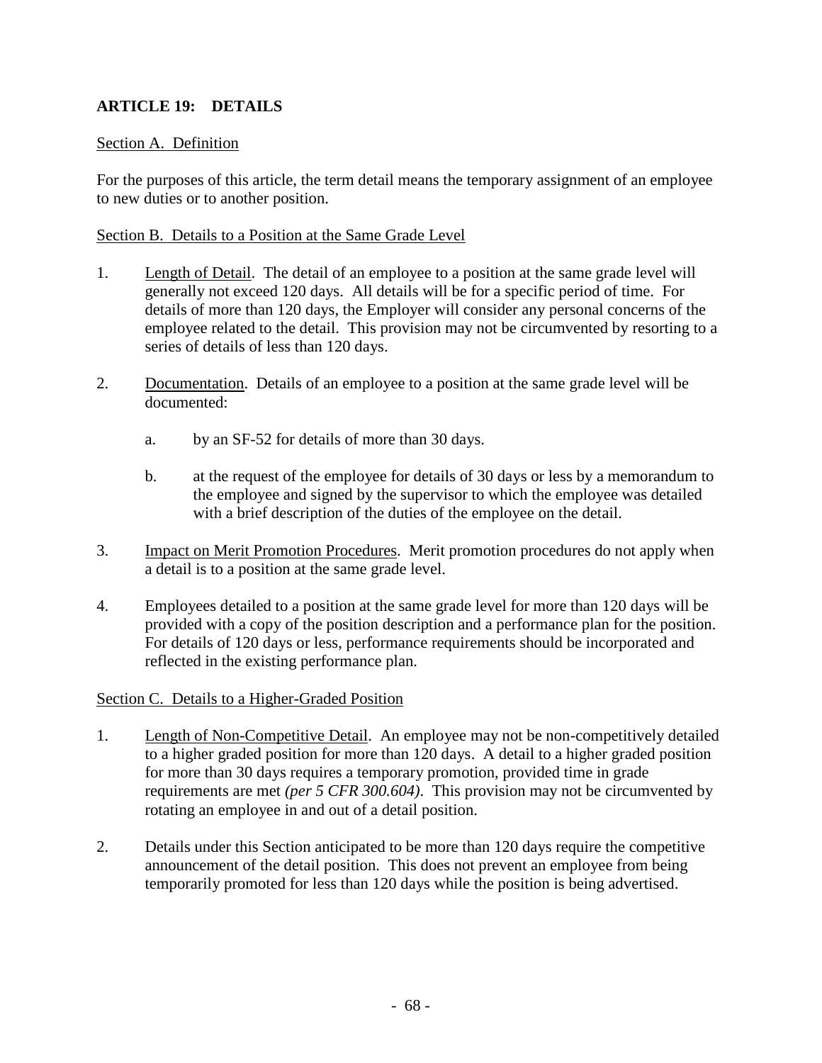## ARTICLE 19: DETAILS

Section A. Definition

For the purposes of this article, the term detail means the temporary assignment of an employee to new duties or to another position.

Section B. Details to a Position at the Same Grade Level

1. Length of Detail. The detail of an employee to a position at the same grade level will generally not exceed 120 days. All details will be for a specific period of time. For details of more than 120 days, the Employer will consider any personal concerns of the employee related to the detail. This provision may not be circumvented by resorting to a series of details of less than 120 days.

2. Documentation. Details of an employee to a position at the same grade level will be documented:

   a. by an SF-52 for details of more than 30 days.

   b. at the request of the employee for details of 30 days or less by a memorandum to the employee and signed by the supervisor to which the employee was detailed with a brief description of the duties of the employee on the detail.

3. Impact on Merit Promotion Procedures. Merit promotion procedures do not apply when a detail is to a position at the same grade level.

4. Employees detailed to a position at the same grade level for more than 120 days will be provided with a copy of the position description and a performance plan for the position. For details of 120 days or less, performance requirements should be incorporated and reflected in the existing performance plan.

Section C. Details to a Higher-Graded Position

1. Length of Non-Competitive Detail. An employee may not be non-competitively detailed to a higher graded position for more than 120 days. A detail to a higher graded position for more than 30 days requires a temporary promotion, provided time in grade requirements are met *(per 5 CFR 300.604)*. This provision may not be circumvented by rotating an employee in and out of a detail position.

2. Details under this Section anticipated to be more than 120 days require the competitive announcement of the detail position. This does not prevent an employee from being temporarily promoted for less than 120 days while the position is being advertised.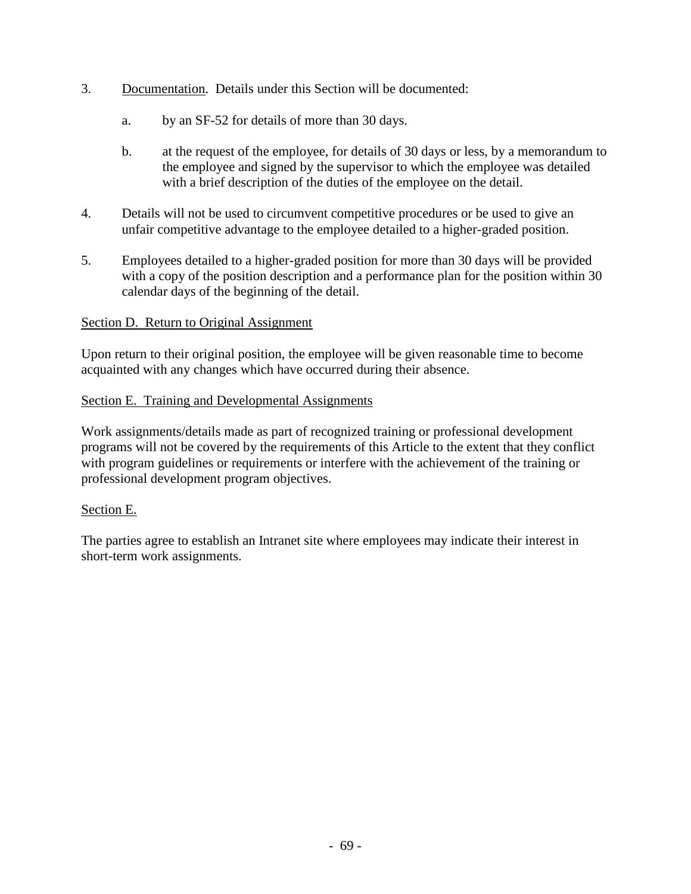3. Documentation. Details under this Section will be documented:

   a. by an SF-52 for details of more than 30 days.

   b. at the request of the employee, for details of 30 days or less, by a memorandum to the employee and signed by the supervisor to which the employee was detailed with a brief description of the duties of the employee on the detail.

4. Details will not be used to circumvent competitive procedures or be used to give an unfair competitive advantage to the employee detailed to a higher-graded position.

5. Employees detailed to a higher-graded position for more than 30 days will be provided with a copy of the position description and a performance plan for the position within 30 calendar days of the beginning of the detail.

## Section D. Return to Original Assignment

Upon return to their original position, the employee will be given reasonable time to become acquainted with any changes which have occurred during their absence.

## Section E. Training and Developmental Assignments

Work assignments/details made as part of recognized training or professional development programs will not be covered by the requirements of this Article to the extent that they conflict with program guidelines or requirements or interfere with the achievement of the training or professional development program objectives.

## Section E.

The parties agree to establish an Intranet site where employees may indicate their interest in short-term work assignments.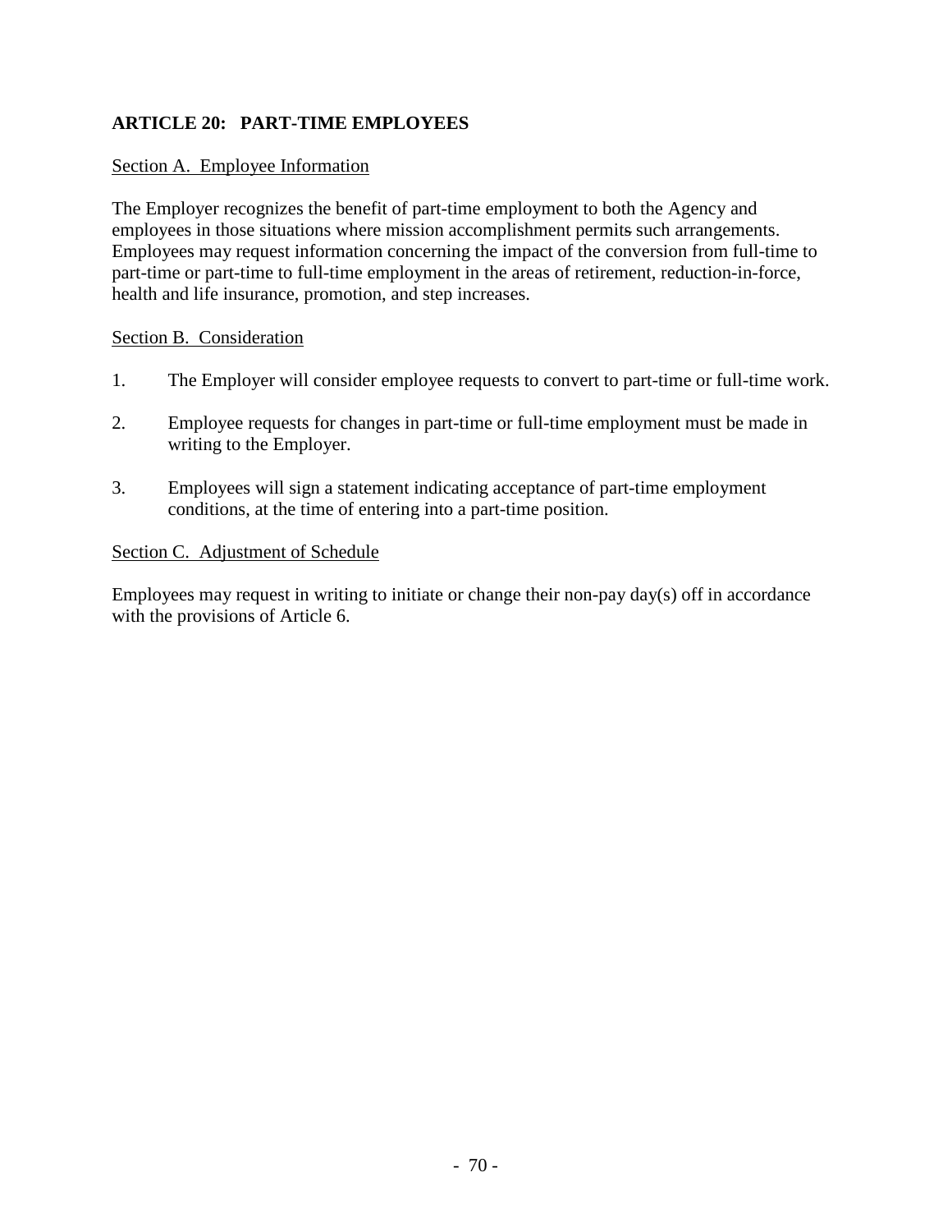## ARTICLE 20: PART-TIME EMPLOYEES

Section A. Employee Information

The Employer recognizes the benefit of part-time employment to both the Agency and employees in those situations where mission accomplishment permits such arrangements. Employees may request information concerning the impact of the conversion from full-time to part-time or part-time to full-time employment in the areas of retirement, reduction-in-force, health and life insurance, promotion, and step increases.

Section B. Consideration

1. The Employer will consider employee requests to convert to part-time or full-time work.

2. Employee requests for changes in part-time or full-time employment must be made in writing to the Employer.

3. Employees will sign a statement indicating acceptance of part-time employment conditions, at the time of entering into a part-time position.

Section C. Adjustment of Schedule

Employees may request in writing to initiate or change their non-pay day(s) off in accordance with the provisions of Article 6.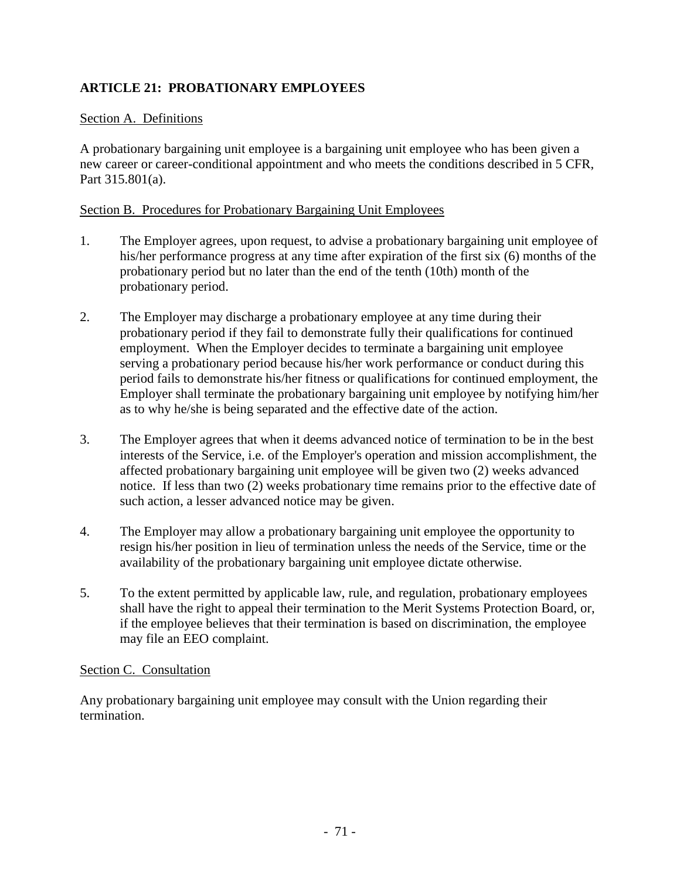## ARTICLE 21: PROBATIONARY EMPLOYEES

Section A. Definitions

A probationary bargaining unit employee is a bargaining unit employee who has been given a new career or career-conditional appointment and who meets the conditions described in 5 CFR, Part 315.801(a).

Section B. Procedures for Probationary Bargaining Unit Employees

1. The Employer agrees, upon request, to advise a probationary bargaining unit employee of his/her performance progress at any time after expiration of the first six (6) months of the probationary period but no later than the end of the tenth (10th) month of the probationary period.

2. The Employer may discharge a probationary employee at any time during their probationary period if they fail to demonstrate fully their qualifications for continued employment. When the Employer decides to terminate a bargaining unit employee serving a probationary period because his/her work performance or conduct during this period fails to demonstrate his/her fitness or qualifications for continued employment, the Employer shall terminate the probationary bargaining unit employee by notifying him/her as to why he/she is being separated and the effective date of the action.

3. The Employer agrees that when it deems advanced notice of termination to be in the best interests of the Service, i.e. of the Employer's operation and mission accomplishment, the affected probationary bargaining unit employee will be given two (2) weeks advanced notice. If less than two (2) weeks probationary time remains prior to the effective date of such action, a lesser advanced notice may be given.

4. The Employer may allow a probationary bargaining unit employee the opportunity to resign his/her position in lieu of termination unless the needs of the Service, time or the availability of the probationary bargaining unit employee dictate otherwise.

5. To the extent permitted by applicable law, rule, and regulation, probationary employees shall have the right to appeal their termination to the Merit Systems Protection Board, or, if the employee believes that their termination is based on discrimination, the employee may file an EEO complaint.

Section C. Consultation

Any probationary bargaining unit employee may consult with the Union regarding their termination.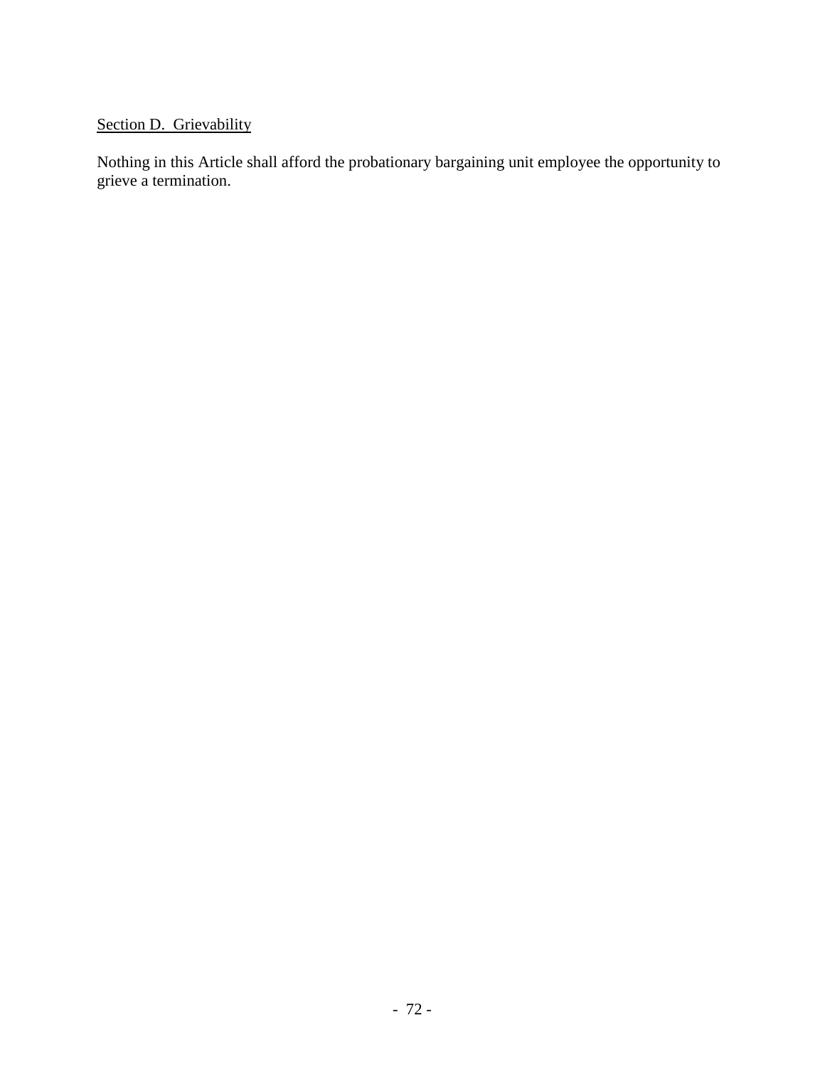Section D. Grievability

Nothing in this Article shall afford the probationary bargaining unit employee the opportunity to grieve a termination.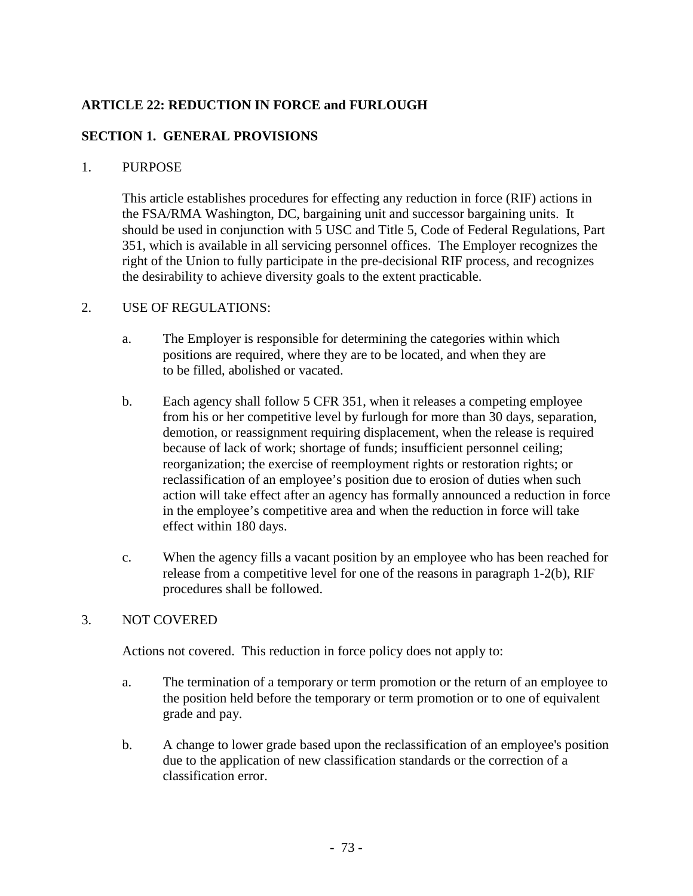## ARTICLE 22: REDUCTION IN FORCE and FURLOUGH

### SECTION 1. GENERAL PROVISIONS

1. PURPOSE

   This article establishes procedures for effecting any reduction in force (RIF) actions in the FSA/RMA Washington, DC, bargaining unit and successor bargaining units. It should be used in conjunction with 5 USC and Title 5, Code of Federal Regulations, Part 351, which is available in all servicing personnel offices. The Employer recognizes the right of the Union to fully participate in the pre-decisional RIF process, and recognizes the desirability to achieve diversity goals to the extent practicable.

2. USE OF REGULATIONS:

   a. The Employer is responsible for determining the categories within which positions are required, where they are to be located, and when they are to be filled, abolished or vacated.

   b. Each agency shall follow 5 CFR 351, when it releases a competing employee from his or her competitive level by furlough for more than 30 days, separation, demotion, or reassignment requiring displacement, when the release is required because of lack of work; shortage of funds; insufficient personnel ceiling; reorganization; the exercise of reemployment rights or restoration rights; or reclassification of an employee's position due to erosion of duties when such action will take effect after an agency has formally announced a reduction in force in the employee's competitive area and when the reduction in force will take effect within 180 days.

   c. When the agency fills a vacant position by an employee who has been reached for release from a competitive level for one of the reasons in paragraph 1-2(b), RIF procedures shall be followed.

3. NOT COVERED

   Actions not covered. This reduction in force policy does not apply to:

   a. The termination of a temporary or term promotion or the return of an employee to the position held before the temporary or term promotion or to one of equivalent grade and pay.

   b. A change to lower grade based upon the reclassification of an employee's position due to the application of new classification standards or the correction of a classification error.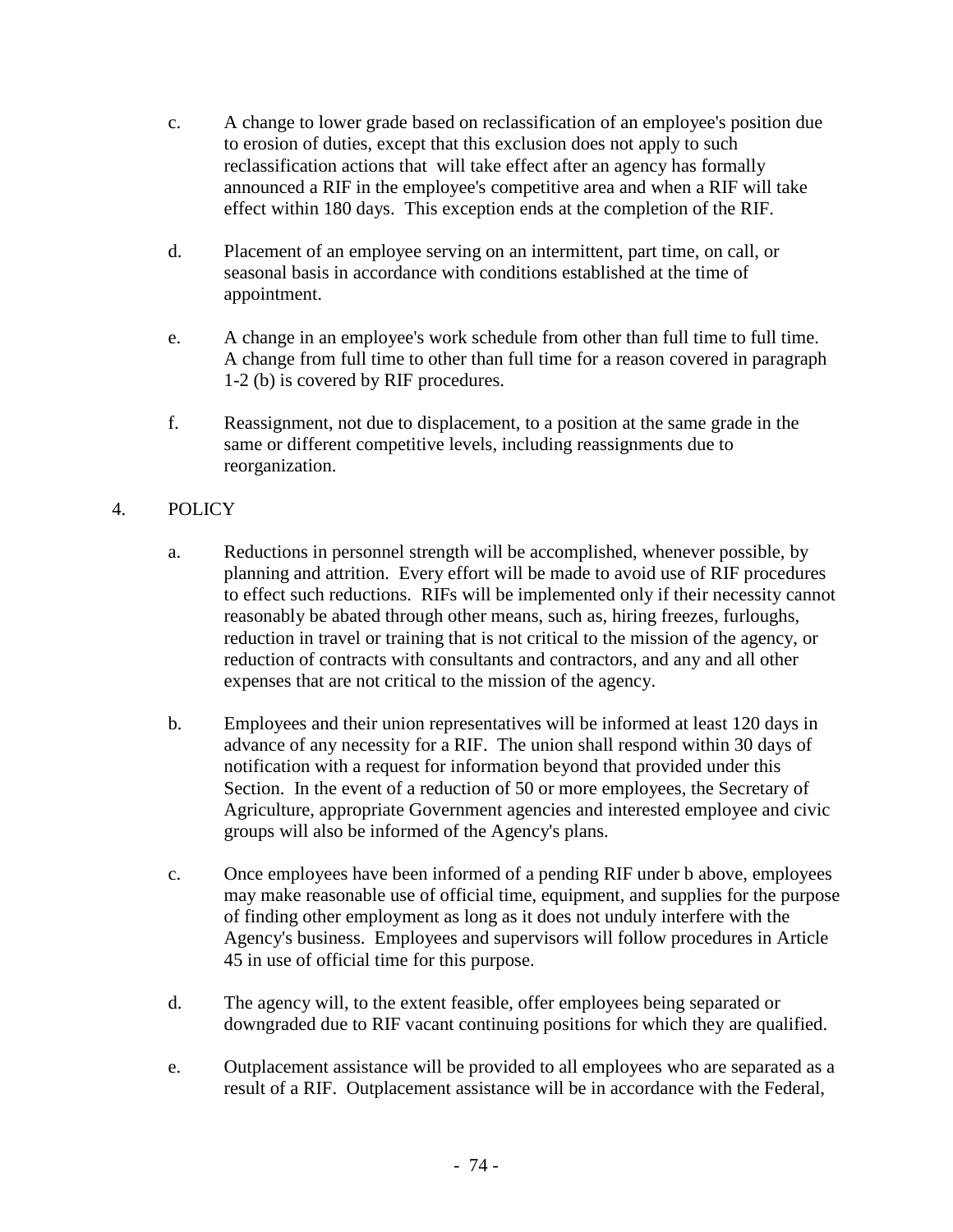c. A change to lower grade based on reclassification of an employee's position due to erosion of duties, except that this exclusion does not apply to such reclassification actions that will take effect after an agency has formally announced a RIF in the employee's competitive area and when a RIF will take effect within 180 days. This exception ends at the completion of the RIF.

d. Placement of an employee serving on an intermittent, part time, on call, or seasonal basis in accordance with conditions established at the time of appointment.

e. A change in an employee's work schedule from other than full time to full time. A change from full time to other than full time for a reason covered in paragraph 1-2 (b) is covered by RIF procedures.

f. Reassignment, not due to displacement, to a position at the same grade in the same or different competitive levels, including reassignments due to reorganization.

4. POLICY

a. Reductions in personnel strength will be accomplished, whenever possible, by planning and attrition. Every effort will be made to avoid use of RIF procedures to effect such reductions. RIFs will be implemented only if their necessity cannot reasonably be abated through other means, such as, hiring freezes, furloughs, reduction in travel or training that is not critical to the mission of the agency, or reduction of contracts with consultants and contractors, and any and all other expenses that are not critical to the mission of the agency.

b. Employees and their union representatives will be informed at least 120 days in advance of any necessity for a RIF. The union shall respond within 30 days of notification with a request for information beyond that provided under this Section. In the event of a reduction of 50 or more employees, the Secretary of Agriculture, appropriate Government agencies and interested employee and civic groups will also be informed of the Agency's plans.

c. Once employees have been informed of a pending RIF under b above, employees may make reasonable use of official time, equipment, and supplies for the purpose of finding other employment as long as it does not unduly interfere with the Agency's business. Employees and supervisors will follow procedures in Article 45 in use of official time for this purpose.

d. The agency will, to the extent feasible, offer employees being separated or downgraded due to RIF vacant continuing positions for which they are qualified.

e. Outplacement assistance will be provided to all employees who are separated as a result of a RIF. Outplacement assistance will be in accordance with the Federal,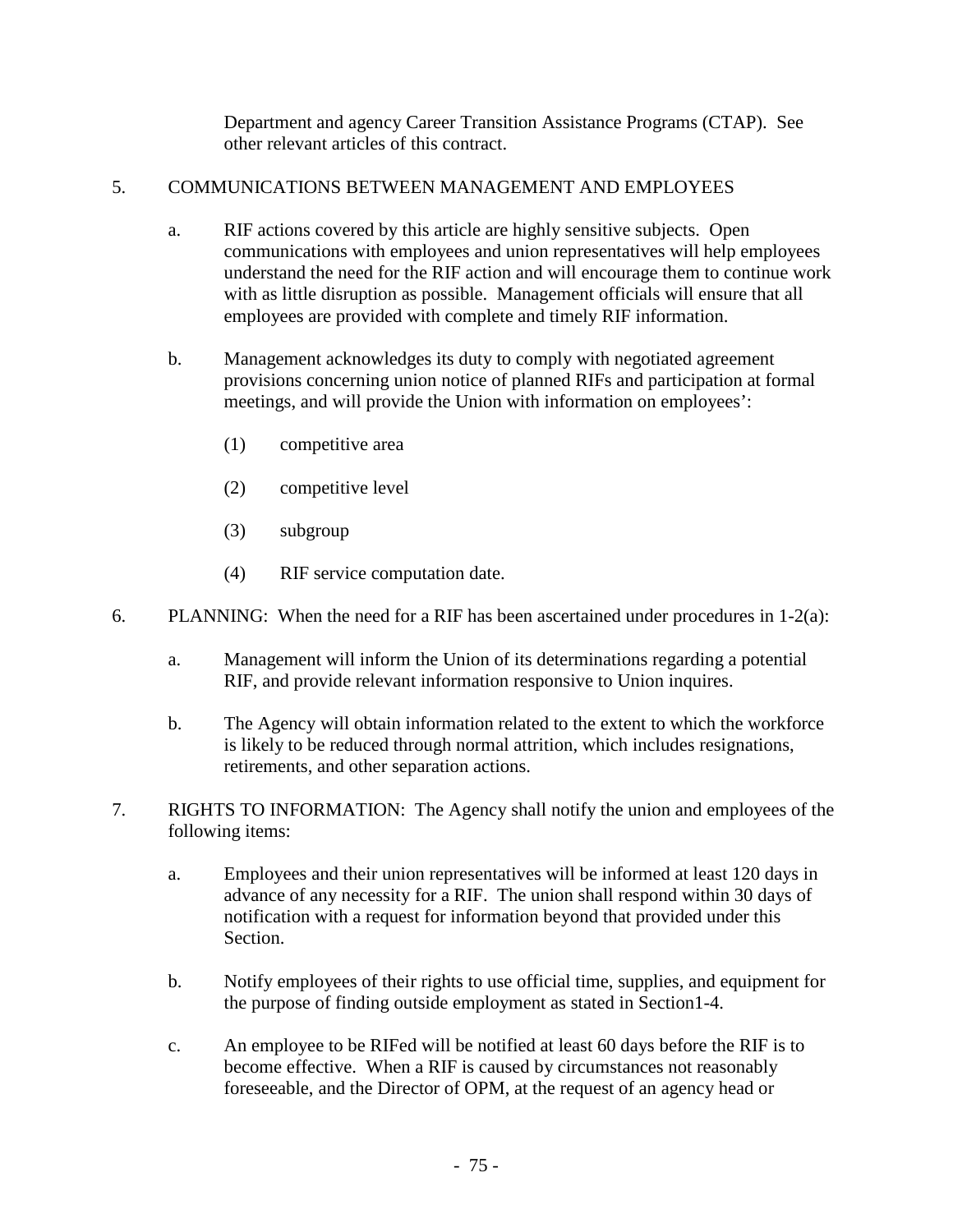Department and agency Career Transition Assistance Programs (CTAP). See other relevant articles of this contract.

5. COMMUNICATIONS BETWEEN MANAGEMENT AND EMPLOYEES

   a. RIF actions covered by this article are highly sensitive subjects. Open communications with employees and union representatives will help employees understand the need for the RIF action and will encourage them to continue work with as little disruption as possible. Management officials will ensure that all employees are provided with complete and timely RIF information.

   b. Management acknowledges its duty to comply with negotiated agreement provisions concerning union notice of planned RIFs and participation at formal meetings, and will provide the Union with information on employees':

      (1) competitive area

      (2) competitive level

      (3) subgroup

      (4) RIF service computation date.

6. PLANNING: When the need for a RIF has been ascertained under procedures in 1-2(a):

   a. Management will inform the Union of its determinations regarding a potential RIF, and provide relevant information responsive to Union inquires.

   b. The Agency will obtain information related to the extent to which the workforce is likely to be reduced through normal attrition, which includes resignations, retirements, and other separation actions.

7. RIGHTS TO INFORMATION: The Agency shall notify the union and employees of the following items:

   a. Employees and their union representatives will be informed at least 120 days in advance of any necessity for a RIF. The union shall respond within 30 days of notification with a request for information beyond that provided under this Section.

   b. Notify employees of their rights to use official time, supplies, and equipment for the purpose of finding outside employment as stated in Section1-4.

   c. An employee to be RIFed will be notified at least 60 days before the RIF is to become effective. When a RIF is caused by circumstances not reasonably foreseeable, and the Director of OPM, at the request of an agency head or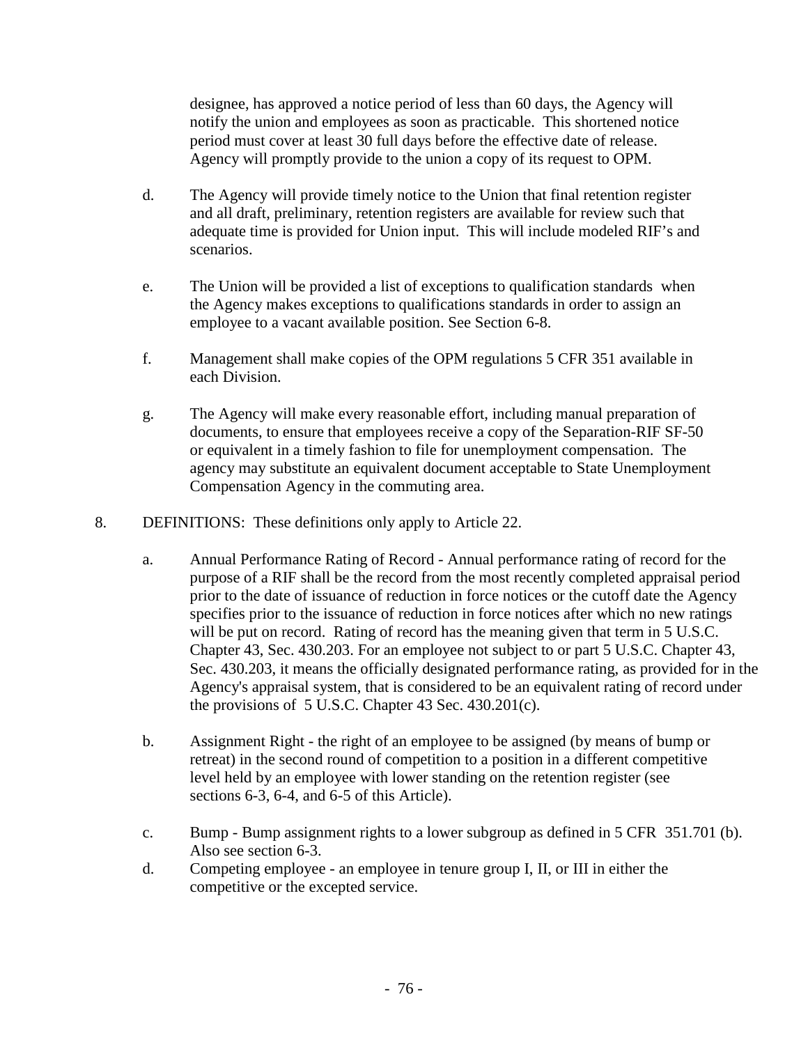designee, has approved a notice period of less than 60 days, the Agency will notify the union and employees as soon as practicable. This shortened notice period must cover at least 30 full days before the effective date of release. Agency will promptly provide to the union a copy of its request to OPM.

d. The Agency will provide timely notice to the Union that final retention register and all draft, preliminary, retention registers are available for review such that adequate time is provided for Union input. This will include modeled RIF's and scenarios.

e. The Union will be provided a list of exceptions to qualification standards when the Agency makes exceptions to qualifications standards in order to assign an employee to a vacant available position. See Section 6-8.

f. Management shall make copies of the OPM regulations 5 CFR 351 available in each Division.

g. The Agency will make every reasonable effort, including manual preparation of documents, to ensure that employees receive a copy of the Separation-RIF SF-50 or equivalent in a timely fashion to file for unemployment compensation. The agency may substitute an equivalent document acceptable to State Unemployment Compensation Agency in the commuting area.

8. DEFINITIONS: These definitions only apply to Article 22.

a. Annual Performance Rating of Record - Annual performance rating of record for the purpose of a RIF shall be the record from the most recently completed appraisal period prior to the date of issuance of reduction in force notices or the cutoff date the Agency specifies prior to the issuance of reduction in force notices after which no new ratings will be put on record. Rating of record has the meaning given that term in 5 U.S.C. Chapter 43, Sec. 430.203. For an employee not subject to or part 5 U.S.C. Chapter 43, Sec. 430.203, it means the officially designated performance rating, as provided for in the Agency's appraisal system, that is considered to be an equivalent rating of record under the provisions of 5 U.S.C. Chapter 43 Sec. 430.201(c).

b. Assignment Right - the right of an employee to be assigned (by means of bump or retreat) in the second round of competition to a position in a different competitive level held by an employee with lower standing on the retention register (see sections 6-3, 6-4, and 6-5 of this Article).

c. Bump - Bump assignment rights to a lower subgroup as defined in 5 CFR 351.701 (b). Also see section 6-3.

d. Competing employee - an employee in tenure group I, II, or III in either the competitive or the excepted service.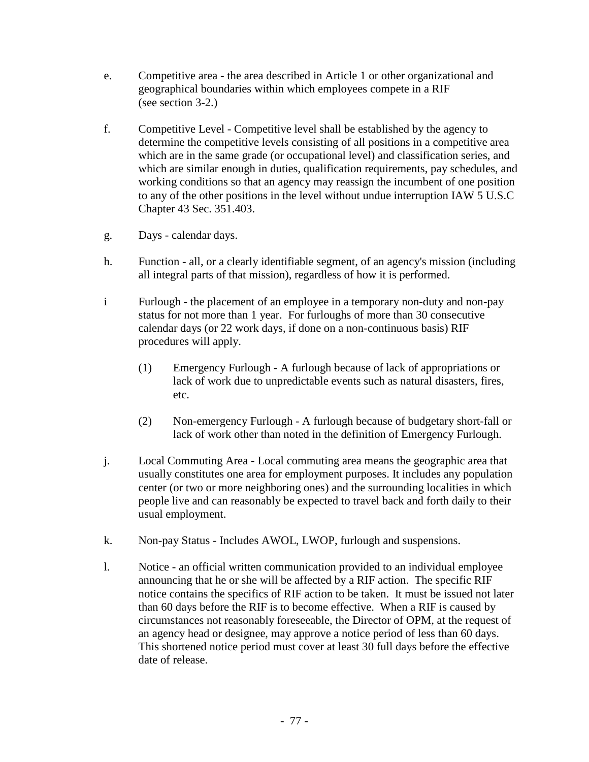e. Competitive area - the area described in Article 1 or other organizational and geographical boundaries within which employees compete in a RIF (see section 3-2.)

f. Competitive Level - Competitive level shall be established by the agency to determine the competitive levels consisting of all positions in a competitive area which are in the same grade (or occupational level) and classification series, and which are similar enough in duties, qualification requirements, pay schedules, and working conditions so that an agency may reassign the incumbent of one position to any of the other positions in the level without undue interruption IAW 5 U.S.C Chapter 43 Sec. 351.403.

g. Days - calendar days.

h. Function - all, or a clearly identifiable segment, of an agency's mission (including all integral parts of that mission), regardless of how it is performed.

i Furlough - the placement of an employee in a temporary non-duty and non-pay status for not more than 1 year. For furloughs of more than 30 consecutive calendar days (or 22 work days, if done on a non-continuous basis) RIF procedures will apply.

   (1) Emergency Furlough - A furlough because of lack of appropriations or lack of work due to unpredictable events such as natural disasters, fires, etc.

   (2) Non-emergency Furlough - A furlough because of budgetary short-fall or lack of work other than noted in the definition of Emergency Furlough.

j. Local Commuting Area - Local commuting area means the geographic area that usually constitutes one area for employment purposes. It includes any population center (or two or more neighboring ones) and the surrounding localities in which people live and can reasonably be expected to travel back and forth daily to their usual employment.

k. Non-pay Status - Includes AWOL, LWOP, furlough and suspensions.

l. Notice - an official written communication provided to an individual employee announcing that he or she will be affected by a RIF action. The specific RIF notice contains the specifics of RIF action to be taken. It must be issued not later than 60 days before the RIF is to become effective. When a RIF is caused by circumstances not reasonably foreseeable, the Director of OPM, at the request of an agency head or designee, may approve a notice period of less than 60 days. This shortened notice period must cover at least 30 full days before the effective date of release.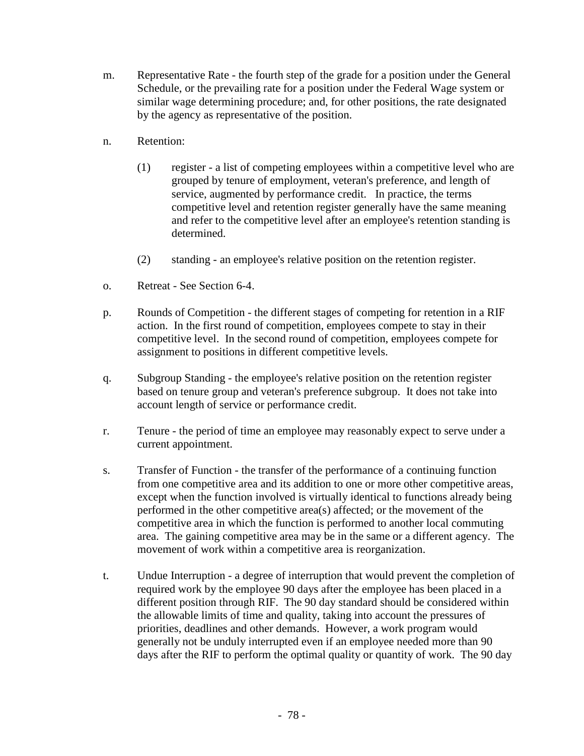m. Representative Rate - the fourth step of the grade for a position under the General Schedule, or the prevailing rate for a position under the Federal Wage system or similar wage determining procedure; and, for other positions, the rate designated by the agency as representative of the position.

n. Retention:

  (1) register - a list of competing employees within a competitive level who are grouped by tenure of employment, veteran's preference, and length of service, augmented by performance credit. In practice, the terms competitive level and retention register generally have the same meaning and refer to the competitive level after an employee's retention standing is determined.

  (2) standing - an employee's relative position on the retention register.

o. Retreat - See Section 6-4.

p. Rounds of Competition - the different stages of competing for retention in a RIF action. In the first round of competition, employees compete to stay in their competitive level. In the second round of competition, employees compete for assignment to positions in different competitive levels.

q. Subgroup Standing - the employee's relative position on the retention register based on tenure group and veteran's preference subgroup. It does not take into account length of service or performance credit.

r. Tenure - the period of time an employee may reasonably expect to serve under a current appointment.

s. Transfer of Function - the transfer of the performance of a continuing function from one competitive area and its addition to one or more other competitive areas, except when the function involved is virtually identical to functions already being performed in the other competitive area(s) affected; or the movement of the competitive area in which the function is performed to another local commuting area. The gaining competitive area may be in the same or a different agency. The movement of work within a competitive area is reorganization.

t. Undue Interruption - a degree of interruption that would prevent the completion of required work by the employee 90 days after the employee has been placed in a different position through RIF. The 90 day standard should be considered within the allowable limits of time and quality, taking into account the pressures of priorities, deadlines and other demands. However, a work program would generally not be unduly interrupted even if an employee needed more than 90 days after the RIF to perform the optimal quality or quantity of work. The 90 day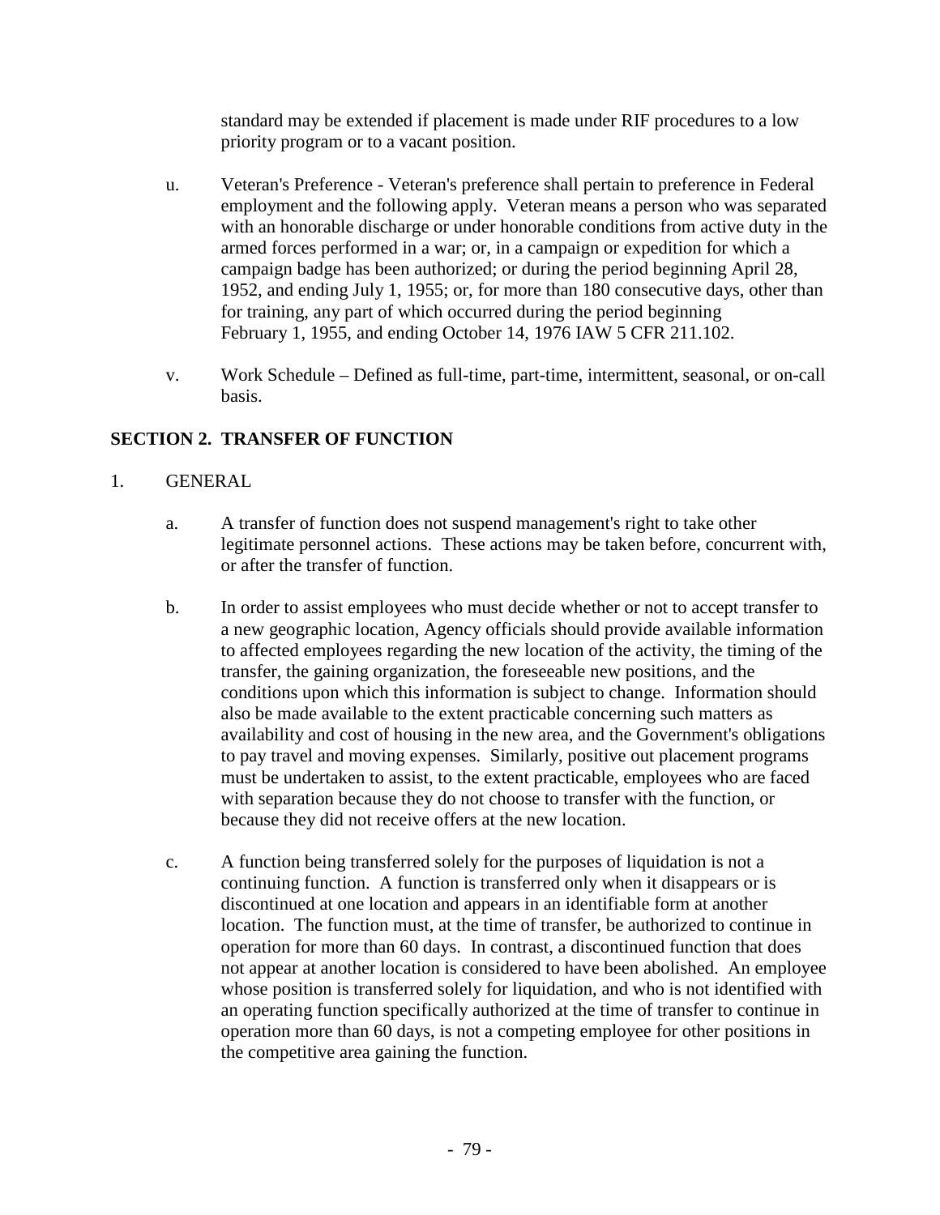standard may be extended if placement is made under RIF procedures to a low priority program or to a vacant position.

u. Veteran's Preference - Veteran's preference shall pertain to preference in Federal employment and the following apply. Veteran means a person who was separated with an honorable discharge or under honorable conditions from active duty in the armed forces performed in a war; or, in a campaign or expedition for which a campaign badge has been authorized; or during the period beginning April 28, 1952, and ending July 1, 1955; or, for more than 180 consecutive days, other than for training, any part of which occurred during the period beginning February 1, 1955, and ending October 14, 1976 IAW 5 CFR 211.102.

v. Work Schedule – Defined as full-time, part-time, intermittent, seasonal, or on-call basis.

## SECTION 2. TRANSFER OF FUNCTION

1. GENERAL

a. A transfer of function does not suspend management's right to take other legitimate personnel actions. These actions may be taken before, concurrent with, or after the transfer of function.

b. In order to assist employees who must decide whether or not to accept transfer to a new geographic location, Agency officials should provide available information to affected employees regarding the new location of the activity, the timing of the transfer, the gaining organization, the foreseeable new positions, and the conditions upon which this information is subject to change. Information should also be made available to the extent practicable concerning such matters as availability and cost of housing in the new area, and the Government's obligations to pay travel and moving expenses. Similarly, positive out placement programs must be undertaken to assist, to the extent practicable, employees who are faced with separation because they do not choose to transfer with the function, or because they did not receive offers at the new location.

c. A function being transferred solely for the purposes of liquidation is not a continuing function. A function is transferred only when it disappears or is discontinued at one location and appears in an identifiable form at another location. The function must, at the time of transfer, be authorized to continue in operation for more than 60 days. In contrast, a discontinued function that does not appear at another location is considered to have been abolished. An employee whose position is transferred solely for liquidation, and who is not identified with an operating function specifically authorized at the time of transfer to continue in operation more than 60 days, is not a competing employee for other positions in the competitive area gaining the function.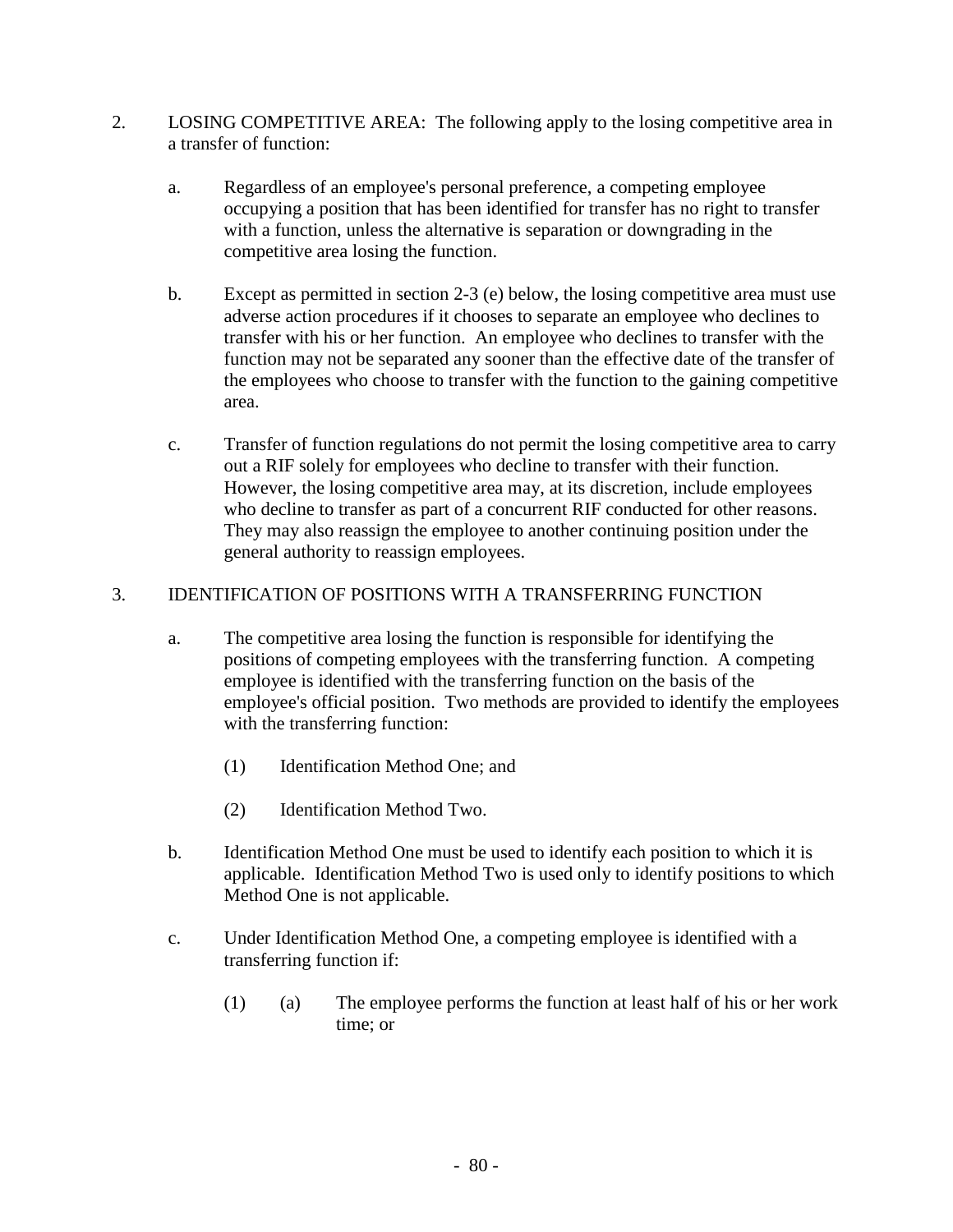2. LOSING COMPETITIVE AREA: The following apply to the losing competitive area in a transfer of function:

   a. Regardless of an employee's personal preference, a competing employee occupying a position that has been identified for transfer has no right to transfer with a function, unless the alternative is separation or downgrading in the competitive area losing the function.

   b. Except as permitted in section 2-3 (e) below, the losing competitive area must use adverse action procedures if it chooses to separate an employee who declines to transfer with his or her function. An employee who declines to transfer with the function may not be separated any sooner than the effective date of the transfer of the employees who choose to transfer with the function to the gaining competitive area.

   c. Transfer of function regulations do not permit the losing competitive area to carry out a RIF solely for employees who decline to transfer with their function. However, the losing competitive area may, at its discretion, include employees who decline to transfer as part of a concurrent RIF conducted for other reasons. They may also reassign the employee to another continuing position under the general authority to reassign employees.

3. IDENTIFICATION OF POSITIONS WITH A TRANSFERRING FUNCTION

   a. The competitive area losing the function is responsible for identifying the positions of competing employees with the transferring function. A competing employee is identified with the transferring function on the basis of the employee's official position. Two methods are provided to identify the employees with the transferring function:

      (1) Identification Method One; and

      (2) Identification Method Two.

   b. Identification Method One must be used to identify each position to which it is applicable. Identification Method Two is used only to identify positions to which Method One is not applicable.

   c. Under Identification Method One, a competing employee is identified with a transferring function if:

      (1) (a) The employee performs the function at least half of his or her work time; or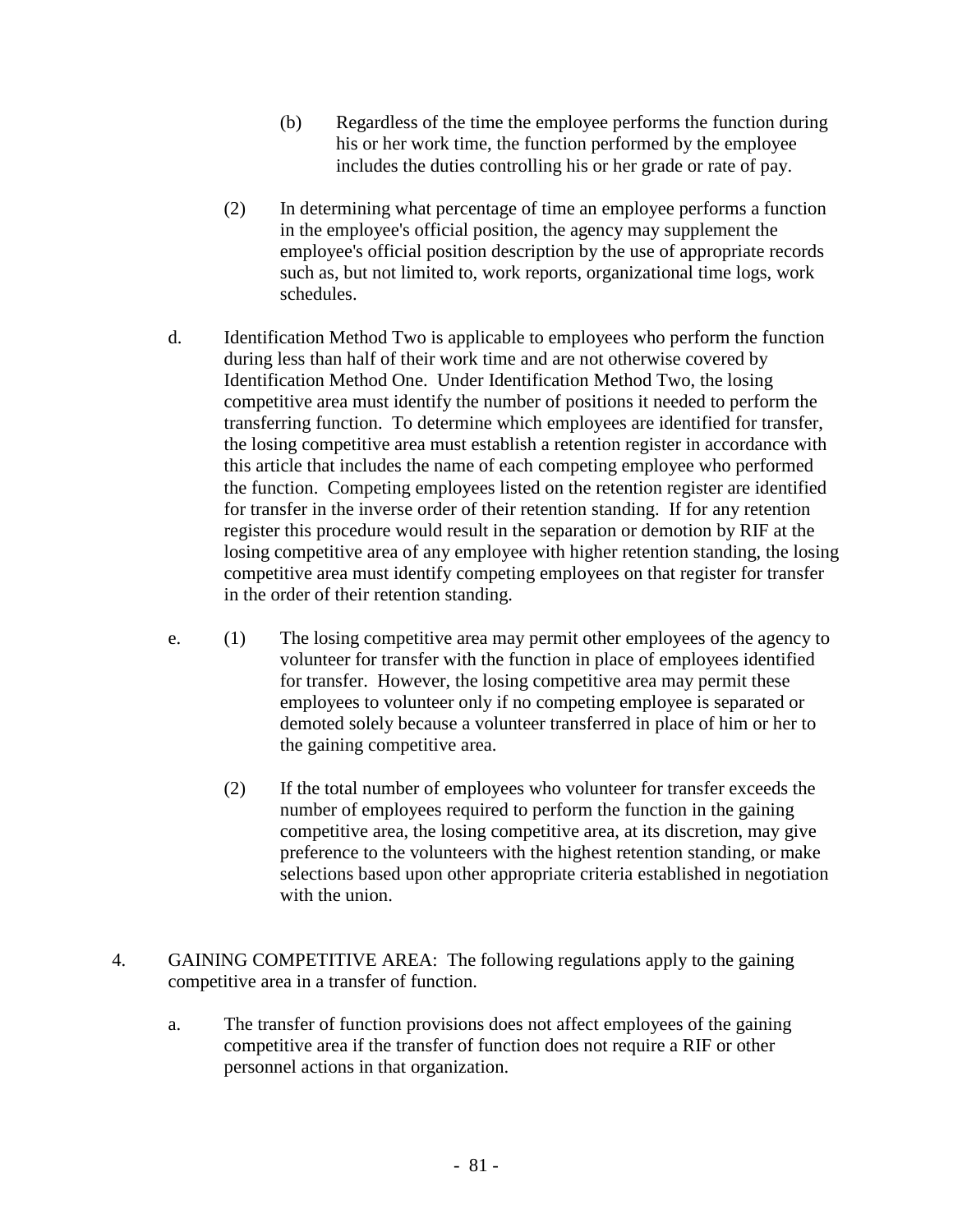(b) Regardless of the time the employee performs the function during his or her work time, the function performed by the employee includes the duties controlling his or her grade or rate of pay.

(2) In determining what percentage of time an employee performs a function in the employee's official position, the agency may supplement the employee's official position description by the use of appropriate records such as, but not limited to, work reports, organizational time logs, work schedules.

d. Identification Method Two is applicable to employees who perform the function during less than half of their work time and are not otherwise covered by Identification Method One. Under Identification Method Two, the losing competitive area must identify the number of positions it needed to perform the transferring function. To determine which employees are identified for transfer, the losing competitive area must establish a retention register in accordance with this article that includes the name of each competing employee who performed the function. Competing employees listed on the retention register are identified for transfer in the inverse order of their retention standing. If for any retention register this procedure would result in the separation or demotion by RIF at the losing competitive area of any employee with higher retention standing, the losing competitive area must identify competing employees on that register for transfer in the order of their retention standing.

e. (1) The losing competitive area may permit other employees of the agency to volunteer for transfer with the function in place of employees identified for transfer. However, the losing competitive area may permit these employees to volunteer only if no competing employee is separated or demoted solely because a volunteer transferred in place of him or her to the gaining competitive area.

(2) If the total number of employees who volunteer for transfer exceeds the number of employees required to perform the function in the gaining competitive area, the losing competitive area, at its discretion, may give preference to the volunteers with the highest retention standing, or make selections based upon other appropriate criteria established in negotiation with the union.

4. GAINING COMPETITIVE AREA: The following regulations apply to the gaining competitive area in a transfer of function.

a. The transfer of function provisions does not affect employees of the gaining competitive area if the transfer of function does not require a RIF or other personnel actions in that organization.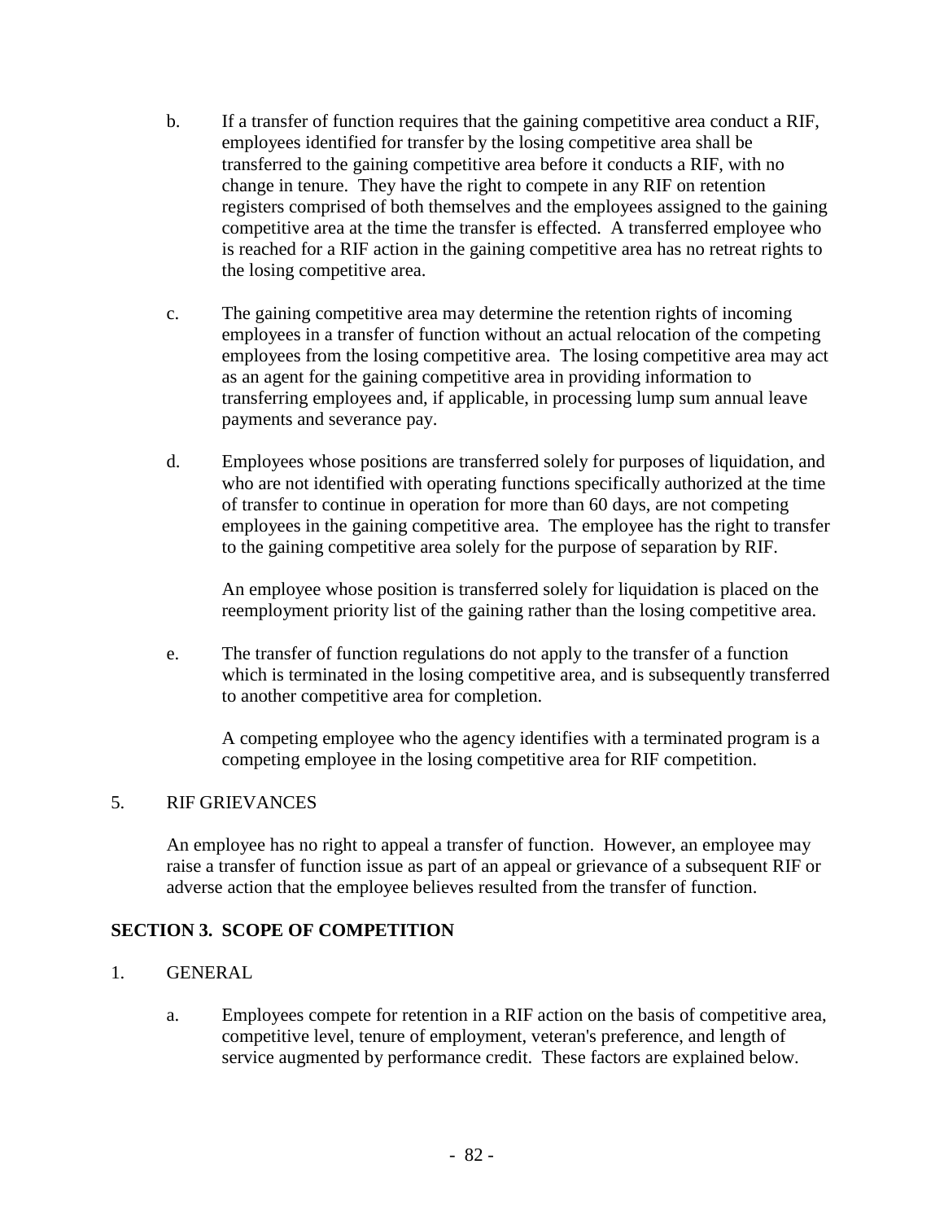b. If a transfer of function requires that the gaining competitive area conduct a RIF, employees identified for transfer by the losing competitive area shall be transferred to the gaining competitive area before it conducts a RIF, with no change in tenure. They have the right to compete in any RIF on retention registers comprised of both themselves and the employees assigned to the gaining competitive area at the time the transfer is effected. A transferred employee who is reached for a RIF action in the gaining competitive area has no retreat rights to the losing competitive area.

c. The gaining competitive area may determine the retention rights of incoming employees in a transfer of function without an actual relocation of the competing employees from the losing competitive area. The losing competitive area may act as an agent for the gaining competitive area in providing information to transferring employees and, if applicable, in processing lump sum annual leave payments and severance pay.

d. Employees whose positions are transferred solely for purposes of liquidation, and who are not identified with operating functions specifically authorized at the time of transfer to continue in operation for more than 60 days, are not competing employees in the gaining competitive area. The employee has the right to transfer to the gaining competitive area solely for the purpose of separation by RIF.

   An employee whose position is transferred solely for liquidation is placed on the reemployment priority list of the gaining rather than the losing competitive area.

e. The transfer of function regulations do not apply to the transfer of a function which is terminated in the losing competitive area, and is subsequently transferred to another competitive area for completion.

   A competing employee who the agency identifies with a terminated program is a competing employee in the losing competitive area for RIF competition.

5. RIF GRIEVANCES

   An employee has no right to appeal a transfer of function. However, an employee may raise a transfer of function issue as part of an appeal or grievance of a subsequent RIF or adverse action that the employee believes resulted from the transfer of function.

## SECTION 3. SCOPE OF COMPETITION

1. GENERAL

   a. Employees compete for retention in a RIF action on the basis of competitive area, competitive level, tenure of employment, veteran's preference, and length of service augmented by performance credit. These factors are explained below.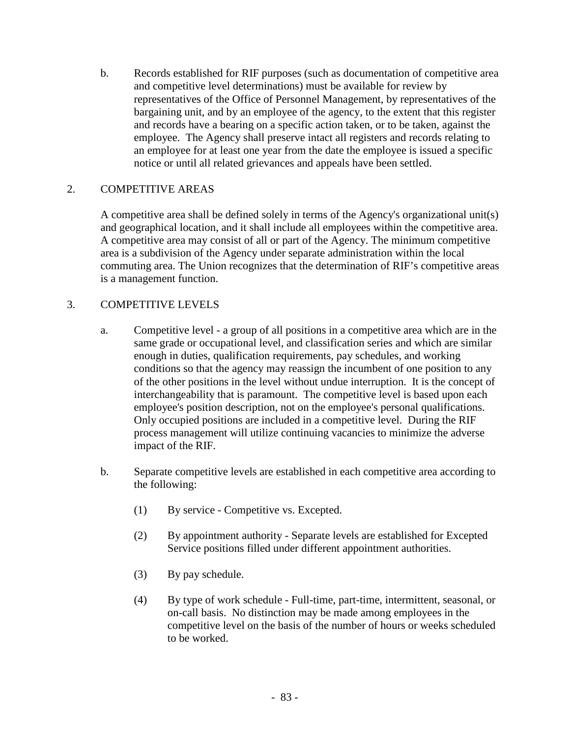b. Records established for RIF purposes (such as documentation of competitive area and competitive level determinations) must be available for review by representatives of the Office of Personnel Management, by representatives of the bargaining unit, and by an employee of the agency, to the extent that this register and records have a bearing on a specific action taken, or to be taken, against the employee. The Agency shall preserve intact all registers and records relating to an employee for at least one year from the date the employee is issued a specific notice or until all related grievances and appeals have been settled.

## 2. COMPETITIVE AREAS

A competitive area shall be defined solely in terms of the Agency's organizational unit(s) and geographical location, and it shall include all employees within the competitive area. A competitive area may consist of all or part of the Agency. The minimum competitive area is a subdivision of the Agency under separate administration within the local commuting area. The Union recognizes that the determination of RIF's competitive areas is a management function.

## 3. COMPETITIVE LEVELS

a. Competitive level - a group of all positions in a competitive area which are in the same grade or occupational level, and classification series and which are similar enough in duties, qualification requirements, pay schedules, and working conditions so that the agency may reassign the incumbent of one position to any of the other positions in the level without undue interruption. It is the concept of interchangeability that is paramount. The competitive level is based upon each employee's position description, not on the employee's personal qualifications. Only occupied positions are included in a competitive level. During the RIF process management will utilize continuing vacancies to minimize the adverse impact of the RIF.

b. Separate competitive levels are established in each competitive area according to the following:

   (1) By service - Competitive vs. Excepted.

   (2) By appointment authority - Separate levels are established for Excepted Service positions filled under different appointment authorities.

   (3) By pay schedule.

   (4) By type of work schedule - Full-time, part-time, intermittent, seasonal, or on-call basis. No distinction may be made among employees in the competitive level on the basis of the number of hours or weeks scheduled to be worked.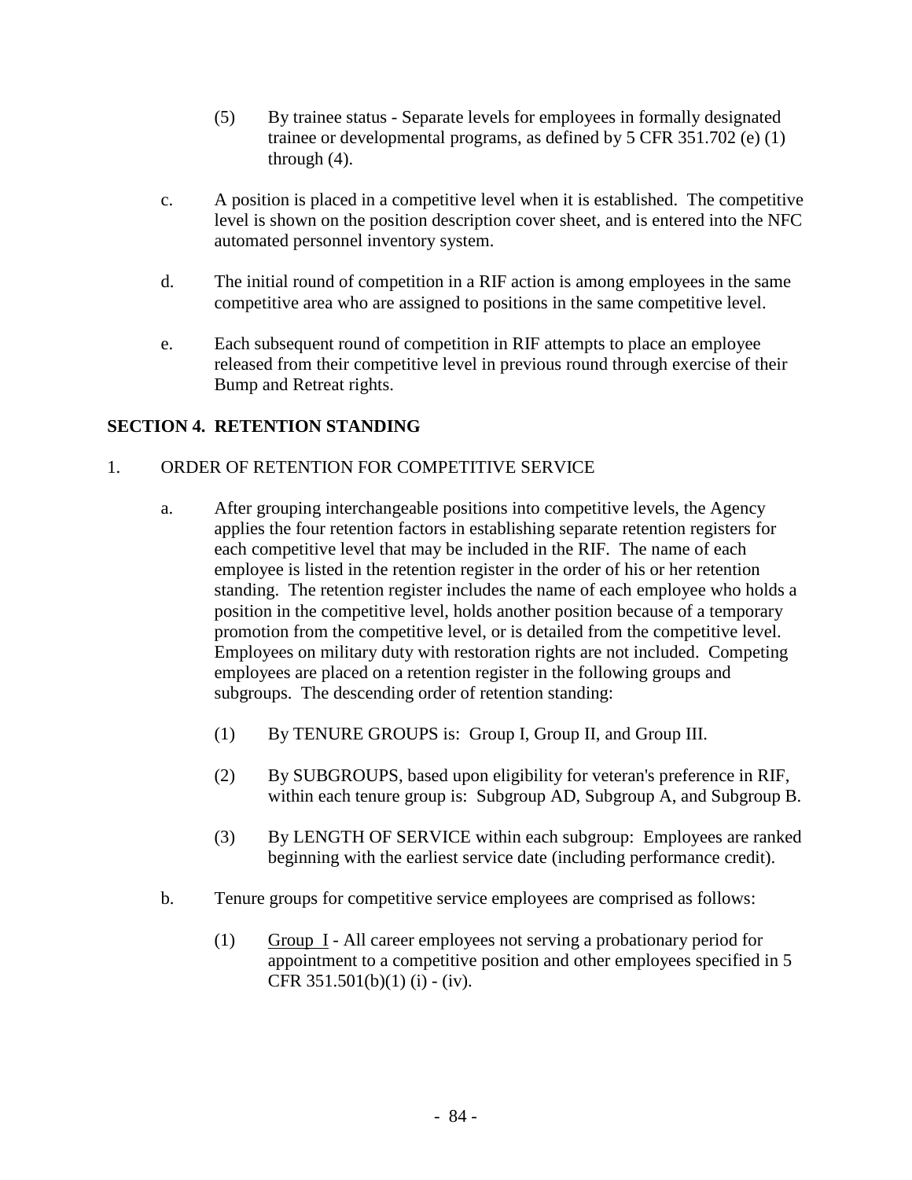(5) By trainee status - Separate levels for employees in formally designated trainee or developmental programs, as defined by 5 CFR 351.702 (e) (1) through (4).

c. A position is placed in a competitive level when it is established. The competitive level is shown on the position description cover sheet, and is entered into the NFC automated personnel inventory system.

d. The initial round of competition in a RIF action is among employees in the same competitive area who are assigned to positions in the same competitive level.

e. Each subsequent round of competition in RIF attempts to place an employee released from their competitive level in previous round through exercise of their Bump and Retreat rights.

## SECTION 4. RETENTION STANDING

1. ORDER OF RETENTION FOR COMPETITIVE SERVICE

   a. After grouping interchangeable positions into competitive levels, the Agency applies the four retention factors in establishing separate retention registers for each competitive level that may be included in the RIF. The name of each employee is listed in the retention register in the order of his or her retention standing. The retention register includes the name of each employee who holds a position in the competitive level, holds another position because of a temporary promotion from the competitive level, or is detailed from the competitive level. Employees on military duty with restoration rights are not included. Competing employees are placed on a retention register in the following groups and subgroups. The descending order of retention standing:

      (1) By TENURE GROUPS is: Group I, Group II, and Group III.

      (2) By SUBGROUPS, based upon eligibility for veteran's preference in RIF, within each tenure group is: Subgroup AD, Subgroup A, and Subgroup B.

      (3) By LENGTH OF SERVICE within each subgroup: Employees are ranked beginning with the earliest service date (including performance credit).

   b. Tenure groups for competitive service employees are comprised as follows:

      (1) Group I - All career employees not serving a probationary period for appointment to a competitive position and other employees specified in 5 CFR 351.501(b)(1) (i) - (iv).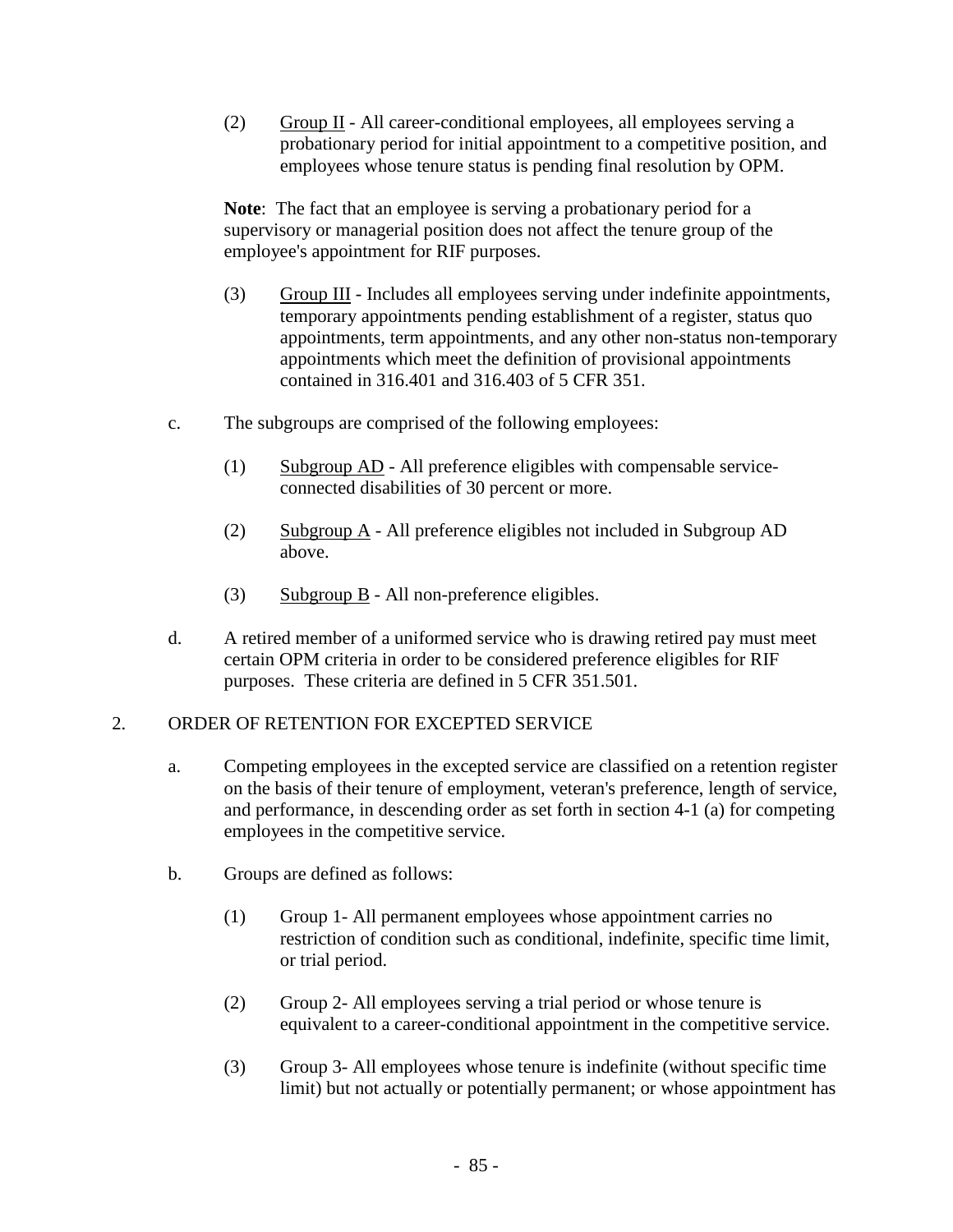(2) Group II - All career-conditional employees, all employees serving a probationary period for initial appointment to a competitive position, and employees whose tenure status is pending final resolution by OPM.

**Note**: The fact that an employee is serving a probationary period for a supervisory or managerial position does not affect the tenure group of the employee's appointment for RIF purposes.

(3) Group III - Includes all employees serving under indefinite appointments, temporary appointments pending establishment of a register, status quo appointments, term appointments, and any other non-status non-temporary appointments which meet the definition of provisional appointments contained in 316.401 and 316.403 of 5 CFR 351.

c. The subgroups are comprised of the following employees:

(1) Subgroup AD - All preference eligibles with compensable service-connected disabilities of 30 percent or more.

(2) Subgroup A - All preference eligibles not included in Subgroup AD above.

(3) Subgroup B - All non-preference eligibles.

d. A retired member of a uniformed service who is drawing retired pay must meet certain OPM criteria in order to be considered preference eligibles for RIF purposes. These criteria are defined in 5 CFR 351.501.

## 2. ORDER OF RETENTION FOR EXCEPTED SERVICE

a. Competing employees in the excepted service are classified on a retention register on the basis of their tenure of employment, veteran's preference, length of service, and performance, in descending order as set forth in section 4-1 (a) for competing employees in the competitive service.

b. Groups are defined as follows:

(1) Group 1- All permanent employees whose appointment carries no restriction of condition such as conditional, indefinite, specific time limit, or trial period.

(2) Group 2- All employees serving a trial period or whose tenure is equivalent to a career-conditional appointment in the competitive service.

(3) Group 3- All employees whose tenure is indefinite (without specific time limit) but not actually or potentially permanent; or whose appointment has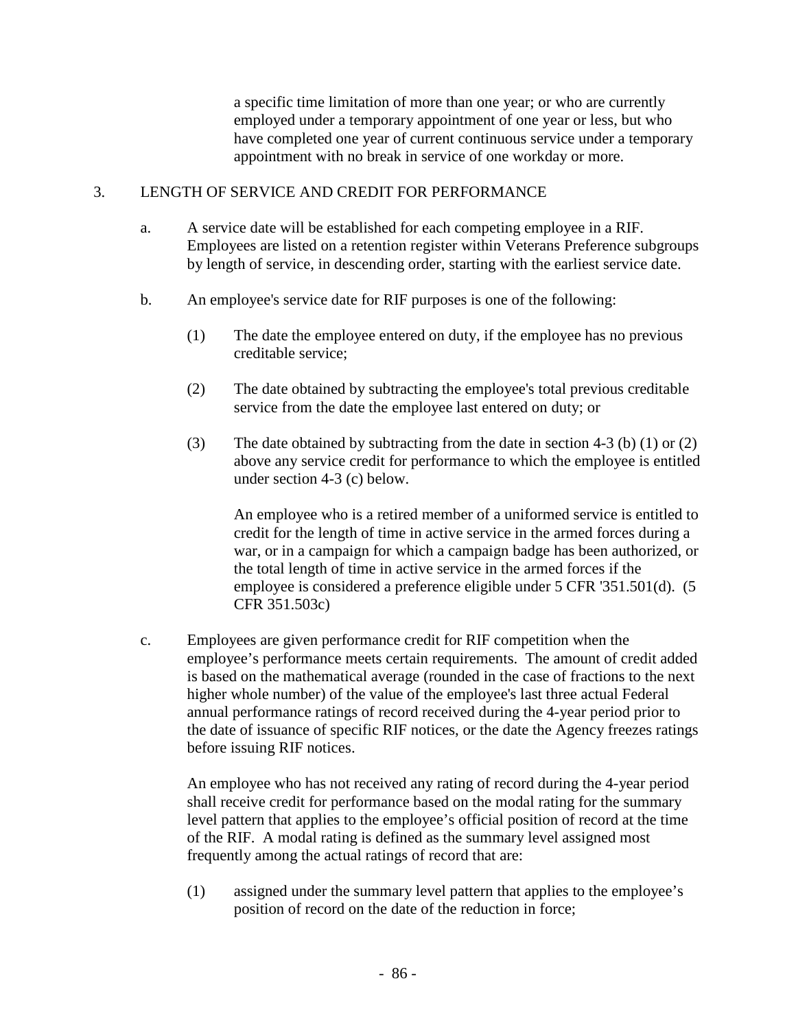a specific time limitation of more than one year; or who are currently employed under a temporary appointment of one year or less, but who have completed one year of current continuous service under a temporary appointment with no break in service of one workday or more.

3. LENGTH OF SERVICE AND CREDIT FOR PERFORMANCE

a. A service date will be established for each competing employee in a RIF. Employees are listed on a retention register within Veterans Preference subgroups by length of service, in descending order, starting with the earliest service date.

b. An employee's service date for RIF purposes is one of the following:

(1) The date the employee entered on duty, if the employee has no previous creditable service;

(2) The date obtained by subtracting the employee's total previous creditable service from the date the employee last entered on duty; or

(3) The date obtained by subtracting from the date in section 4-3 (b) (1) or (2) above any service credit for performance to which the employee is entitled under section 4-3 (c) below.

An employee who is a retired member of a uniformed service is entitled to credit for the length of time in active service in the armed forces during a war, or in a campaign for which a campaign badge has been authorized, or the total length of time in active service in the armed forces if the employee is considered a preference eligible under 5 CFR '351.501(d). (5 CFR 351.503c)

c. Employees are given performance credit for RIF competition when the employee's performance meets certain requirements. The amount of credit added is based on the mathematical average (rounded in the case of fractions to the next higher whole number) of the value of the employee's last three actual Federal annual performance ratings of record received during the 4-year period prior to the date of issuance of specific RIF notices, or the date the Agency freezes ratings before issuing RIF notices.

An employee who has not received any rating of record during the 4-year period shall receive credit for performance based on the modal rating for the summary level pattern that applies to the employee's official position of record at the time of the RIF. A modal rating is defined as the summary level assigned most frequently among the actual ratings of record that are:

(1) assigned under the summary level pattern that applies to the employee's position of record on the date of the reduction in force;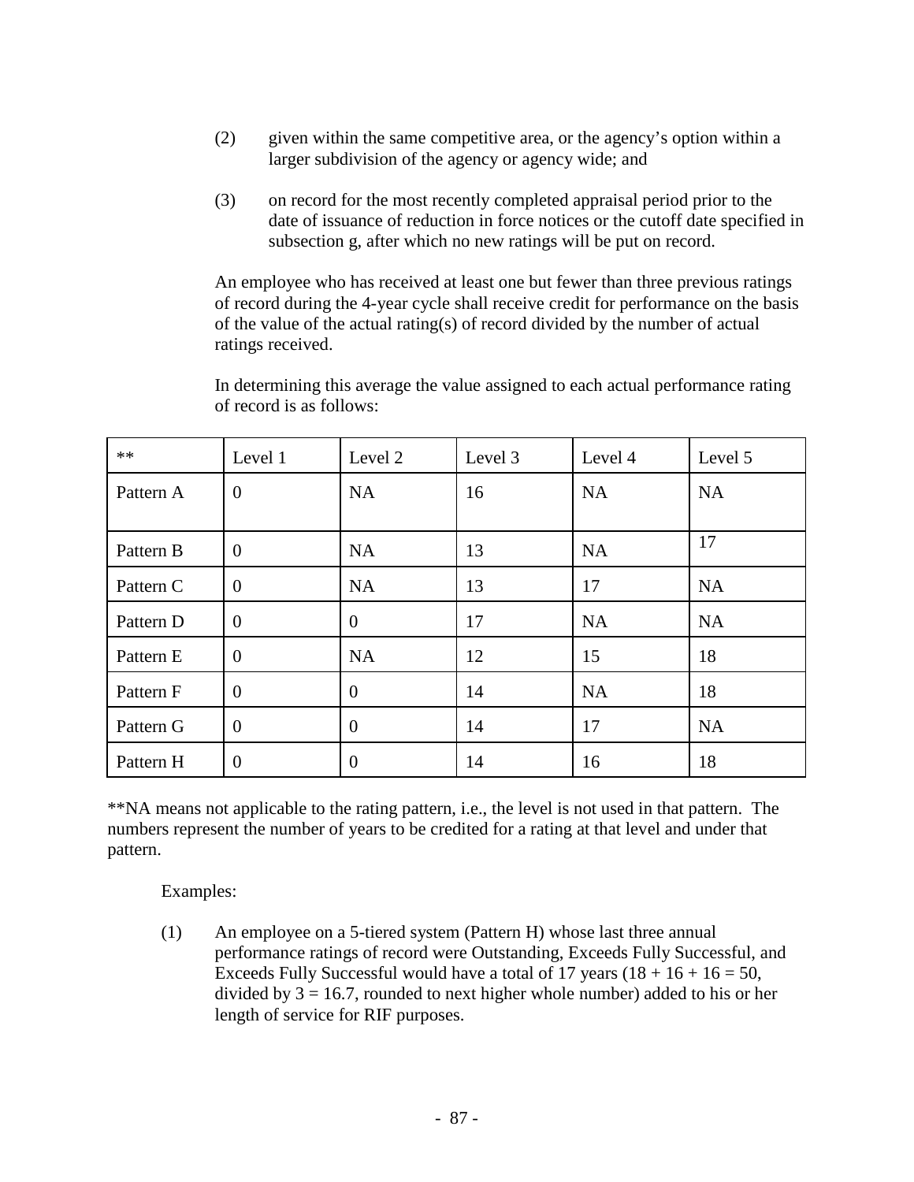(2) given within the same competitive area, or the agency's option within a larger subdivision of the agency or agency wide; and

(3) on record for the most recently completed appraisal period prior to the date of issuance of reduction in force notices or the cutoff date specified in subsection g, after which no new ratings will be put on record.

An employee who has received at least one but fewer than three previous ratings of record during the 4-year cycle shall receive credit for performance on the basis of the value of the actual rating(s) of record divided by the number of actual ratings received.

In determining this average the value assigned to each actual performance rating of record is as follows:

| ** | Level 1 | Level 2 | Level 3 | Level 4 | Level 5 |
|---|---|---|---|---|---|
| Pattern A | 0 | NA | 16 | NA | NA |
| Pattern B | 0 | NA | 13 | NA | 17 |
| Pattern C | 0 | NA | 13 | 17 | NA |
| Pattern D | 0 | 0 | 17 | NA | NA |
| Pattern E | 0 | NA | 12 | 15 | 18 |
| Pattern F | 0 | 0 | 14 | NA | 18 |
| Pattern G | 0 | 0 | 14 | 17 | NA |
| Pattern H | 0 | 0 | 14 | 16 | 18 |

**NA means not applicable to the rating pattern, i.e., the level is not used in that pattern. The numbers represent the number of years to be credited for a rating at that level and under that pattern.

Examples:

(1) An employee on a 5-tiered system (Pattern H) whose last three annual performance ratings of record were Outstanding, Exceeds Fully Successful, and Exceeds Fully Successful would have a total of 17 years (18 + 16 + 16 = 50, divided by 3 = 16.7, rounded to next higher whole number) added to his or her length of service for RIF purposes.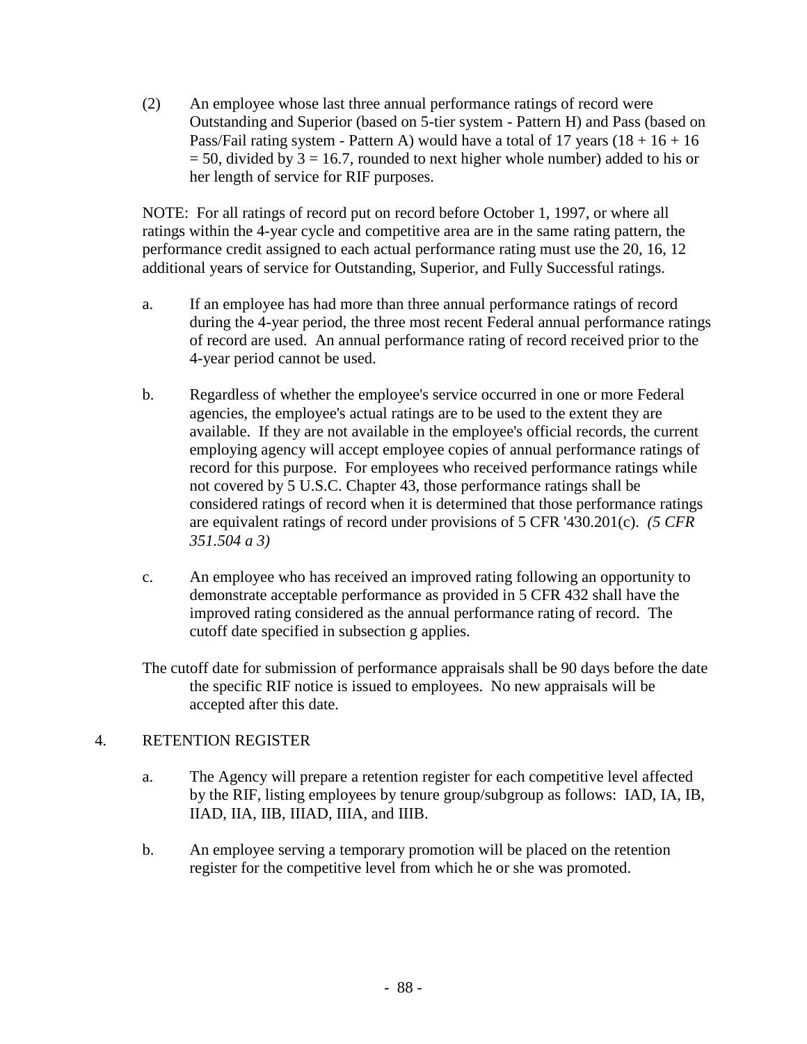(2) An employee whose last three annual performance ratings of record were Outstanding and Superior (based on 5-tier system - Pattern H) and Pass (based on Pass/Fail rating system - Pattern A) would have a total of 17 years (18 + 16 + 16 = 50, divided by 3 = 16.7, rounded to next higher whole number) added to his or her length of service for RIF purposes.

NOTE: For all ratings of record put on record before October 1, 1997, or where all ratings within the 4-year cycle and competitive area are in the same rating pattern, the performance credit assigned to each actual performance rating must use the 20, 16, 12 additional years of service for Outstanding, Superior, and Fully Successful ratings.

a. If an employee has had more than three annual performance ratings of record during the 4-year period, the three most recent Federal annual performance ratings of record are used. An annual performance rating of record received prior to the 4-year period cannot be used.

b. Regardless of whether the employee's service occurred in one or more Federal agencies, the employee's actual ratings are to be used to the extent they are available. If they are not available in the employee's official records, the current employing agency will accept employee copies of annual performance ratings of record for this purpose. For employees who received performance ratings while not covered by 5 U.S.C. Chapter 43, those performance ratings shall be considered ratings of record when it is determined that those performance ratings are equivalent ratings of record under provisions of 5 CFR '430.201(c). *(5 CFR 351.504 a 3)*

c. An employee who has received an improved rating following an opportunity to demonstrate acceptable performance as provided in 5 CFR 432 shall have the improved rating considered as the annual performance rating of record. The cutoff date specified in subsection g applies.

The cutoff date for submission of performance appraisals shall be 90 days before the date the specific RIF notice is issued to employees. No new appraisals will be accepted after this date.

4. RETENTION REGISTER

a. The Agency will prepare a retention register for each competitive level affected by the RIF, listing employees by tenure group/subgroup as follows: IAD, IA, IB, IIAD, IIA, IIB, IIIAD, IIIA, and IIIB.

b. An employee serving a temporary promotion will be placed on the retention register for the competitive level from which he or she was promoted.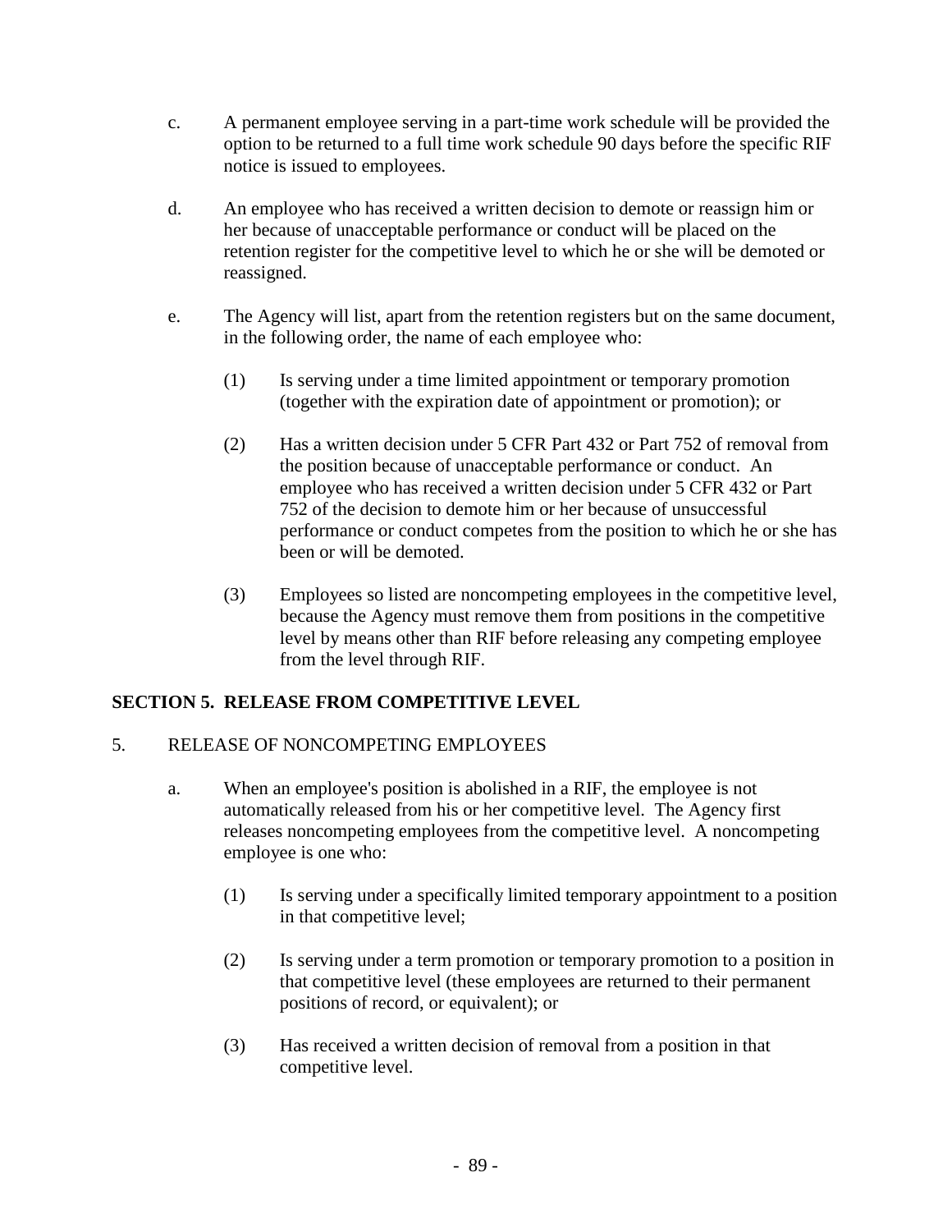c. A permanent employee serving in a part-time work schedule will be provided the option to be returned to a full time work schedule 90 days before the specific RIF notice is issued to employees.

d. An employee who has received a written decision to demote or reassign him or her because of unacceptable performance or conduct will be placed on the retention register for the competitive level to which he or she will be demoted or reassigned.

e. The Agency will list, apart from the retention registers but on the same document, in the following order, the name of each employee who:

(1) Is serving under a time limited appointment or temporary promotion (together with the expiration date of appointment or promotion); or

(2) Has a written decision under 5 CFR Part 432 or Part 752 of removal from the position because of unacceptable performance or conduct. An employee who has received a written decision under 5 CFR 432 or Part 752 of the decision to demote him or her because of unsuccessful performance or conduct competes from the position to which he or she has been or will be demoted.

(3) Employees so listed are noncompeting employees in the competitive level, because the Agency must remove them from positions in the competitive level by means other than RIF before releasing any competing employee from the level through RIF.

## SECTION 5. RELEASE FROM COMPETITIVE LEVEL

5. RELEASE OF NONCOMPETING EMPLOYEES

a. When an employee's position is abolished in a RIF, the employee is not automatically released from his or her competitive level. The Agency first releases noncompeting employees from the competitive level. A noncompeting employee is one who:

(1) Is serving under a specifically limited temporary appointment to a position in that competitive level;

(2) Is serving under a term promotion or temporary promotion to a position in that competitive level (these employees are returned to their permanent positions of record, or equivalent); or

(3) Has received a written decision of removal from a position in that competitive level.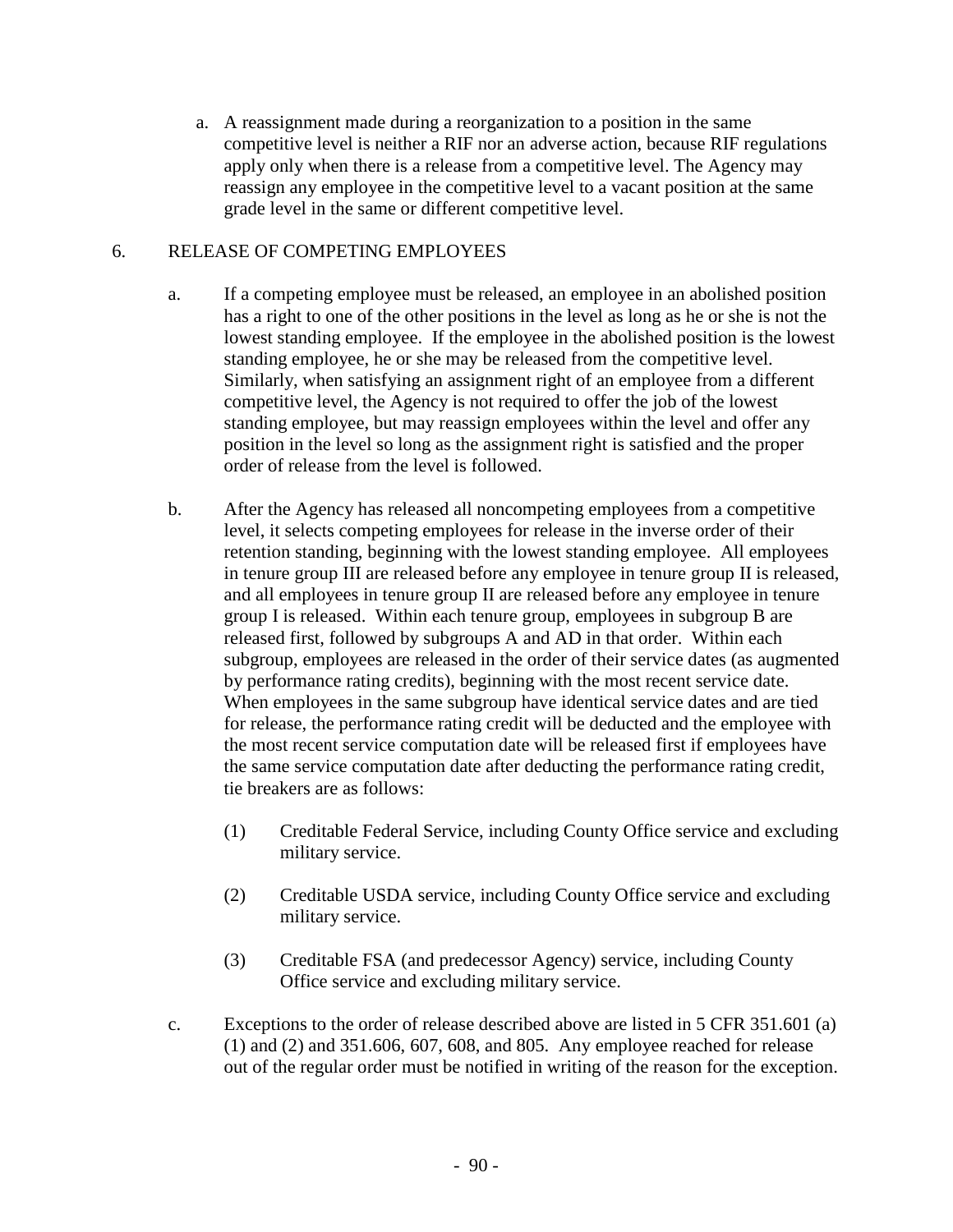a. A reassignment made during a reorganization to a position in the same competitive level is neither a RIF nor an adverse action, because RIF regulations apply only when there is a release from a competitive level. The Agency may reassign any employee in the competitive level to a vacant position at the same grade level in the same or different competitive level.

## 6. RELEASE OF COMPETING EMPLOYEES

a. If a competing employee must be released, an employee in an abolished position has a right to one of the other positions in the level as long as he or she is not the lowest standing employee. If the employee in the abolished position is the lowest standing employee, he or she may be released from the competitive level. Similarly, when satisfying an assignment right of an employee from a different competitive level, the Agency is not required to offer the job of the lowest standing employee, but may reassign employees within the level and offer any position in the level so long as the assignment right is satisfied and the proper order of release from the level is followed.

b. After the Agency has released all noncompeting employees from a competitive level, it selects competing employees for release in the inverse order of their retention standing, beginning with the lowest standing employee. All employees in tenure group III are released before any employee in tenure group II is released, and all employees in tenure group II are released before any employee in tenure group I is released. Within each tenure group, employees in subgroup B are released first, followed by subgroups A and AD in that order. Within each subgroup, employees are released in the order of their service dates (as augmented by performance rating credits), beginning with the most recent service date. When employees in the same subgroup have identical service dates and are tied for release, the performance rating credit will be deducted and the employee with the most recent service computation date will be released first if employees have the same service computation date after deducting the performance rating credit, tie breakers are as follows:

   (1) Creditable Federal Service, including County Office service and excluding military service.

   (2) Creditable USDA service, including County Office service and excluding military service.

   (3) Creditable FSA (and predecessor Agency) service, including County Office service and excluding military service.

c. Exceptions to the order of release described above are listed in 5 CFR 351.601 (a) (1) and (2) and 351.606, 607, 608, and 805. Any employee reached for release out of the regular order must be notified in writing of the reason for the exception.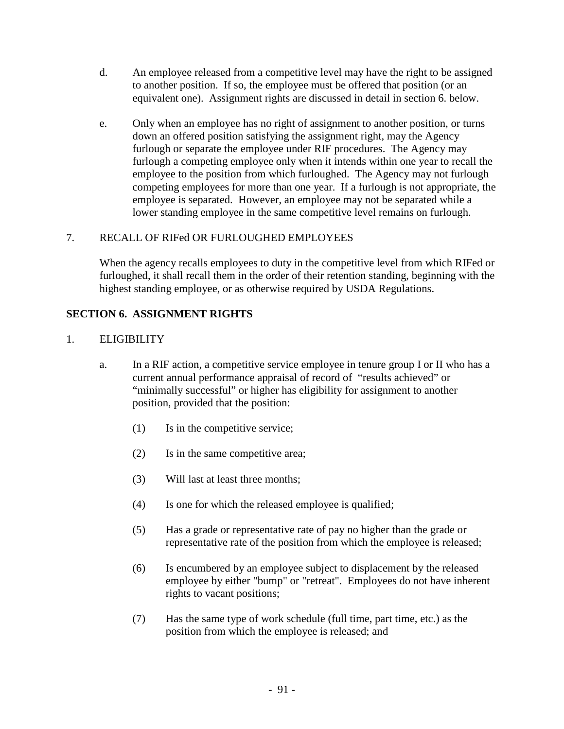d. An employee released from a competitive level may have the right to be assigned to another position. If so, the employee must be offered that position (or an equivalent one). Assignment rights are discussed in detail in section 6. below.

e. Only when an employee has no right of assignment to another position, or turns down an offered position satisfying the assignment right, may the Agency furlough or separate the employee under RIF procedures. The Agency may furlough a competing employee only when it intends within one year to recall the employee to the position from which furloughed. The Agency may not furlough competing employees for more than one year. If a furlough is not appropriate, the employee is separated. However, an employee may not be separated while a lower standing employee in the same competitive level remains on furlough.

7. RECALL OF RIFed OR FURLOUGHED EMPLOYEES

When the agency recalls employees to duty in the competitive level from which RIFed or furloughed, it shall recall them in the order of their retention standing, beginning with the highest standing employee, or as otherwise required by USDA Regulations.

## SECTION 6. ASSIGNMENT RIGHTS

1. ELIGIBILITY

a. In a RIF action, a competitive service employee in tenure group I or II who has a current annual performance appraisal of record of "results achieved" or "minimally successful" or higher has eligibility for assignment to another position, provided that the position:

   (1) Is in the competitive service;

   (2) Is in the same competitive area;

   (3) Will last at least three months;

   (4) Is one for which the released employee is qualified;

   (5) Has a grade or representative rate of pay no higher than the grade or representative rate of the position from which the employee is released;

   (6) Is encumbered by an employee subject to displacement by the released employee by either "bump" or "retreat". Employees do not have inherent rights to vacant positions;

   (7) Has the same type of work schedule (full time, part time, etc.) as the position from which the employee is released; and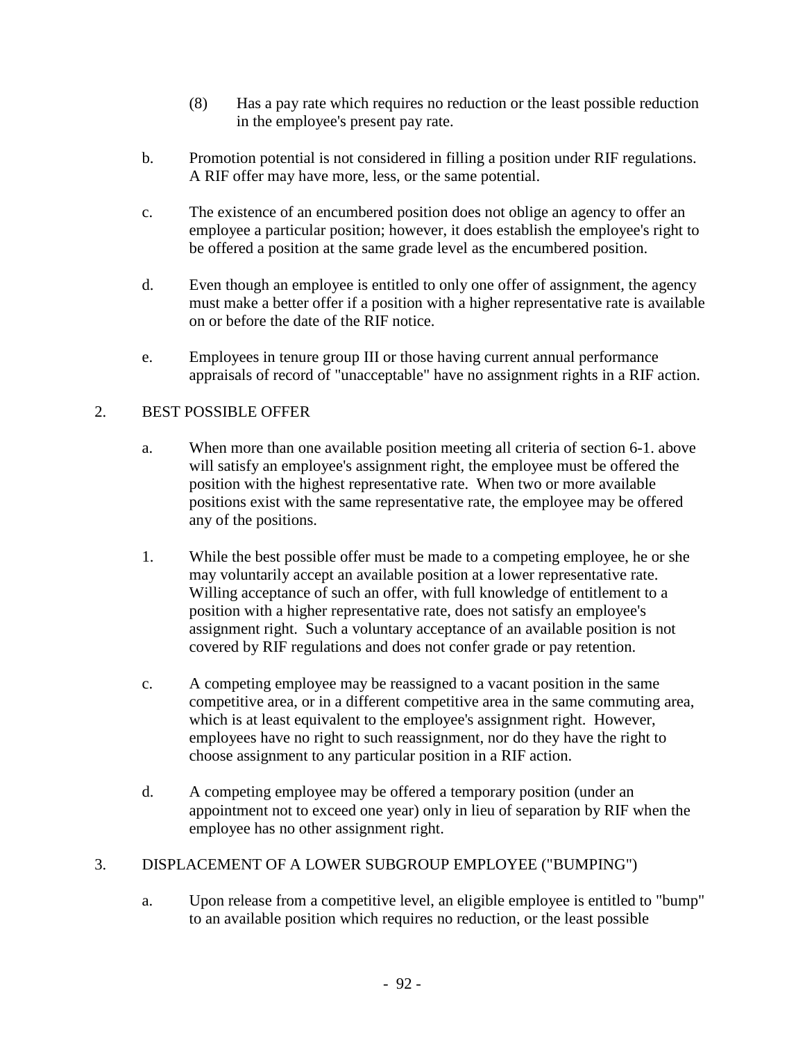(8) Has a pay rate which requires no reduction or the least possible reduction in the employee's present pay rate.

b. Promotion potential is not considered in filling a position under RIF regulations. A RIF offer may have more, less, or the same potential.

c. The existence of an encumbered position does not oblige an agency to offer an employee a particular position; however, it does establish the employee's right to be offered a position at the same grade level as the encumbered position.

d. Even though an employee is entitled to only one offer of assignment, the agency must make a better offer if a position with a higher representative rate is available on or before the date of the RIF notice.

e. Employees in tenure group III or those having current annual performance appraisals of record of "unacceptable" have no assignment rights in a RIF action.

2. BEST POSSIBLE OFFER

a. When more than one available position meeting all criteria of section 6-1. above will satisfy an employee's assignment right, the employee must be offered the position with the highest representative rate. When two or more available positions exist with the same representative rate, the employee may be offered any of the positions.

1. While the best possible offer must be made to a competing employee, he or she may voluntarily accept an available position at a lower representative rate. Willing acceptance of such an offer, with full knowledge of entitlement to a position with a higher representative rate, does not satisfy an employee's assignment right. Such a voluntary acceptance of an available position is not covered by RIF regulations and does not confer grade or pay retention.

c. A competing employee may be reassigned to a vacant position in the same competitive area, or in a different competitive area in the same commuting area, which is at least equivalent to the employee's assignment right. However, employees have no right to such reassignment, nor do they have the right to choose assignment to any particular position in a RIF action.

d. A competing employee may be offered a temporary position (under an appointment not to exceed one year) only in lieu of separation by RIF when the employee has no other assignment right.

3. DISPLACEMENT OF A LOWER SUBGROUP EMPLOYEE ("BUMPING")

a. Upon release from a competitive level, an eligible employee is entitled to "bump" to an available position which requires no reduction, or the least possible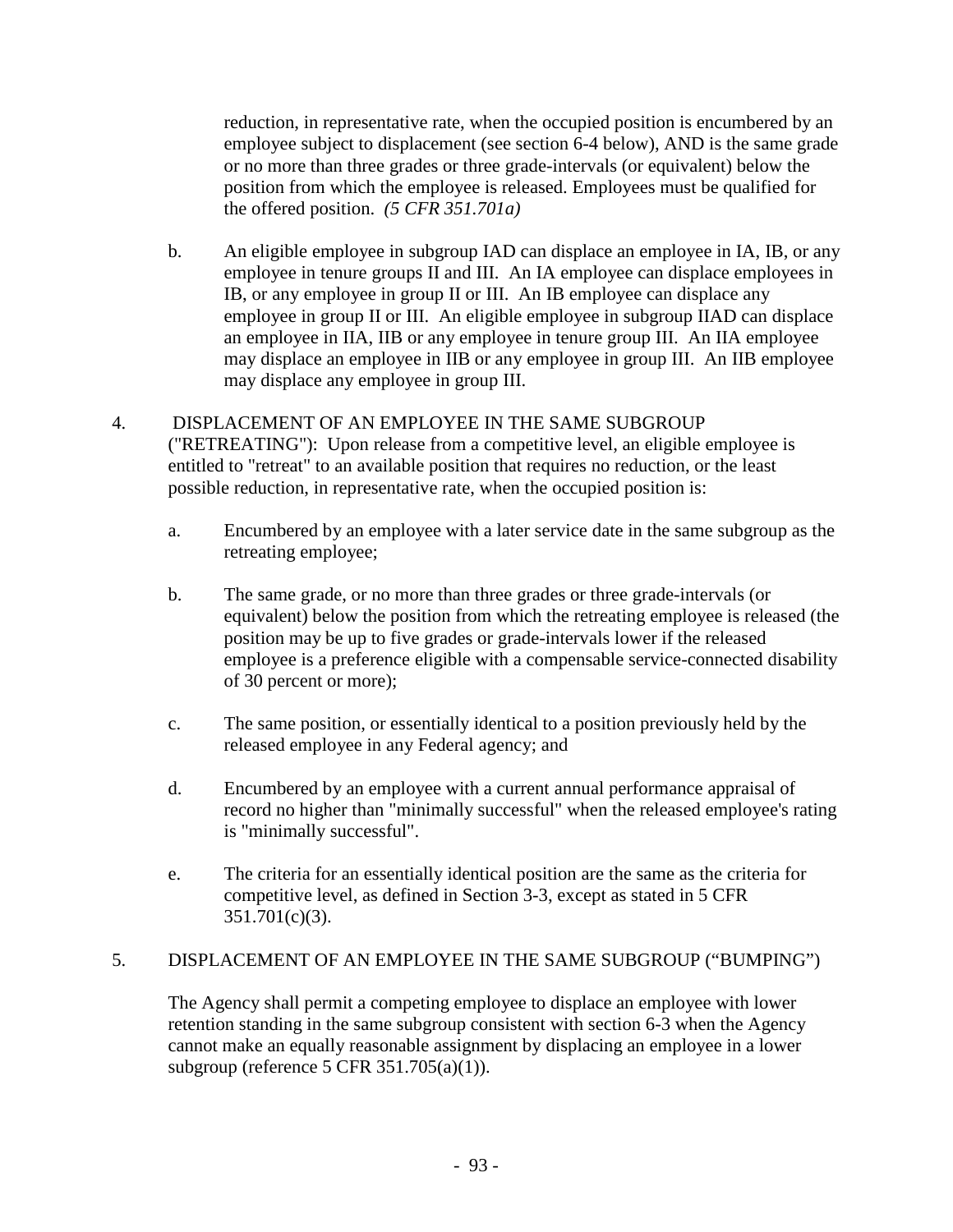reduction, in representative rate, when the occupied position is encumbered by an employee subject to displacement (see section 6-4 below), AND is the same grade or no more than three grades or three grade-intervals (or equivalent) below the position from which the employee is released. Employees must be qualified for the offered position. *(5 CFR 351.701a)*

b. An eligible employee in subgroup IAD can displace an employee in IA, IB, or any employee in tenure groups II and III. An IA employee can displace employees in IB, or any employee in group II or III. An IB employee can displace any employee in group II or III. An eligible employee in subgroup IIAD can displace an employee in IIA, IIB or any employee in tenure group III. An IIA employee may displace an employee in IIB or any employee in group III. An IIB employee may displace any employee in group III.

4. DISPLACEMENT OF AN EMPLOYEE IN THE SAME SUBGROUP ("RETREATING"): Upon release from a competitive level, an eligible employee is entitled to "retreat" to an available position that requires no reduction, or the least possible reduction, in representative rate, when the occupied position is:

   a. Encumbered by an employee with a later service date in the same subgroup as the retreating employee;

   b. The same grade, or no more than three grades or three grade-intervals (or equivalent) below the position from which the retreating employee is released (the position may be up to five grades or grade-intervals lower if the released employee is a preference eligible with a compensable service-connected disability of 30 percent or more);

   c. The same position, or essentially identical to a position previously held by the released employee in any Federal agency; and

   d. Encumbered by an employee with a current annual performance appraisal of record no higher than "minimally successful" when the released employee's rating is "minimally successful".

   e. The criteria for an essentially identical position are the same as the criteria for competitive level, as defined in Section 3-3, except as stated in 5 CFR 351.701(c)(3).

5. DISPLACEMENT OF AN EMPLOYEE IN THE SAME SUBGROUP ("BUMPING")

   The Agency shall permit a competing employee to displace an employee with lower retention standing in the same subgroup consistent with section 6-3 when the Agency cannot make an equally reasonable assignment by displacing an employee in a lower subgroup (reference 5 CFR 351.705(a)(1)).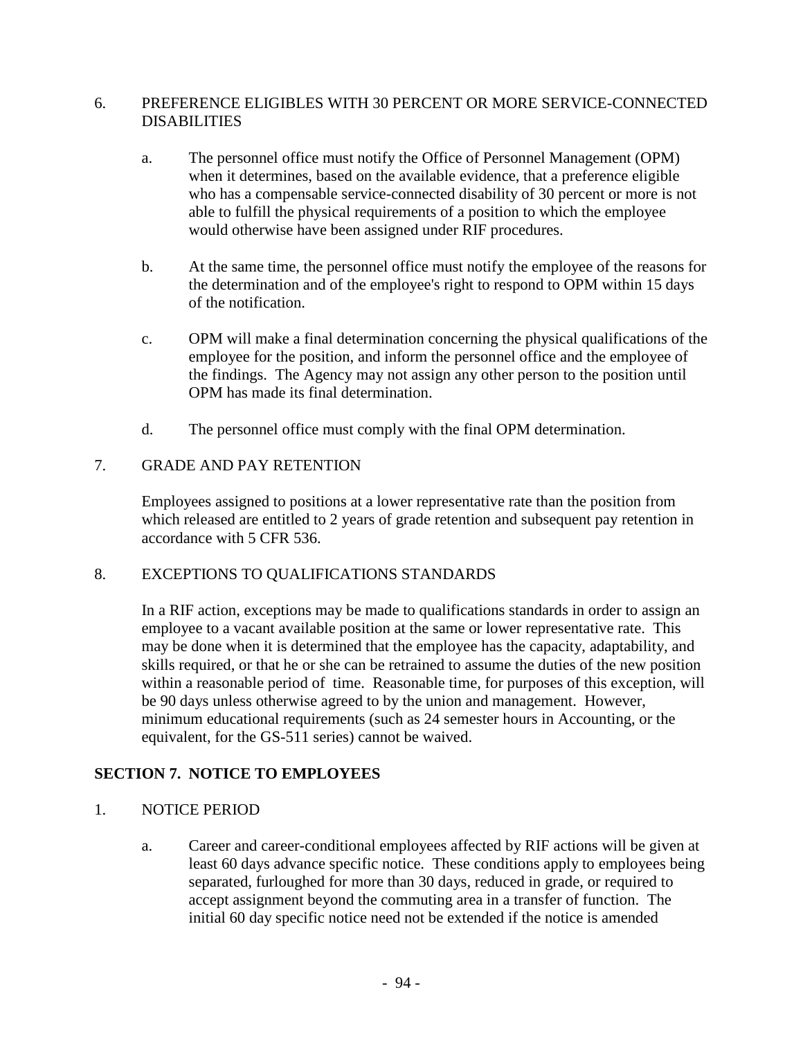6. PREFERENCE ELIGIBLES WITH 30 PERCENT OR MORE SERVICE-CONNECTED DISABILITIES

   a. The personnel office must notify the Office of Personnel Management (OPM) when it determines, based on the available evidence, that a preference eligible who has a compensable service-connected disability of 30 percent or more is not able to fulfill the physical requirements of a position to which the employee would otherwise have been assigned under RIF procedures.

   b. At the same time, the personnel office must notify the employee of the reasons for the determination and of the employee's right to respond to OPM within 15 days of the notification.

   c. OPM will make a final determination concerning the physical qualifications of the employee for the position, and inform the personnel office and the employee of the findings. The Agency may not assign any other person to the position until OPM has made its final determination.

   d. The personnel office must comply with the final OPM determination.

7. GRADE AND PAY RETENTION

   Employees assigned to positions at a lower representative rate than the position from which released are entitled to 2 years of grade retention and subsequent pay retention in accordance with 5 CFR 536.

8. EXCEPTIONS TO QUALIFICATIONS STANDARDS

   In a RIF action, exceptions may be made to qualifications standards in order to assign an employee to a vacant available position at the same or lower representative rate. This may be done when it is determined that the employee has the capacity, adaptability, and skills required, or that he or she can be retrained to assume the duties of the new position within a reasonable period of time. Reasonable time, for purposes of this exception, will be 90 days unless otherwise agreed to by the union and management. However, minimum educational requirements (such as 24 semester hours in Accounting, or the equivalent, for the GS-511 series) cannot be waived.

## SECTION 7. NOTICE TO EMPLOYEES

1. NOTICE PERIOD

   a. Career and career-conditional employees affected by RIF actions will be given at least 60 days advance specific notice. These conditions apply to employees being separated, furloughed for more than 30 days, reduced in grade, or required to accept assignment beyond the commuting area in a transfer of function. The initial 60 day specific notice need not be extended if the notice is amended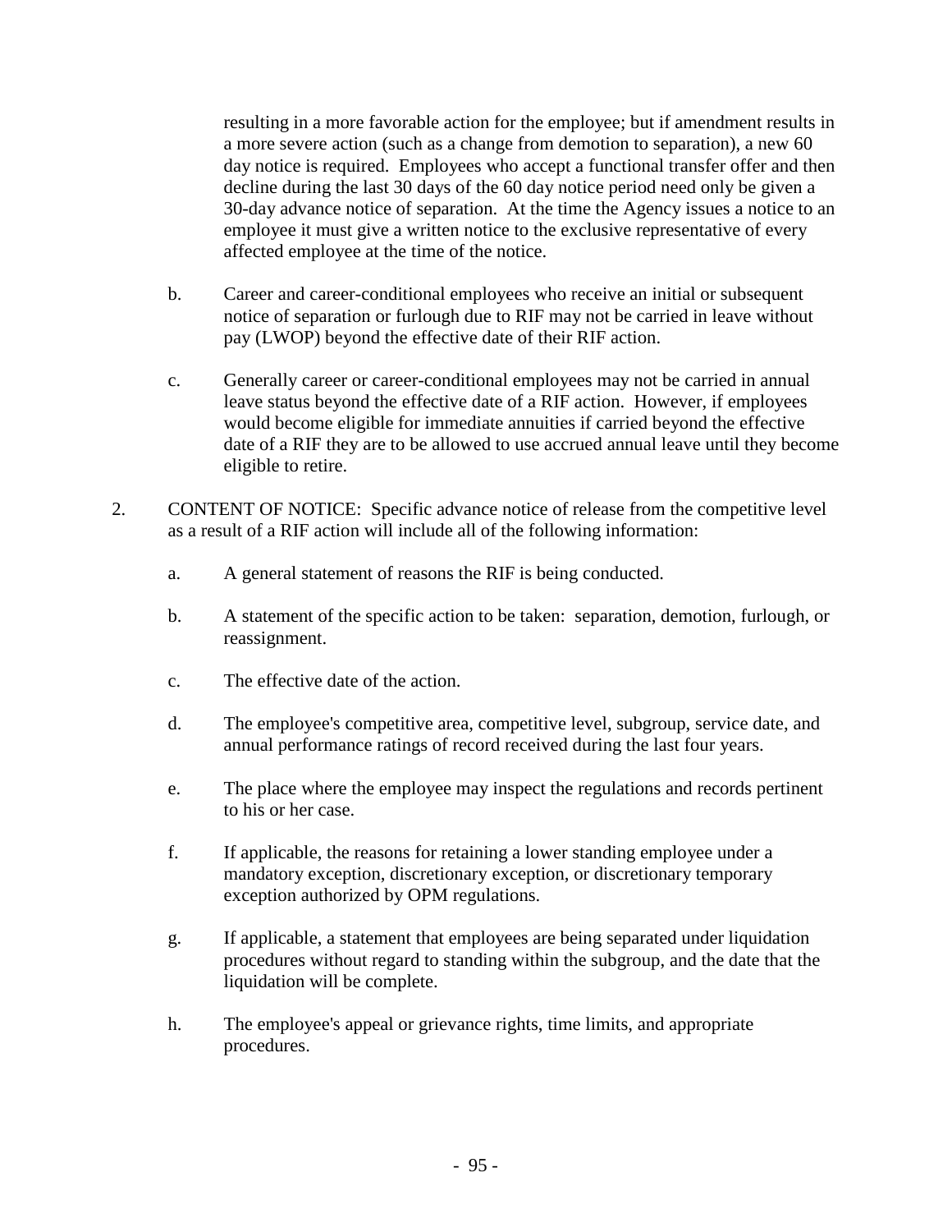resulting in a more favorable action for the employee; but if amendment results in a more severe action (such as a change from demotion to separation), a new 60 day notice is required. Employees who accept a functional transfer offer and then decline during the last 30 days of the 60 day notice period need only be given a 30-day advance notice of separation. At the time the Agency issues a notice to an employee it must give a written notice to the exclusive representative of every affected employee at the time of the notice.

b. Career and career-conditional employees who receive an initial or subsequent notice of separation or furlough due to RIF may not be carried in leave without pay (LWOP) beyond the effective date of their RIF action.

c. Generally career or career-conditional employees may not be carried in annual leave status beyond the effective date of a RIF action. However, if employees would become eligible for immediate annuities if carried beyond the effective date of a RIF they are to be allowed to use accrued annual leave until they become eligible to retire.

2. CONTENT OF NOTICE: Specific advance notice of release from the competitive level as a result of a RIF action will include all of the following information:

   a. A general statement of reasons the RIF is being conducted.

   b. A statement of the specific action to be taken: separation, demotion, furlough, or reassignment.

   c. The effective date of the action.

   d. The employee's competitive area, competitive level, subgroup, service date, and annual performance ratings of record received during the last four years.

   e. The place where the employee may inspect the regulations and records pertinent to his or her case.

   f. If applicable, the reasons for retaining a lower standing employee under a mandatory exception, discretionary exception, or discretionary temporary exception authorized by OPM regulations.

   g. If applicable, a statement that employees are being separated under liquidation procedures without regard to standing within the subgroup, and the date that the liquidation will be complete.

   h. The employee's appeal or grievance rights, time limits, and appropriate procedures.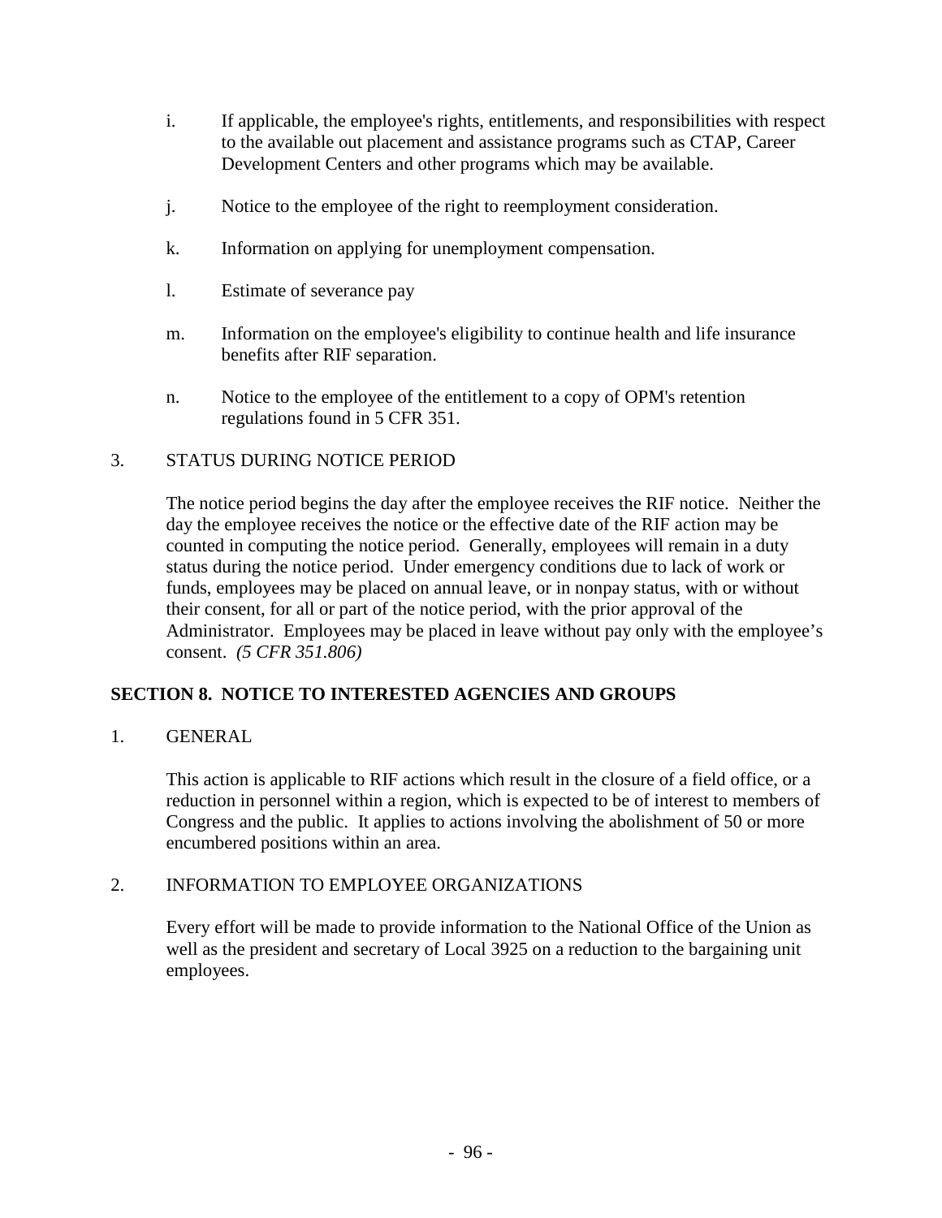i. If applicable, the employee's rights, entitlements, and responsibilities with respect to the available out placement and assistance programs such as CTAP, Career Development Centers and other programs which may be available.

j. Notice to the employee of the right to reemployment consideration.

k. Information on applying for unemployment compensation.

l. Estimate of severance pay

m. Information on the employee's eligibility to continue health and life insurance benefits after RIF separation.

n. Notice to the employee of the entitlement to a copy of OPM's retention regulations found in 5 CFR 351.

3. STATUS DURING NOTICE PERIOD

The notice period begins the day after the employee receives the RIF notice. Neither the day the employee receives the notice or the effective date of the RIF action may be counted in computing the notice period. Generally, employees will remain in a duty status during the notice period. Under emergency conditions due to lack of work or funds, employees may be placed on annual leave, or in nonpay status, with or without their consent, for all or part of the notice period, with the prior approval of the Administrator. Employees may be placed in leave without pay only with the employee's consent. *(5 CFR 351.806)*

## SECTION 8. NOTICE TO INTERESTED AGENCIES AND GROUPS

1. GENERAL

This action is applicable to RIF actions which result in the closure of a field office, or a reduction in personnel within a region, which is expected to be of interest to members of Congress and the public. It applies to actions involving the abolishment of 50 or more encumbered positions within an area.

2. INFORMATION TO EMPLOYEE ORGANIZATIONS

Every effort will be made to provide information to the National Office of the Union as well as the president and secretary of Local 3925 on a reduction to the bargaining unit employees.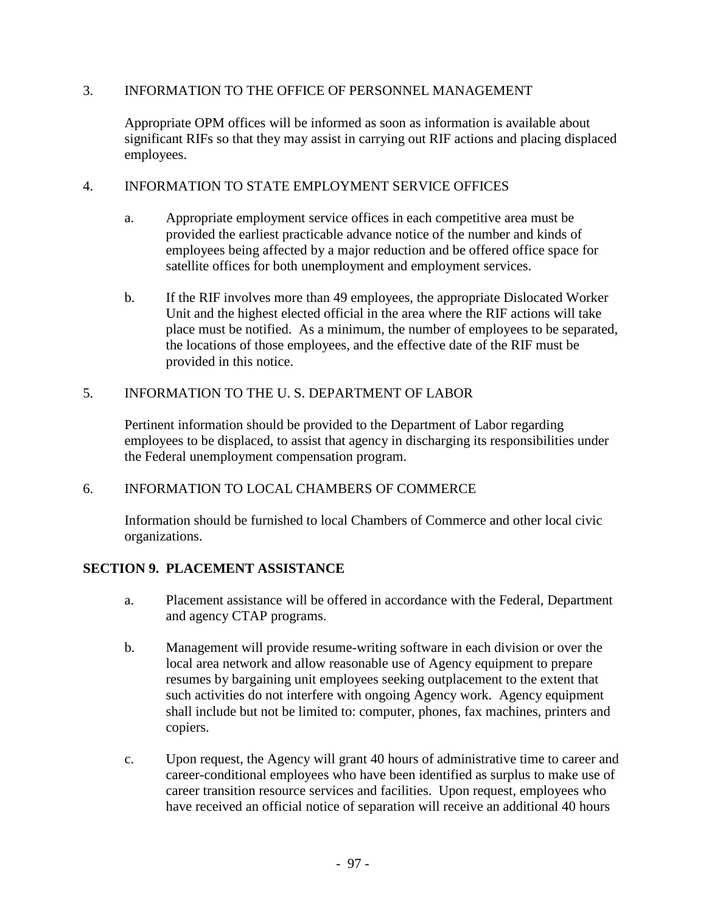3. INFORMATION TO THE OFFICE OF PERSONNEL MANAGEMENT

   Appropriate OPM offices will be informed as soon as information is available about significant RIFs so that they may assist in carrying out RIF actions and placing displaced employees.

4. INFORMATION TO STATE EMPLOYMENT SERVICE OFFICES

   a. Appropriate employment service offices in each competitive area must be provided the earliest practicable advance notice of the number and kinds of employees being affected by a major reduction and be offered office space for satellite offices for both unemployment and employment services.

   b. If the RIF involves more than 49 employees, the appropriate Dislocated Worker Unit and the highest elected official in the area where the RIF actions will take place must be notified. As a minimum, the number of employees to be separated, the locations of those employees, and the effective date of the RIF must be provided in this notice.

5. INFORMATION TO THE U. S. DEPARTMENT OF LABOR

   Pertinent information should be provided to the Department of Labor regarding employees to be displaced, to assist that agency in discharging its responsibilities under the Federal unemployment compensation program.

6. INFORMATION TO LOCAL CHAMBERS OF COMMERCE

   Information should be furnished to local Chambers of Commerce and other local civic organizations.

**SECTION 9. PLACEMENT ASSISTANCE**

a. Placement assistance will be offered in accordance with the Federal, Department and agency CTAP programs.

b. Management will provide resume-writing software in each division or over the local area network and allow reasonable use of Agency equipment to prepare resumes by bargaining unit employees seeking outplacement to the extent that such activities do not interfere with ongoing Agency work. Agency equipment shall include but not be limited to: computer, phones, fax machines, printers and copiers.

c. Upon request, the Agency will grant 40 hours of administrative time to career and career-conditional employees who have been identified as surplus to make use of career transition resource services and facilities. Upon request, employees who have received an official notice of separation will receive an additional 40 hours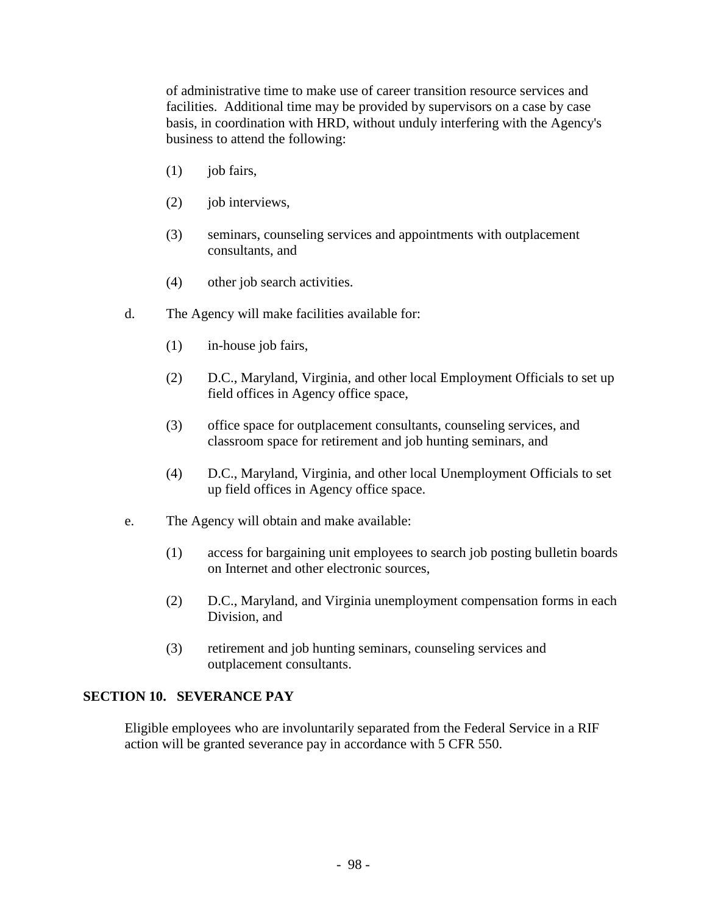of administrative time to make use of career transition resource services and facilities. Additional time may be provided by supervisors on a case by case basis, in coordination with HRD, without unduly interfering with the Agency's business to attend the following:

(1) job fairs,

(2) job interviews,

(3) seminars, counseling services and appointments with outplacement consultants, and

(4) other job search activities.

d. The Agency will make facilities available for:

(1) in-house job fairs,

(2) D.C., Maryland, Virginia, and other local Employment Officials to set up field offices in Agency office space,

(3) office space for outplacement consultants, counseling services, and classroom space for retirement and job hunting seminars, and

(4) D.C., Maryland, Virginia, and other local Unemployment Officials to set up field offices in Agency office space.

e. The Agency will obtain and make available:

(1) access for bargaining unit employees to search job posting bulletin boards on Internet and other electronic sources,

(2) D.C., Maryland, and Virginia unemployment compensation forms in each Division, and

(3) retirement and job hunting seminars, counseling services and outplacement consultants.

**SECTION 10. SEVERANCE PAY**

Eligible employees who are involuntarily separated from the Federal Service in a RIF action will be granted severance pay in accordance with 5 CFR 550.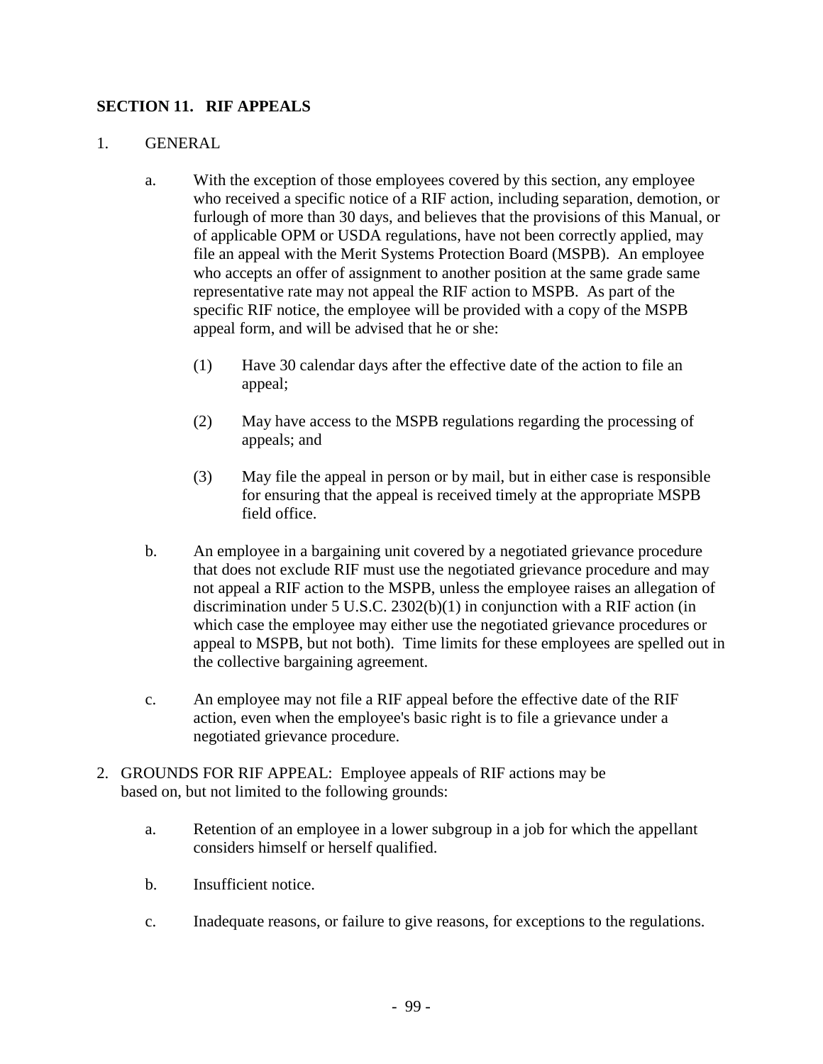## SECTION 11. RIF APPEALS

1. GENERAL

   a. With the exception of those employees covered by this section, any employee who received a specific notice of a RIF action, including separation, demotion, or furlough of more than 30 days, and believes that the provisions of this Manual, or of applicable OPM or USDA regulations, have not been correctly applied, may file an appeal with the Merit Systems Protection Board (MSPB). An employee who accepts an offer of assignment to another position at the same grade same representative rate may not appeal the RIF action to MSPB. As part of the specific RIF notice, the employee will be provided with a copy of the MSPB appeal form, and will be advised that he or she:

      (1) Have 30 calendar days after the effective date of the action to file an appeal;

      (2) May have access to the MSPB regulations regarding the processing of appeals; and

      (3) May file the appeal in person or by mail, but in either case is responsible for ensuring that the appeal is received timely at the appropriate MSPB field office.

   b. An employee in a bargaining unit covered by a negotiated grievance procedure that does not exclude RIF must use the negotiated grievance procedure and may not appeal a RIF action to the MSPB, unless the employee raises an allegation of discrimination under 5 U.S.C. 2302(b)(1) in conjunction with a RIF action (in which case the employee may either use the negotiated grievance procedures or appeal to MSPB, but not both). Time limits for these employees are spelled out in the collective bargaining agreement.

   c. An employee may not file a RIF appeal before the effective date of the RIF action, even when the employee's basic right is to file a grievance under a negotiated grievance procedure.

2. GROUNDS FOR RIF APPEAL: Employee appeals of RIF actions may be based on, but not limited to the following grounds:

   a. Retention of an employee in a lower subgroup in a job for which the appellant considers himself or herself qualified.

   b. Insufficient notice.

   c. Inadequate reasons, or failure to give reasons, for exceptions to the regulations.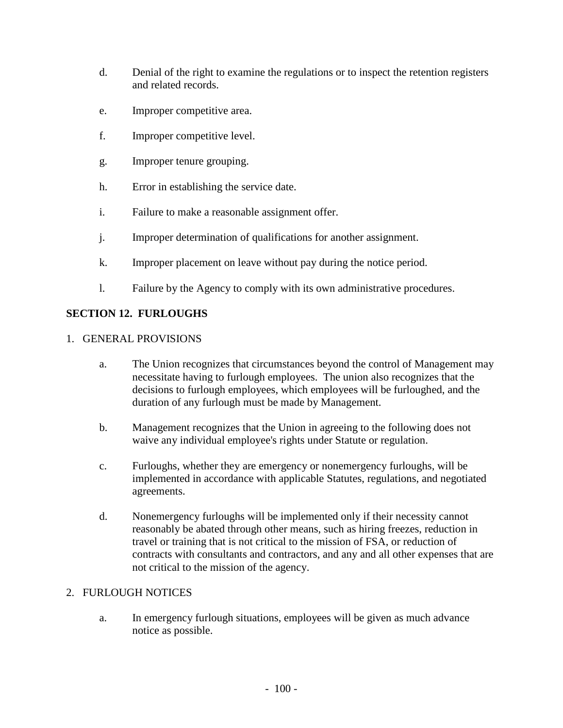d. Denial of the right to examine the regulations or to inspect the retention registers and related records.

e. Improper competitive area.

f. Improper competitive level.

g. Improper tenure grouping.

h. Error in establishing the service date.

i. Failure to make a reasonable assignment offer.

j. Improper determination of qualifications for another assignment.

k. Improper placement on leave without pay during the notice period.

l. Failure by the Agency to comply with its own administrative procedures.

## SECTION 12. FURLOUGHS

1. GENERAL PROVISIONS

   a. The Union recognizes that circumstances beyond the control of Management may necessitate having to furlough employees. The union also recognizes that the decisions to furlough employees, which employees will be furloughed, and the duration of any furlough must be made by Management.

   b. Management recognizes that the Union in agreeing to the following does not waive any individual employee's rights under Statute or regulation.

   c. Furloughs, whether they are emergency or nonemergency furloughs, will be implemented in accordance with applicable Statutes, regulations, and negotiated agreements.

   d. Nonemergency furloughs will be implemented only if their necessity cannot reasonably be abated through other means, such as hiring freezes, reduction in travel or training that is not critical to the mission of FSA, or reduction of contracts with consultants and contractors, and any and all other expenses that are not critical to the mission of the agency.

2. FURLOUGH NOTICES

   a. In emergency furlough situations, employees will be given as much advance notice as possible.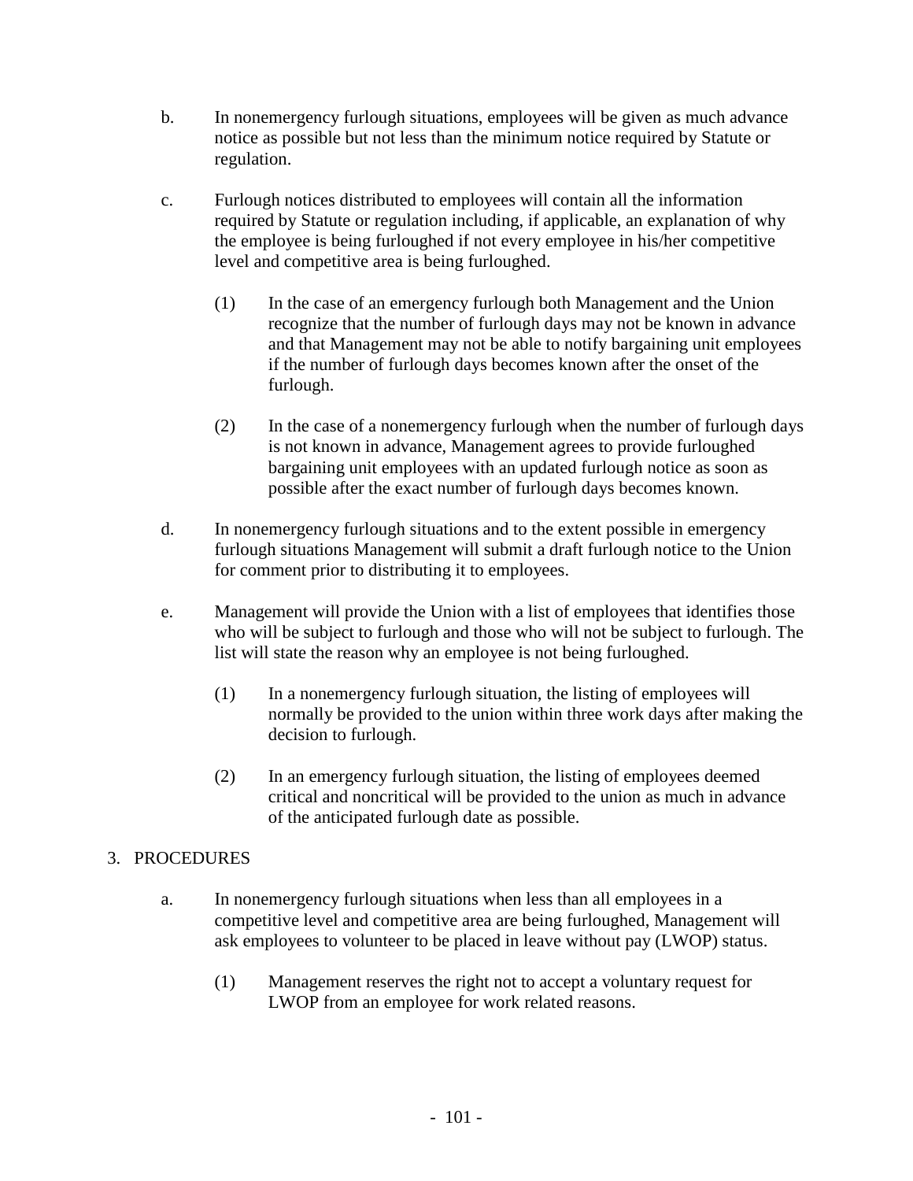b. In nonemergency furlough situations, employees will be given as much advance notice as possible but not less than the minimum notice required by Statute or regulation.

c. Furlough notices distributed to employees will contain all the information required by Statute or regulation including, if applicable, an explanation of why the employee is being furloughed if not every employee in his/her competitive level and competitive area is being furloughed.

   (1) In the case of an emergency furlough both Management and the Union recognize that the number of furlough days may not be known in advance and that Management may not be able to notify bargaining unit employees if the number of furlough days becomes known after the onset of the furlough.

   (2) In the case of a nonemergency furlough when the number of furlough days is not known in advance, Management agrees to provide furloughed bargaining unit employees with an updated furlough notice as soon as possible after the exact number of furlough days becomes known.

d. In nonemergency furlough situations and to the extent possible in emergency furlough situations Management will submit a draft furlough notice to the Union for comment prior to distributing it to employees.

e. Management will provide the Union with a list of employees that identifies those who will be subject to furlough and those who will not be subject to furlough. The list will state the reason why an employee is not being furloughed.

   (1) In a nonemergency furlough situation, the listing of employees will normally be provided to the union within three work days after making the decision to furlough.

   (2) In an emergency furlough situation, the listing of employees deemed critical and noncritical will be provided to the union as much in advance of the anticipated furlough date as possible.

## 3. PROCEDURES

a. In nonemergency furlough situations when less than all employees in a competitive level and competitive area are being furloughed, Management will ask employees to volunteer to be placed in leave without pay (LWOP) status.

   (1) Management reserves the right not to accept a voluntary request for LWOP from an employee for work related reasons.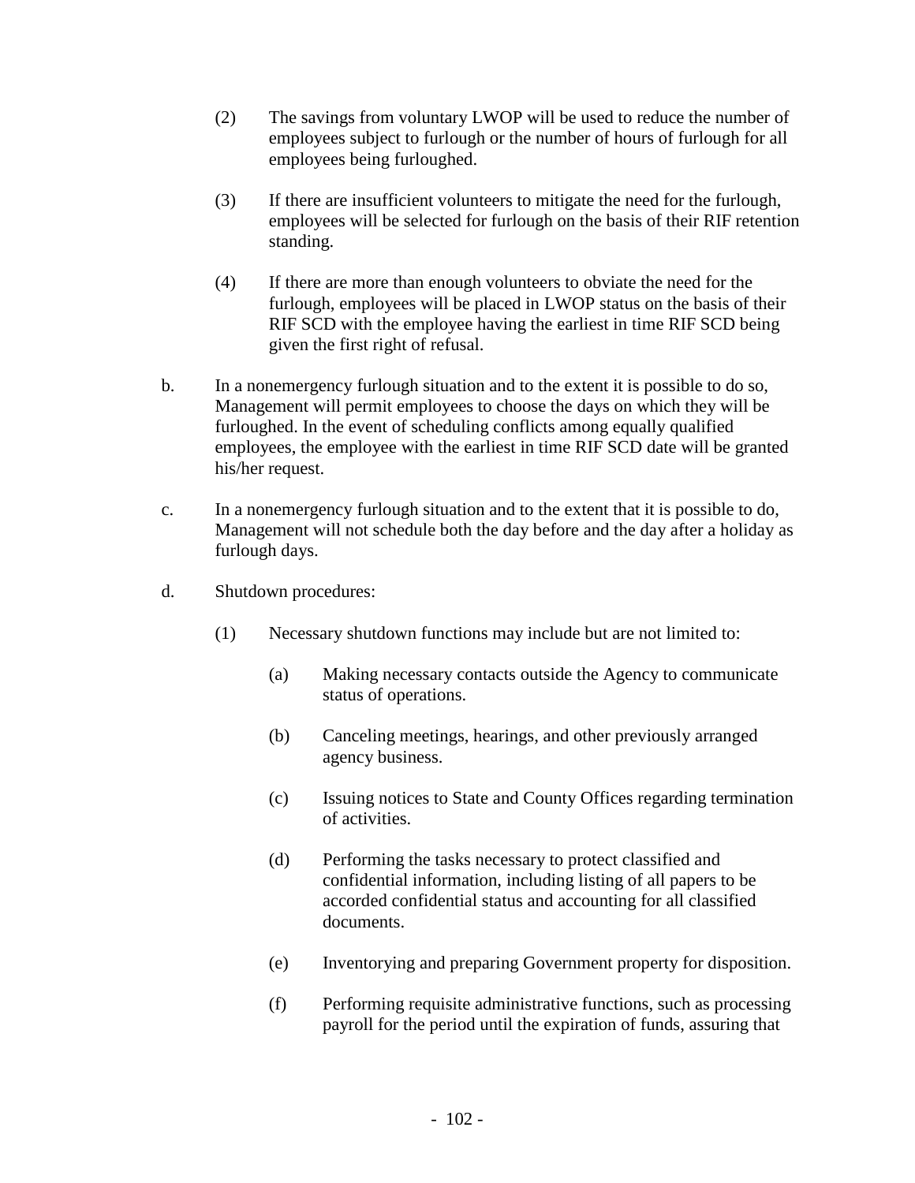(2) The savings from voluntary LWOP will be used to reduce the number of employees subject to furlough or the number of hours of furlough for all employees being furloughed.

(3) If there are insufficient volunteers to mitigate the need for the furlough, employees will be selected for furlough on the basis of their RIF retention standing.

(4) If there are more than enough volunteers to obviate the need for the furlough, employees will be placed in LWOP status on the basis of their RIF SCD with the employee having the earliest in time RIF SCD being given the first right of refusal.

b. In a nonemergency furlough situation and to the extent it is possible to do so, Management will permit employees to choose the days on which they will be furloughed. In the event of scheduling conflicts among equally qualified employees, the employee with the earliest in time RIF SCD date will be granted his/her request.

c. In a nonemergency furlough situation and to the extent that it is possible to do, Management will not schedule both the day before and the day after a holiday as furlough days.

d. Shutdown procedures:

(1) Necessary shutdown functions may include but are not limited to:

(a) Making necessary contacts outside the Agency to communicate status of operations.

(b) Canceling meetings, hearings, and other previously arranged agency business.

(c) Issuing notices to State and County Offices regarding termination of activities.

(d) Performing the tasks necessary to protect classified and confidential information, including listing of all papers to be accorded confidential status and accounting for all classified documents.

(e) Inventorying and preparing Government property for disposition.

(f) Performing requisite administrative functions, such as processing payroll for the period until the expiration of funds, assuring that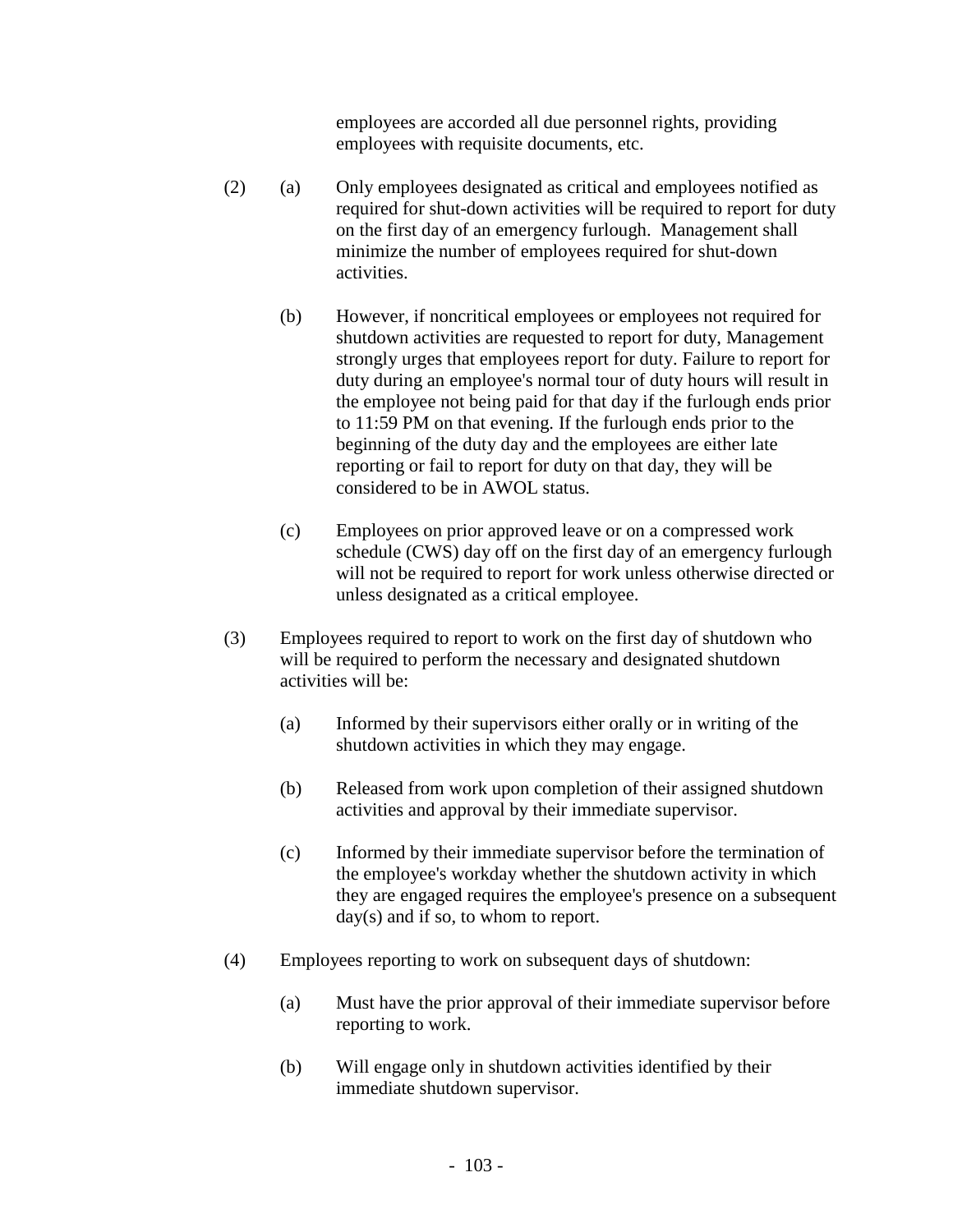employees are accorded all due personnel rights, providing employees with requisite documents, etc.

(2) (a) Only employees designated as critical and employees notified as required for shut-down activities will be required to report for duty on the first day of an emergency furlough. Management shall minimize the number of employees required for shut-down activities.

(b) However, if noncritical employees or employees not required for shutdown activities are requested to report for duty, Management strongly urges that employees report for duty. Failure to report for duty during an employee's normal tour of duty hours will result in the employee not being paid for that day if the furlough ends prior to 11:59 PM on that evening. If the furlough ends prior to the beginning of the duty day and the employees are either late reporting or fail to report for duty on that day, they will be considered to be in AWOL status.

(c) Employees on prior approved leave or on a compressed work schedule (CWS) day off on the first day of an emergency furlough will not be required to report for work unless otherwise directed or unless designated as a critical employee.

(3) Employees required to report to work on the first day of shutdown who will be required to perform the necessary and designated shutdown activities will be:

(a) Informed by their supervisors either orally or in writing of the shutdown activities in which they may engage.

(b) Released from work upon completion of their assigned shutdown activities and approval by their immediate supervisor.

(c) Informed by their immediate supervisor before the termination of the employee's workday whether the shutdown activity in which they are engaged requires the employee's presence on a subsequent day(s) and if so, to whom to report.

(4) Employees reporting to work on subsequent days of shutdown:

(a) Must have the prior approval of their immediate supervisor before reporting to work.

(b) Will engage only in shutdown activities identified by their immediate shutdown supervisor.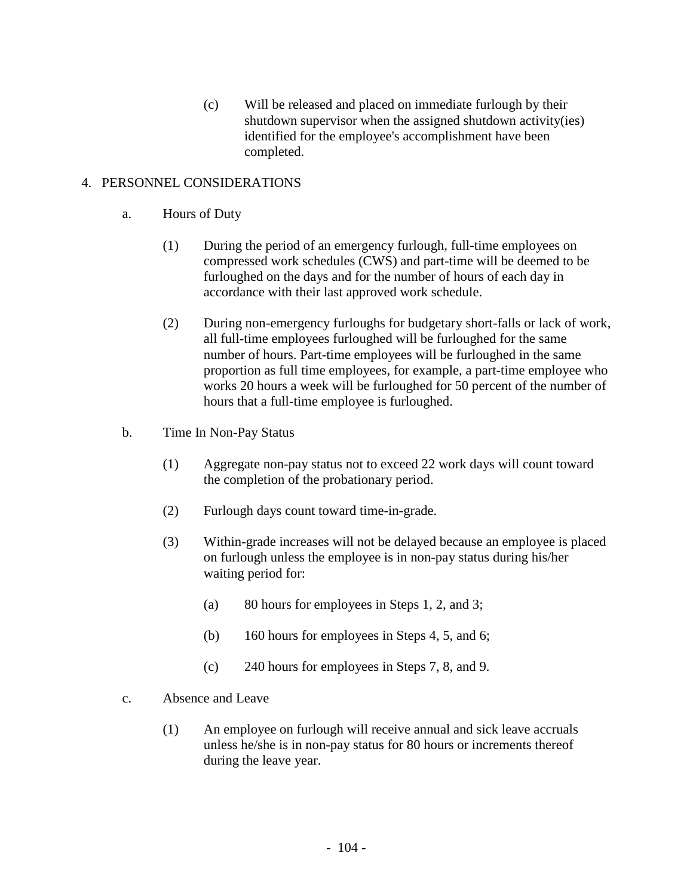(c) Will be released and placed on immediate furlough by their shutdown supervisor when the assigned shutdown activity(ies) identified for the employee's accomplishment have been completed.

4. PERSONNEL CONSIDERATIONS

a. Hours of Duty

(1) During the period of an emergency furlough, full-time employees on compressed work schedules (CWS) and part-time will be deemed to be furloughed on the days and for the number of hours of each day in accordance with their last approved work schedule.

(2) During non-emergency furloughs for budgetary short-falls or lack of work, all full-time employees furloughed will be furloughed for the same number of hours. Part-time employees will be furloughed in the same proportion as full time employees, for example, a part-time employee who works 20 hours a week will be furloughed for 50 percent of the number of hours that a full-time employee is furloughed.

b. Time In Non-Pay Status

(1) Aggregate non-pay status not to exceed 22 work days will count toward the completion of the probationary period.

(2) Furlough days count toward time-in-grade.

(3) Within-grade increases will not be delayed because an employee is placed on furlough unless the employee is in non-pay status during his/her waiting period for:

(a) 80 hours for employees in Steps 1, 2, and 3;

(b) 160 hours for employees in Steps 4, 5, and 6;

(c) 240 hours for employees in Steps 7, 8, and 9.

c. Absence and Leave

(1) An employee on furlough will receive annual and sick leave accruals unless he/she is in non-pay status for 80 hours or increments thereof during the leave year.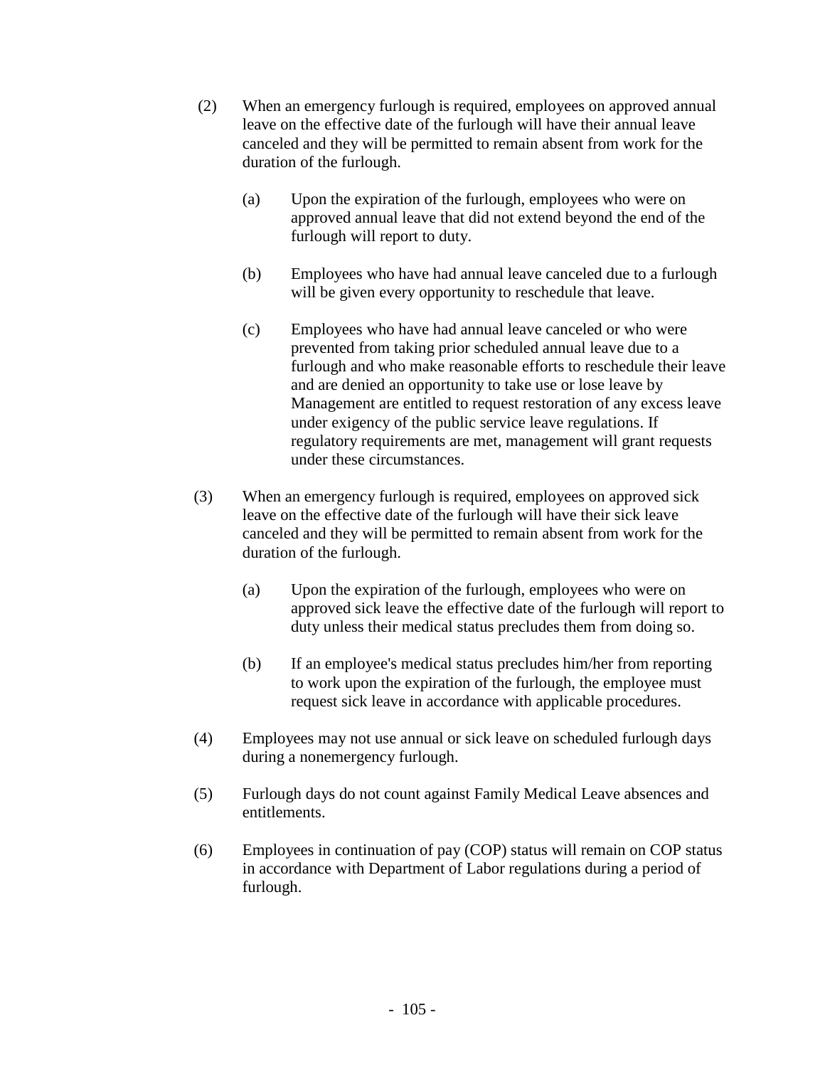(2) When an emergency furlough is required, employees on approved annual leave on the effective date of the furlough will have their annual leave canceled and they will be permitted to remain absent from work for the duration of the furlough.

   (a) Upon the expiration of the furlough, employees who were on approved annual leave that did not extend beyond the end of the furlough will report to duty.

   (b) Employees who have had annual leave canceled due to a furlough will be given every opportunity to reschedule that leave.

   (c) Employees who have had annual leave canceled or who were prevented from taking prior scheduled annual leave due to a furlough and who make reasonable efforts to reschedule their leave and are denied an opportunity to take use or lose leave by Management are entitled to request restoration of any excess leave under exigency of the public service leave regulations. If regulatory requirements are met, management will grant requests under these circumstances.

(3) When an emergency furlough is required, employees on approved sick leave on the effective date of the furlough will have their sick leave canceled and they will be permitted to remain absent from work for the duration of the furlough.

   (a) Upon the expiration of the furlough, employees who were on approved sick leave the effective date of the furlough will report to duty unless their medical status precludes them from doing so.

   (b) If an employee's medical status precludes him/her from reporting to work upon the expiration of the furlough, the employee must request sick leave in accordance with applicable procedures.

(4) Employees may not use annual or sick leave on scheduled furlough days during a nonemergency furlough.

(5) Furlough days do not count against Family Medical Leave absences and entitlements.

(6) Employees in continuation of pay (COP) status will remain on COP status in accordance with Department of Labor regulations during a period of furlough.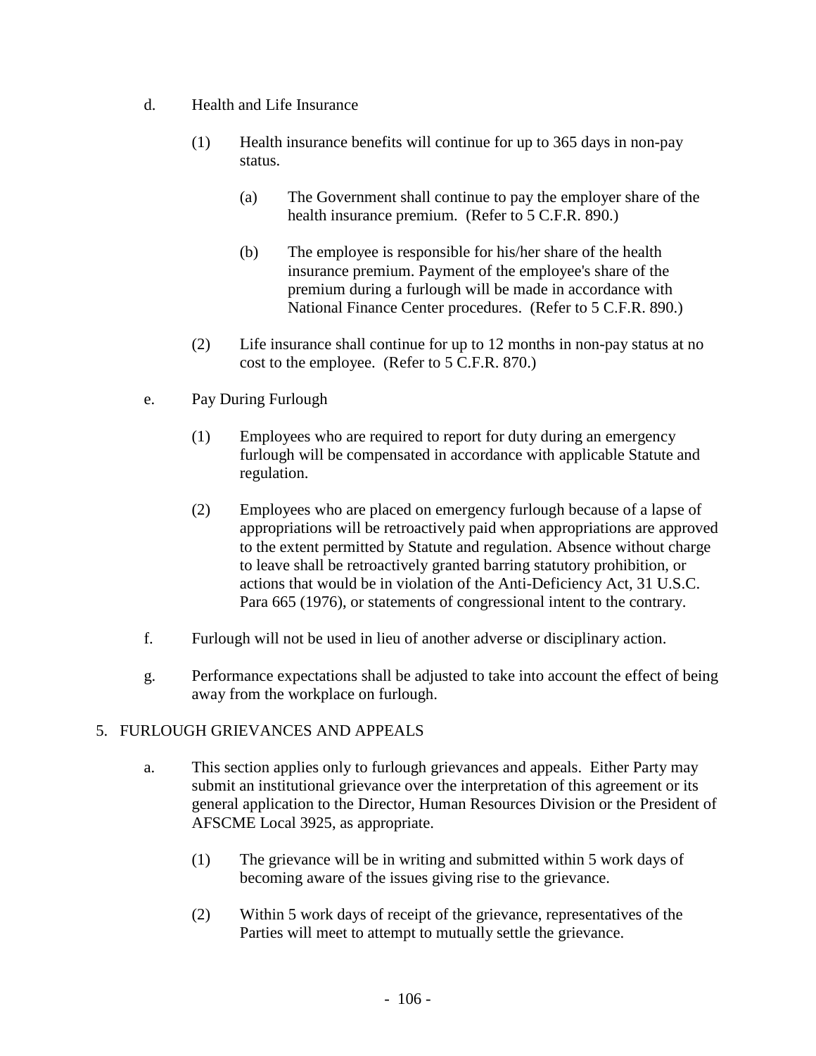d. Health and Life Insurance

   (1) Health insurance benefits will continue for up to 365 days in non-pay status.

      (a) The Government shall continue to pay the employer share of the health insurance premium. (Refer to 5 C.F.R. 890.)

      (b) The employee is responsible for his/her share of the health insurance premium. Payment of the employee's share of the premium during a furlough will be made in accordance with National Finance Center procedures. (Refer to 5 C.F.R. 890.)

   (2) Life insurance shall continue for up to 12 months in non-pay status at no cost to the employee. (Refer to 5 C.F.R. 870.)

e. Pay During Furlough

   (1) Employees who are required to report for duty during an emergency furlough will be compensated in accordance with applicable Statute and regulation.

   (2) Employees who are placed on emergency furlough because of a lapse of appropriations will be retroactively paid when appropriations are approved to the extent permitted by Statute and regulation. Absence without charge to leave shall be retroactively granted barring statutory prohibition, or actions that would be in violation of the Anti-Deficiency Act, 31 U.S.C. Para 665 (1976), or statements of congressional intent to the contrary.

f. Furlough will not be used in lieu of another adverse or disciplinary action.

g. Performance expectations shall be adjusted to take into account the effect of being away from the workplace on furlough.

5. FURLOUGH GRIEVANCES AND APPEALS

a. This section applies only to furlough grievances and appeals. Either Party may submit an institutional grievance over the interpretation of this agreement or its general application to the Director, Human Resources Division or the President of AFSCME Local 3925, as appropriate.

   (1) The grievance will be in writing and submitted within 5 work days of becoming aware of the issues giving rise to the grievance.

   (2) Within 5 work days of receipt of the grievance, representatives of the Parties will meet to attempt to mutually settle the grievance.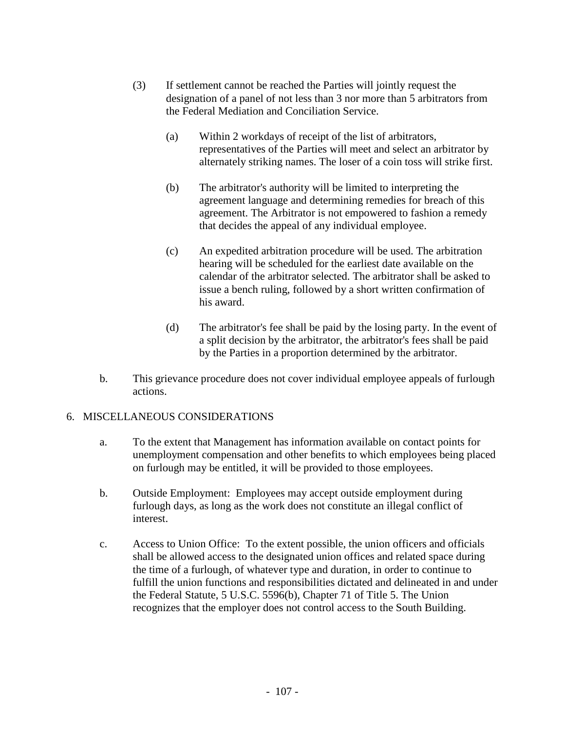(3) If settlement cannot be reached the Parties will jointly request the designation of a panel of not less than 3 nor more than 5 arbitrators from the Federal Mediation and Conciliation Service.

(a) Within 2 workdays of receipt of the list of arbitrators, representatives of the Parties will meet and select an arbitrator by alternately striking names. The loser of a coin toss will strike first.

(b) The arbitrator's authority will be limited to interpreting the agreement language and determining remedies for breach of this agreement. The Arbitrator is not empowered to fashion a remedy that decides the appeal of any individual employee.

(c) An expedited arbitration procedure will be used. The arbitration hearing will be scheduled for the earliest date available on the calendar of the arbitrator selected. The arbitrator shall be asked to issue a bench ruling, followed by a short written confirmation of his award.

(d) The arbitrator's fee shall be paid by the losing party. In the event of a split decision by the arbitrator, the arbitrator's fees shall be paid by the Parties in a proportion determined by the arbitrator.

b. This grievance procedure does not cover individual employee appeals of furlough actions.

6. MISCELLANEOUS CONSIDERATIONS

a. To the extent that Management has information available on contact points for unemployment compensation and other benefits to which employees being placed on furlough may be entitled, it will be provided to those employees.

b. Outside Employment: Employees may accept outside employment during furlough days, as long as the work does not constitute an illegal conflict of interest.

c. Access to Union Office: To the extent possible, the union officers and officials shall be allowed access to the designated union offices and related space during the time of a furlough, of whatever type and duration, in order to continue to fulfill the union functions and responsibilities dictated and delineated in and under the Federal Statute, 5 U.S.C. 5596(b), Chapter 71 of Title 5. The Union recognizes that the employer does not control access to the South Building.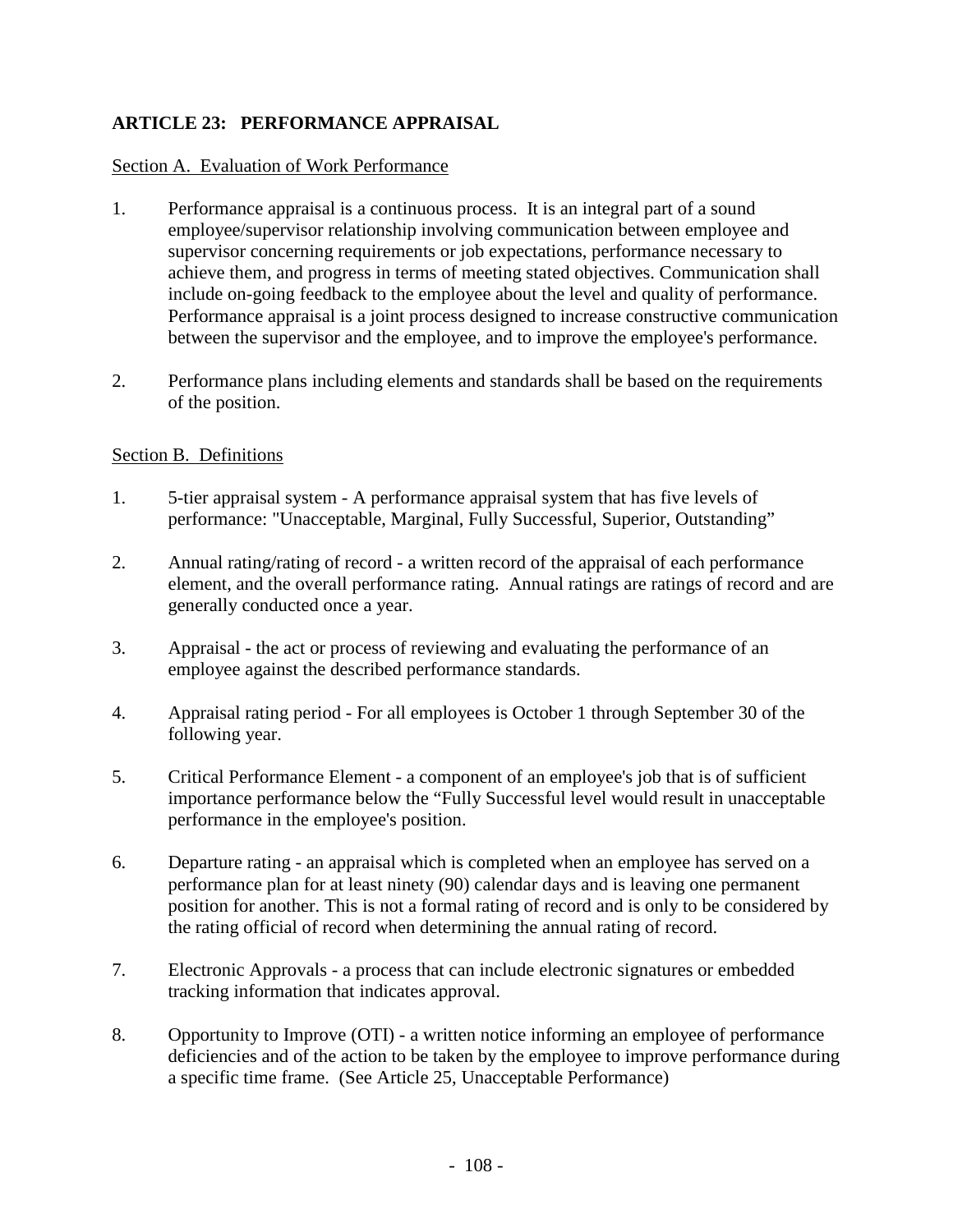## ARTICLE 23: PERFORMANCE APPRAISAL

Section A. Evaluation of Work Performance

1. Performance appraisal is a continuous process. It is an integral part of a sound employee/supervisor relationship involving communication between employee and supervisor concerning requirements or job expectations, performance necessary to achieve them, and progress in terms of meeting stated objectives. Communication shall include on-going feedback to the employee about the level and quality of performance. Performance appraisal is a joint process designed to increase constructive communication between the supervisor and the employee, and to improve the employee's performance.

2. Performance plans including elements and standards shall be based on the requirements of the position.

Section B. Definitions

1. 5-tier appraisal system - A performance appraisal system that has five levels of performance: "Unacceptable, Marginal, Fully Successful, Superior, Outstanding"

2. Annual rating/rating of record - a written record of the appraisal of each performance element, and the overall performance rating. Annual ratings are ratings of record and are generally conducted once a year.

3. Appraisal - the act or process of reviewing and evaluating the performance of an employee against the described performance standards.

4. Appraisal rating period - For all employees is October 1 through September 30 of the following year.

5. Critical Performance Element - a component of an employee's job that is of sufficient importance performance below the "Fully Successful level would result in unacceptable performance in the employee's position.

6. Departure rating - an appraisal which is completed when an employee has served on a performance plan for at least ninety (90) calendar days and is leaving one permanent position for another. This is not a formal rating of record and is only to be considered by the rating official of record when determining the annual rating of record.

7. Electronic Approvals - a process that can include electronic signatures or embedded tracking information that indicates approval.

8. Opportunity to Improve (OTI) - a written notice informing an employee of performance deficiencies and of the action to be taken by the employee to improve performance during a specific time frame. (See Article 25, Unacceptable Performance)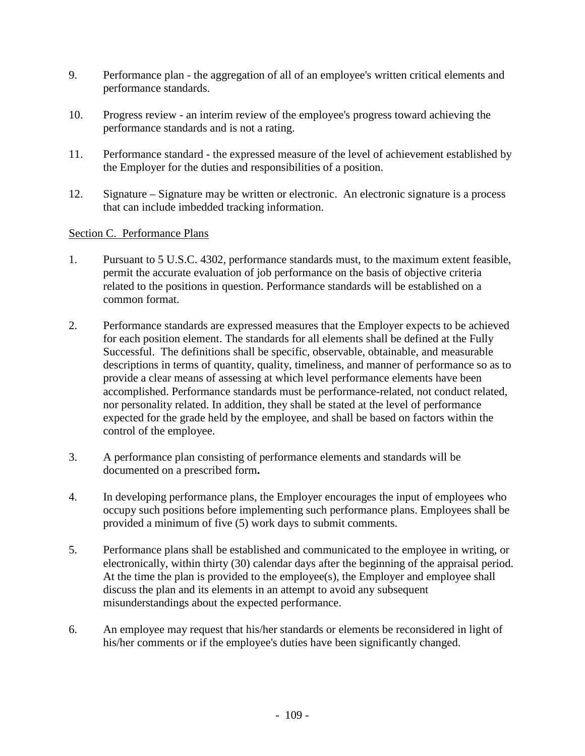9. Performance plan - the aggregation of all of an employee's written critical elements and performance standards.

10. Progress review - an interim review of the employee's progress toward achieving the performance standards and is not a rating.

11. Performance standard - the expressed measure of the level of achievement established by the Employer for the duties and responsibilities of a position.

12. Signature – Signature may be written or electronic. An electronic signature is a process that can include imbedded tracking information.

<u>Section C. Performance Plans</u>

1. Pursuant to 5 U.S.C. 4302, performance standards must, to the maximum extent feasible, permit the accurate evaluation of job performance on the basis of objective criteria related to the positions in question. Performance standards will be established on a common format.

2. Performance standards are expressed measures that the Employer expects to be achieved for each position element. The standards for all elements shall be defined at the Fully Successful. The definitions shall be specific, observable, obtainable, and measurable descriptions in terms of quantity, quality, timeliness, and manner of performance so as to provide a clear means of assessing at which level performance elements have been accomplished. Performance standards must be performance-related, not conduct related, nor personality related. In addition, they shall be stated at the level of performance expected for the grade held by the employee, and shall be based on factors within the control of the employee.

3. A performance plan consisting of performance elements and standards will be documented on a prescribed form**.**

4. In developing performance plans, the Employer encourages the input of employees who occupy such positions before implementing such performance plans. Employees shall be provided a minimum of five (5) work days to submit comments.

5. Performance plans shall be established and communicated to the employee in writing, or electronically, within thirty (30) calendar days after the beginning of the appraisal period. At the time the plan is provided to the employee(s), the Employer and employee shall discuss the plan and its elements in an attempt to avoid any subsequent misunderstandings about the expected performance.

6. An employee may request that his/her standards or elements be reconsidered in light of his/her comments or if the employee's duties have been significantly changed.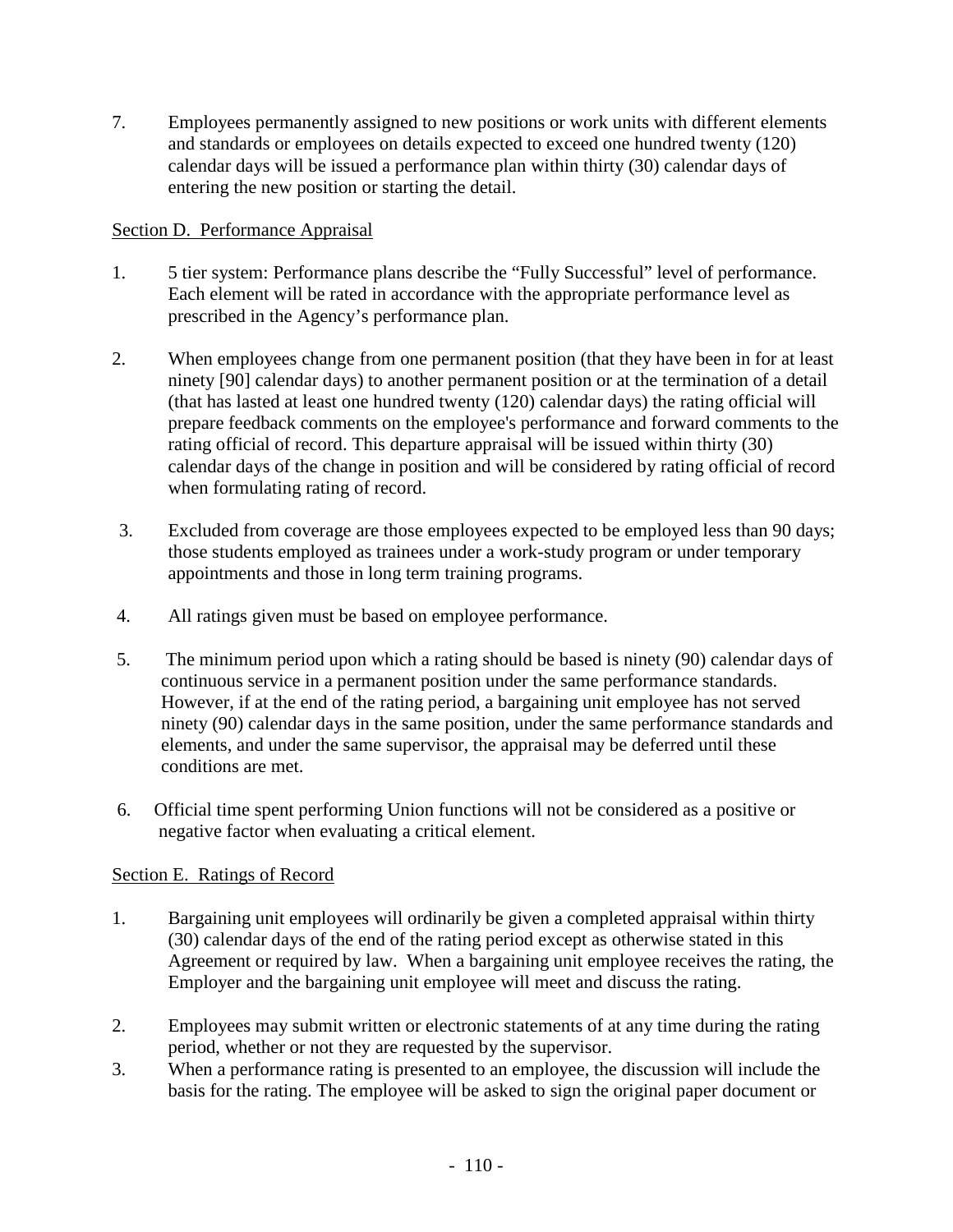7. Employees permanently assigned to new positions or work units with different elements and standards or employees on details expected to exceed one hundred twenty (120) calendar days will be issued a performance plan within thirty (30) calendar days of entering the new position or starting the detail.

Section D. Performance Appraisal

1. 5 tier system: Performance plans describe the "Fully Successful" level of performance. Each element will be rated in accordance with the appropriate performance level as prescribed in the Agency's performance plan.

2. When employees change from one permanent position (that they have been in for at least ninety [90] calendar days) to another permanent position or at the termination of a detail (that has lasted at least one hundred twenty (120) calendar days) the rating official will prepare feedback comments on the employee's performance and forward comments to the rating official of record. This departure appraisal will be issued within thirty (30) calendar days of the change in position and will be considered by rating official of record when formulating rating of record.

3. Excluded from coverage are those employees expected to be employed less than 90 days; those students employed as trainees under a work-study program or under temporary appointments and those in long term training programs.

4. All ratings given must be based on employee performance.

5. The minimum period upon which a rating should be based is ninety (90) calendar days of continuous service in a permanent position under the same performance standards. However, if at the end of the rating period, a bargaining unit employee has not served ninety (90) calendar days in the same position, under the same performance standards and elements, and under the same supervisor, the appraisal may be deferred until these conditions are met.

6. Official time spent performing Union functions will not be considered as a positive or negative factor when evaluating a critical element.

Section E. Ratings of Record

1. Bargaining unit employees will ordinarily be given a completed appraisal within thirty (30) calendar days of the end of the rating period except as otherwise stated in this Agreement or required by law. When a bargaining unit employee receives the rating, the Employer and the bargaining unit employee will meet and discuss the rating.

2. Employees may submit written or electronic statements of at any time during the rating period, whether or not they are requested by the supervisor.

3. When a performance rating is presented to an employee, the discussion will include the basis for the rating. The employee will be asked to sign the original paper document or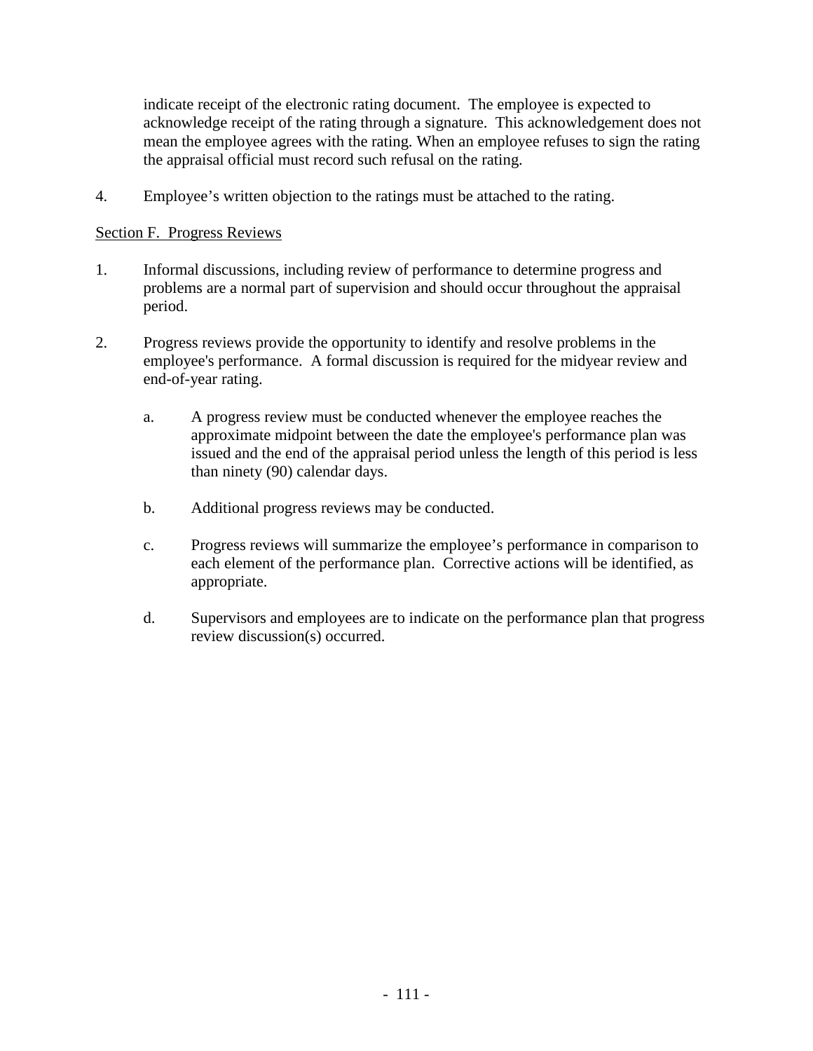indicate receipt of the electronic rating document. The employee is expected to acknowledge receipt of the rating through a signature. This acknowledgement does not mean the employee agrees with the rating. When an employee refuses to sign the rating the appraisal official must record such refusal on the rating.

4. Employee's written objection to the ratings must be attached to the rating.

<u>Section F. Progress Reviews</u>

1. Informal discussions, including review of performance to determine progress and problems are a normal part of supervision and should occur throughout the appraisal period.

2. Progress reviews provide the opportunity to identify and resolve problems in the employee's performance. A formal discussion is required for the midyear review and end-of-year rating.

   a. A progress review must be conducted whenever the employee reaches the approximate midpoint between the date the employee's performance plan was issued and the end of the appraisal period unless the length of this period is less than ninety (90) calendar days.

   b. Additional progress reviews may be conducted.

   c. Progress reviews will summarize the employee's performance in comparison to each element of the performance plan. Corrective actions will be identified, as appropriate.

   d. Supervisors and employees are to indicate on the performance plan that progress review discussion(s) occurred.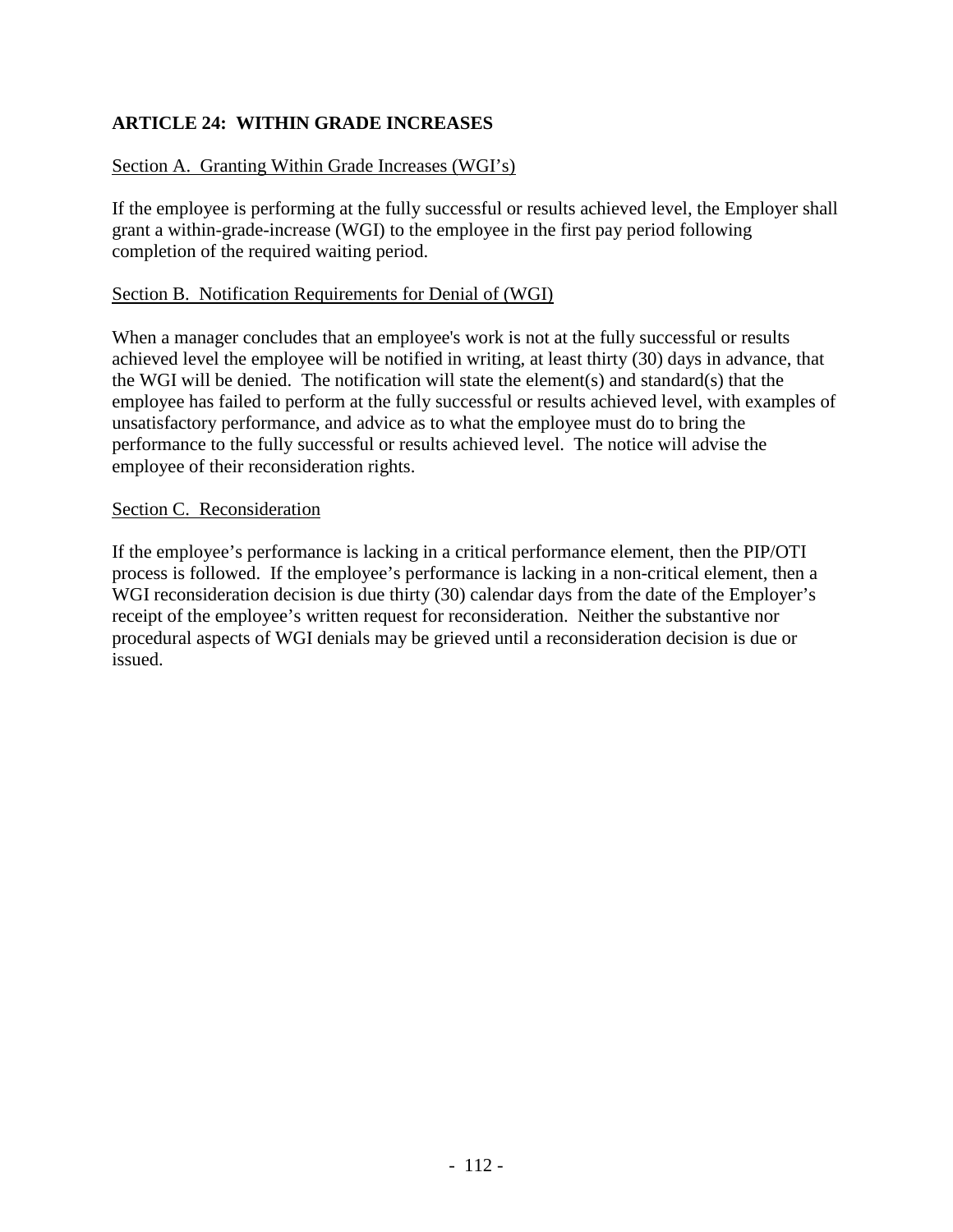## ARTICLE 24: WITHIN GRADE INCREASES

Section A. Granting Within Grade Increases (WGI's)

If the employee is performing at the fully successful or results achieved level, the Employer shall grant a within-grade-increase (WGI) to the employee in the first pay period following completion of the required waiting period.

Section B. Notification Requirements for Denial of (WGI)

When a manager concludes that an employee's work is not at the fully successful or results achieved level the employee will be notified in writing, at least thirty (30) days in advance, that the WGI will be denied. The notification will state the element(s) and standard(s) that the employee has failed to perform at the fully successful or results achieved level, with examples of unsatisfactory performance, and advice as to what the employee must do to bring the performance to the fully successful or results achieved level. The notice will advise the employee of their reconsideration rights.

Section C. Reconsideration

If the employee's performance is lacking in a critical performance element, then the PIP/OTI process is followed. If the employee's performance is lacking in a non-critical element, then a WGI reconsideration decision is due thirty (30) calendar days from the date of the Employer's receipt of the employee's written request for reconsideration. Neither the substantive nor procedural aspects of WGI denials may be grieved until a reconsideration decision is due or issued.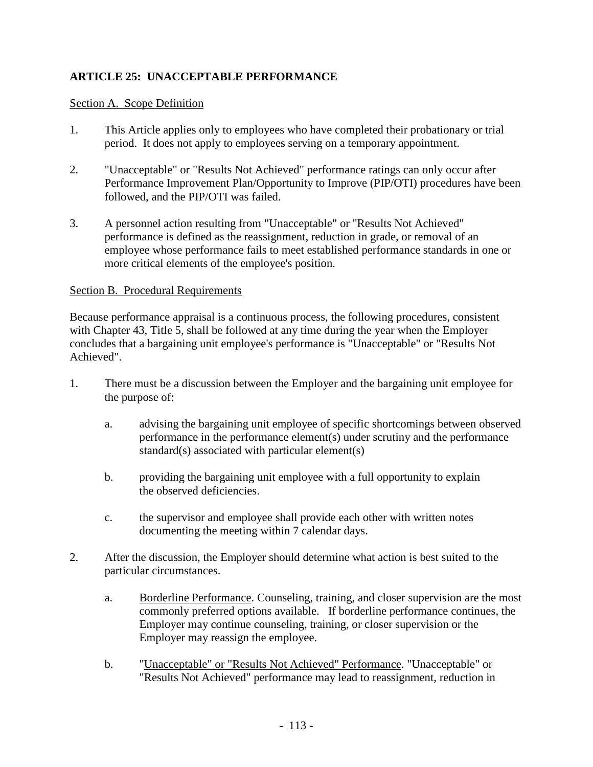## ARTICLE 25: UNACCEPTABLE PERFORMANCE

<u>Section A. Scope Definition</u>

1. This Article applies only to employees who have completed their probationary or trial period. It does not apply to employees serving on a temporary appointment.

2. "Unacceptable" or "Results Not Achieved" performance ratings can only occur after Performance Improvement Plan/Opportunity to Improve (PIP/OTI) procedures have been followed, and the PIP/OTI was failed.

3. A personnel action resulting from "Unacceptable" or "Results Not Achieved" performance is defined as the reassignment, reduction in grade, or removal of an employee whose performance fails to meet established performance standards in one or more critical elements of the employee's position.

<u>Section B. Procedural Requirements</u>

Because performance appraisal is a continuous process, the following procedures, consistent with Chapter 43, Title 5, shall be followed at any time during the year when the Employer concludes that a bargaining unit employee's performance is "Unacceptable" or "Results Not Achieved".

1. There must be a discussion between the Employer and the bargaining unit employee for the purpose of:

    a. advising the bargaining unit employee of specific shortcomings between observed performance in the performance element(s) under scrutiny and the performance standard(s) associated with particular element(s)

    b. providing the bargaining unit employee with a full opportunity to explain the observed deficiencies.

    c. the supervisor and employee shall provide each other with written notes documenting the meeting within 7 calendar days.

2. After the discussion, the Employer should determine what action is best suited to the particular circumstances.

    a. <u>Borderline Performance</u>. Counseling, training, and closer supervision are the most commonly preferred options available. If borderline performance continues, the Employer may continue counseling, training, or closer supervision or the Employer may reassign the employee.

    b. "<u>Unacceptable" or "Results Not Achieved" Performance</u>. "Unacceptable" or "Results Not Achieved" performance may lead to reassignment, reduction in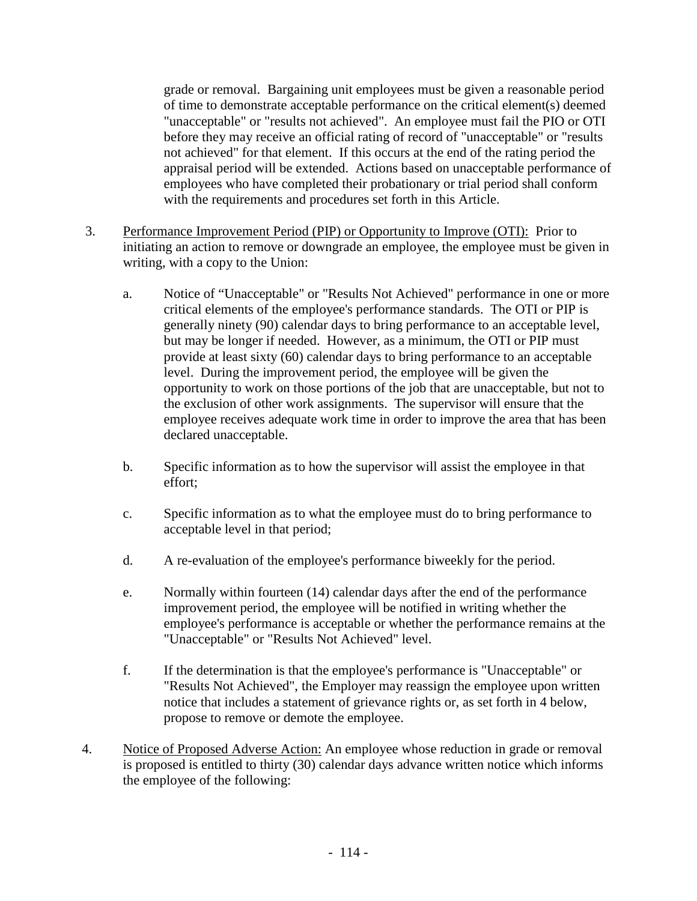grade or removal. Bargaining unit employees must be given a reasonable period of time to demonstrate acceptable performance on the critical element(s) deemed "unacceptable" or "results not achieved". An employee must fail the PIO or OTI before they may receive an official rating of record of "unacceptable" or "results not achieved" for that element. If this occurs at the end of the rating period the appraisal period will be extended. Actions based on unacceptable performance of employees who have completed their probationary or trial period shall conform with the requirements and procedures set forth in this Article.

3. Performance Improvement Period (PIP) or Opportunity to Improve (OTI): Prior to initiating an action to remove or downgrade an employee, the employee must be given in writing, with a copy to the Union:

   a. Notice of "Unacceptable" or "Results Not Achieved" performance in one or more critical elements of the employee's performance standards. The OTI or PIP is generally ninety (90) calendar days to bring performance to an acceptable level, but may be longer if needed. However, as a minimum, the OTI or PIP must provide at least sixty (60) calendar days to bring performance to an acceptable level. During the improvement period, the employee will be given the opportunity to work on those portions of the job that are unacceptable, but not to the exclusion of other work assignments. The supervisor will ensure that the employee receives adequate work time in order to improve the area that has been declared unacceptable.

   b. Specific information as to how the supervisor will assist the employee in that effort;

   c. Specific information as to what the employee must do to bring performance to acceptable level in that period;

   d. A re-evaluation of the employee's performance biweekly for the period.

   e. Normally within fourteen (14) calendar days after the end of the performance improvement period, the employee will be notified in writing whether the employee's performance is acceptable or whether the performance remains at the "Unacceptable" or "Results Not Achieved" level.

   f. If the determination is that the employee's performance is "Unacceptable" or "Results Not Achieved", the Employer may reassign the employee upon written notice that includes a statement of grievance rights or, as set forth in 4 below, propose to remove or demote the employee.

4. Notice of Proposed Adverse Action: An employee whose reduction in grade or removal is proposed is entitled to thirty (30) calendar days advance written notice which informs the employee of the following: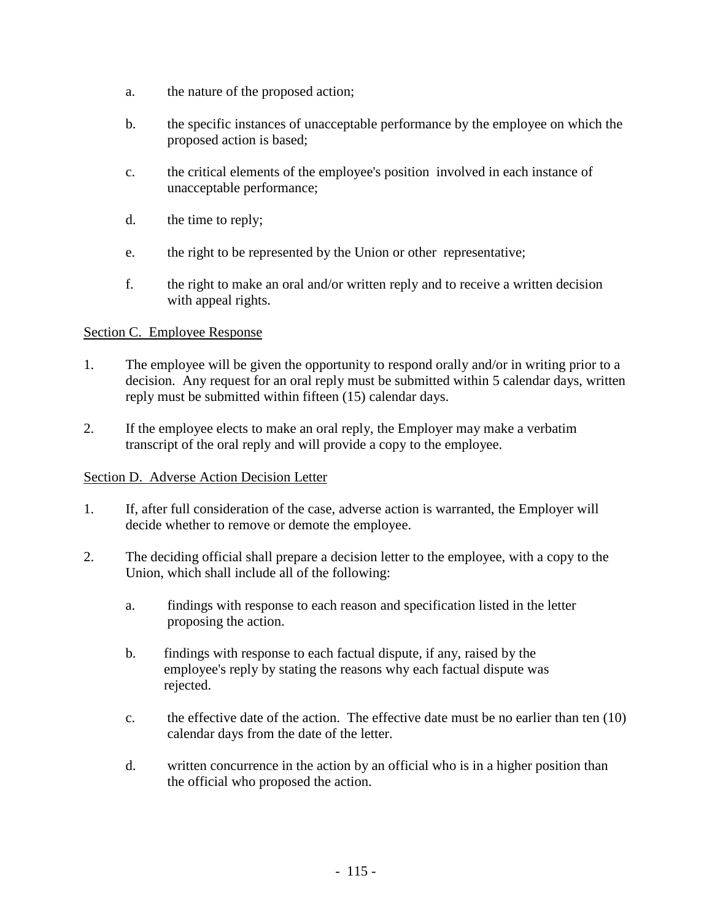a. the nature of the proposed action;

b. the specific instances of unacceptable performance by the employee on which the proposed action is based;

c. the critical elements of the employee's position involved in each instance of unacceptable performance;

d. the time to reply;

e. the right to be represented by the Union or other representative;

f. the right to make an oral and/or written reply and to receive a written decision with appeal rights.

Section C. Employee Response

1. The employee will be given the opportunity to respond orally and/or in writing prior to a decision. Any request for an oral reply must be submitted within 5 calendar days, written reply must be submitted within fifteen (15) calendar days.

2. If the employee elects to make an oral reply, the Employer may make a verbatim transcript of the oral reply and will provide a copy to the employee.

Section D. Adverse Action Decision Letter

1. If, after full consideration of the case, adverse action is warranted, the Employer will decide whether to remove or demote the employee.

2. The deciding official shall prepare a decision letter to the employee, with a copy to the Union, which shall include all of the following:

   a. findings with response to each reason and specification listed in the letter proposing the action.

   b. findings with response to each factual dispute, if any, raised by the employee's reply by stating the reasons why each factual dispute was rejected.

   c. the effective date of the action. The effective date must be no earlier than ten (10) calendar days from the date of the letter.

   d. written concurrence in the action by an official who is in a higher position than the official who proposed the action.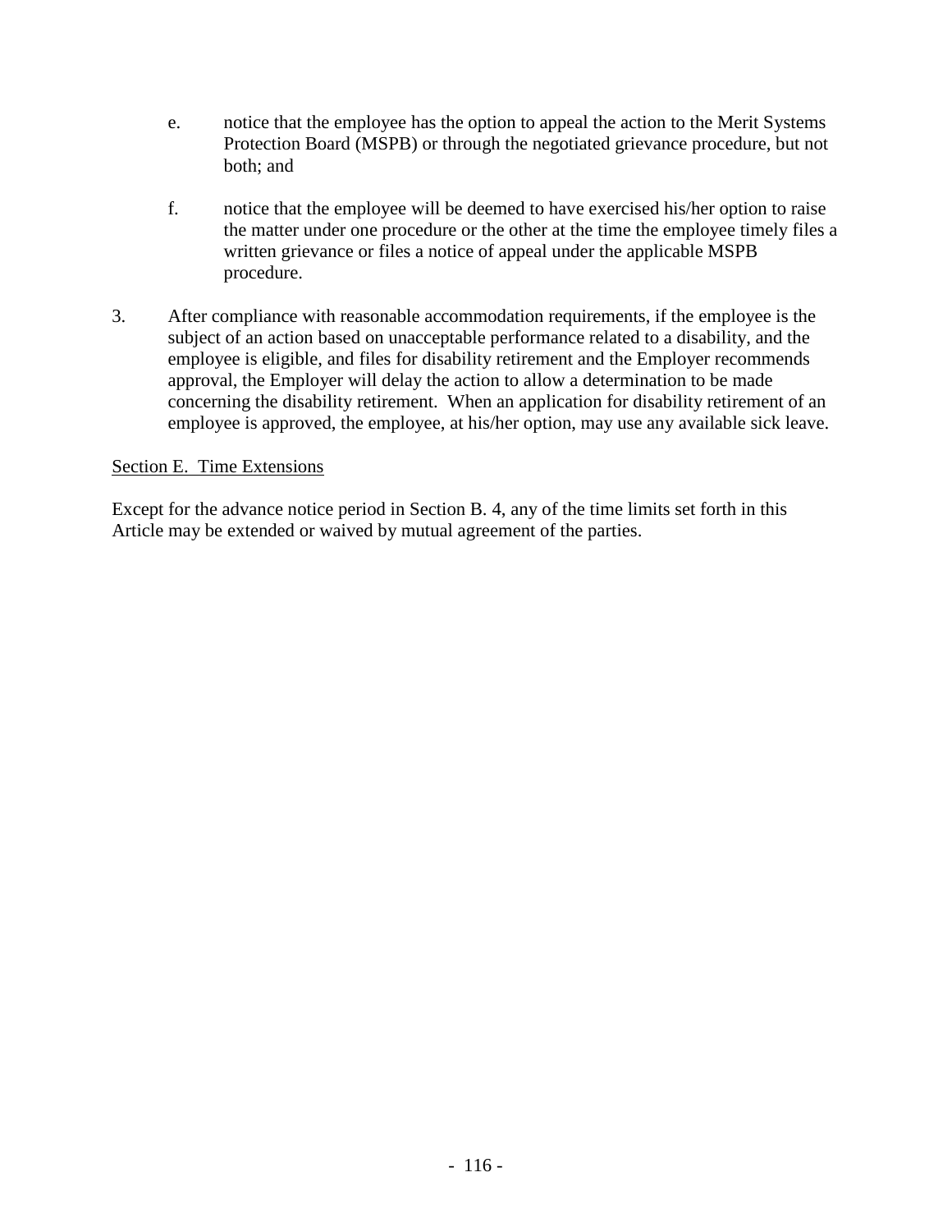e. notice that the employee has the option to appeal the action to the Merit Systems Protection Board (MSPB) or through the negotiated grievance procedure, but not both; and

f. notice that the employee will be deemed to have exercised his/her option to raise the matter under one procedure or the other at the time the employee timely files a written grievance or files a notice of appeal under the applicable MSPB procedure.

3. After compliance with reasonable accommodation requirements, if the employee is the subject of an action based on unacceptable performance related to a disability, and the employee is eligible, and files for disability retirement and the Employer recommends approval, the Employer will delay the action to allow a determination to be made concerning the disability retirement. When an application for disability retirement of an employee is approved, the employee, at his/her option, may use any available sick leave.

<u>Section E. Time Extensions</u>

Except for the advance notice period in Section B. 4, any of the time limits set forth in this Article may be extended or waived by mutual agreement of the parties.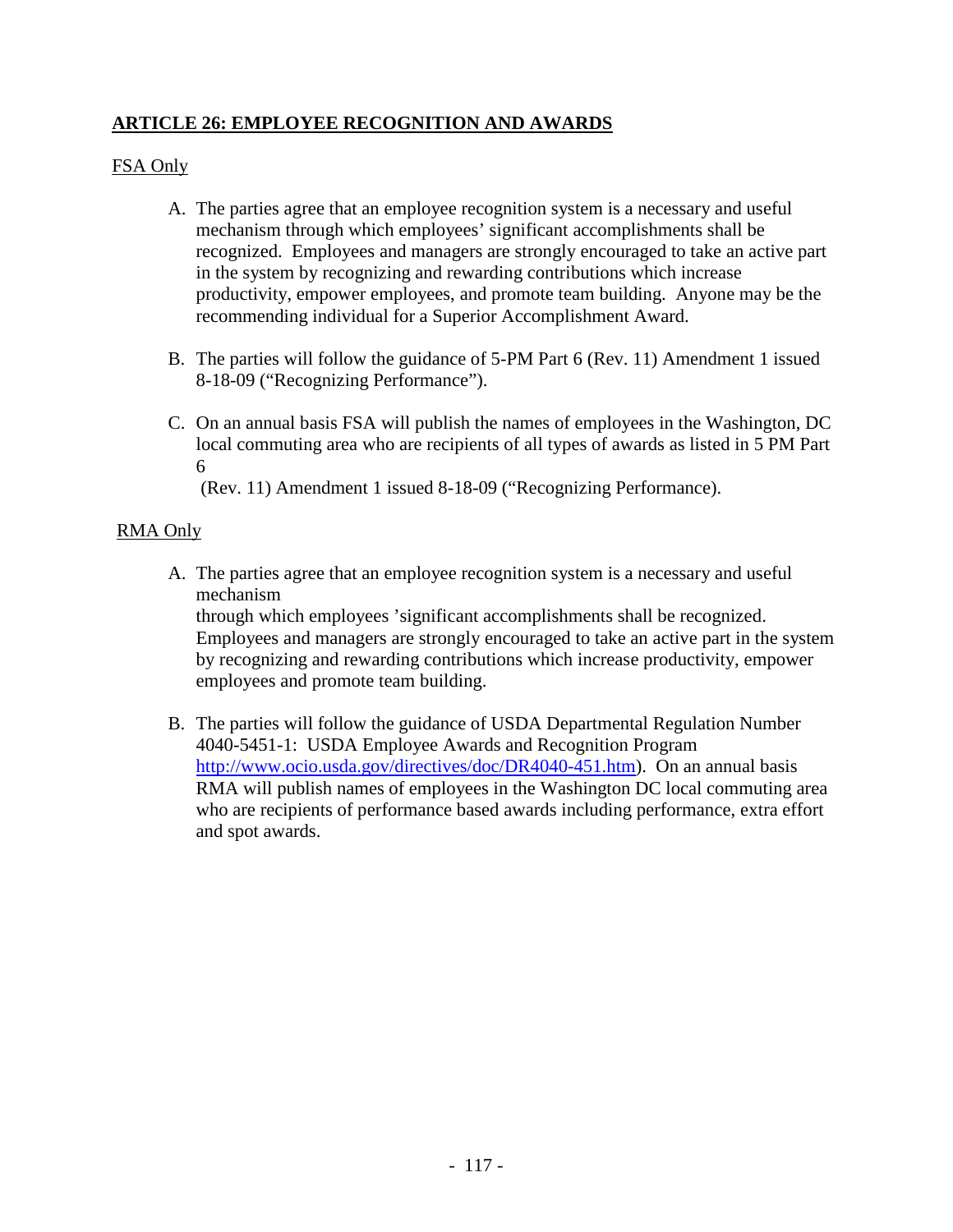## ARTICLE 26: EMPLOYEE RECOGNITION AND AWARDS

FSA Only

A. The parties agree that an employee recognition system is a necessary and useful mechanism through which employees' significant accomplishments shall be recognized. Employees and managers are strongly encouraged to take an active part in the system by recognizing and rewarding contributions which increase productivity, empower employees, and promote team building. Anyone may be the recommending individual for a Superior Accomplishment Award.

B. The parties will follow the guidance of 5-PM Part 6 (Rev. 11) Amendment 1 issued 8-18-09 ("Recognizing Performance").

C. On an annual basis FSA will publish the names of employees in the Washington, DC local commuting area who are recipients of all types of awards as listed in 5 PM Part 6 (Rev. 11) Amendment 1 issued 8-18-09 ("Recognizing Performance).

RMA Only

A. The parties agree that an employee recognition system is a necessary and useful mechanism through which employees 'significant accomplishments shall be recognized. Employees and managers are strongly encouraged to take an active part in the system by recognizing and rewarding contributions which increase productivity, empower employees and promote team building.

B. The parties will follow the guidance of USDA Departmental Regulation Number 4040-5451-1: USDA Employee Awards and Recognition Program http://www.ocio.usda.gov/directives/doc/DR4040-451.htm). On an annual basis RMA will publish names of employees in the Washington DC local commuting area who are recipients of performance based awards including performance, extra effort and spot awards.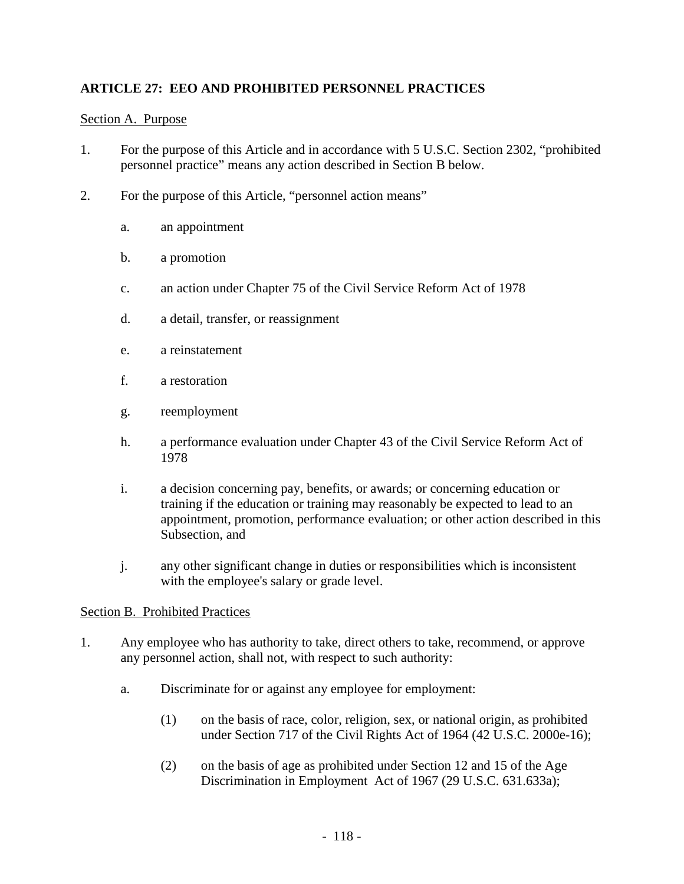## ARTICLE 27: EEO AND PROHIBITED PERSONNEL PRACTICES

Section A. Purpose

1. For the purpose of this Article and in accordance with 5 U.S.C. Section 2302, "prohibited personnel practice" means any action described in Section B below.

2. For the purpose of this Article, "personnel action means"

   a. an appointment

   b. a promotion

   c. an action under Chapter 75 of the Civil Service Reform Act of 1978

   d. a detail, transfer, or reassignment

   e. a reinstatement

   f. a restoration

   g. reemployment

   h. a performance evaluation under Chapter 43 of the Civil Service Reform Act of 1978

   i. a decision concerning pay, benefits, or awards; or concerning education or training if the education or training may reasonably be expected to lead to an appointment, promotion, performance evaluation; or other action described in this Subsection, and

   j. any other significant change in duties or responsibilities which is inconsistent with the employee's salary or grade level.

Section B. Prohibited Practices

1. Any employee who has authority to take, direct others to take, recommend, or approve any personnel action, shall not, with respect to such authority:

   a. Discriminate for or against any employee for employment:

      (1) on the basis of race, color, religion, sex, or national origin, as prohibited under Section 717 of the Civil Rights Act of 1964 (42 U.S.C. 2000e-16);

      (2) on the basis of age as prohibited under Section 12 and 15 of the Age Discrimination in Employment Act of 1967 (29 U.S.C. 631.633a);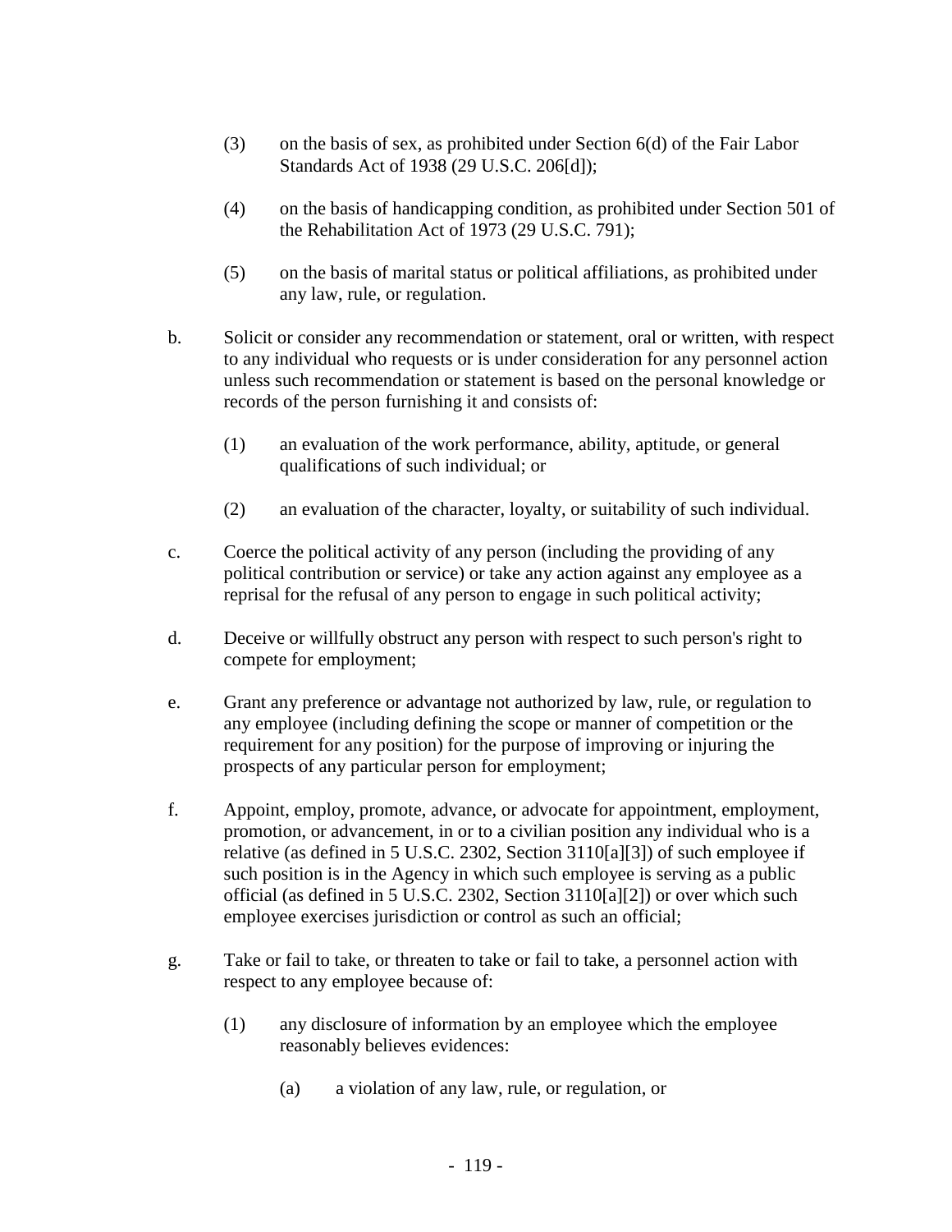(3) on the basis of sex, as prohibited under Section 6(d) of the Fair Labor Standards Act of 1938 (29 U.S.C. 206[d]);

(4) on the basis of handicapping condition, as prohibited under Section 501 of the Rehabilitation Act of 1973 (29 U.S.C. 791);

(5) on the basis of marital status or political affiliations, as prohibited under any law, rule, or regulation.

b. Solicit or consider any recommendation or statement, oral or written, with respect to any individual who requests or is under consideration for any personnel action unless such recommendation or statement is based on the personal knowledge or records of the person furnishing it and consists of:

  (1) an evaluation of the work performance, ability, aptitude, or general qualifications of such individual; or

  (2) an evaluation of the character, loyalty, or suitability of such individual.

c. Coerce the political activity of any person (including the providing of any political contribution or service) or take any action against any employee as a reprisal for the refusal of any person to engage in such political activity;

d. Deceive or willfully obstruct any person with respect to such person's right to compete for employment;

e. Grant any preference or advantage not authorized by law, rule, or regulation to any employee (including defining the scope or manner of competition or the requirement for any position) for the purpose of improving or injuring the prospects of any particular person for employment;

f. Appoint, employ, promote, advance, or advocate for appointment, employment, promotion, or advancement, in or to a civilian position any individual who is a relative (as defined in 5 U.S.C. 2302, Section 3110[a][3]) of such employee if such position is in the Agency in which such employee is serving as a public official (as defined in 5 U.S.C. 2302, Section 3110[a][2]) or over which such employee exercises jurisdiction or control as such an official;

g. Take or fail to take, or threaten to take or fail to take, a personnel action with respect to any employee because of:

  (1) any disclosure of information by an employee which the employee reasonably believes evidences:

    (a) a violation of any law, rule, or regulation, or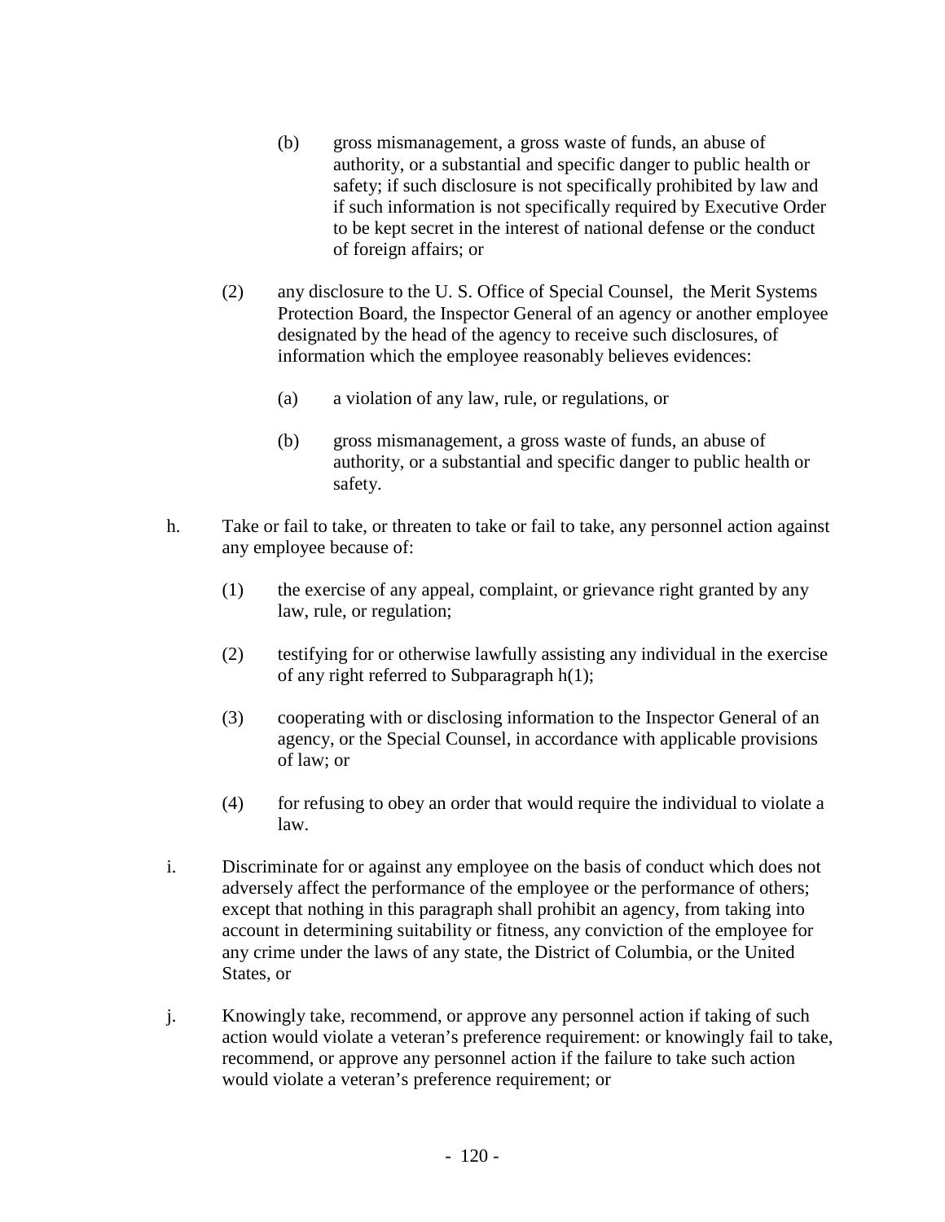(b) gross mismanagement, a gross waste of funds, an abuse of authority, or a substantial and specific danger to public health or safety; if such disclosure is not specifically prohibited by law and if such information is not specifically required by Executive Order to be kept secret in the interest of national defense or the conduct of foreign affairs; or

(2) any disclosure to the U. S. Office of Special Counsel, the Merit Systems Protection Board, the Inspector General of an agency or another employee designated by the head of the agency to receive such disclosures, of information which the employee reasonably believes evidences:

(a) a violation of any law, rule, or regulations, or

(b) gross mismanagement, a gross waste of funds, an abuse of authority, or a substantial and specific danger to public health or safety.

h. Take or fail to take, or threaten to take or fail to take, any personnel action against any employee because of:

(1) the exercise of any appeal, complaint, or grievance right granted by any law, rule, or regulation;

(2) testifying for or otherwise lawfully assisting any individual in the exercise of any right referred to Subparagraph h(1);

(3) cooperating with or disclosing information to the Inspector General of an agency, or the Special Counsel, in accordance with applicable provisions of law; or

(4) for refusing to obey an order that would require the individual to violate a law.

i. Discriminate for or against any employee on the basis of conduct which does not adversely affect the performance of the employee or the performance of others; except that nothing in this paragraph shall prohibit an agency, from taking into account in determining suitability or fitness, any conviction of the employee for any crime under the laws of any state, the District of Columbia, or the United States, or

j. Knowingly take, recommend, or approve any personnel action if taking of such action would violate a veteran's preference requirement: or knowingly fail to take, recommend, or approve any personnel action if the failure to take such action would violate a veteran's preference requirement; or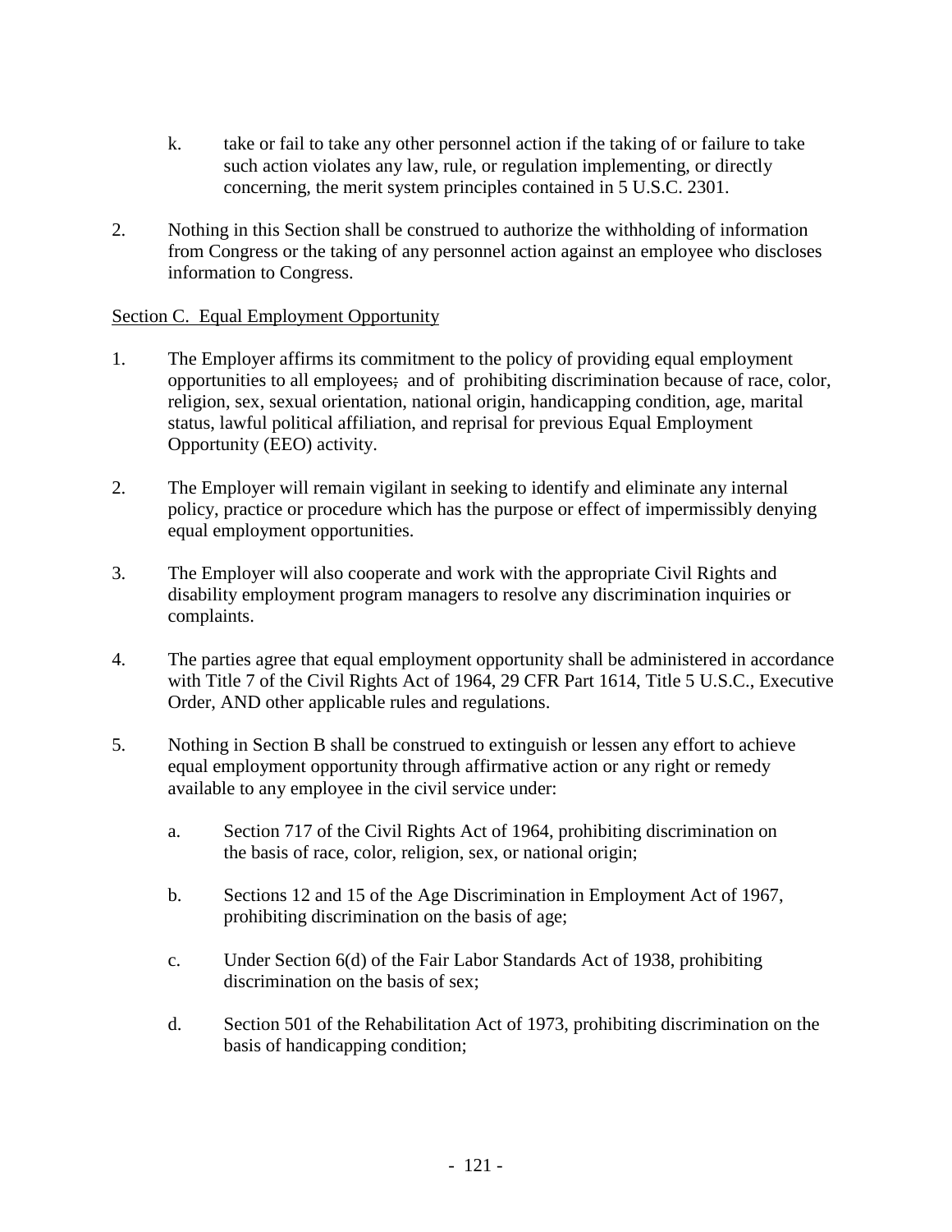k. take or fail to take any other personnel action if the taking of or failure to take such action violates any law, rule, or regulation implementing, or directly concerning, the merit system principles contained in 5 U.S.C. 2301.

2. Nothing in this Section shall be construed to authorize the withholding of information from Congress or the taking of any personnel action against an employee who discloses information to Congress.

Section C. Equal Employment Opportunity

1. The Employer affirms its commitment to the policy of providing equal employment opportunities to all employees; and of prohibiting discrimination because of race, color, religion, sex, sexual orientation, national origin, handicapping condition, age, marital status, lawful political affiliation, and reprisal for previous Equal Employment Opportunity (EEO) activity.

2. The Employer will remain vigilant in seeking to identify and eliminate any internal policy, practice or procedure which has the purpose or effect of impermissibly denying equal employment opportunities.

3. The Employer will also cooperate and work with the appropriate Civil Rights and disability employment program managers to resolve any discrimination inquiries or complaints.

4. The parties agree that equal employment opportunity shall be administered in accordance with Title 7 of the Civil Rights Act of 1964, 29 CFR Part 1614, Title 5 U.S.C., Executive Order, AND other applicable rules and regulations.

5. Nothing in Section B shall be construed to extinguish or lessen any effort to achieve equal employment opportunity through affirmative action or any right or remedy available to any employee in the civil service under:

   a. Section 717 of the Civil Rights Act of 1964, prohibiting discrimination on the basis of race, color, religion, sex, or national origin;

   b. Sections 12 and 15 of the Age Discrimination in Employment Act of 1967, prohibiting discrimination on the basis of age;

   c. Under Section 6(d) of the Fair Labor Standards Act of 1938, prohibiting discrimination on the basis of sex;

   d. Section 501 of the Rehabilitation Act of 1973, prohibiting discrimination on the basis of handicapping condition;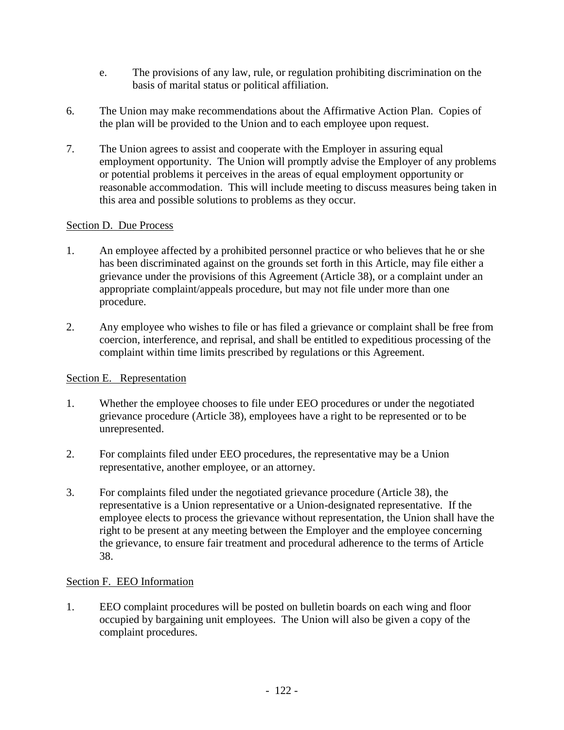e. The provisions of any law, rule, or regulation prohibiting discrimination on the basis of marital status or political affiliation.

6. The Union may make recommendations about the Affirmative Action Plan. Copies of the plan will be provided to the Union and to each employee upon request.

7. The Union agrees to assist and cooperate with the Employer in assuring equal employment opportunity. The Union will promptly advise the Employer of any problems or potential problems it perceives in the areas of equal employment opportunity or reasonable accommodation. This will include meeting to discuss measures being taken in this area and possible solutions to problems as they occur.

## Section D. Due Process

1. An employee affected by a prohibited personnel practice or who believes that he or she has been discriminated against on the grounds set forth in this Article, may file either a grievance under the provisions of this Agreement (Article 38), or a complaint under an appropriate complaint/appeals procedure, but may not file under more than one procedure.

2. Any employee who wishes to file or has filed a grievance or complaint shall be free from coercion, interference, and reprisal, and shall be entitled to expeditious processing of the complaint within time limits prescribed by regulations or this Agreement.

## Section E. Representation

1. Whether the employee chooses to file under EEO procedures or under the negotiated grievance procedure (Article 38), employees have a right to be represented or to be unrepresented.

2. For complaints filed under EEO procedures, the representative may be a Union representative, another employee, or an attorney.

3. For complaints filed under the negotiated grievance procedure (Article 38), the representative is a Union representative or a Union-designated representative. If the employee elects to process the grievance without representation, the Union shall have the right to be present at any meeting between the Employer and the employee concerning the grievance, to ensure fair treatment and procedural adherence to the terms of Article 38.

## Section F. EEO Information

1. EEO complaint procedures will be posted on bulletin boards on each wing and floor occupied by bargaining unit employees. The Union will also be given a copy of the complaint procedures.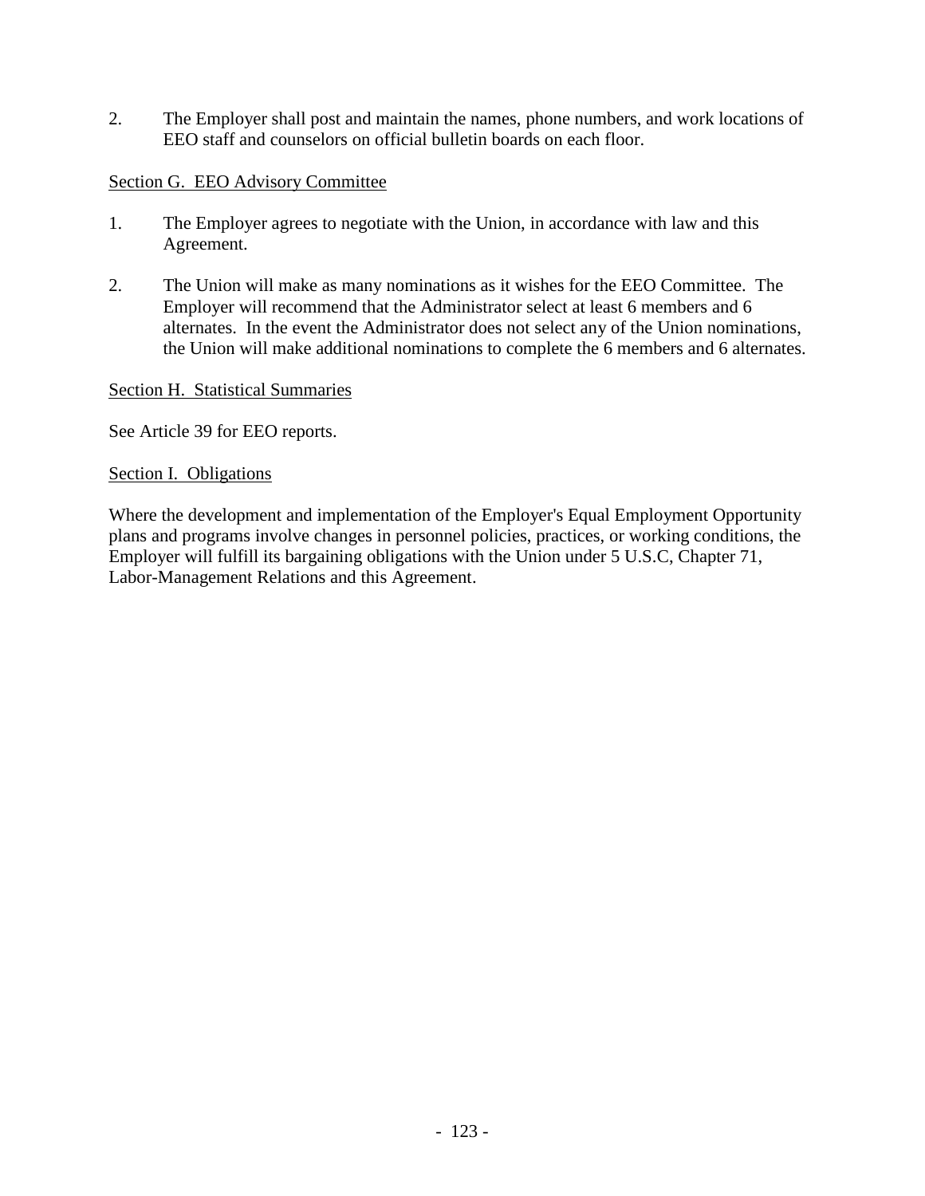2. The Employer shall post and maintain the names, phone numbers, and work locations of EEO staff and counselors on official bulletin boards on each floor.

<u>Section G. EEO Advisory Committee</u>

1. The Employer agrees to negotiate with the Union, in accordance with law and this Agreement.

2. The Union will make as many nominations as it wishes for the EEO Committee. The Employer will recommend that the Administrator select at least 6 members and 6 alternates. In the event the Administrator does not select any of the Union nominations, the Union will make additional nominations to complete the 6 members and 6 alternates.

<u>Section H. Statistical Summaries</u>

See Article 39 for EEO reports.

<u>Section I. Obligations</u>

Where the development and implementation of the Employer's Equal Employment Opportunity plans and programs involve changes in personnel policies, practices, or working conditions, the Employer will fulfill its bargaining obligations with the Union under 5 U.S.C, Chapter 71, Labor-Management Relations and this Agreement.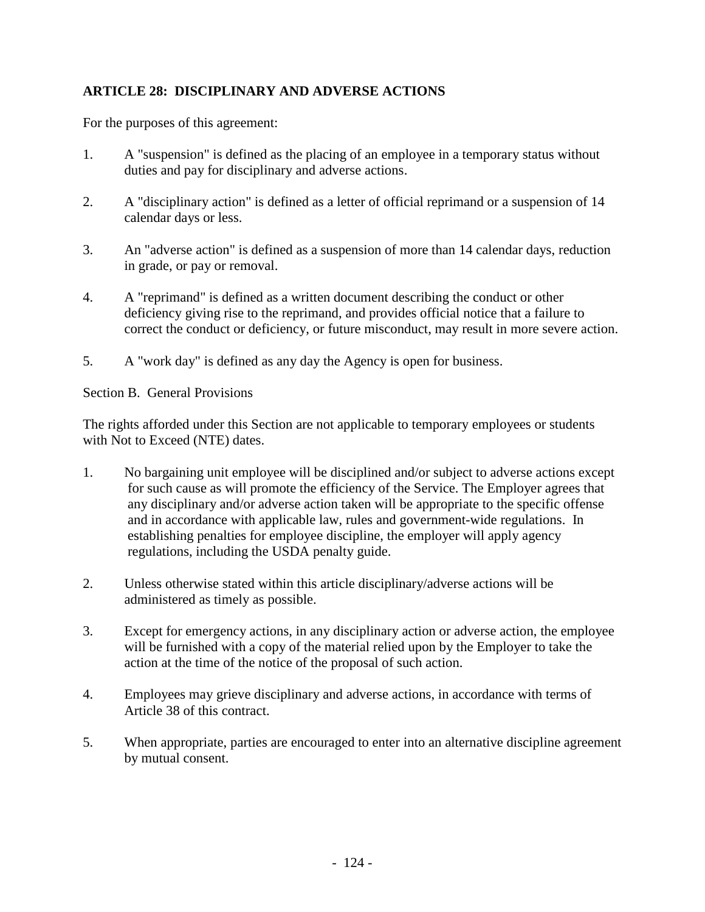## ARTICLE 28: DISCIPLINARY AND ADVERSE ACTIONS

For the purposes of this agreement:

1. A "suspension" is defined as the placing of an employee in a temporary status without duties and pay for disciplinary and adverse actions.

2. A "disciplinary action" is defined as a letter of official reprimand or a suspension of 14 calendar days or less.

3. An "adverse action" is defined as a suspension of more than 14 calendar days, reduction in grade, or pay or removal.

4. A "reprimand" is defined as a written document describing the conduct or other deficiency giving rise to the reprimand, and provides official notice that a failure to correct the conduct or deficiency, or future misconduct, may result in more severe action.

5. A "work day" is defined as any day the Agency is open for business.

Section B. General Provisions

The rights afforded under this Section are not applicable to temporary employees or students with Not to Exceed (NTE) dates.

1. No bargaining unit employee will be disciplined and/or subject to adverse actions except for such cause as will promote the efficiency of the Service. The Employer agrees that any disciplinary and/or adverse action taken will be appropriate to the specific offense and in accordance with applicable law, rules and government-wide regulations. In establishing penalties for employee discipline, the employer will apply agency regulations, including the USDA penalty guide.

2. Unless otherwise stated within this article disciplinary/adverse actions will be administered as timely as possible.

3. Except for emergency actions, in any disciplinary action or adverse action, the employee will be furnished with a copy of the material relied upon by the Employer to take the action at the time of the notice of the proposal of such action.

4. Employees may grieve disciplinary and adverse actions, in accordance with terms of Article 38 of this contract.

5. When appropriate, parties are encouraged to enter into an alternative discipline agreement by mutual consent.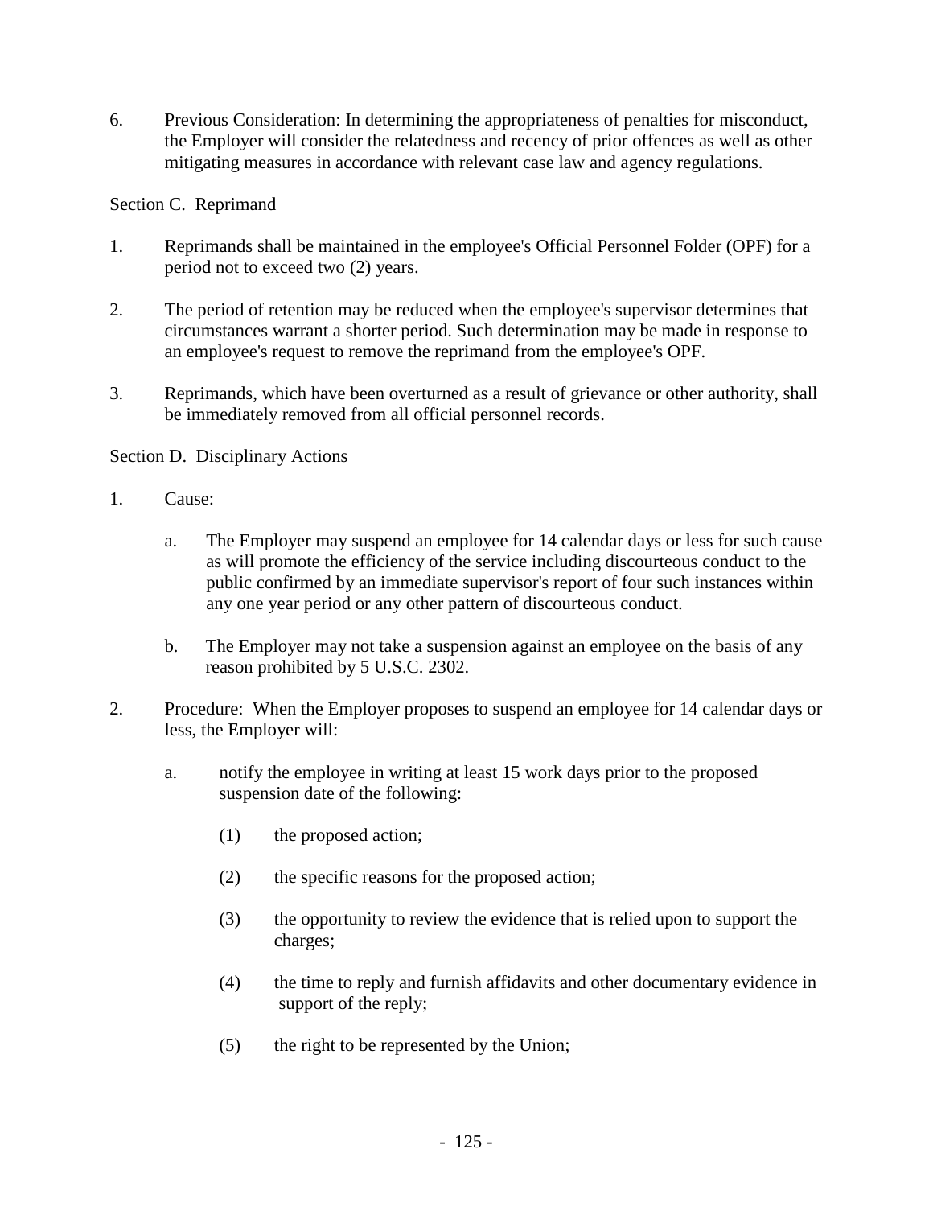6. Previous Consideration: In determining the appropriateness of penalties for misconduct, the Employer will consider the relatedness and recency of prior offences as well as other mitigating measures in accordance with relevant case law and agency regulations.

Section C. Reprimand

1. Reprimands shall be maintained in the employee's Official Personnel Folder (OPF) for a period not to exceed two (2) years.

2. The period of retention may be reduced when the employee's supervisor determines that circumstances warrant a shorter period. Such determination may be made in response to an employee's request to remove the reprimand from the employee's OPF.

3. Reprimands, which have been overturned as a result of grievance or other authority, shall be immediately removed from all official personnel records.

Section D. Disciplinary Actions

1. Cause:

   a. The Employer may suspend an employee for 14 calendar days or less for such cause as will promote the efficiency of the service including discourteous conduct to the public confirmed by an immediate supervisor's report of four such instances within any one year period or any other pattern of discourteous conduct.

   b. The Employer may not take a suspension against an employee on the basis of any reason prohibited by 5 U.S.C. 2302.

2. Procedure: When the Employer proposes to suspend an employee for 14 calendar days or less, the Employer will:

   a. notify the employee in writing at least 15 work days prior to the proposed suspension date of the following:

      (1) the proposed action;

      (2) the specific reasons for the proposed action;

      (3) the opportunity to review the evidence that is relied upon to support the charges;

      (4) the time to reply and furnish affidavits and other documentary evidence in support of the reply;

      (5) the right to be represented by the Union;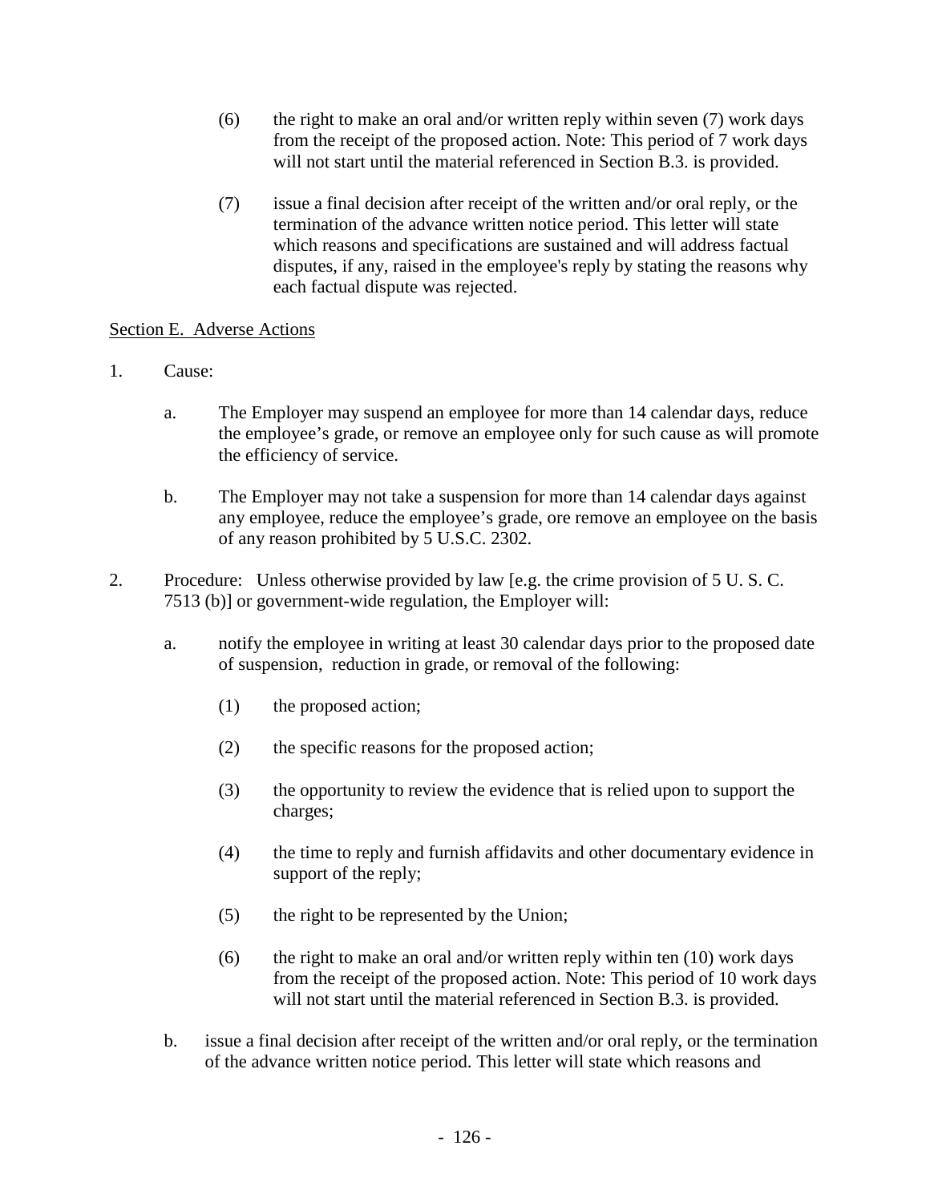(6) the right to make an oral and/or written reply within seven (7) work days from the receipt of the proposed action. Note: This period of 7 work days will not start until the material referenced in Section B.3. is provided.

(7) issue a final decision after receipt of the written and/or oral reply, or the termination of the advance written notice period. This letter will state which reasons and specifications are sustained and will address factual disputes, if any, raised in the employee's reply by stating the reasons why each factual dispute was rejected.

<u>Section E. Adverse Actions</u>

1. Cause:

   a. The Employer may suspend an employee for more than 14 calendar days, reduce the employee's grade, or remove an employee only for such cause as will promote the efficiency of service.

   b. The Employer may not take a suspension for more than 14 calendar days against any employee, reduce the employee's grade, ore remove an employee on the basis of any reason prohibited by 5 U.S.C. 2302.

2. Procedure: Unless otherwise provided by law [e.g. the crime provision of 5 U. S. C. 7513 (b)] or government-wide regulation, the Employer will:

   a. notify the employee in writing at least 30 calendar days prior to the proposed date of suspension, reduction in grade, or removal of the following:

      (1) the proposed action;

      (2) the specific reasons for the proposed action;

      (3) the opportunity to review the evidence that is relied upon to support the charges;

      (4) the time to reply and furnish affidavits and other documentary evidence in support of the reply;

      (5) the right to be represented by the Union;

      (6) the right to make an oral and/or written reply within ten (10) work days from the receipt of the proposed action. Note: This period of 10 work days will not start until the material referenced in Section B.3. is provided.

   b. issue a final decision after receipt of the written and/or oral reply, or the termination of the advance written notice period. This letter will state which reasons and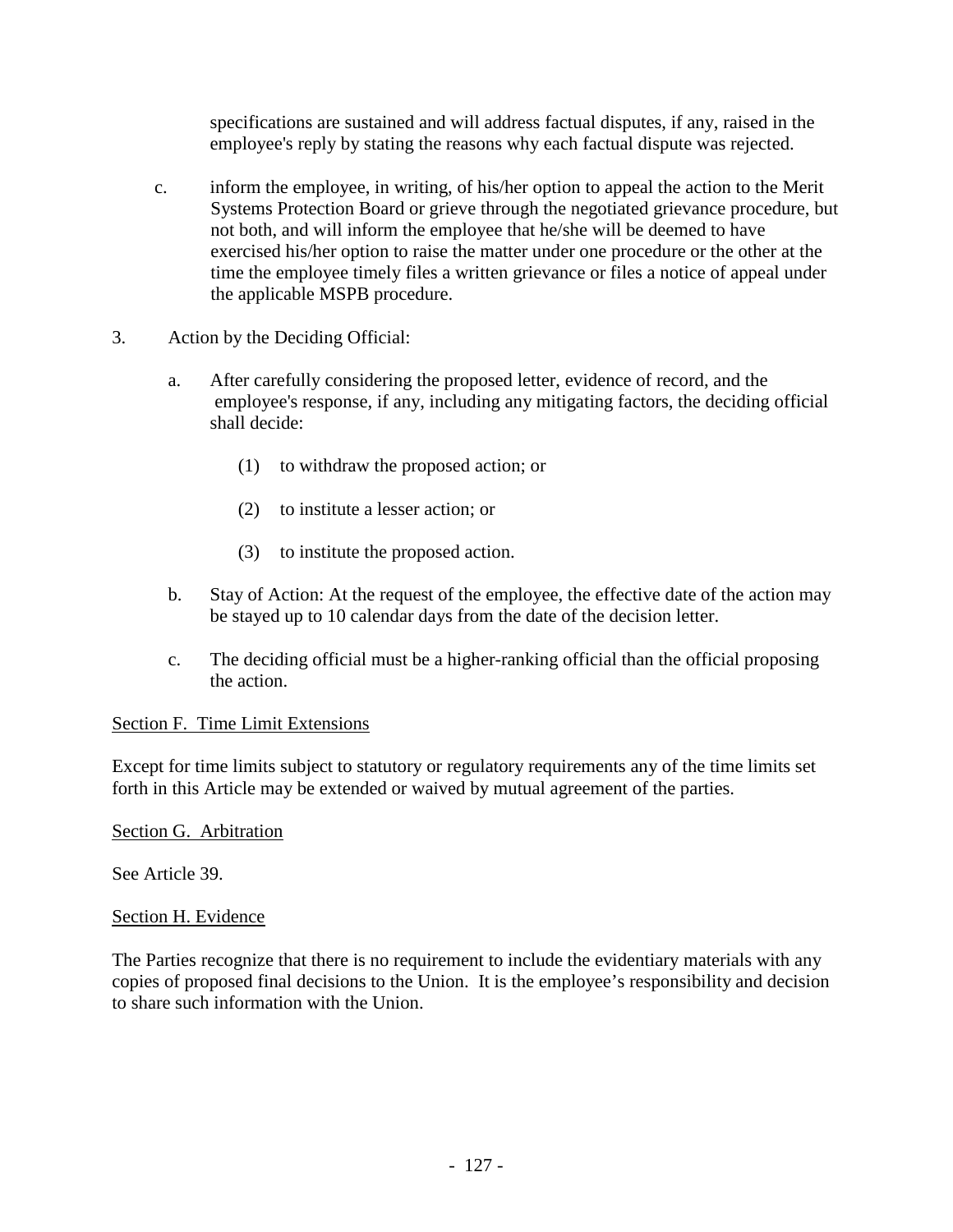specifications are sustained and will address factual disputes, if any, raised in the employee's reply by stating the reasons why each factual dispute was rejected.

c. inform the employee, in writing, of his/her option to appeal the action to the Merit Systems Protection Board or grieve through the negotiated grievance procedure, but not both, and will inform the employee that he/she will be deemed to have exercised his/her option to raise the matter under one procedure or the other at the time the employee timely files a written grievance or files a notice of appeal under the applicable MSPB procedure.

3. Action by the Deciding Official:

   a. After carefully considering the proposed letter, evidence of record, and the employee's response, if any, including any mitigating factors, the deciding official shall decide:

      (1) to withdraw the proposed action; or

      (2) to institute a lesser action; or

      (3) to institute the proposed action.

   b. Stay of Action: At the request of the employee, the effective date of the action may be stayed up to 10 calendar days from the date of the decision letter.

   c. The deciding official must be a higher-ranking official than the official proposing the action.

<u>Section F. Time Limit Extensions</u>

Except for time limits subject to statutory or regulatory requirements any of the time limits set forth in this Article may be extended or waived by mutual agreement of the parties.

<u>Section G. Arbitration</u>

See Article 39.

<u>Section H. Evidence</u>

The Parties recognize that there is no requirement to include the evidentiary materials with any copies of proposed final decisions to the Union. It is the employee's responsibility and decision to share such information with the Union.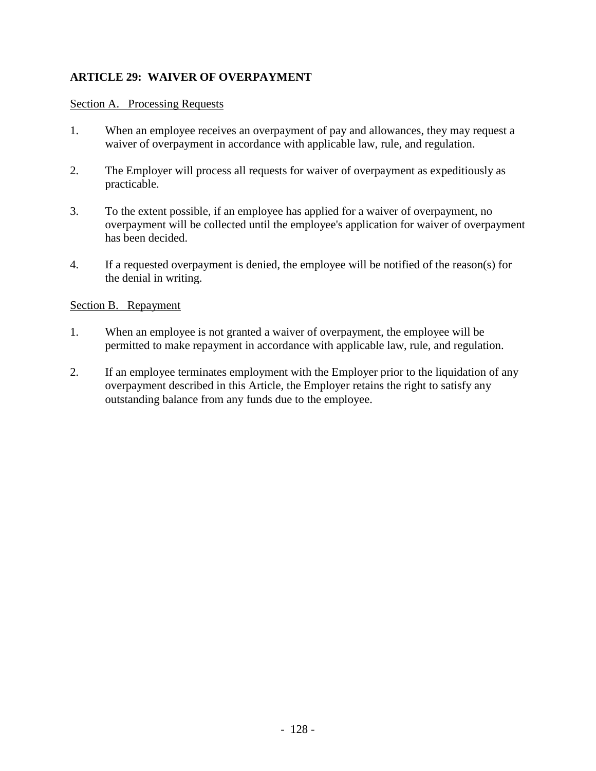## ARTICLE 29: WAIVER OF OVERPAYMENT

### Section A. Processing Requests

1. When an employee receives an overpayment of pay and allowances, they may request a waiver of overpayment in accordance with applicable law, rule, and regulation.

2. The Employer will process all requests for waiver of overpayment as expeditiously as practicable.

3. To the extent possible, if an employee has applied for a waiver of overpayment, no overpayment will be collected until the employee's application for waiver of overpayment has been decided.

4. If a requested overpayment is denied, the employee will be notified of the reason(s) for the denial in writing.

### Section B. Repayment

1. When an employee is not granted a waiver of overpayment, the employee will be permitted to make repayment in accordance with applicable law, rule, and regulation.

2. If an employee terminates employment with the Employer prior to the liquidation of any overpayment described in this Article, the Employer retains the right to satisfy any outstanding balance from any funds due to the employee.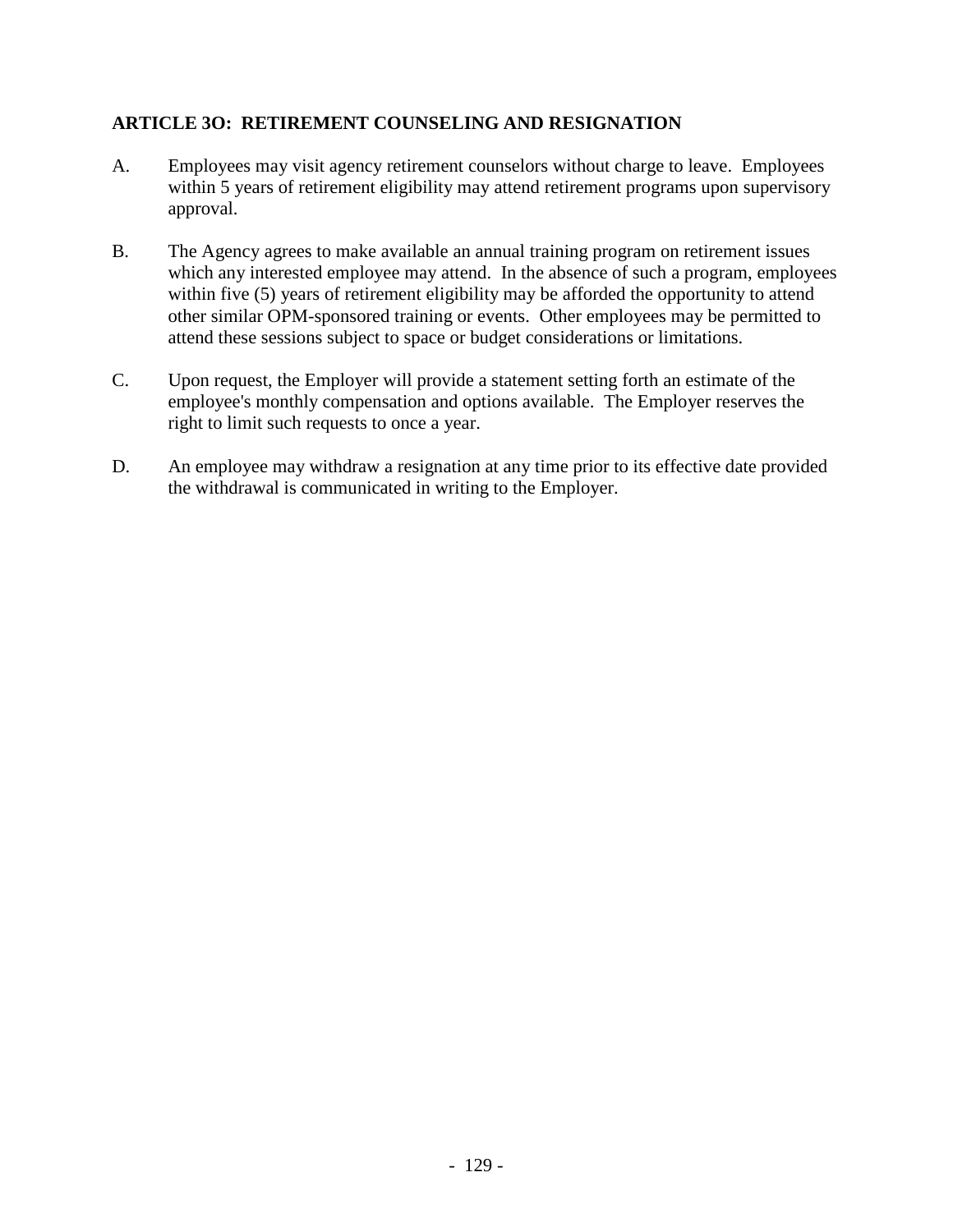## ARTICLE 3O: RETIREMENT COUNSELING AND RESIGNATION

A. Employees may visit agency retirement counselors without charge to leave. Employees within 5 years of retirement eligibility may attend retirement programs upon supervisory approval.

B. The Agency agrees to make available an annual training program on retirement issues which any interested employee may attend. In the absence of such a program, employees within five (5) years of retirement eligibility may be afforded the opportunity to attend other similar OPM-sponsored training or events. Other employees may be permitted to attend these sessions subject to space or budget considerations or limitations.

C. Upon request, the Employer will provide a statement setting forth an estimate of the employee's monthly compensation and options available. The Employer reserves the right to limit such requests to once a year.

D. An employee may withdraw a resignation at any time prior to its effective date provided the withdrawal is communicated in writing to the Employer.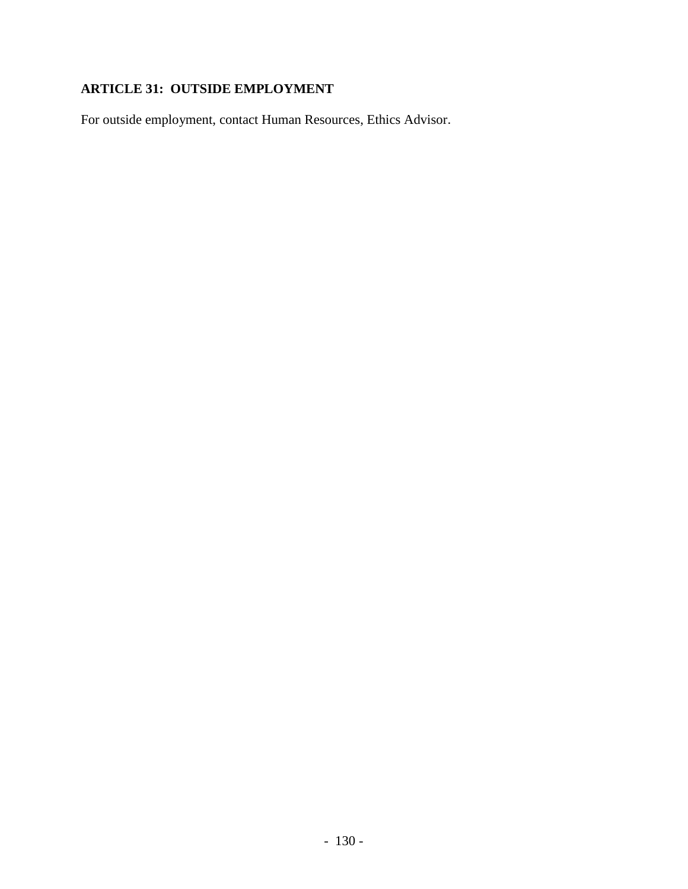## ARTICLE 31: OUTSIDE EMPLOYMENT

For outside employment, contact Human Resources, Ethics Advisor.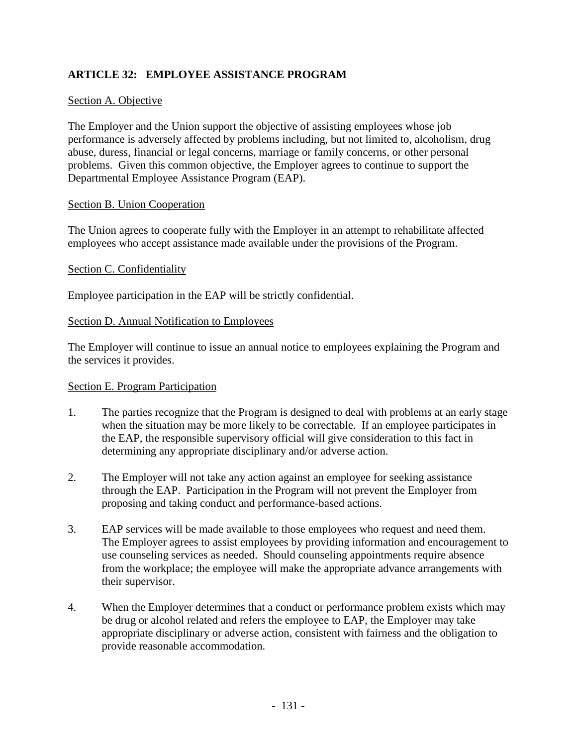## ARTICLE 32: EMPLOYEE ASSISTANCE PROGRAM

Section A. Objective

The Employer and the Union support the objective of assisting employees whose job performance is adversely affected by problems including, but not limited to, alcoholism, drug abuse, duress, financial or legal concerns, marriage or family concerns, or other personal problems. Given this common objective, the Employer agrees to continue to support the Departmental Employee Assistance Program (EAP).

Section B. Union Cooperation

The Union agrees to cooperate fully with the Employer in an attempt to rehabilitate affected employees who accept assistance made available under the provisions of the Program.

Section C. Confidentiality

Employee participation in the EAP will be strictly confidential.

Section D. Annual Notification to Employees

The Employer will continue to issue an annual notice to employees explaining the Program and the services it provides.

Section E. Program Participation

1. The parties recognize that the Program is designed to deal with problems at an early stage when the situation may be more likely to be correctable. If an employee participates in the EAP, the responsible supervisory official will give consideration to this fact in determining any appropriate disciplinary and/or adverse action.

2. The Employer will not take any action against an employee for seeking assistance through the EAP. Participation in the Program will not prevent the Employer from proposing and taking conduct and performance-based actions.

3. EAP services will be made available to those employees who request and need them. The Employer agrees to assist employees by providing information and encouragement to use counseling services as needed. Should counseling appointments require absence from the workplace; the employee will make the appropriate advance arrangements with their supervisor.

4. When the Employer determines that a conduct or performance problem exists which may be drug or alcohol related and refers the employee to EAP, the Employer may take appropriate disciplinary or adverse action, consistent with fairness and the obligation to provide reasonable accommodation.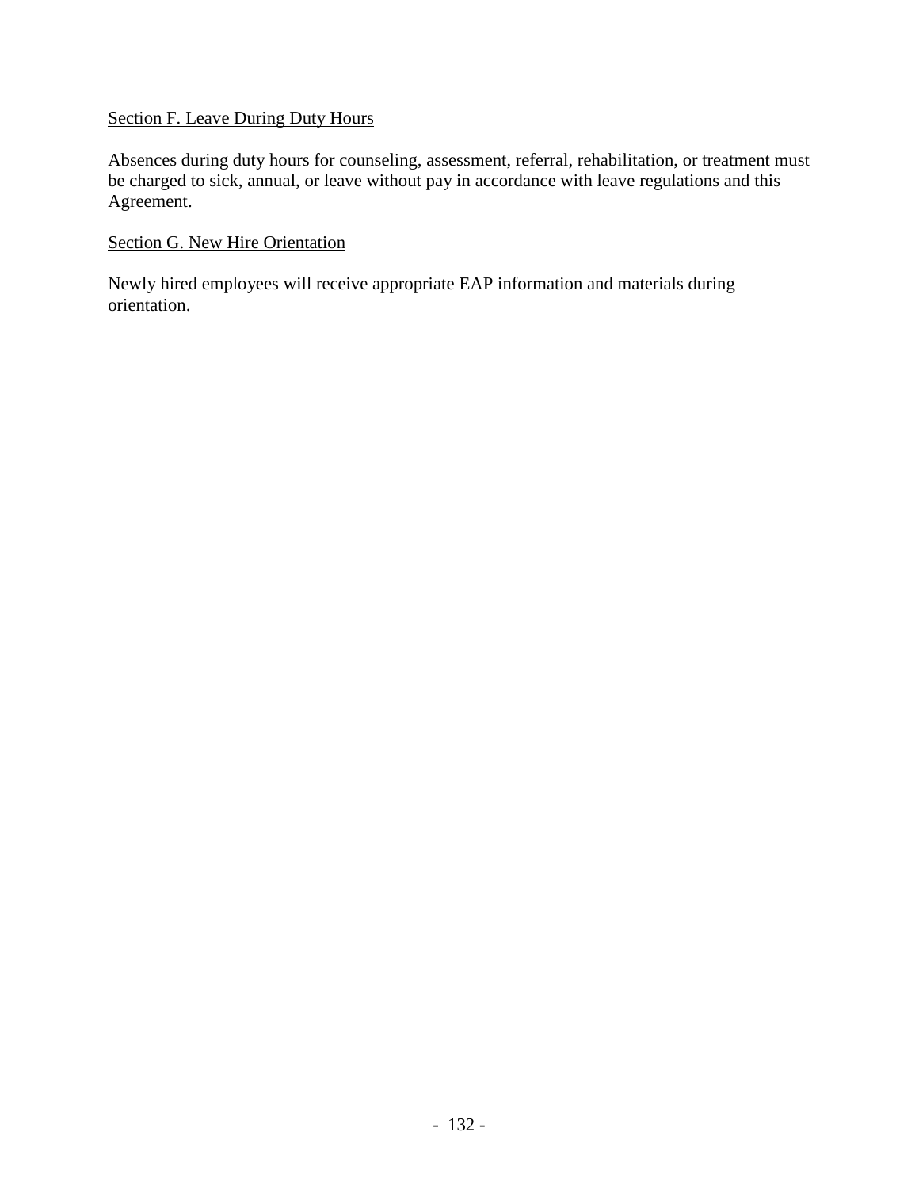Section F. Leave During Duty Hours

Absences during duty hours for counseling, assessment, referral, rehabilitation, or treatment must be charged to sick, annual, or leave without pay in accordance with leave regulations and this Agreement.

Section G. New Hire Orientation

Newly hired employees will receive appropriate EAP information and materials during orientation.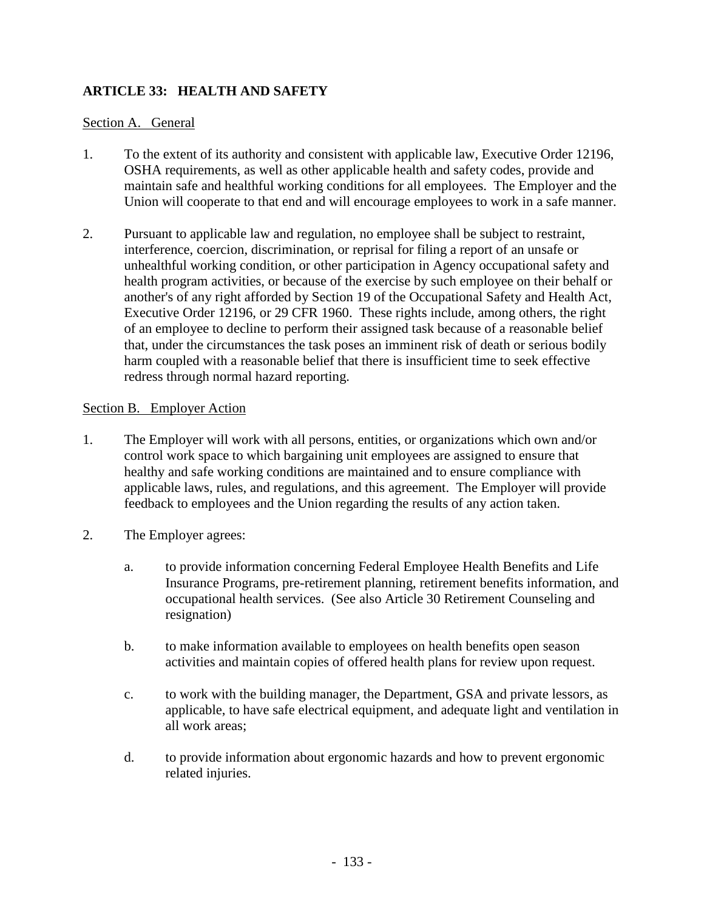## ARTICLE 33: HEALTH AND SAFETY

Section A. General

1. To the extent of its authority and consistent with applicable law, Executive Order 12196, OSHA requirements, as well as other applicable health and safety codes, provide and maintain safe and healthful working conditions for all employees. The Employer and the Union will cooperate to that end and will encourage employees to work in a safe manner.

2. Pursuant to applicable law and regulation, no employee shall be subject to restraint, interference, coercion, discrimination, or reprisal for filing a report of an unsafe or unhealthful working condition, or other participation in Agency occupational safety and health program activities, or because of the exercise by such employee on their behalf or another's of any right afforded by Section 19 of the Occupational Safety and Health Act, Executive Order 12196, or 29 CFR 1960. These rights include, among others, the right of an employee to decline to perform their assigned task because of a reasonable belief that, under the circumstances the task poses an imminent risk of death or serious bodily harm coupled with a reasonable belief that there is insufficient time to seek effective redress through normal hazard reporting.

Section B. Employer Action

1. The Employer will work with all persons, entities, or organizations which own and/or control work space to which bargaining unit employees are assigned to ensure that healthy and safe working conditions are maintained and to ensure compliance with applicable laws, rules, and regulations, and this agreement. The Employer will provide feedback to employees and the Union regarding the results of any action taken.

2. The Employer agrees:

   a. to provide information concerning Federal Employee Health Benefits and Life Insurance Programs, pre-retirement planning, retirement benefits information, and occupational health services. (See also Article 30 Retirement Counseling and resignation)

   b. to make information available to employees on health benefits open season activities and maintain copies of offered health plans for review upon request.

   c. to work with the building manager, the Department, GSA and private lessors, as applicable, to have safe electrical equipment, and adequate light and ventilation in all work areas;

   d. to provide information about ergonomic hazards and how to prevent ergonomic related injuries.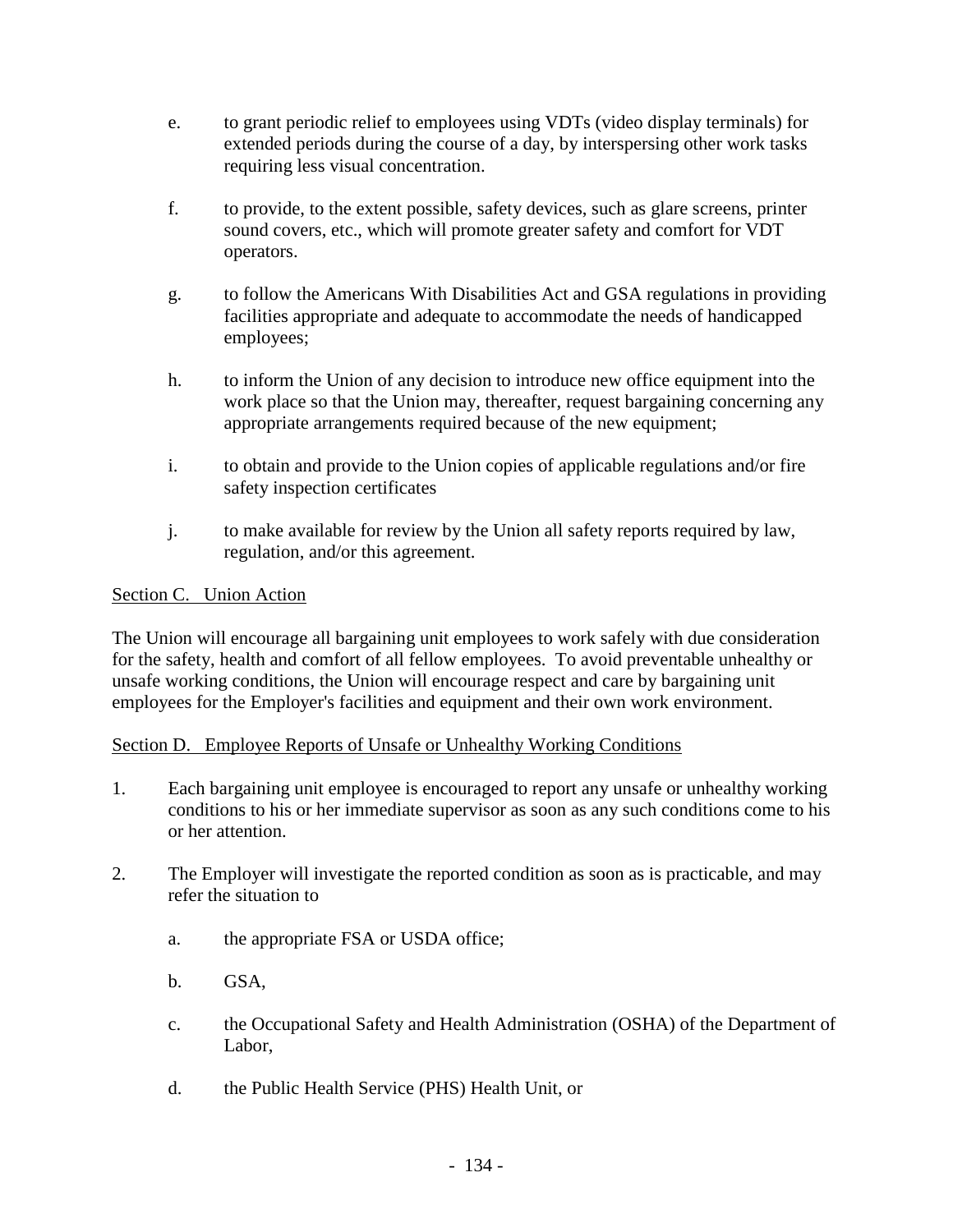e. to grant periodic relief to employees using VDTs (video display terminals) for extended periods during the course of a day, by interspersing other work tasks requiring less visual concentration.

f. to provide, to the extent possible, safety devices, such as glare screens, printer sound covers, etc., which will promote greater safety and comfort for VDT operators.

g. to follow the Americans With Disabilities Act and GSA regulations in providing facilities appropriate and adequate to accommodate the needs of handicapped employees;

h. to inform the Union of any decision to introduce new office equipment into the work place so that the Union may, thereafter, request bargaining concerning any appropriate arrangements required because of the new equipment;

i. to obtain and provide to the Union copies of applicable regulations and/or fire safety inspection certificates

j. to make available for review by the Union all safety reports required by law, regulation, and/or this agreement.

Section C. Union Action

The Union will encourage all bargaining unit employees to work safely with due consideration for the safety, health and comfort of all fellow employees. To avoid preventable unhealthy or unsafe working conditions, the Union will encourage respect and care by bargaining unit employees for the Employer's facilities and equipment and their own work environment.

Section D. Employee Reports of Unsafe or Unhealthy Working Conditions

1. Each bargaining unit employee is encouraged to report any unsafe or unhealthy working conditions to his or her immediate supervisor as soon as any such conditions come to his or her attention.

2. The Employer will investigate the reported condition as soon as is practicable, and may refer the situation to

   a. the appropriate FSA or USDA office;

   b. GSA,

   c. the Occupational Safety and Health Administration (OSHA) of the Department of Labor,

   d. the Public Health Service (PHS) Health Unit, or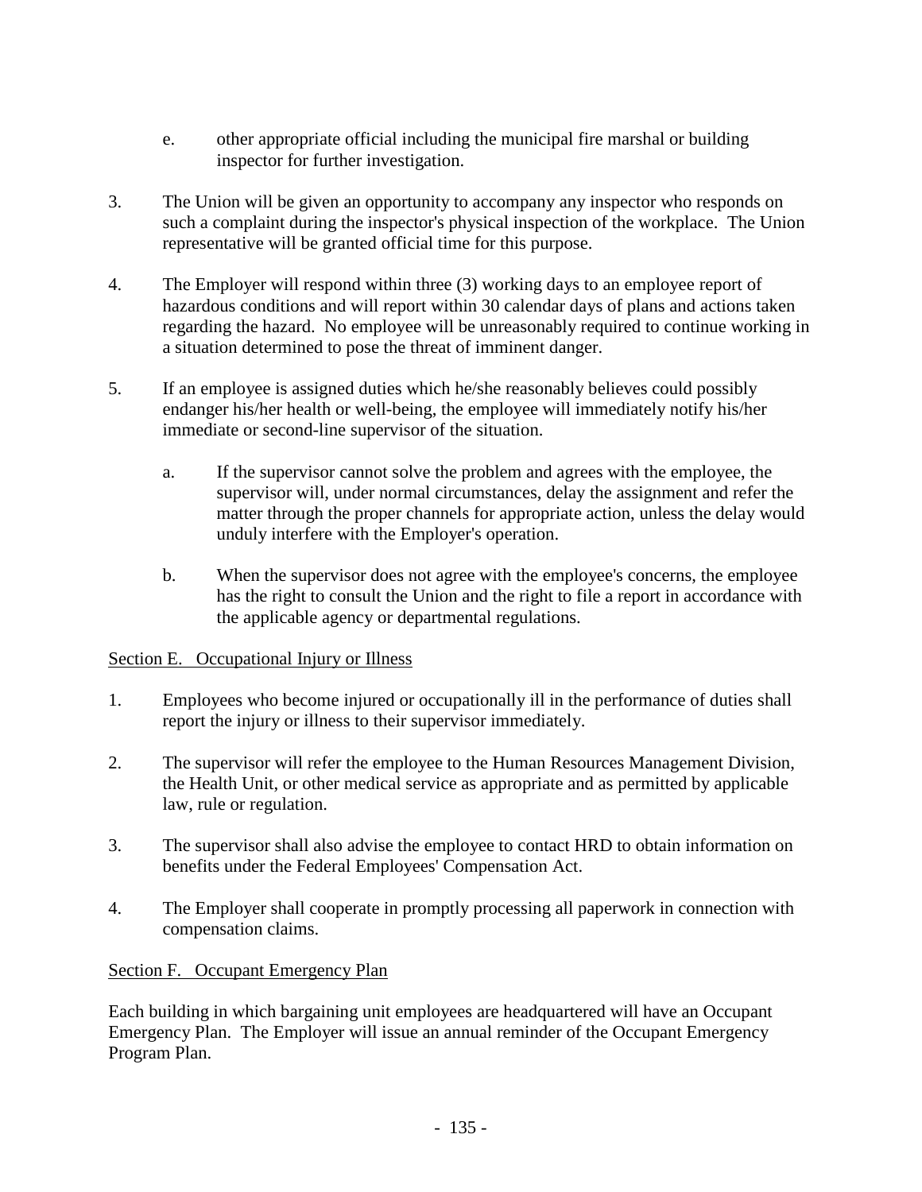e. other appropriate official including the municipal fire marshal or building inspector for further investigation.

3. The Union will be given an opportunity to accompany any inspector who responds on such a complaint during the inspector's physical inspection of the workplace. The Union representative will be granted official time for this purpose.

4. The Employer will respond within three (3) working days to an employee report of hazardous conditions and will report within 30 calendar days of plans and actions taken regarding the hazard. No employee will be unreasonably required to continue working in a situation determined to pose the threat of imminent danger.

5. If an employee is assigned duties which he/she reasonably believes could possibly endanger his/her health or well-being, the employee will immediately notify his/her immediate or second-line supervisor of the situation.

   a. If the supervisor cannot solve the problem and agrees with the employee, the supervisor will, under normal circumstances, delay the assignment and refer the matter through the proper channels for appropriate action, unless the delay would unduly interfere with the Employer's operation.

   b. When the supervisor does not agree with the employee's concerns, the employee has the right to consult the Union and the right to file a report in accordance with the applicable agency or departmental regulations.

Section E. Occupational Injury or Illness

1. Employees who become injured or occupationally ill in the performance of duties shall report the injury or illness to their supervisor immediately.

2. The supervisor will refer the employee to the Human Resources Management Division, the Health Unit, or other medical service as appropriate and as permitted by applicable law, rule or regulation.

3. The supervisor shall also advise the employee to contact HRD to obtain information on benefits under the Federal Employees' Compensation Act.

4. The Employer shall cooperate in promptly processing all paperwork in connection with compensation claims.

Section F. Occupant Emergency Plan

Each building in which bargaining unit employees are headquartered will have an Occupant Emergency Plan. The Employer will issue an annual reminder of the Occupant Emergency Program Plan.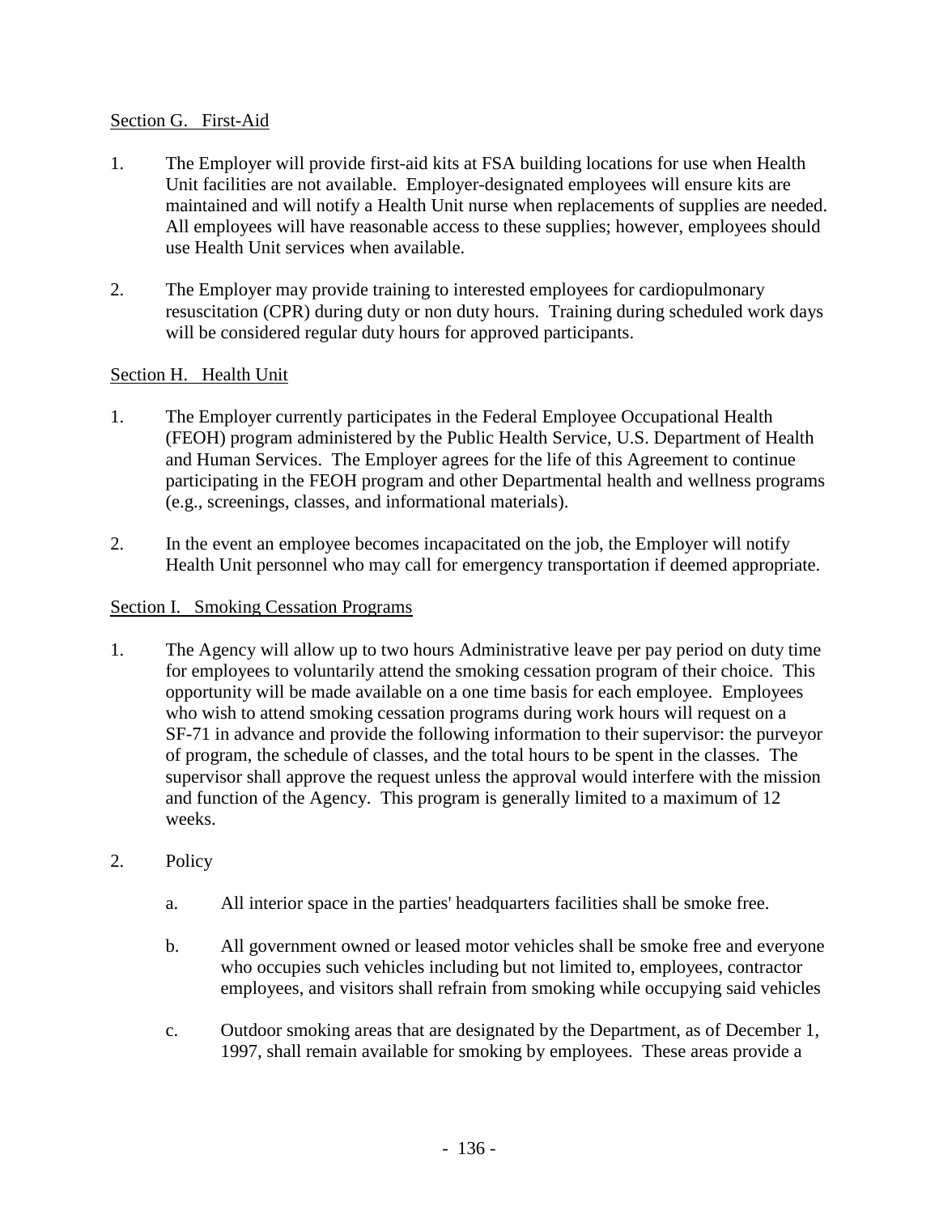Section G. First-Aid

1. The Employer will provide first-aid kits at FSA building locations for use when Health Unit facilities are not available. Employer-designated employees will ensure kits are maintained and will notify a Health Unit nurse when replacements of supplies are needed. All employees will have reasonable access to these supplies; however, employees should use Health Unit services when available.

2. The Employer may provide training to interested employees for cardiopulmonary resuscitation (CPR) during duty or non duty hours. Training during scheduled work days will be considered regular duty hours for approved participants.

Section H. Health Unit

1. The Employer currently participates in the Federal Employee Occupational Health (FEOH) program administered by the Public Health Service, U.S. Department of Health and Human Services. The Employer agrees for the life of this Agreement to continue participating in the FEOH program and other Departmental health and wellness programs (e.g., screenings, classes, and informational materials).

2. In the event an employee becomes incapacitated on the job, the Employer will notify Health Unit personnel who may call for emergency transportation if deemed appropriate.

Section I. Smoking Cessation Programs

1. The Agency will allow up to two hours Administrative leave per pay period on duty time for employees to voluntarily attend the smoking cessation program of their choice. This opportunity will be made available on a one time basis for each employee. Employees who wish to attend smoking cessation programs during work hours will request on a SF-71 in advance and provide the following information to their supervisor: the purveyor of program, the schedule of classes, and the total hours to be spent in the classes. The supervisor shall approve the request unless the approval would interfere with the mission and function of the Agency. This program is generally limited to a maximum of 12 weeks.

2. Policy

   a. All interior space in the parties' headquarters facilities shall be smoke free.

   b. All government owned or leased motor vehicles shall be smoke free and everyone who occupies such vehicles including but not limited to, employees, contractor employees, and visitors shall refrain from smoking while occupying said vehicles

   c. Outdoor smoking areas that are designated by the Department, as of December 1, 1997, shall remain available for smoking by employees. These areas provide a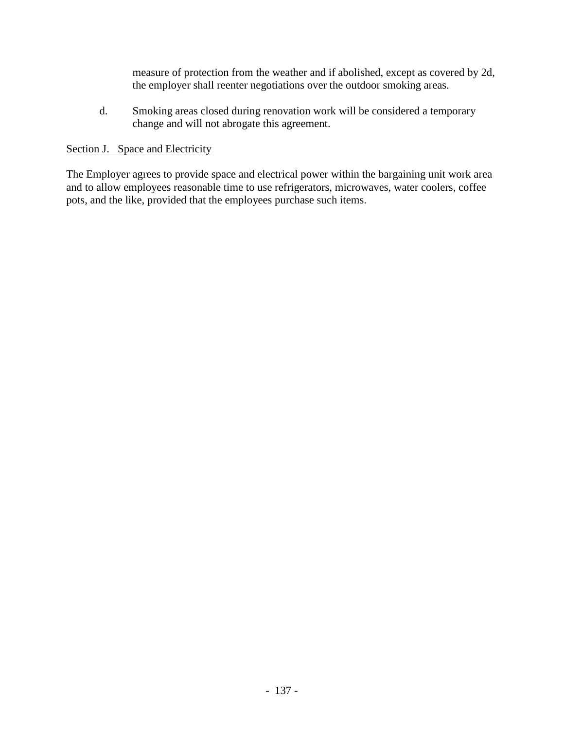measure of protection from the weather and if abolished, except as covered by 2d, the employer shall reenter negotiations over the outdoor smoking areas.

d. Smoking areas closed during renovation work will be considered a temporary change and will not abrogate this agreement.

<u>Section J. Space and Electricity</u>

The Employer agrees to provide space and electrical power within the bargaining unit work area and to allow employees reasonable time to use refrigerators, microwaves, water coolers, coffee pots, and the like, provided that the employees purchase such items.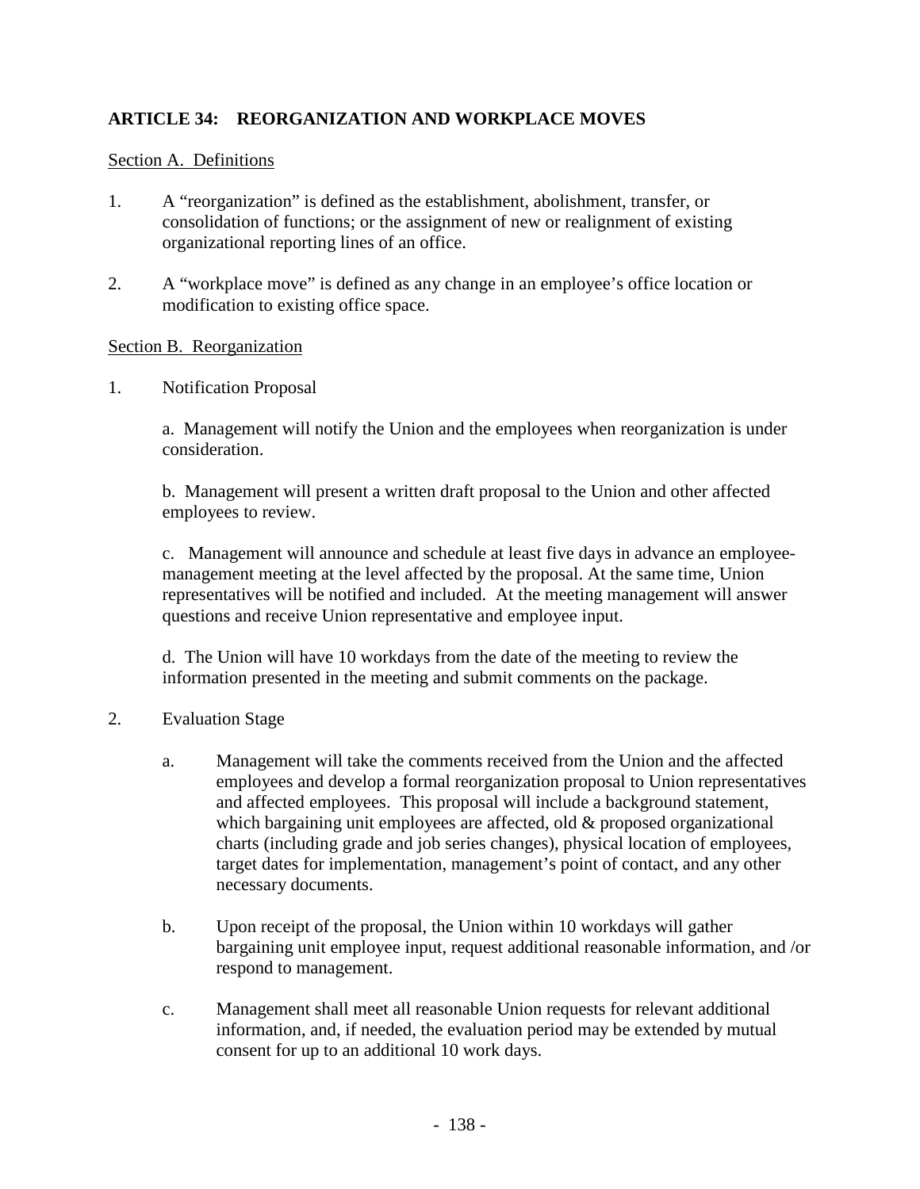## ARTICLE 34: REORGANIZATION AND WORKPLACE MOVES

Section A. Definitions

1. A "reorganization" is defined as the establishment, abolishment, transfer, or consolidation of functions; or the assignment of new or realignment of existing organizational reporting lines of an office.

2. A "workplace move" is defined as any change in an employee's office location or modification to existing office space.

Section B. Reorganization

1. Notification Proposal

   a. Management will notify the Union and the employees when reorganization is under consideration.

   b. Management will present a written draft proposal to the Union and other affected employees to review.

   c. Management will announce and schedule at least five days in advance an employee-management meeting at the level affected by the proposal. At the same time, Union representatives will be notified and included. At the meeting management will answer questions and receive Union representative and employee input.

   d. The Union will have 10 workdays from the date of the meeting to review the information presented in the meeting and submit comments on the package.

2. Evaluation Stage

   a. Management will take the comments received from the Union and the affected employees and develop a formal reorganization proposal to Union representatives and affected employees. This proposal will include a background statement, which bargaining unit employees are affected, old & proposed organizational charts (including grade and job series changes), physical location of employees, target dates for implementation, management's point of contact, and any other necessary documents.

   b. Upon receipt of the proposal, the Union within 10 workdays will gather bargaining unit employee input, request additional reasonable information, and /or respond to management.

   c. Management shall meet all reasonable Union requests for relevant additional information, and, if needed, the evaluation period may be extended by mutual consent for up to an additional 10 work days.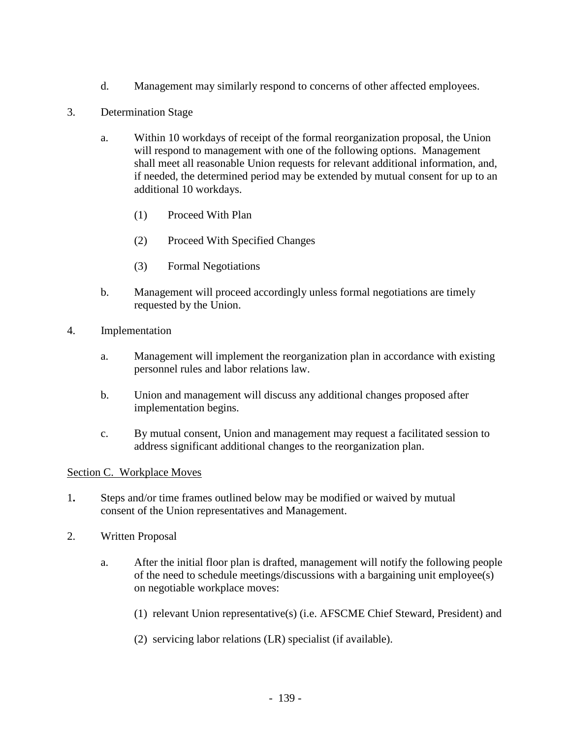d. Management may similarly respond to concerns of other affected employees.

3. Determination Stage

   a. Within 10 workdays of receipt of the formal reorganization proposal, the Union will respond to management with one of the following options. Management shall meet all reasonable Union requests for relevant additional information, and, if needed, the determined period may be extended by mutual consent for up to an additional 10 workdays.

      (1) Proceed With Plan

      (2) Proceed With Specified Changes

      (3) Formal Negotiations

   b. Management will proceed accordingly unless formal negotiations are timely requested by the Union.

4. Implementation

   a. Management will implement the reorganization plan in accordance with existing personnel rules and labor relations law.

   b. Union and management will discuss any additional changes proposed after implementation begins.

   c. By mutual consent, Union and management may request a facilitated session to address significant additional changes to the reorganization plan.

<u>Section C. Workplace Moves</u>

1. Steps and/or time frames outlined below may be modified or waived by mutual consent of the Union representatives and Management.

2. Written Proposal

   a. After the initial floor plan is drafted, management will notify the following people of the need to schedule meetings/discussions with a bargaining unit employee(s) on negotiable workplace moves:

      (1) relevant Union representative(s) (i.e. AFSCME Chief Steward, President) and

      (2) servicing labor relations (LR) specialist (if available).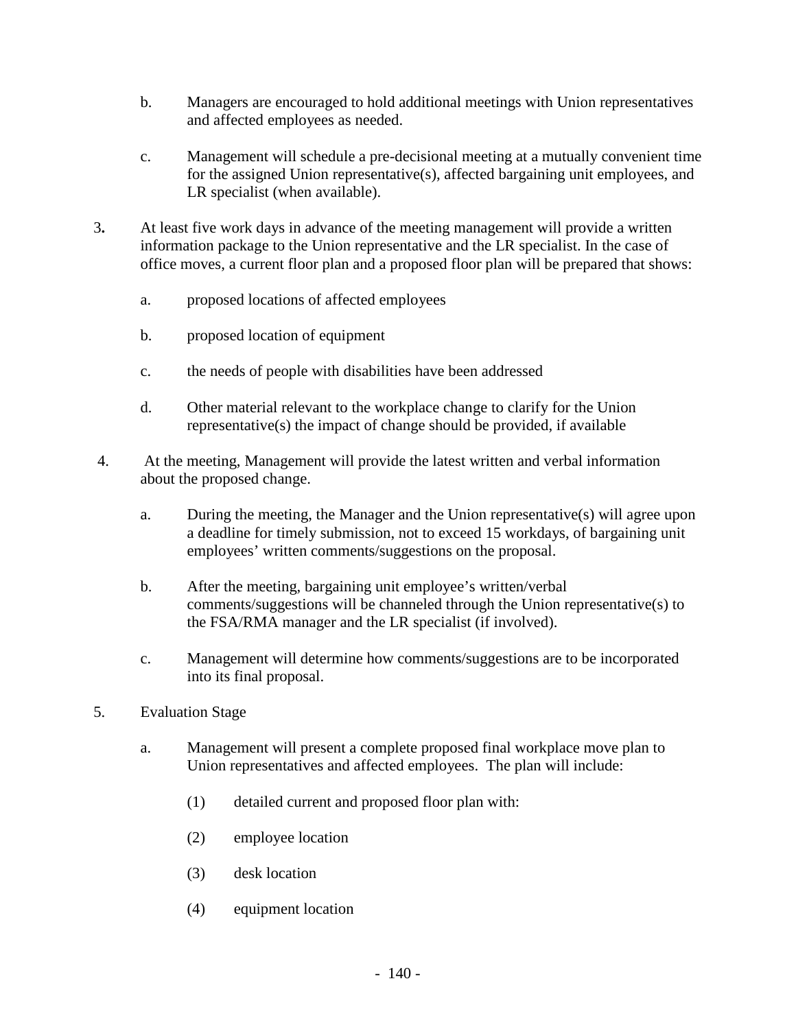b. Managers are encouraged to hold additional meetings with Union representatives and affected employees as needed.

c. Management will schedule a pre-decisional meeting at a mutually convenient time for the assigned Union representative(s), affected bargaining unit employees, and LR specialist (when available).

3**.** At least five work days in advance of the meeting management will provide a written information package to the Union representative and the LR specialist. In the case of office moves, a current floor plan and a proposed floor plan will be prepared that shows:

a. proposed locations of affected employees

b. proposed location of equipment

c. the needs of people with disabilities have been addressed

d. Other material relevant to the workplace change to clarify for the Union representative(s) the impact of change should be provided, if available

4. At the meeting, Management will provide the latest written and verbal information about the proposed change.

a. During the meeting, the Manager and the Union representative(s) will agree upon a deadline for timely submission, not to exceed 15 workdays, of bargaining unit employees' written comments/suggestions on the proposal.

b. After the meeting, bargaining unit employee's written/verbal comments/suggestions will be channeled through the Union representative(s) to the FSA/RMA manager and the LR specialist (if involved).

c. Management will determine how comments/suggestions are to be incorporated into its final proposal.

5. Evaluation Stage

a. Management will present a complete proposed final workplace move plan to Union representatives and affected employees. The plan will include:

(1) detailed current and proposed floor plan with:

(2) employee location

(3) desk location

(4) equipment location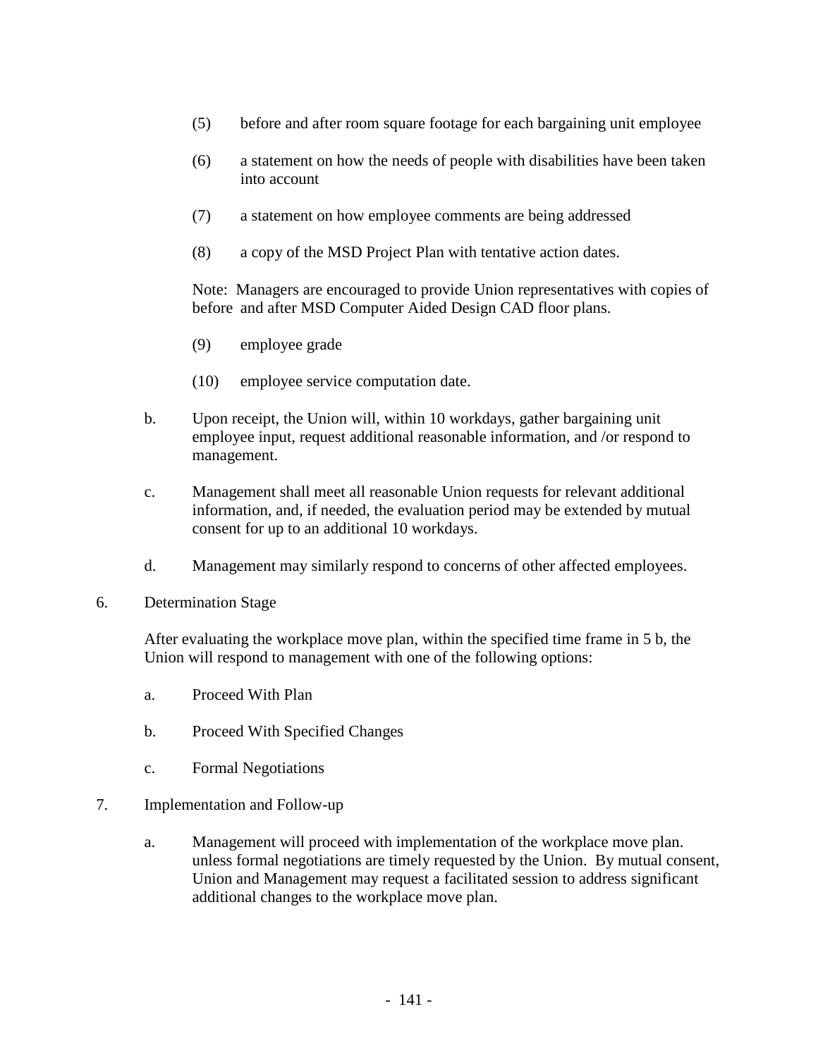(5) before and after room square footage for each bargaining unit employee

(6) a statement on how the needs of people with disabilities have been taken into account

(7) a statement on how employee comments are being addressed

(8) a copy of the MSD Project Plan with tentative action dates.

Note: Managers are encouraged to provide Union representatives with copies of before and after MSD Computer Aided Design CAD floor plans.

(9) employee grade

(10) employee service computation date.

b. Upon receipt, the Union will, within 10 workdays, gather bargaining unit employee input, request additional reasonable information, and /or respond to management.

c. Management shall meet all reasonable Union requests for relevant additional information, and, if needed, the evaluation period may be extended by mutual consent for up to an additional 10 workdays.

d. Management may similarly respond to concerns of other affected employees.

6. Determination Stage

After evaluating the workplace move plan, within the specified time frame in 5 b, the Union will respond to management with one of the following options:

a. Proceed With Plan

b. Proceed With Specified Changes

c. Formal Negotiations

7. Implementation and Follow-up

a. Management will proceed with implementation of the workplace move plan. unless formal negotiations are timely requested by the Union. By mutual consent, Union and Management may request a facilitated session to address significant additional changes to the workplace move plan.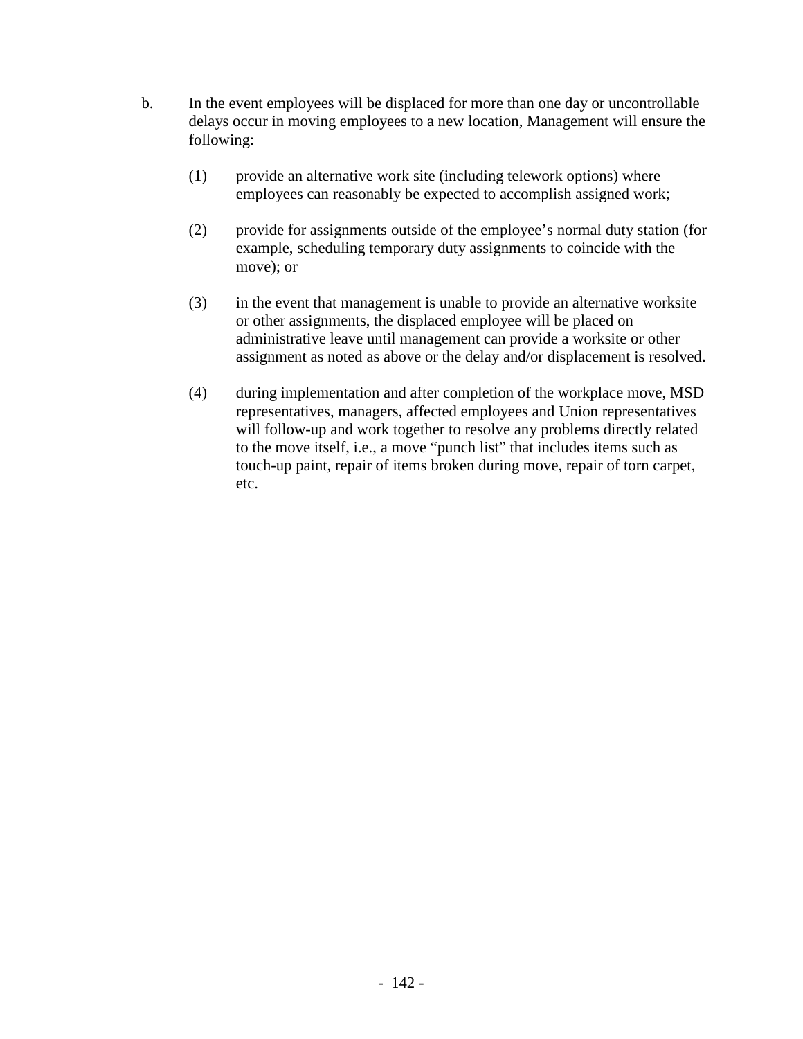b. In the event employees will be displaced for more than one day or uncontrollable delays occur in moving employees to a new location, Management will ensure the following:

   (1) provide an alternative work site (including telework options) where employees can reasonably be expected to accomplish assigned work;

   (2) provide for assignments outside of the employee's normal duty station (for example, scheduling temporary duty assignments to coincide with the move); or

   (3) in the event that management is unable to provide an alternative worksite or other assignments, the displaced employee will be placed on administrative leave until management can provide a worksite or other assignment as noted as above or the delay and/or displacement is resolved.

   (4) during implementation and after completion of the workplace move, MSD representatives, managers, affected employees and Union representatives will follow-up and work together to resolve any problems directly related to the move itself, i.e., a move "punch list" that includes items such as touch-up paint, repair of items broken during move, repair of torn carpet, etc.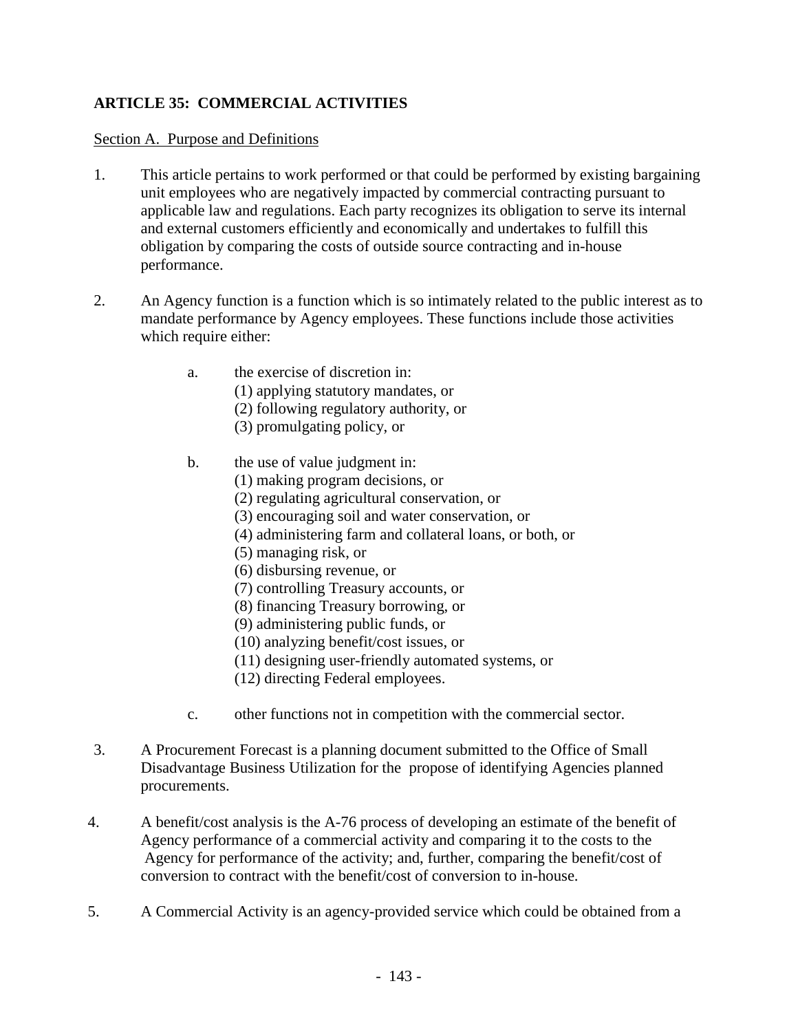## ARTICLE 35: COMMERCIAL ACTIVITIES

Section A. Purpose and Definitions

1. This article pertains to work performed or that could be performed by existing bargaining unit employees who are negatively impacted by commercial contracting pursuant to applicable law and regulations. Each party recognizes its obligation to serve its internal and external customers efficiently and economically and undertakes to fulfill this obligation by comparing the costs of outside source contracting and in-house performance.

2. An Agency function is a function which is so intimately related to the public interest as to mandate performance by Agency employees. These functions include those activities which require either:

   a. the exercise of discretion in:
      (1) applying statutory mandates, or
      (2) following regulatory authority, or
      (3) promulgating policy, or

   b. the use of value judgment in:
      (1) making program decisions, or
      (2) regulating agricultural conservation, or
      (3) encouraging soil and water conservation, or
      (4) administering farm and collateral loans, or both, or
      (5) managing risk, or
      (6) disbursing revenue, or
      (7) controlling Treasury accounts, or
      (8) financing Treasury borrowing, or
      (9) administering public funds, or
      (10) analyzing benefit/cost issues, or
      (11) designing user-friendly automated systems, or
      (12) directing Federal employees.

   c. other functions not in competition with the commercial sector.

3. A Procurement Forecast is a planning document submitted to the Office of Small Disadvantage Business Utilization for the propose of identifying Agencies planned procurements.

4. A benefit/cost analysis is the A-76 process of developing an estimate of the benefit of Agency performance of a commercial activity and comparing it to the costs to the Agency for performance of the activity; and, further, comparing the benefit/cost of conversion to contract with the benefit/cost of conversion to in-house.

5. A Commercial Activity is an agency-provided service which could be obtained from a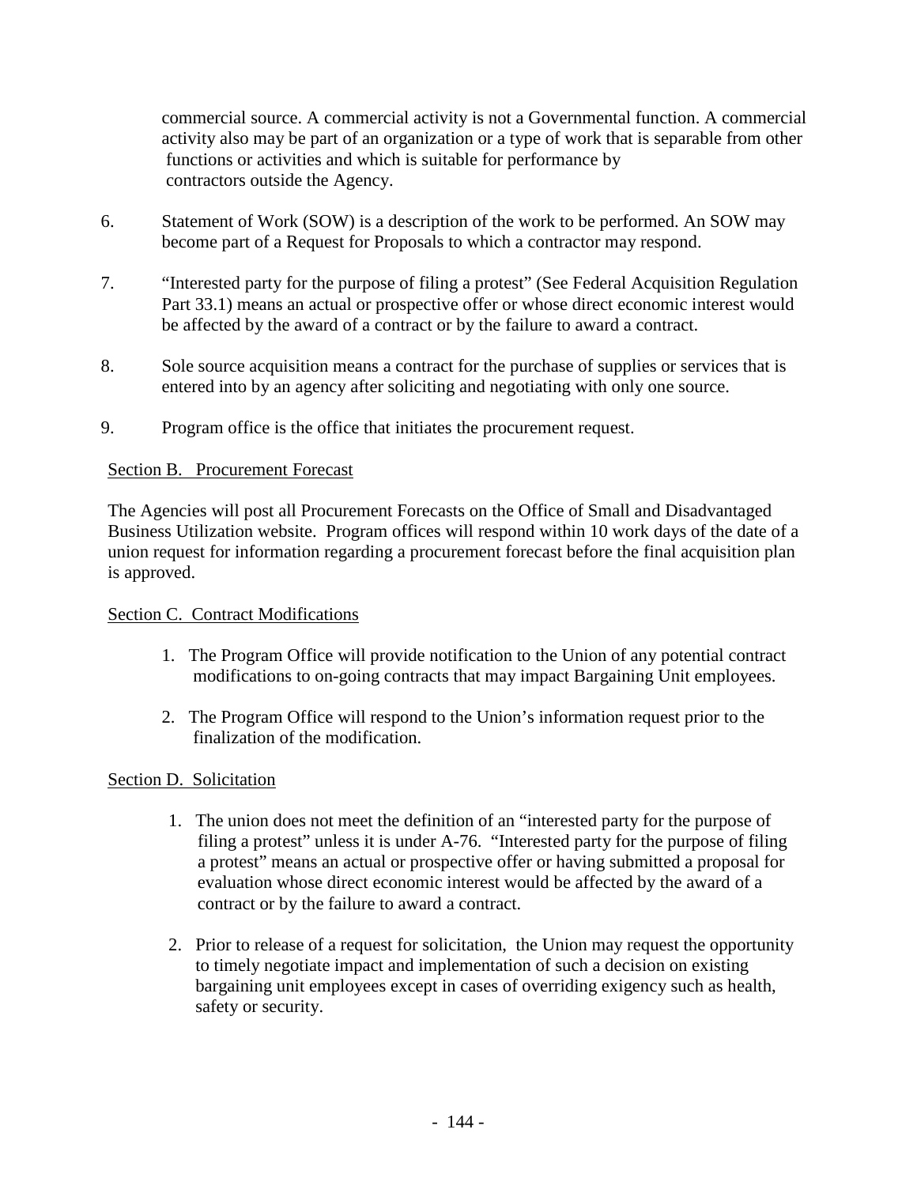commercial source. A commercial activity is not a Governmental function. A commercial activity also may be part of an organization or a type of work that is separable from other functions or activities and which is suitable for performance by contractors outside the Agency.

6. Statement of Work (SOW) is a description of the work to be performed. An SOW may become part of a Request for Proposals to which a contractor may respond.

7. "Interested party for the purpose of filing a protest" (See Federal Acquisition Regulation Part 33.1) means an actual or prospective offer or whose direct economic interest would be affected by the award of a contract or by the failure to award a contract.

8. Sole source acquisition means a contract for the purchase of supplies or services that is entered into by an agency after soliciting and negotiating with only one source.

9. Program office is the office that initiates the procurement request.

Section B. Procurement Forecast

The Agencies will post all Procurement Forecasts on the Office of Small and Disadvantaged Business Utilization website. Program offices will respond within 10 work days of the date of a union request for information regarding a procurement forecast before the final acquisition plan is approved.

Section C. Contract Modifications

1. The Program Office will provide notification to the Union of any potential contract modifications to on-going contracts that may impact Bargaining Unit employees.

2. The Program Office will respond to the Union's information request prior to the finalization of the modification.

Section D. Solicitation

1. The union does not meet the definition of an "interested party for the purpose of filing a protest" unless it is under A-76. "Interested party for the purpose of filing a protest" means an actual or prospective offer or having submitted a proposal for evaluation whose direct economic interest would be affected by the award of a contract or by the failure to award a contract.

2. Prior to release of a request for solicitation, the Union may request the opportunity to timely negotiate impact and implementation of such a decision on existing bargaining unit employees except in cases of overriding exigency such as health, safety or security.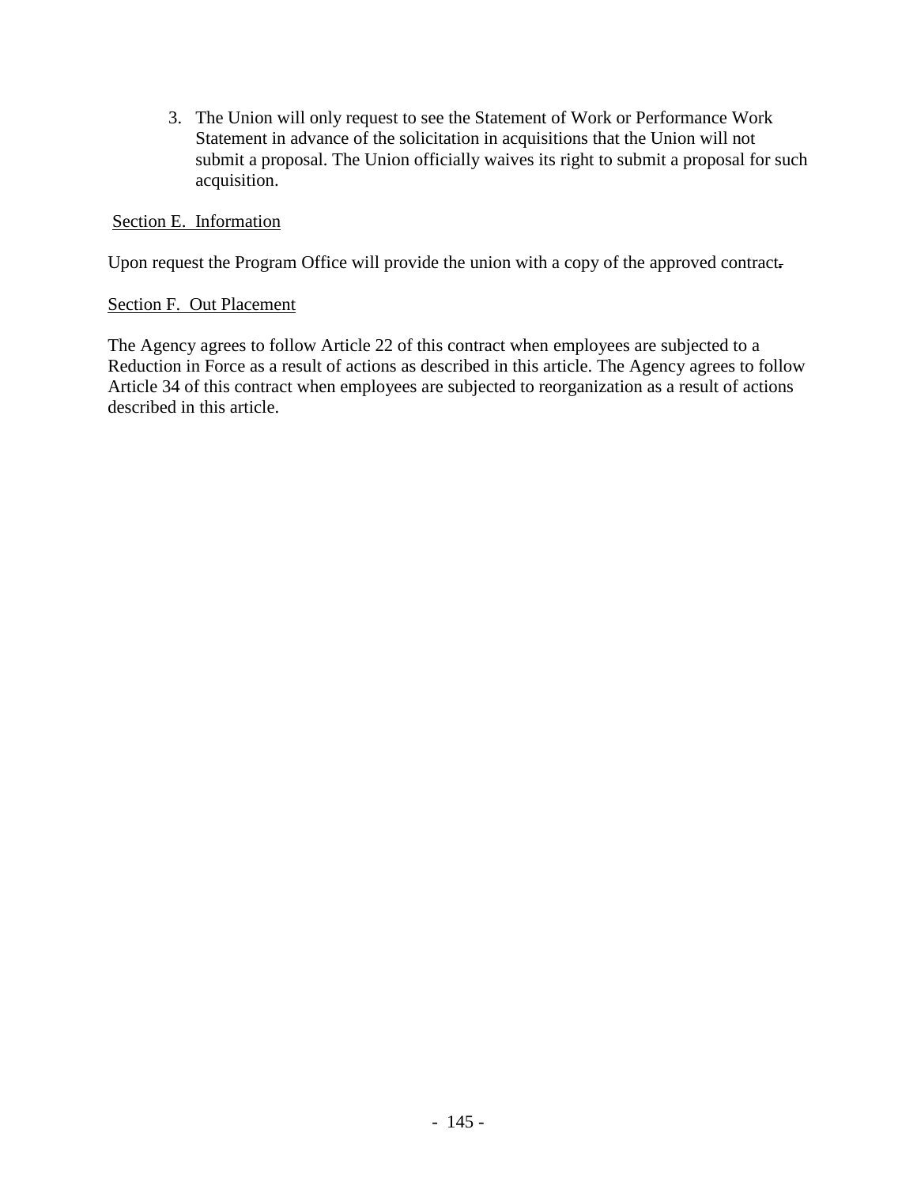3. The Union will only request to see the Statement of Work or Performance Work Statement in advance of the solicitation in acquisitions that the Union will not submit a proposal. The Union officially waives its right to submit a proposal for such acquisition.

<u>Section E. Information</u>

Upon request the Program Office will provide the union with a copy of the approved contract.

<u>Section F. Out Placement</u>

The Agency agrees to follow Article 22 of this contract when employees are subjected to a Reduction in Force as a result of actions as described in this article. The Agency agrees to follow Article 34 of this contract when employees are subjected to reorganization as a result of actions described in this article.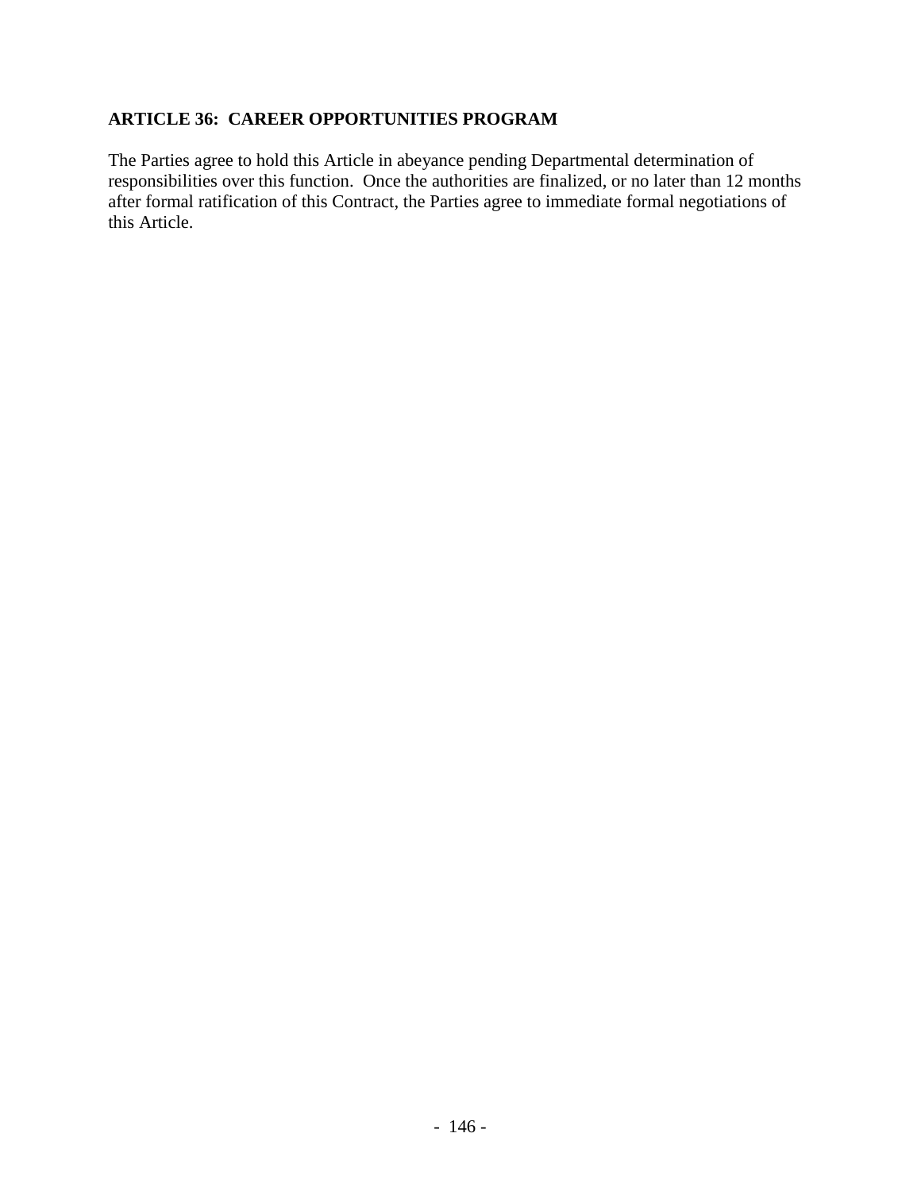**ARTICLE 36: CAREER OPPORTUNITIES PROGRAM**

The Parties agree to hold this Article in abeyance pending Departmental determination of responsibilities over this function. Once the authorities are finalized, or no later than 12 months after formal ratification of this Contract, the Parties agree to immediate formal negotiations of this Article.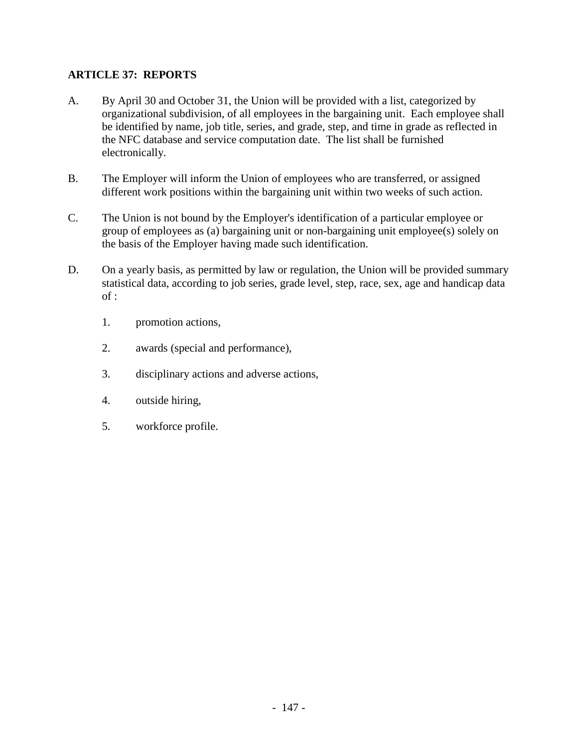## ARTICLE 37: REPORTS

A. By April 30 and October 31, the Union will be provided with a list, categorized by organizational subdivision, of all employees in the bargaining unit. Each employee shall be identified by name, job title, series, and grade, step, and time in grade as reflected in the NFC database and service computation date. The list shall be furnished electronically.

B. The Employer will inform the Union of employees who are transferred, or assigned different work positions within the bargaining unit within two weeks of such action.

C. The Union is not bound by the Employer's identification of a particular employee or group of employees as (a) bargaining unit or non-bargaining unit employee(s) solely on the basis of the Employer having made such identification.

D. On a yearly basis, as permitted by law or regulation, the Union will be provided summary statistical data, according to job series, grade level, step, race, sex, age and handicap data of :

   1. promotion actions,

   2. awards (special and performance),

   3. disciplinary actions and adverse actions,

   4. outside hiring,

   5. workforce profile.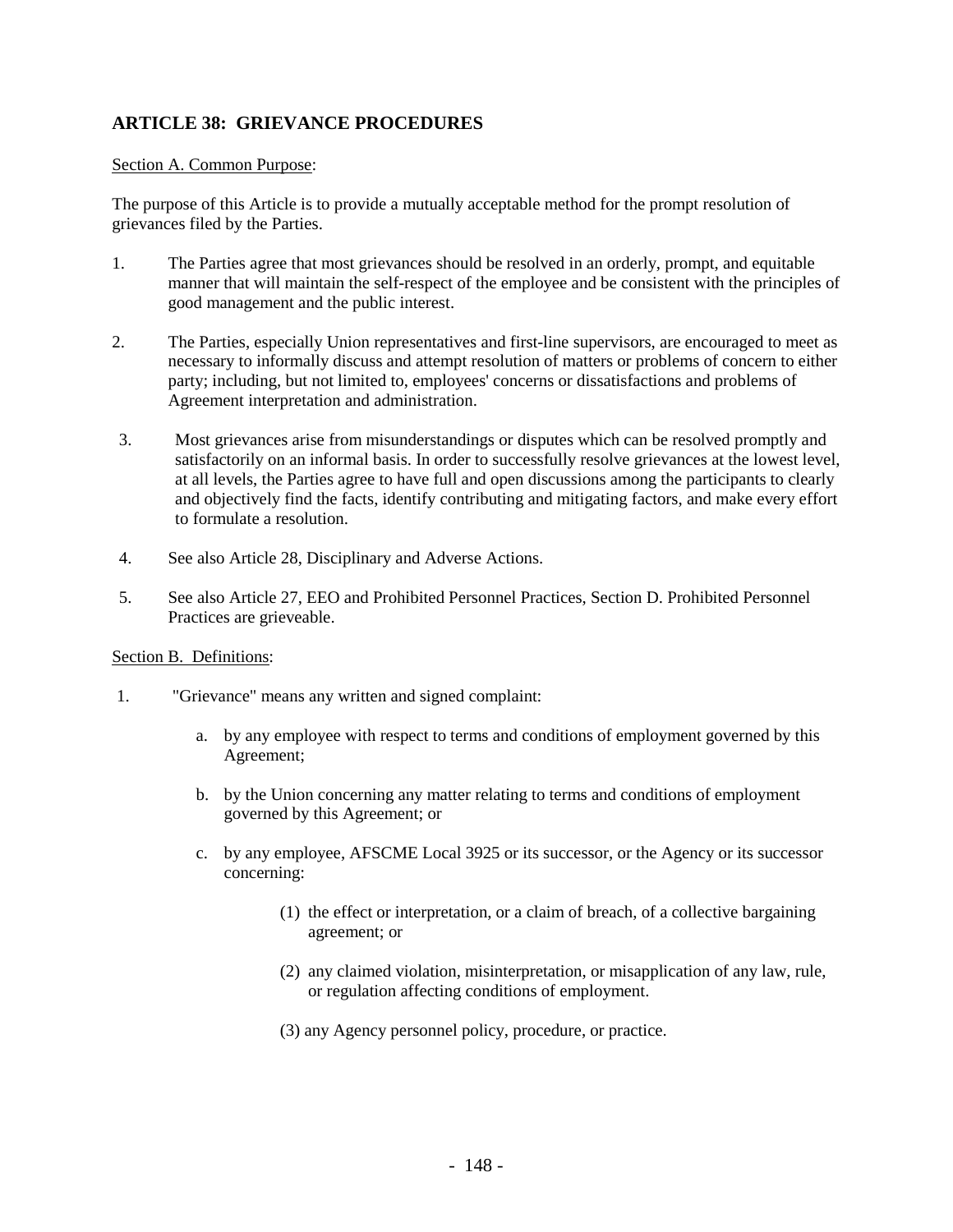## ARTICLE 38: GRIEVANCE PROCEDURES

Section A. Common Purpose:

The purpose of this Article is to provide a mutually acceptable method for the prompt resolution of grievances filed by the Parties.

1. The Parties agree that most grievances should be resolved in an orderly, prompt, and equitable manner that will maintain the self-respect of the employee and be consistent with the principles of good management and the public interest.

2. The Parties, especially Union representatives and first-line supervisors, are encouraged to meet as necessary to informally discuss and attempt resolution of matters or problems of concern to either party; including, but not limited to, employees' concerns or dissatisfactions and problems of Agreement interpretation and administration.

3. Most grievances arise from misunderstandings or disputes which can be resolved promptly and satisfactorily on an informal basis. In order to successfully resolve grievances at the lowest level, at all levels, the Parties agree to have full and open discussions among the participants to clearly and objectively find the facts, identify contributing and mitigating factors, and make every effort to formulate a resolution.

4. See also Article 28, Disciplinary and Adverse Actions.

5. See also Article 27, EEO and Prohibited Personnel Practices, Section D. Prohibited Personnel Practices are grieveable.

Section B. Definitions:

1. "Grievance" means any written and signed complaint:

   a. by any employee with respect to terms and conditions of employment governed by this Agreement;

   b. by the Union concerning any matter relating to terms and conditions of employment governed by this Agreement; or

   c. by any employee, AFSCME Local 3925 or its successor, or the Agency or its successor concerning:

      (1) the effect or interpretation, or a claim of breach, of a collective bargaining agreement; or

      (2) any claimed violation, misinterpretation, or misapplication of any law, rule, or regulation affecting conditions of employment.

      (3) any Agency personnel policy, procedure, or practice.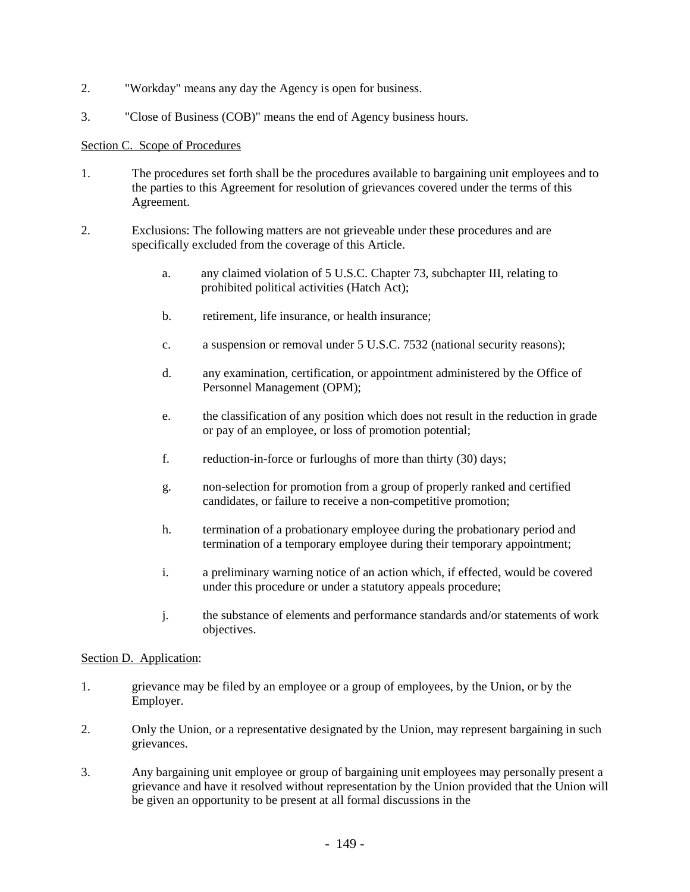2. "Workday" means any day the Agency is open for business.

3. "Close of Business (COB)" means the end of Agency business hours.

Section C. Scope of Procedures

1. The procedures set forth shall be the procedures available to bargaining unit employees and to the parties to this Agreement for resolution of grievances covered under the terms of this Agreement.

2. Exclusions: The following matters are not grieveable under these procedures and are specifically excluded from the coverage of this Article.

   a. any claimed violation of 5 U.S.C. Chapter 73, subchapter III, relating to prohibited political activities (Hatch Act);

   b. retirement, life insurance, or health insurance;

   c. a suspension or removal under 5 U.S.C. 7532 (national security reasons);

   d. any examination, certification, or appointment administered by the Office of Personnel Management (OPM);

   e. the classification of any position which does not result in the reduction in grade or pay of an employee, or loss of promotion potential;

   f. reduction-in-force or furloughs of more than thirty (30) days;

   g. non-selection for promotion from a group of properly ranked and certified candidates, or failure to receive a non-competitive promotion;

   h. termination of a probationary employee during the probationary period and termination of a temporary employee during their temporary appointment;

   i. a preliminary warning notice of an action which, if effected, would be covered under this procedure or under a statutory appeals procedure;

   j. the substance of elements and performance standards and/or statements of work objectives.

Section D. Application:

1. grievance may be filed by an employee or a group of employees, by the Union, or by the Employer.

2. Only the Union, or a representative designated by the Union, may represent bargaining in such grievances.

3. Any bargaining unit employee or group of bargaining unit employees may personally present a grievance and have it resolved without representation by the Union provided that the Union will be given an opportunity to be present at all formal discussions in the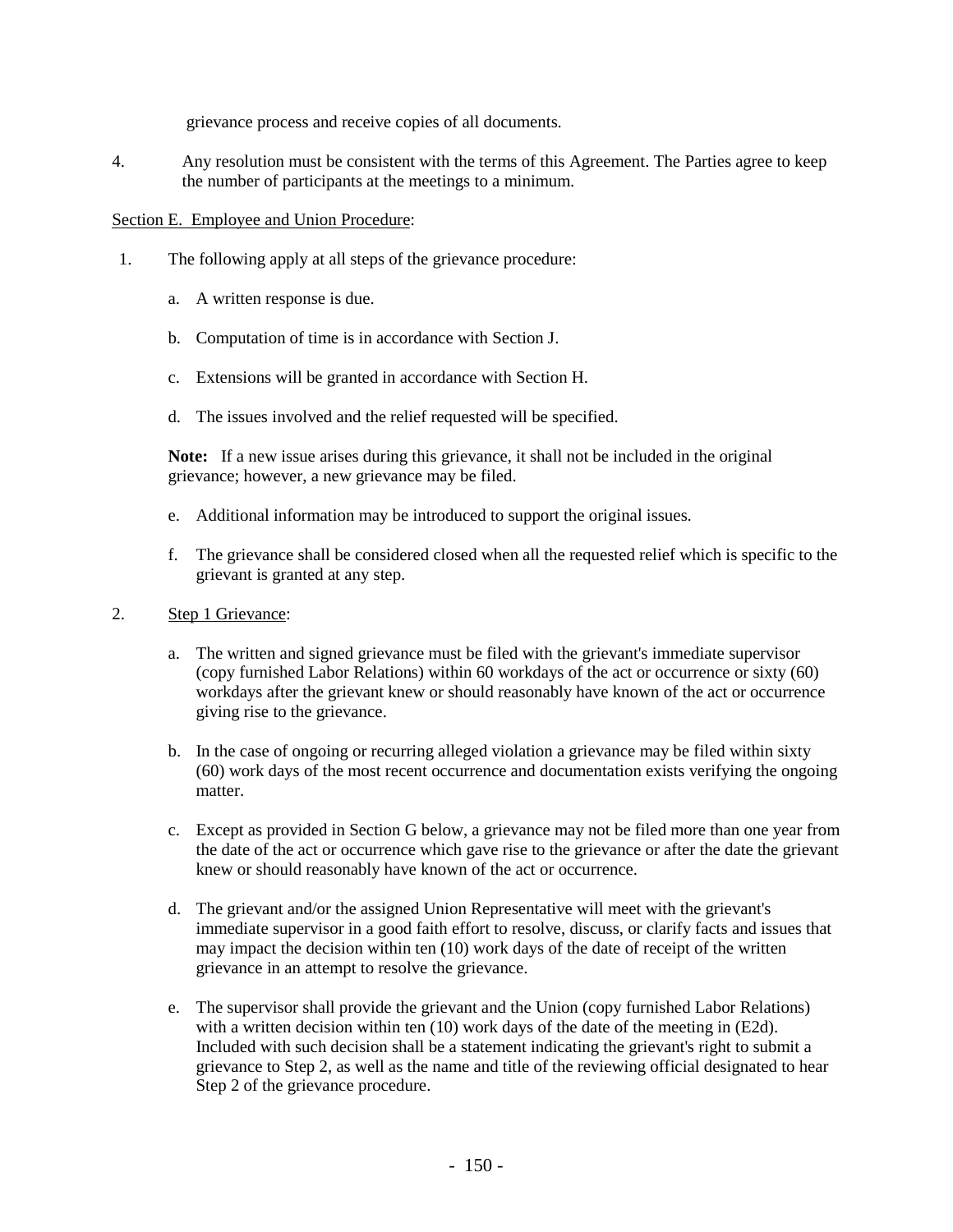grievance process and receive copies of all documents.

4. Any resolution must be consistent with the terms of this Agreement. The Parties agree to keep the number of participants at the meetings to a minimum.

Section E. Employee and Union Procedure:

1. The following apply at all steps of the grievance procedure:

   a. A written response is due.

   b. Computation of time is in accordance with Section J.

   c. Extensions will be granted in accordance with Section H.

   d. The issues involved and the relief requested will be specified.

   **Note:** If a new issue arises during this grievance, it shall not be included in the original grievance; however, a new grievance may be filed.

   e. Additional information may be introduced to support the original issues.

   f. The grievance shall be considered closed when all the requested relief which is specific to the grievant is granted at any step.

2. Step 1 Grievance:

   a. The written and signed grievance must be filed with the grievant's immediate supervisor (copy furnished Labor Relations) within 60 workdays of the act or occurrence or sixty (60) workdays after the grievant knew or should reasonably have known of the act or occurrence giving rise to the grievance.

   b. In the case of ongoing or recurring alleged violation a grievance may be filed within sixty (60) work days of the most recent occurrence and documentation exists verifying the ongoing matter.

   c. Except as provided in Section G below, a grievance may not be filed more than one year from the date of the act or occurrence which gave rise to the grievance or after the date the grievant knew or should reasonably have known of the act or occurrence.

   d. The grievant and/or the assigned Union Representative will meet with the grievant's immediate supervisor in a good faith effort to resolve, discuss, or clarify facts and issues that may impact the decision within ten (10) work days of the date of receipt of the written grievance in an attempt to resolve the grievance.

   e. The supervisor shall provide the grievant and the Union (copy furnished Labor Relations) with a written decision within ten (10) work days of the date of the meeting in (E2d). Included with such decision shall be a statement indicating the grievant's right to submit a grievance to Step 2, as well as the name and title of the reviewing official designated to hear Step 2 of the grievance procedure.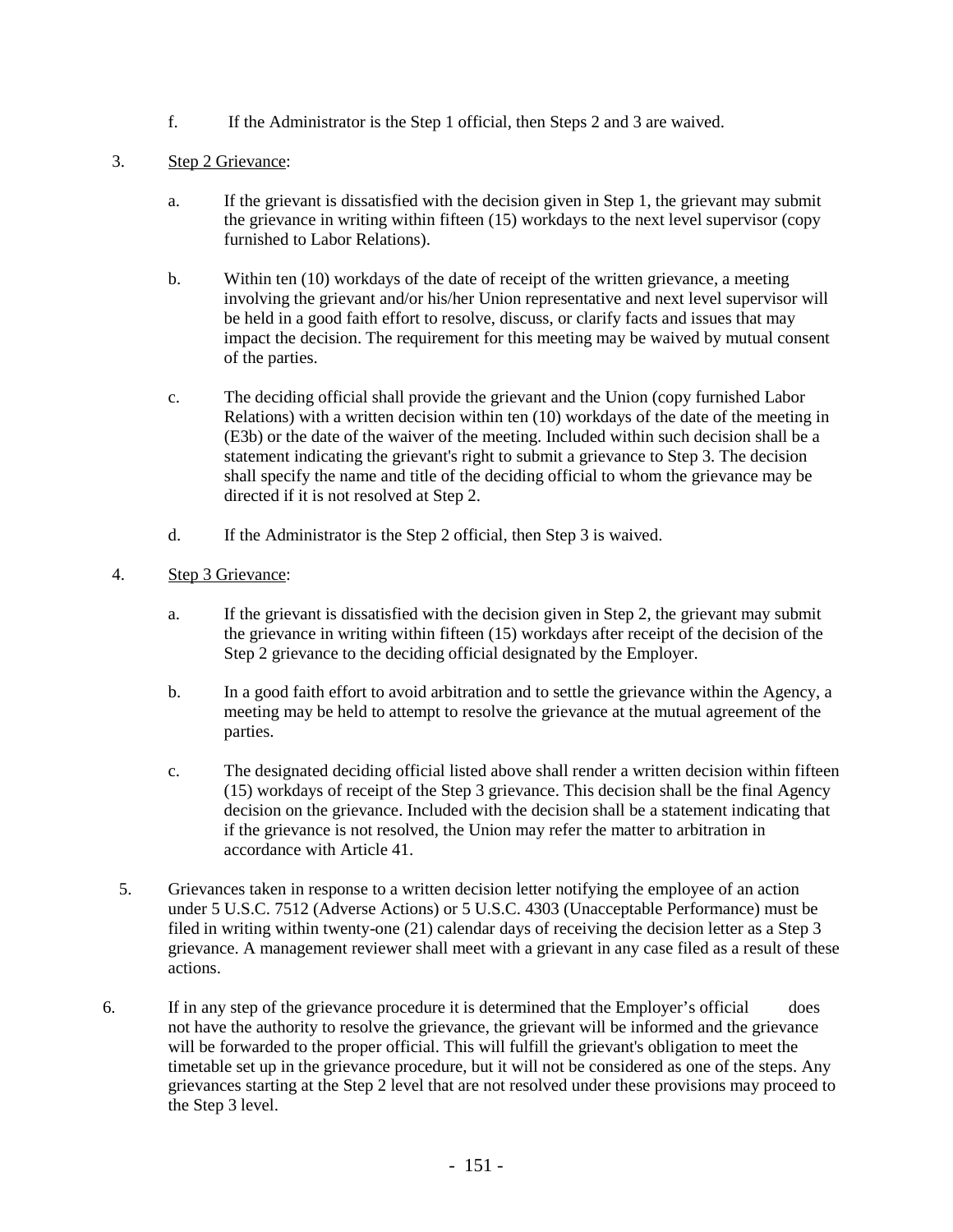f. If the Administrator is the Step 1 official, then Steps 2 and 3 are waived.

3. Step 2 Grievance:

   a. If the grievant is dissatisfied with the decision given in Step 1, the grievant may submit the grievance in writing within fifteen (15) workdays to the next level supervisor (copy furnished to Labor Relations).

   b. Within ten (10) workdays of the date of receipt of the written grievance, a meeting involving the grievant and/or his/her Union representative and next level supervisor will be held in a good faith effort to resolve, discuss, or clarify facts and issues that may impact the decision. The requirement for this meeting may be waived by mutual consent of the parties.

   c. The deciding official shall provide the grievant and the Union (copy furnished Labor Relations) with a written decision within ten (10) workdays of the date of the meeting in (E3b) or the date of the waiver of the meeting. Included within such decision shall be a statement indicating the grievant's right to submit a grievance to Step 3. The decision shall specify the name and title of the deciding official to whom the grievance may be directed if it is not resolved at Step 2.

   d. If the Administrator is the Step 2 official, then Step 3 is waived.

4. Step 3 Grievance:

   a. If the grievant is dissatisfied with the decision given in Step 2, the grievant may submit the grievance in writing within fifteen (15) workdays after receipt of the decision of the Step 2 grievance to the deciding official designated by the Employer.

   b. In a good faith effort to avoid arbitration and to settle the grievance within the Agency, a meeting may be held to attempt to resolve the grievance at the mutual agreement of the parties.

   c. The designated deciding official listed above shall render a written decision within fifteen (15) workdays of receipt of the Step 3 grievance. This decision shall be the final Agency decision on the grievance. Included with the decision shall be a statement indicating that if the grievance is not resolved, the Union may refer the matter to arbitration in accordance with Article 41.

5. Grievances taken in response to a written decision letter notifying the employee of an action under 5 U.S.C. 7512 (Adverse Actions) or 5 U.S.C. 4303 (Unacceptable Performance) must be filed in writing within twenty-one (21) calendar days of receiving the decision letter as a Step 3 grievance. A management reviewer shall meet with a grievant in any case filed as a result of these actions.

6. If in any step of the grievance procedure it is determined that the Employer's official does not have the authority to resolve the grievance, the grievant will be informed and the grievance will be forwarded to the proper official. This will fulfill the grievant's obligation to meet the timetable set up in the grievance procedure, but it will not be considered as one of the steps. Any grievances starting at the Step 2 level that are not resolved under these provisions may proceed to the Step 3 level.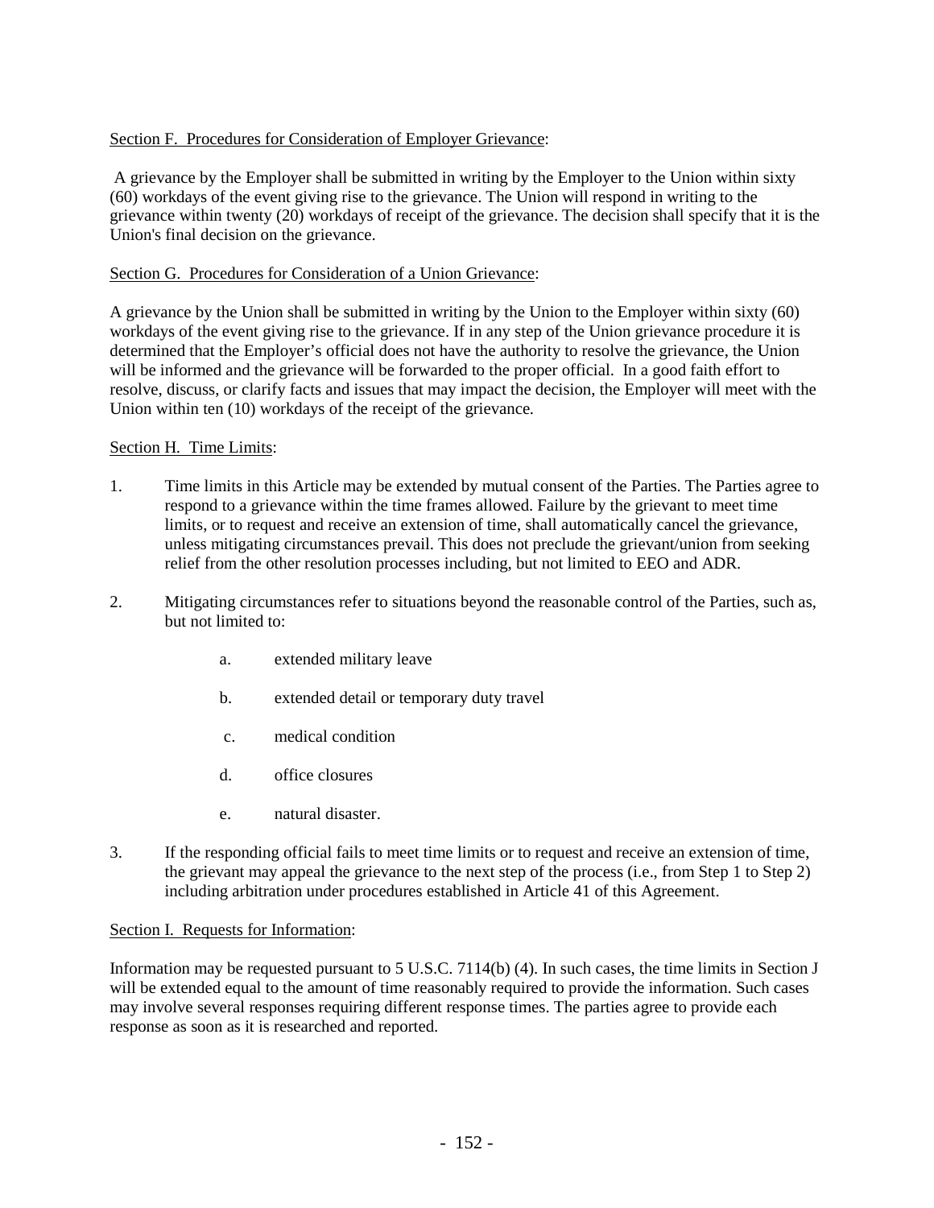Section F. Procedures for Consideration of Employer Grievance:

A grievance by the Employer shall be submitted in writing by the Employer to the Union within sixty (60) workdays of the event giving rise to the grievance. The Union will respond in writing to the grievance within twenty (20) workdays of receipt of the grievance. The decision shall specify that it is the Union's final decision on the grievance.

Section G. Procedures for Consideration of a Union Grievance:

A grievance by the Union shall be submitted in writing by the Union to the Employer within sixty (60) workdays of the event giving rise to the grievance. If in any step of the Union grievance procedure it is determined that the Employer's official does not have the authority to resolve the grievance, the Union will be informed and the grievance will be forwarded to the proper official. In a good faith effort to resolve, discuss, or clarify facts and issues that may impact the decision, the Employer will meet with the Union within ten (10) workdays of the receipt of the grievance.

Section H. Time Limits:

1. Time limits in this Article may be extended by mutual consent of the Parties. The Parties agree to respond to a grievance within the time frames allowed. Failure by the grievant to meet time limits, or to request and receive an extension of time, shall automatically cancel the grievance, unless mitigating circumstances prevail. This does not preclude the grievant/union from seeking relief from the other resolution processes including, but not limited to EEO and ADR.

2. Mitigating circumstances refer to situations beyond the reasonable control of the Parties, such as, but not limited to:

   a. extended military leave

   b. extended detail or temporary duty travel

   c. medical condition

   d. office closures

   e. natural disaster.

3. If the responding official fails to meet time limits or to request and receive an extension of time, the grievant may appeal the grievance to the next step of the process (i.e., from Step 1 to Step 2) including arbitration under procedures established in Article 41 of this Agreement.

Section I. Requests for Information:

Information may be requested pursuant to 5 U.S.C. 7114(b) (4). In such cases, the time limits in Section J will be extended equal to the amount of time reasonably required to provide the information. Such cases may involve several responses requiring different response times. The parties agree to provide each response as soon as it is researched and reported.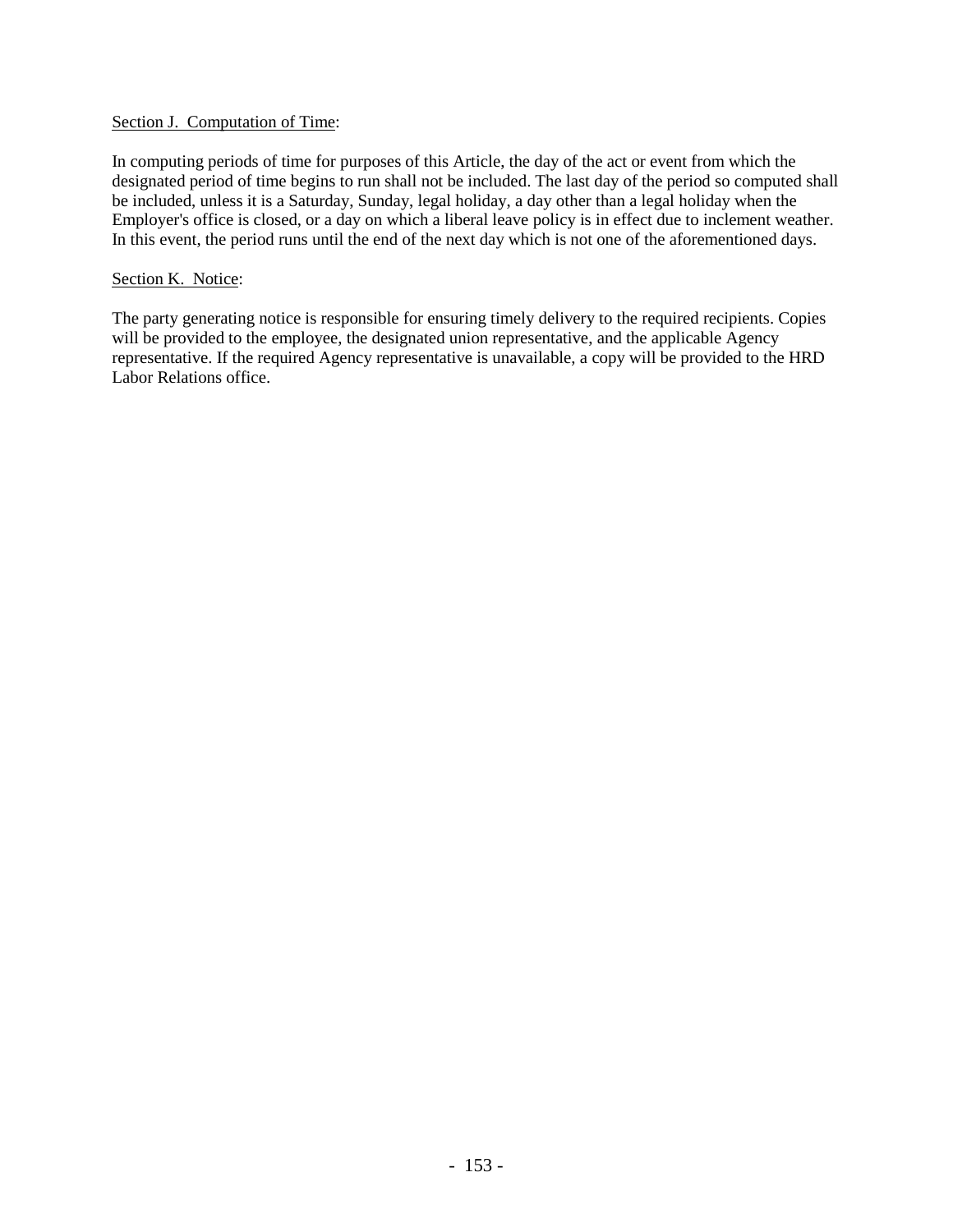Section J. Computation of Time:

In computing periods of time for purposes of this Article, the day of the act or event from which the designated period of time begins to run shall not be included. The last day of the period so computed shall be included, unless it is a Saturday, Sunday, legal holiday, a day other than a legal holiday when the Employer's office is closed, or a day on which a liberal leave policy is in effect due to inclement weather. In this event, the period runs until the end of the next day which is not one of the aforementioned days.

Section K. Notice:

The party generating notice is responsible for ensuring timely delivery to the required recipients. Copies will be provided to the employee, the designated union representative, and the applicable Agency representative. If the required Agency representative is unavailable, a copy will be provided to the HRD Labor Relations office.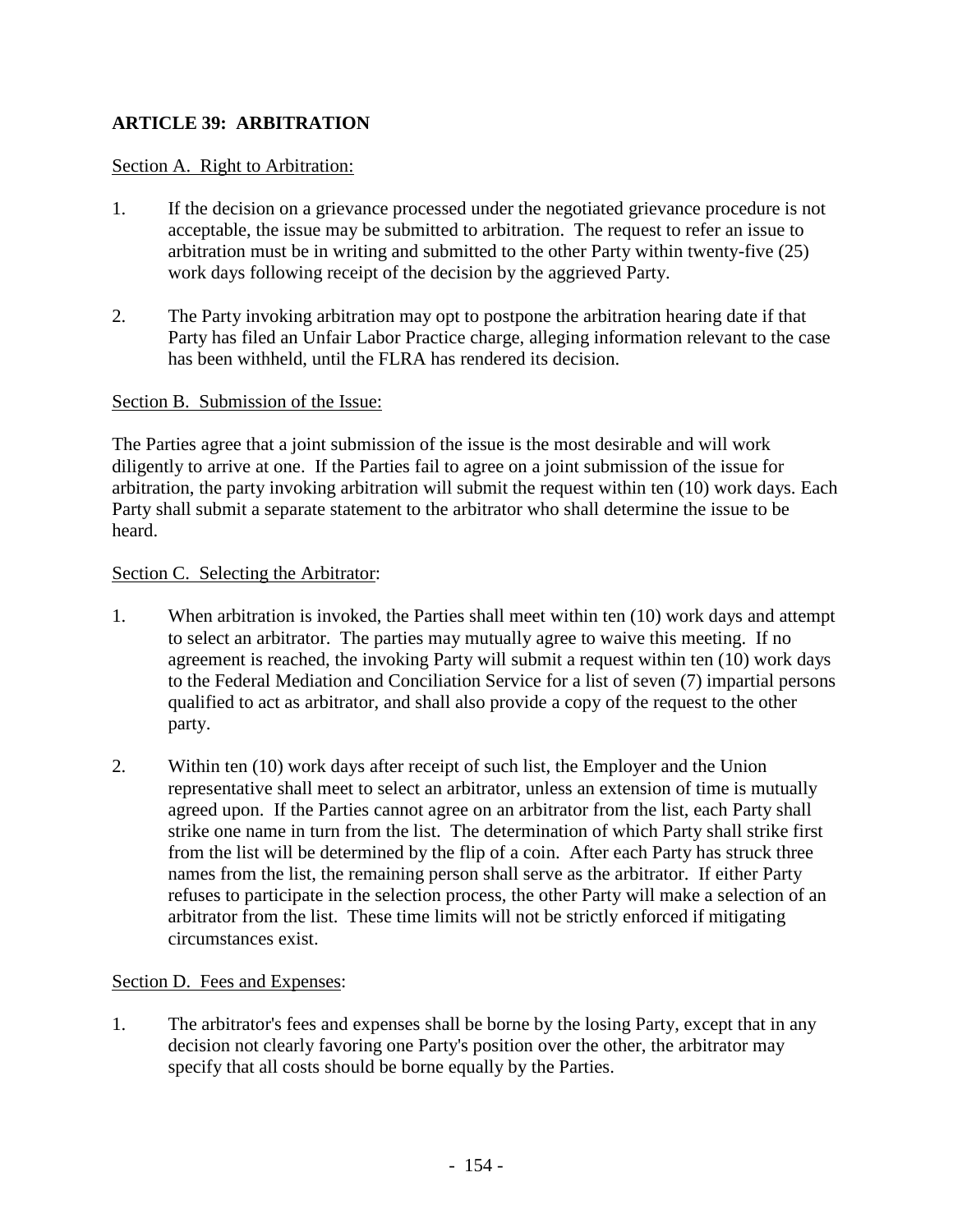## ARTICLE 39: ARBITRATION

Section A. Right to Arbitration:

1. If the decision on a grievance processed under the negotiated grievance procedure is not acceptable, the issue may be submitted to arbitration. The request to refer an issue to arbitration must be in writing and submitted to the other Party within twenty-five (25) work days following receipt of the decision by the aggrieved Party.

2. The Party invoking arbitration may opt to postpone the arbitration hearing date if that Party has filed an Unfair Labor Practice charge, alleging information relevant to the case has been withheld, until the FLRA has rendered its decision.

Section B. Submission of the Issue:

The Parties agree that a joint submission of the issue is the most desirable and will work diligently to arrive at one. If the Parties fail to agree on a joint submission of the issue for arbitration, the party invoking arbitration will submit the request within ten (10) work days. Each Party shall submit a separate statement to the arbitrator who shall determine the issue to be heard.

Section C. Selecting the Arbitrator:

1. When arbitration is invoked, the Parties shall meet within ten (10) work days and attempt to select an arbitrator. The parties may mutually agree to waive this meeting. If no agreement is reached, the invoking Party will submit a request within ten (10) work days to the Federal Mediation and Conciliation Service for a list of seven (7) impartial persons qualified to act as arbitrator, and shall also provide a copy of the request to the other party.

2. Within ten (10) work days after receipt of such list, the Employer and the Union representative shall meet to select an arbitrator, unless an extension of time is mutually agreed upon. If the Parties cannot agree on an arbitrator from the list, each Party shall strike one name in turn from the list. The determination of which Party shall strike first from the list will be determined by the flip of a coin. After each Party has struck three names from the list, the remaining person shall serve as the arbitrator. If either Party refuses to participate in the selection process, the other Party will make a selection of an arbitrator from the list. These time limits will not be strictly enforced if mitigating circumstances exist.

Section D. Fees and Expenses:

1. The arbitrator's fees and expenses shall be borne by the losing Party, except that in any decision not clearly favoring one Party's position over the other, the arbitrator may specify that all costs should be borne equally by the Parties.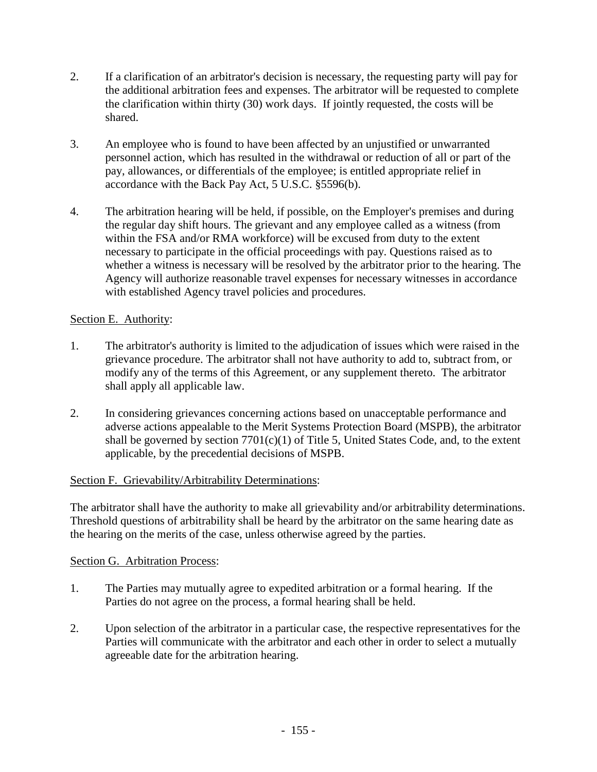2. If a clarification of an arbitrator's decision is necessary, the requesting party will pay for the additional arbitration fees and expenses. The arbitrator will be requested to complete the clarification within thirty (30) work days. If jointly requested, the costs will be shared.

3. An employee who is found to have been affected by an unjustified or unwarranted personnel action, which has resulted in the withdrawal or reduction of all or part of the pay, allowances, or differentials of the employee; is entitled appropriate relief in accordance with the Back Pay Act, 5 U.S.C. §5596(b).

4. The arbitration hearing will be held, if possible, on the Employer's premises and during the regular day shift hours. The grievant and any employee called as a witness (from within the FSA and/or RMA workforce) will be excused from duty to the extent necessary to participate in the official proceedings with pay. Questions raised as to whether a witness is necessary will be resolved by the arbitrator prior to the hearing. The Agency will authorize reasonable travel expenses for necessary witnesses in accordance with established Agency travel policies and procedures.

<u>Section E. Authority</u>:

1. The arbitrator's authority is limited to the adjudication of issues which were raised in the grievance procedure. The arbitrator shall not have authority to add to, subtract from, or modify any of the terms of this Agreement, or any supplement thereto. The arbitrator shall apply all applicable law.

2. In considering grievances concerning actions based on unacceptable performance and adverse actions appealable to the Merit Systems Protection Board (MSPB), the arbitrator shall be governed by section 7701(c)(1) of Title 5, United States Code, and, to the extent applicable, by the precedential decisions of MSPB.

<u>Section F. Grievability/Arbitrability Determinations</u>:

The arbitrator shall have the authority to make all grievability and/or arbitrability determinations. Threshold questions of arbitrability shall be heard by the arbitrator on the same hearing date as the hearing on the merits of the case, unless otherwise agreed by the parties.

<u>Section G. Arbitration Process</u>:

1. The Parties may mutually agree to expedited arbitration or a formal hearing. If the Parties do not agree on the process, a formal hearing shall be held.

2. Upon selection of the arbitrator in a particular case, the respective representatives for the Parties will communicate with the arbitrator and each other in order to select a mutually agreeable date for the arbitration hearing.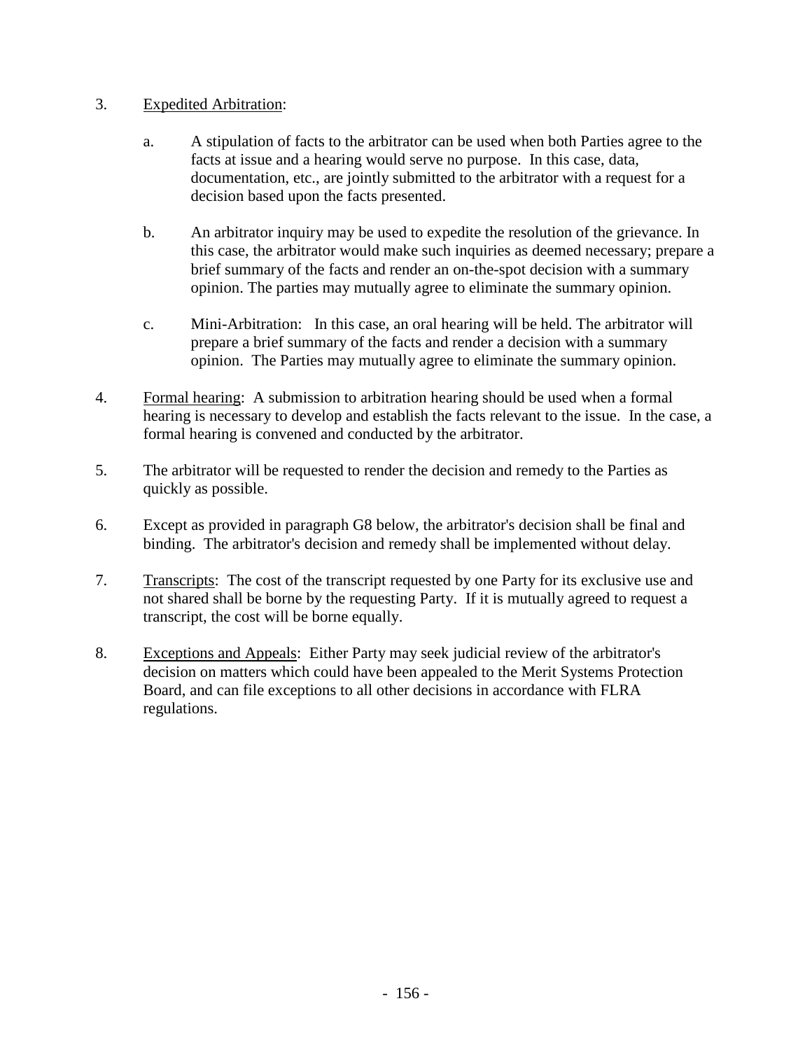3. Expedited Arbitration:

    a. A stipulation of facts to the arbitrator can be used when both Parties agree to the facts at issue and a hearing would serve no purpose. In this case, data, documentation, etc., are jointly submitted to the arbitrator with a request for a decision based upon the facts presented.

    b. An arbitrator inquiry may be used to expedite the resolution of the grievance. In this case, the arbitrator would make such inquiries as deemed necessary; prepare a brief summary of the facts and render an on-the-spot decision with a summary opinion. The parties may mutually agree to eliminate the summary opinion.

    c. Mini-Arbitration: In this case, an oral hearing will be held. The arbitrator will prepare a brief summary of the facts and render a decision with a summary opinion. The Parties may mutually agree to eliminate the summary opinion.

4. Formal hearing: A submission to arbitration hearing should be used when a formal hearing is necessary to develop and establish the facts relevant to the issue. In the case, a formal hearing is convened and conducted by the arbitrator.

5. The arbitrator will be requested to render the decision and remedy to the Parties as quickly as possible.

6. Except as provided in paragraph G8 below, the arbitrator's decision shall be final and binding. The arbitrator's decision and remedy shall be implemented without delay.

7. Transcripts: The cost of the transcript requested by one Party for its exclusive use and not shared shall be borne by the requesting Party. If it is mutually agreed to request a transcript, the cost will be borne equally.

8. Exceptions and Appeals: Either Party may seek judicial review of the arbitrator's decision on matters which could have been appealed to the Merit Systems Protection Board, and can file exceptions to all other decisions in accordance with FLRA regulations.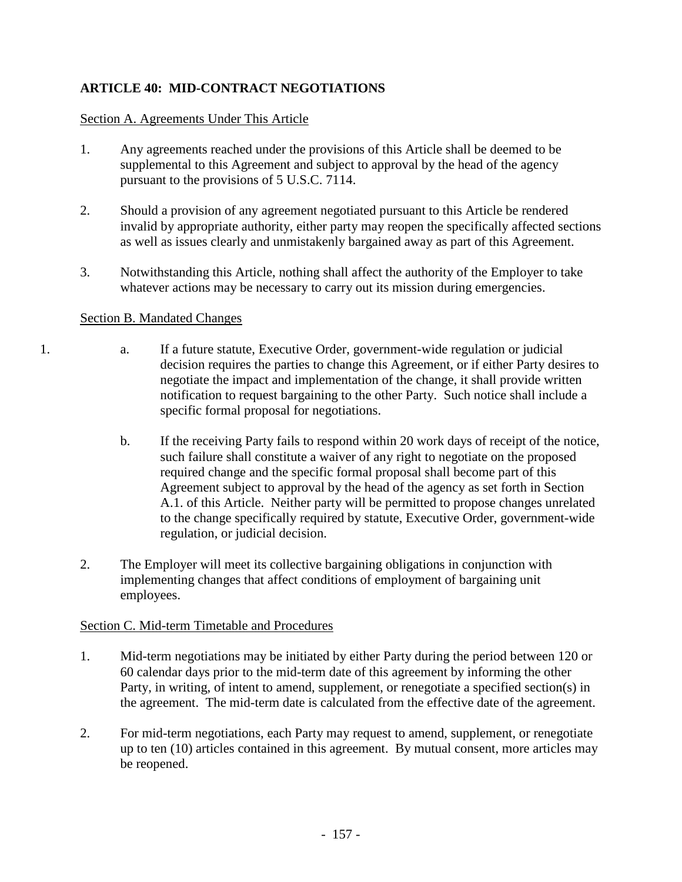## ARTICLE 40: MID-CONTRACT NEGOTIATIONS

Section A. Agreements Under This Article

1. Any agreements reached under the provisions of this Article shall be deemed to be supplemental to this Agreement and subject to approval by the head of the agency pursuant to the provisions of 5 U.S.C. 7114.

2. Should a provision of any agreement negotiated pursuant to this Article be rendered invalid by appropriate authority, either party may reopen the specifically affected sections as well as issues clearly and unmistakenly bargained away as part of this Agreement.

3. Notwithstanding this Article, nothing shall affect the authority of the Employer to take whatever actions may be necessary to carry out its mission during emergencies.

Section B. Mandated Changes

1. a. If a future statute, Executive Order, government-wide regulation or judicial decision requires the parties to change this Agreement, or if either Party desires to negotiate the impact and implementation of the change, it shall provide written notification to request bargaining to the other Party. Such notice shall include a specific formal proposal for negotiations.

   b. If the receiving Party fails to respond within 20 work days of receipt of the notice, such failure shall constitute a waiver of any right to negotiate on the proposed required change and the specific formal proposal shall become part of this Agreement subject to approval by the head of the agency as set forth in Section A.1. of this Article. Neither party will be permitted to propose changes unrelated to the change specifically required by statute, Executive Order, government-wide regulation, or judicial decision.

2. The Employer will meet its collective bargaining obligations in conjunction with implementing changes that affect conditions of employment of bargaining unit employees.

Section C. Mid-term Timetable and Procedures

1. Mid-term negotiations may be initiated by either Party during the period between 120 or 60 calendar days prior to the mid-term date of this agreement by informing the other Party, in writing, of intent to amend, supplement, or renegotiate a specified section(s) in the agreement. The mid-term date is calculated from the effective date of the agreement.

2. For mid-term negotiations, each Party may request to amend, supplement, or renegotiate up to ten (10) articles contained in this agreement. By mutual consent, more articles may be reopened.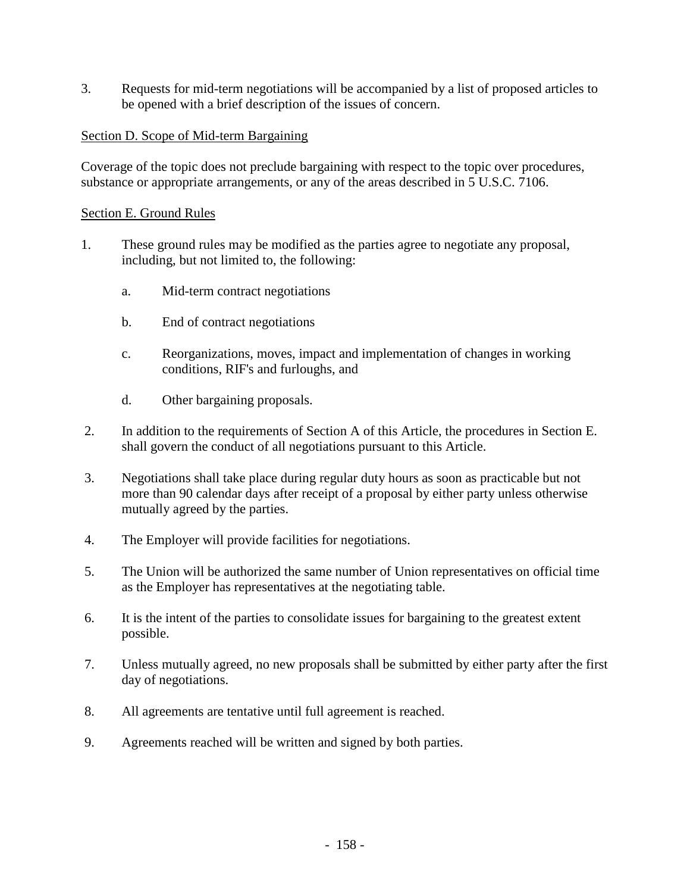3. Requests for mid-term negotiations will be accompanied by a list of proposed articles to be opened with a brief description of the issues of concern.

Section D. Scope of Mid-term Bargaining

Coverage of the topic does not preclude bargaining with respect to the topic over procedures, substance or appropriate arrangements, or any of the areas described in 5 U.S.C. 7106.

Section E. Ground Rules

1. These ground rules may be modified as the parties agree to negotiate any proposal, including, but not limited to, the following:

   a. Mid-term contract negotiations

   b. End of contract negotiations

   c. Reorganizations, moves, impact and implementation of changes in working conditions, RIF's and furloughs, and

   d. Other bargaining proposals.

2. In addition to the requirements of Section A of this Article, the procedures in Section E. shall govern the conduct of all negotiations pursuant to this Article.

3. Negotiations shall take place during regular duty hours as soon as practicable but not more than 90 calendar days after receipt of a proposal by either party unless otherwise mutually agreed by the parties.

4. The Employer will provide facilities for negotiations.

5. The Union will be authorized the same number of Union representatives on official time as the Employer has representatives at the negotiating table.

6. It is the intent of the parties to consolidate issues for bargaining to the greatest extent possible.

7. Unless mutually agreed, no new proposals shall be submitted by either party after the first day of negotiations.

8. All agreements are tentative until full agreement is reached.

9. Agreements reached will be written and signed by both parties.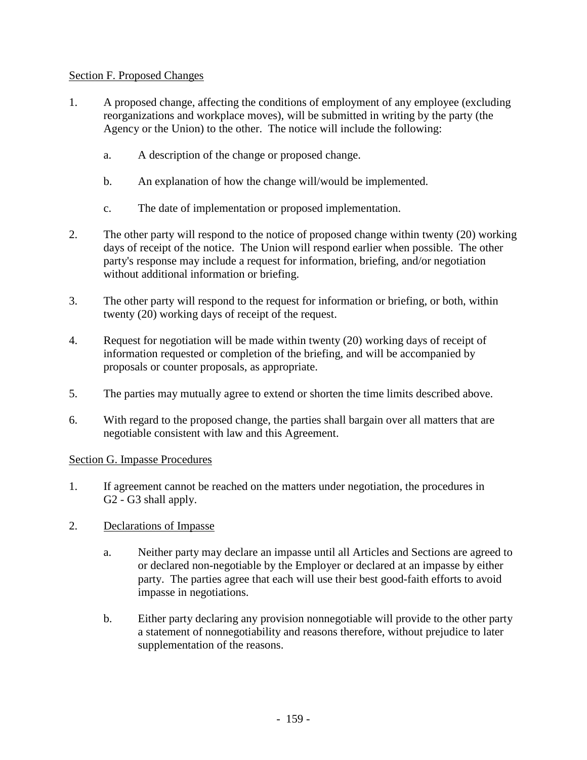Section F. Proposed Changes

1. A proposed change, affecting the conditions of employment of any employee (excluding reorganizations and workplace moves), will be submitted in writing by the party (the Agency or the Union) to the other. The notice will include the following:

    a. A description of the change or proposed change.

    b. An explanation of how the change will/would be implemented.

    c. The date of implementation or proposed implementation.

2. The other party will respond to the notice of proposed change within twenty (20) working days of receipt of the notice. The Union will respond earlier when possible. The other party's response may include a request for information, briefing, and/or negotiation without additional information or briefing.

3. The other party will respond to the request for information or briefing, or both, within twenty (20) working days of receipt of the request.

4. Request for negotiation will be made within twenty (20) working days of receipt of information requested or completion of the briefing, and will be accompanied by proposals or counter proposals, as appropriate.

5. The parties may mutually agree to extend or shorten the time limits described above.

6. With regard to the proposed change, the parties shall bargain over all matters that are negotiable consistent with law and this Agreement.

Section G. Impasse Procedures

1. If agreement cannot be reached on the matters under negotiation, the procedures in G2 - G3 shall apply.

2. Declarations of Impasse

    a. Neither party may declare an impasse until all Articles and Sections are agreed to or declared non-negotiable by the Employer or declared at an impasse by either party. The parties agree that each will use their best good-faith efforts to avoid impasse in negotiations.

    b. Either party declaring any provision nonnegotiable will provide to the other party a statement of nonnegotiability and reasons therefore, without prejudice to later supplementation of the reasons.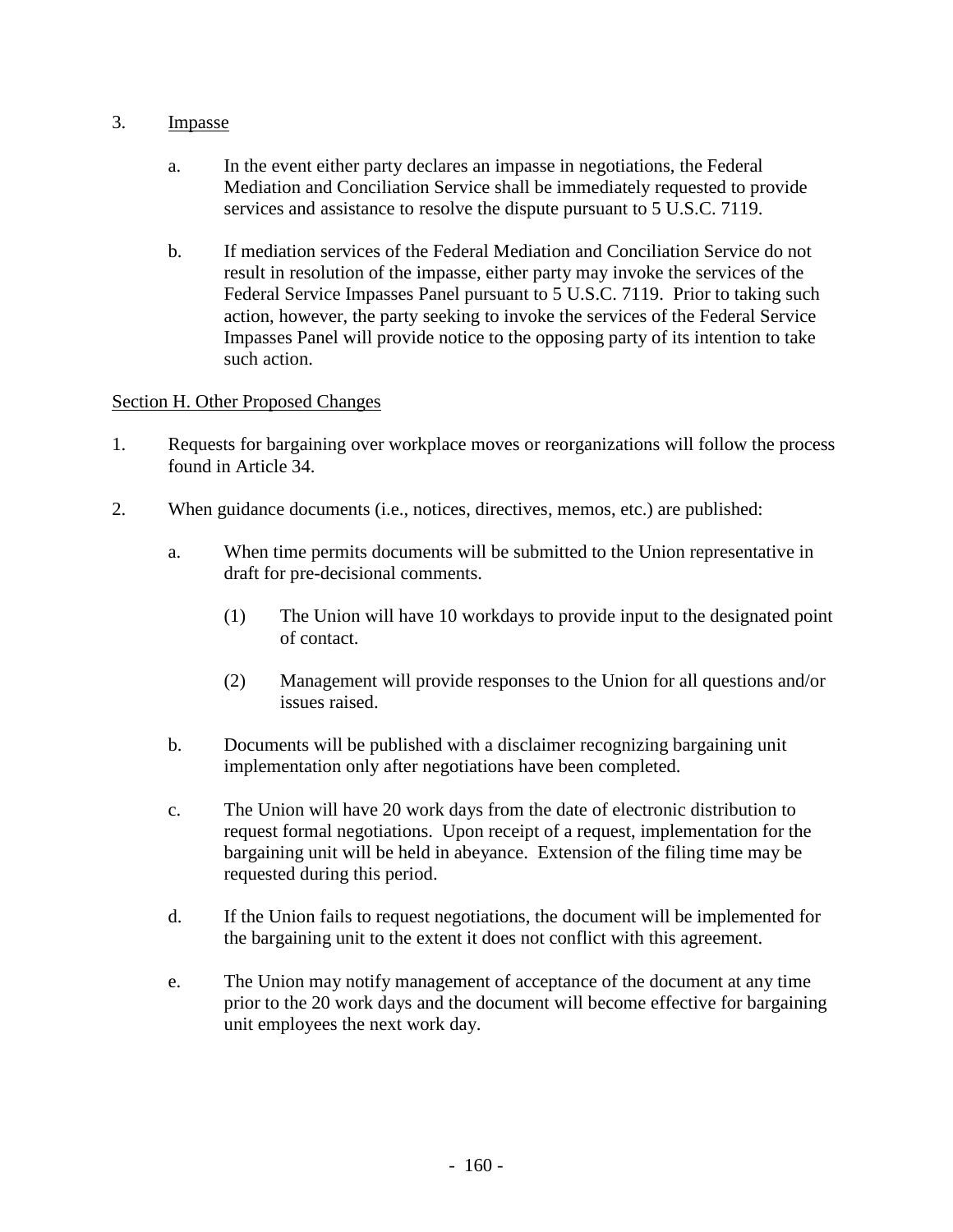3. Impasse

    a. In the event either party declares an impasse in negotiations, the Federal Mediation and Conciliation Service shall be immediately requested to provide services and assistance to resolve the dispute pursuant to 5 U.S.C. 7119.

    b. If mediation services of the Federal Mediation and Conciliation Service do not result in resolution of the impasse, either party may invoke the services of the Federal Service Impasses Panel pursuant to 5 U.S.C. 7119. Prior to taking such action, however, the party seeking to invoke the services of the Federal Service Impasses Panel will provide notice to the opposing party of its intention to take such action.

Section H. Other Proposed Changes

1. Requests for bargaining over workplace moves or reorganizations will follow the process found in Article 34.

2. When guidance documents (i.e., notices, directives, memos, etc.) are published:

    a. When time permits documents will be submitted to the Union representative in draft for pre-decisional comments.

        (1) The Union will have 10 workdays to provide input to the designated point of contact.

        (2) Management will provide responses to the Union for all questions and/or issues raised.

    b. Documents will be published with a disclaimer recognizing bargaining unit implementation only after negotiations have been completed.

    c. The Union will have 20 work days from the date of electronic distribution to request formal negotiations. Upon receipt of a request, implementation for the bargaining unit will be held in abeyance. Extension of the filing time may be requested during this period.

    d. If the Union fails to request negotiations, the document will be implemented for the bargaining unit to the extent it does not conflict with this agreement.

    e. The Union may notify management of acceptance of the document at any time prior to the 20 work days and the document will become effective for bargaining unit employees the next work day.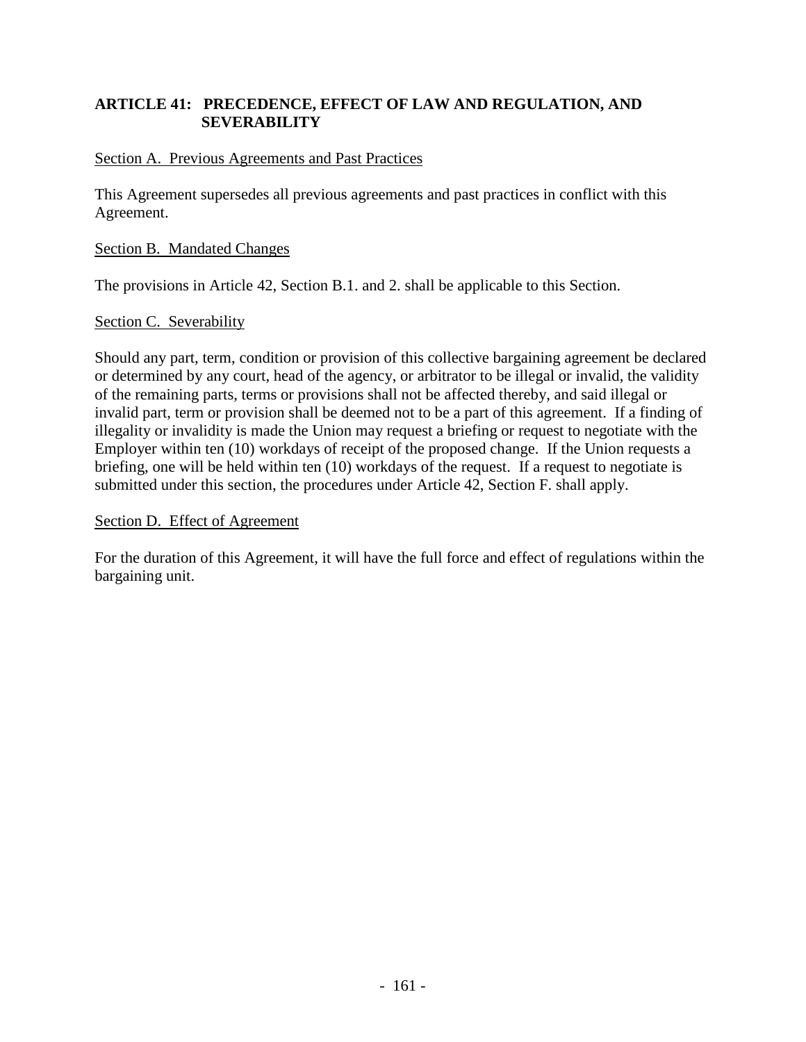## ARTICLE 41: PRECEDENCE, EFFECT OF LAW AND REGULATION, AND SEVERABILITY

<u>Section A. Previous Agreements and Past Practices</u>

This Agreement supersedes all previous agreements and past practices in conflict with this Agreement.

<u>Section B. Mandated Changes</u>

The provisions in Article 42, Section B.1. and 2. shall be applicable to this Section.

<u>Section C. Severability</u>

Should any part, term, condition or provision of this collective bargaining agreement be declared or determined by any court, head of the agency, or arbitrator to be illegal or invalid, the validity of the remaining parts, terms or provisions shall not be affected thereby, and said illegal or invalid part, term or provision shall be deemed not to be a part of this agreement. If a finding of illegality or invalidity is made the Union may request a briefing or request to negotiate with the Employer within ten (10) workdays of receipt of the proposed change. If the Union requests a briefing, one will be held within ten (10) workdays of the request. If a request to negotiate is submitted under this section, the procedures under Article 42, Section F. shall apply.

<u>Section D. Effect of Agreement</u>

For the duration of this Agreement, it will have the full force and effect of regulations within the bargaining unit.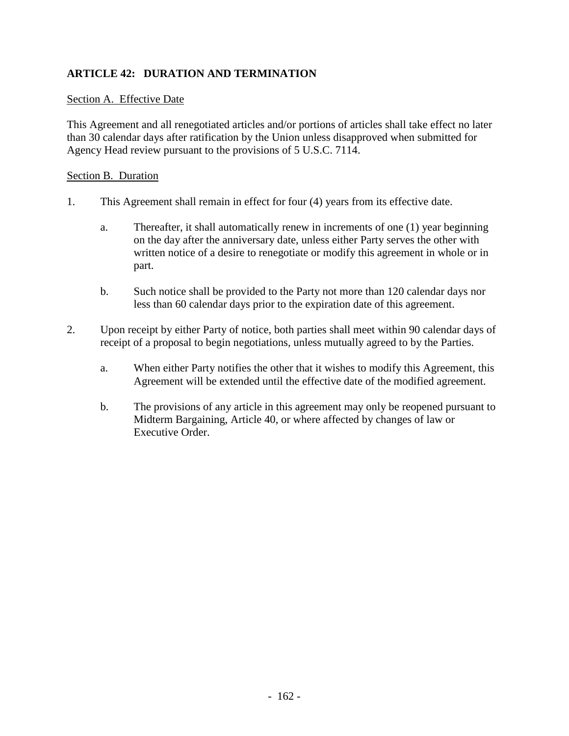## ARTICLE 42: DURATION AND TERMINATION

<u>Section A. Effective Date</u>

This Agreement and all renegotiated articles and/or portions of articles shall take effect no later than 30 calendar days after ratification by the Union unless disapproved when submitted for Agency Head review pursuant to the provisions of 5 U.S.C. 7114.

<u>Section B. Duration</u>

1. This Agreement shall remain in effect for four (4) years from its effective date.

   a. Thereafter, it shall automatically renew in increments of one (1) year beginning on the day after the anniversary date, unless either Party serves the other with written notice of a desire to renegotiate or modify this agreement in whole or in part.

   b. Such notice shall be provided to the Party not more than 120 calendar days nor less than 60 calendar days prior to the expiration date of this agreement.

2. Upon receipt by either Party of notice, both parties shall meet within 90 calendar days of receipt of a proposal to begin negotiations, unless mutually agreed to by the Parties.

   a. When either Party notifies the other that it wishes to modify this Agreement, this Agreement will be extended until the effective date of the modified agreement.

   b. The provisions of any article in this agreement may only be reopened pursuant to Midterm Bargaining, Article 40, or where affected by changes of law or Executive Order.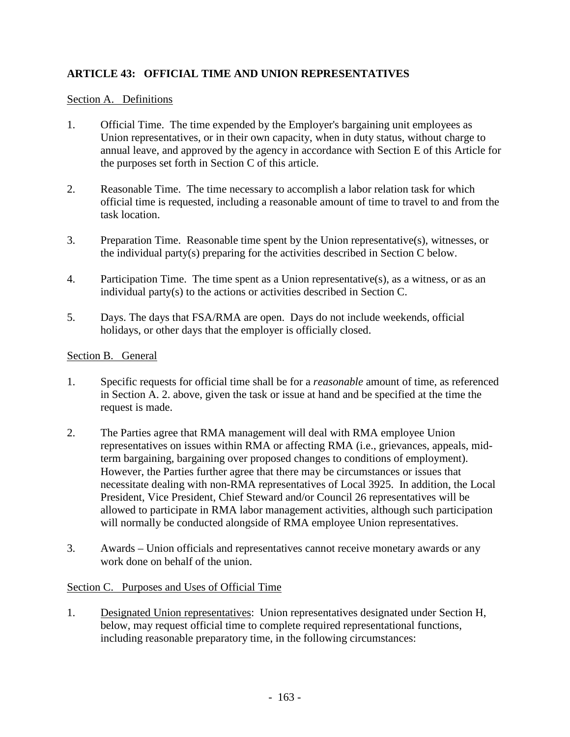## ARTICLE 43: OFFICIAL TIME AND UNION REPRESENTATIVES

Section A. Definitions

1. Official Time. The time expended by the Employer's bargaining unit employees as Union representatives, or in their own capacity, when in duty status, without charge to annual leave, and approved by the agency in accordance with Section E of this Article for the purposes set forth in Section C of this article.

2. Reasonable Time. The time necessary to accomplish a labor relation task for which official time is requested, including a reasonable amount of time to travel to and from the task location.

3. Preparation Time. Reasonable time spent by the Union representative(s), witnesses, or the individual party(s) preparing for the activities described in Section C below.

4. Participation Time. The time spent as a Union representative(s), as a witness, or as an individual party(s) to the actions or activities described in Section C.

5. Days. The days that FSA/RMA are open. Days do not include weekends, official holidays, or other days that the employer is officially closed.

Section B. General

1. Specific requests for official time shall be for a *reasonable* amount of time, as referenced in Section A. 2. above, given the task or issue at hand and be specified at the time the request is made.

2. The Parties agree that RMA management will deal with RMA employee Union representatives on issues within RMA or affecting RMA (i.e., grievances, appeals, mid-term bargaining, bargaining over proposed changes to conditions of employment). However, the Parties further agree that there may be circumstances or issues that necessitate dealing with non-RMA representatives of Local 3925. In addition, the Local President, Vice President, Chief Steward and/or Council 26 representatives will be allowed to participate in RMA labor management activities, although such participation will normally be conducted alongside of RMA employee Union representatives.

3. Awards – Union officials and representatives cannot receive monetary awards or any work done on behalf of the union.

Section C. Purposes and Uses of Official Time

1. Designated Union representatives: Union representatives designated under Section H, below, may request official time to complete required representational functions, including reasonable preparatory time, in the following circumstances: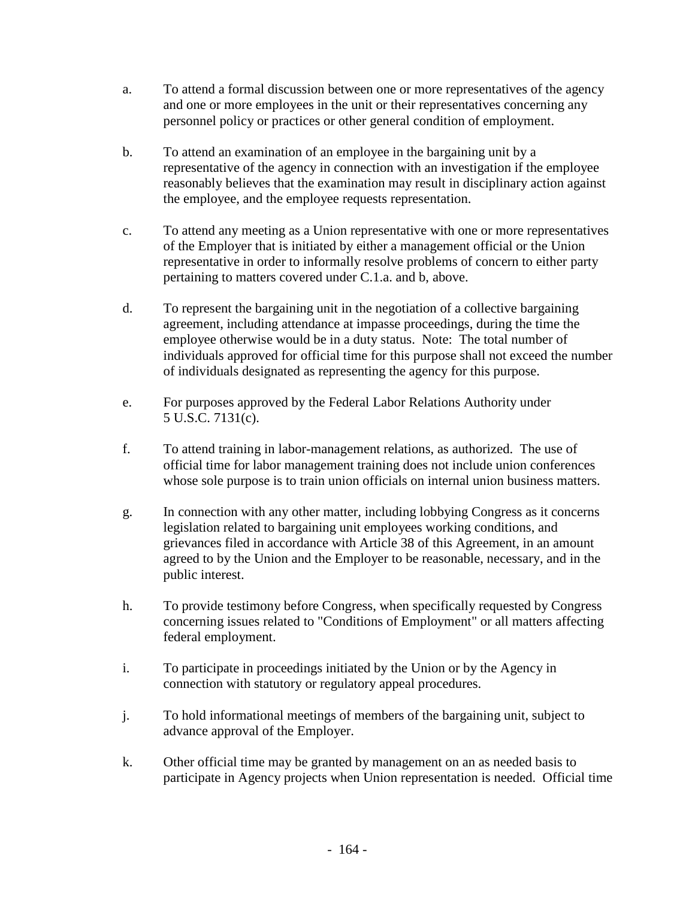a. To attend a formal discussion between one or more representatives of the agency and one or more employees in the unit or their representatives concerning any personnel policy or practices or other general condition of employment.

b. To attend an examination of an employee in the bargaining unit by a representative of the agency in connection with an investigation if the employee reasonably believes that the examination may result in disciplinary action against the employee, and the employee requests representation.

c. To attend any meeting as a Union representative with one or more representatives of the Employer that is initiated by either a management official or the Union representative in order to informally resolve problems of concern to either party pertaining to matters covered under C.1.a. and b, above.

d. To represent the bargaining unit in the negotiation of a collective bargaining agreement, including attendance at impasse proceedings, during the time the employee otherwise would be in a duty status. Note: The total number of individuals approved for official time for this purpose shall not exceed the number of individuals designated as representing the agency for this purpose.

e. For purposes approved by the Federal Labor Relations Authority under 5 U.S.C. 7131(c).

f. To attend training in labor-management relations, as authorized. The use of official time for labor management training does not include union conferences whose sole purpose is to train union officials on internal union business matters.

g. In connection with any other matter, including lobbying Congress as it concerns legislation related to bargaining unit employees working conditions, and grievances filed in accordance with Article 38 of this Agreement, in an amount agreed to by the Union and the Employer to be reasonable, necessary, and in the public interest.

h. To provide testimony before Congress, when specifically requested by Congress concerning issues related to "Conditions of Employment" or all matters affecting federal employment.

i. To participate in proceedings initiated by the Union or by the Agency in connection with statutory or regulatory appeal procedures.

j. To hold informational meetings of members of the bargaining unit, subject to advance approval of the Employer.

k. Other official time may be granted by management on an as needed basis to participate in Agency projects when Union representation is needed. Official time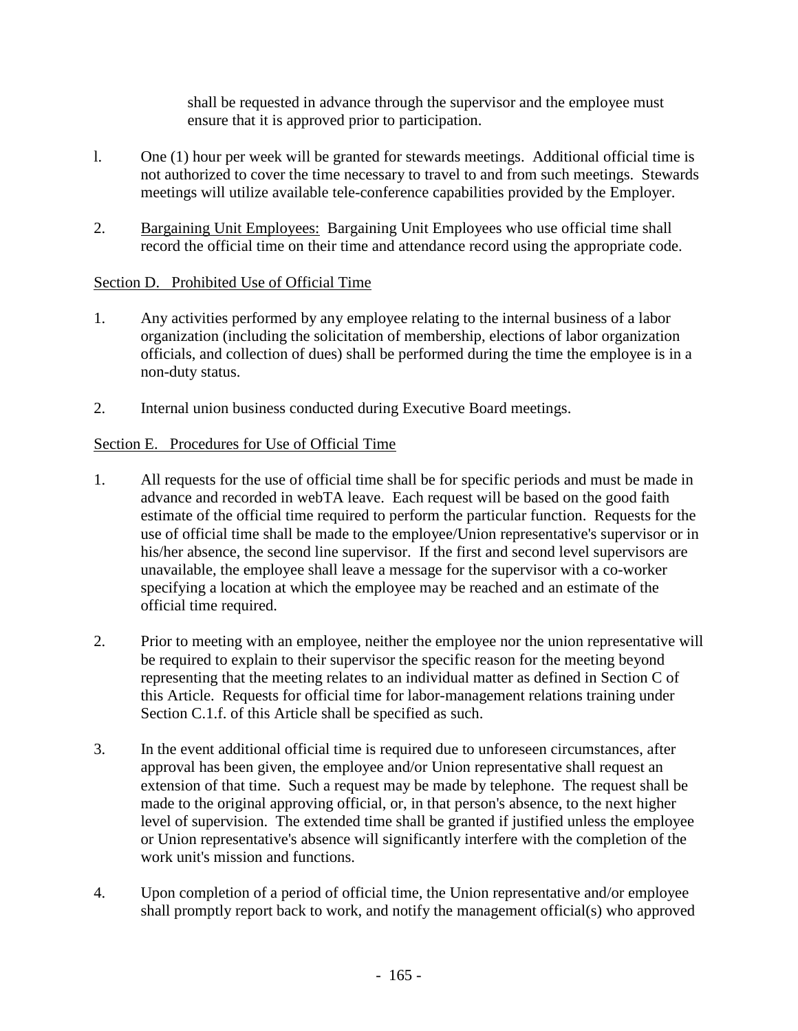shall be requested in advance through the supervisor and the employee must ensure that it is approved prior to participation.

l. One (1) hour per week will be granted for stewards meetings. Additional official time is not authorized to cover the time necessary to travel to and from such meetings. Stewards meetings will utilize available tele-conference capabilities provided by the Employer.

2. Bargaining Unit Employees: Bargaining Unit Employees who use official time shall record the official time on their time and attendance record using the appropriate code.

Section D. Prohibited Use of Official Time

1. Any activities performed by any employee relating to the internal business of a labor organization (including the solicitation of membership, elections of labor organization officials, and collection of dues) shall be performed during the time the employee is in a non-duty status.

2. Internal union business conducted during Executive Board meetings.

Section E. Procedures for Use of Official Time

1. All requests for the use of official time shall be for specific periods and must be made in advance and recorded in webTA leave. Each request will be based on the good faith estimate of the official time required to perform the particular function. Requests for the use of official time shall be made to the employee/Union representative's supervisor or in his/her absence, the second line supervisor. If the first and second level supervisors are unavailable, the employee shall leave a message for the supervisor with a co-worker specifying a location at which the employee may be reached and an estimate of the official time required.

2. Prior to meeting with an employee, neither the employee nor the union representative will be required to explain to their supervisor the specific reason for the meeting beyond representing that the meeting relates to an individual matter as defined in Section C of this Article. Requests for official time for labor-management relations training under Section C.1.f. of this Article shall be specified as such.

3. In the event additional official time is required due to unforeseen circumstances, after approval has been given, the employee and/or Union representative shall request an extension of that time. Such a request may be made by telephone. The request shall be made to the original approving official, or, in that person's absence, to the next higher level of supervision. The extended time shall be granted if justified unless the employee or Union representative's absence will significantly interfere with the completion of the work unit's mission and functions.

4. Upon completion of a period of official time, the Union representative and/or employee shall promptly report back to work, and notify the management official(s) who approved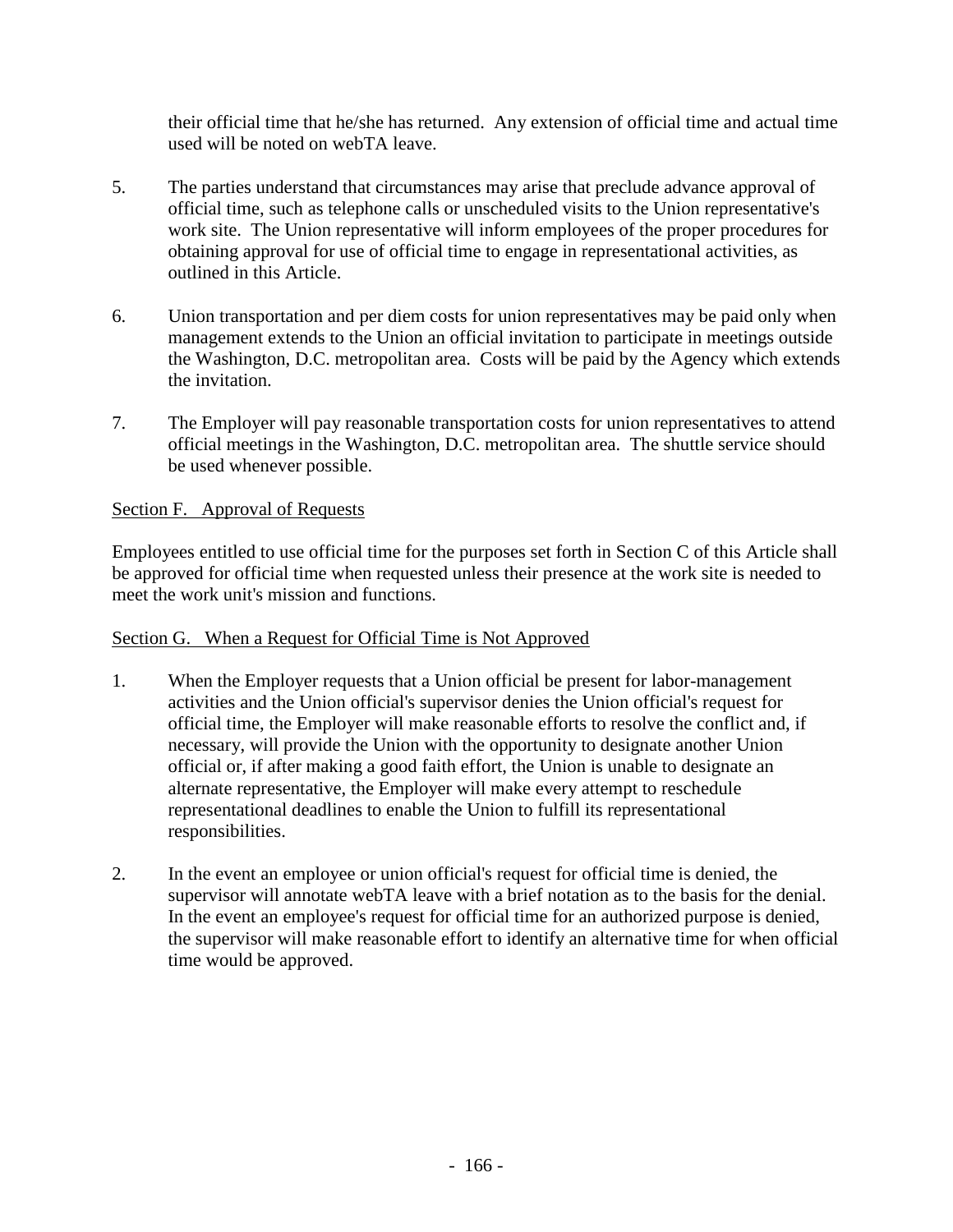their official time that he/she has returned. Any extension of official time and actual time used will be noted on webTA leave.

5. The parties understand that circumstances may arise that preclude advance approval of official time, such as telephone calls or unscheduled visits to the Union representative's work site. The Union representative will inform employees of the proper procedures for obtaining approval for use of official time to engage in representational activities, as outlined in this Article.

6. Union transportation and per diem costs for union representatives may be paid only when management extends to the Union an official invitation to participate in meetings outside the Washington, D.C. metropolitan area. Costs will be paid by the Agency which extends the invitation.

7. The Employer will pay reasonable transportation costs for union representatives to attend official meetings in the Washington, D.C. metropolitan area. The shuttle service should be used whenever possible.

Section F. Approval of Requests

Employees entitled to use official time for the purposes set forth in Section C of this Article shall be approved for official time when requested unless their presence at the work site is needed to meet the work unit's mission and functions.

Section G. When a Request for Official Time is Not Approved

1. When the Employer requests that a Union official be present for labor-management activities and the Union official's supervisor denies the Union official's request for official time, the Employer will make reasonable efforts to resolve the conflict and, if necessary, will provide the Union with the opportunity to designate another Union official or, if after making a good faith effort, the Union is unable to designate an alternate representative, the Employer will make every attempt to reschedule representational deadlines to enable the Union to fulfill its representational responsibilities.

2. In the event an employee or union official's request for official time is denied, the supervisor will annotate webTA leave with a brief notation as to the basis for the denial. In the event an employee's request for official time for an authorized purpose is denied, the supervisor will make reasonable effort to identify an alternative time for when official time would be approved.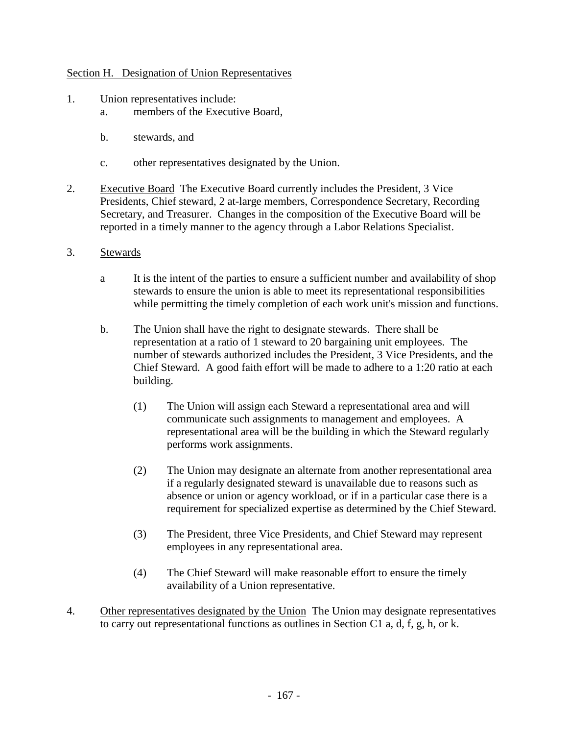Section H. Designation of Union Representatives

1. Union representatives include:
   a. members of the Executive Board,

   b. stewards, and

   c. other representatives designated by the Union.

2. Executive Board The Executive Board currently includes the President, 3 Vice Presidents, Chief steward, 2 at-large members, Correspondence Secretary, Recording Secretary, and Treasurer. Changes in the composition of the Executive Board will be reported in a timely manner to the agency through a Labor Relations Specialist.

3. Stewards

   a It is the intent of the parties to ensure a sufficient number and availability of shop stewards to ensure the union is able to meet its representational responsibilities while permitting the timely completion of each work unit's mission and functions.

   b. The Union shall have the right to designate stewards. There shall be representation at a ratio of 1 steward to 20 bargaining unit employees. The number of stewards authorized includes the President, 3 Vice Presidents, and the Chief Steward. A good faith effort will be made to adhere to a 1:20 ratio at each building.

      (1) The Union will assign each Steward a representational area and will communicate such assignments to management and employees. A representational area will be the building in which the Steward regularly performs work assignments.

      (2) The Union may designate an alternate from another representational area if a regularly designated steward is unavailable due to reasons such as absence or union or agency workload, or if in a particular case there is a requirement for specialized expertise as determined by the Chief Steward.

      (3) The President, three Vice Presidents, and Chief Steward may represent employees in any representational area.

      (4) The Chief Steward will make reasonable effort to ensure the timely availability of a Union representative.

4. Other representatives designated by the Union The Union may designate representatives to carry out representational functions as outlines in Section C1 a, d, f, g, h, or k.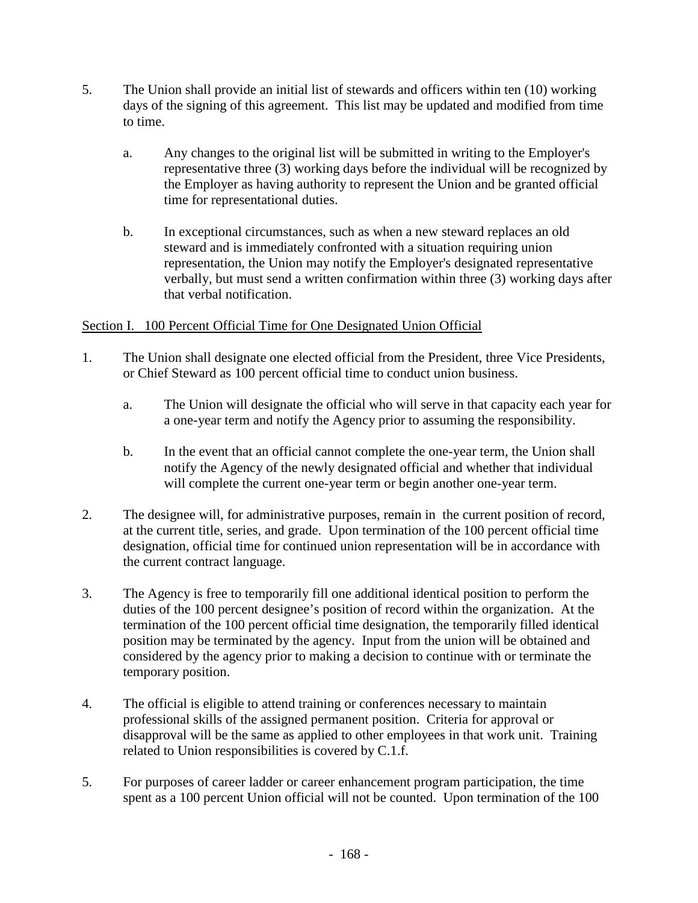5. The Union shall provide an initial list of stewards and officers within ten (10) working days of the signing of this agreement. This list may be updated and modified from time to time.

   a. Any changes to the original list will be submitted in writing to the Employer's representative three (3) working days before the individual will be recognized by the Employer as having authority to represent the Union and be granted official time for representational duties.

   b. In exceptional circumstances, such as when a new steward replaces an old steward and is immediately confronted with a situation requiring union representation, the Union may notify the Employer's designated representative verbally, but must send a written confirmation within three (3) working days after that verbal notification.

<u>Section I. 100 Percent Official Time for One Designated Union Official</u>

1. The Union shall designate one elected official from the President, three Vice Presidents, or Chief Steward as 100 percent official time to conduct union business.

   a. The Union will designate the official who will serve in that capacity each year for a one-year term and notify the Agency prior to assuming the responsibility.

   b. In the event that an official cannot complete the one-year term, the Union shall notify the Agency of the newly designated official and whether that individual will complete the current one-year term or begin another one-year term.

2. The designee will, for administrative purposes, remain in the current position of record, at the current title, series, and grade. Upon termination of the 100 percent official time designation, official time for continued union representation will be in accordance with the current contract language.

3. The Agency is free to temporarily fill one additional identical position to perform the duties of the 100 percent designee's position of record within the organization. At the termination of the 100 percent official time designation, the temporarily filled identical position may be terminated by the agency. Input from the union will be obtained and considered by the agency prior to making a decision to continue with or terminate the temporary position.

4. The official is eligible to attend training or conferences necessary to maintain professional skills of the assigned permanent position. Criteria for approval or disapproval will be the same as applied to other employees in that work unit. Training related to Union responsibilities is covered by C.1.f.

5. For purposes of career ladder or career enhancement program participation, the time spent as a 100 percent Union official will not be counted. Upon termination of the 100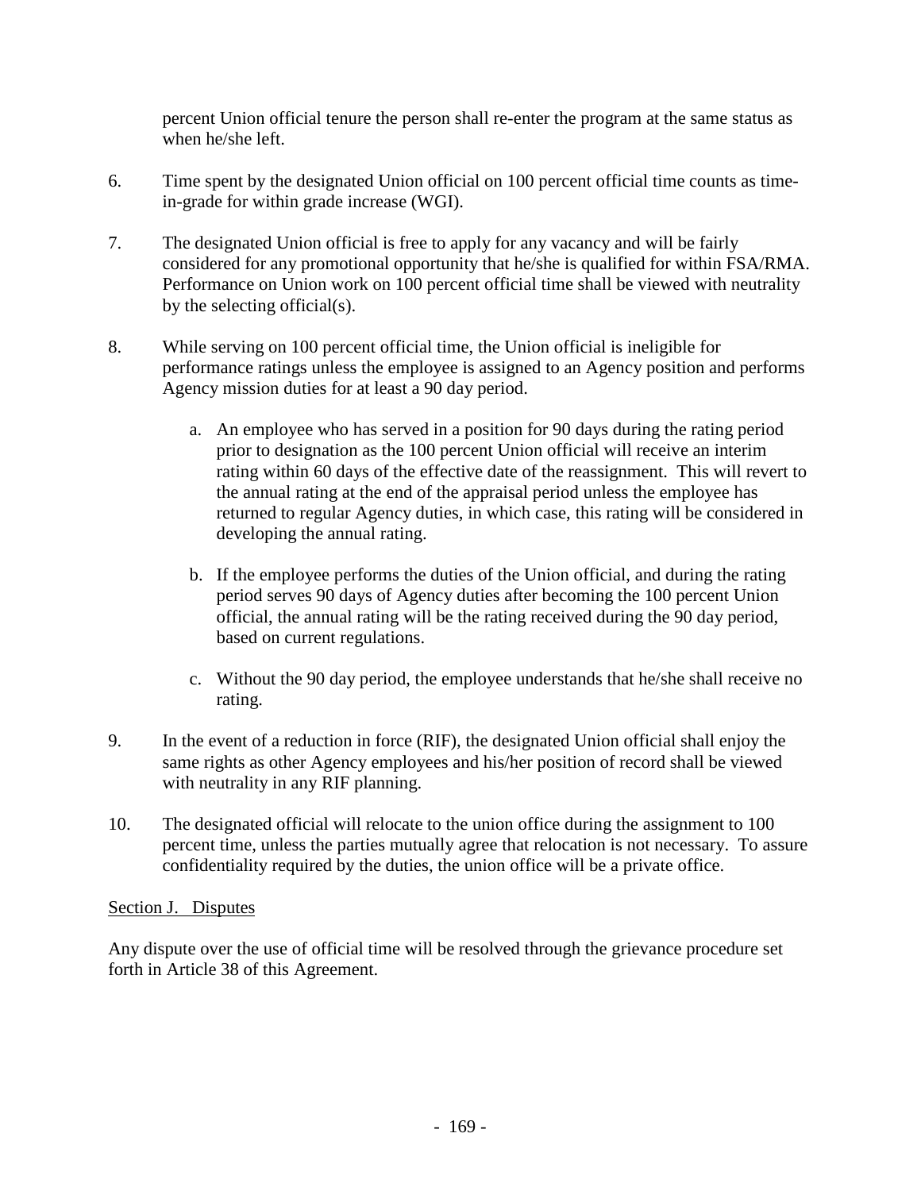percent Union official tenure the person shall re-enter the program at the same status as when he/she left.

6. Time spent by the designated Union official on 100 percent official time counts as time-in-grade for within grade increase (WGI).

7. The designated Union official is free to apply for any vacancy and will be fairly considered for any promotional opportunity that he/she is qualified for within FSA/RMA. Performance on Union work on 100 percent official time shall be viewed with neutrality by the selecting official(s).

8. While serving on 100 percent official time, the Union official is ineligible for performance ratings unless the employee is assigned to an Agency position and performs Agency mission duties for at least a 90 day period.

   a. An employee who has served in a position for 90 days during the rating period prior to designation as the 100 percent Union official will receive an interim rating within 60 days of the effective date of the reassignment. This will revert to the annual rating at the end of the appraisal period unless the employee has returned to regular Agency duties, in which case, this rating will be considered in developing the annual rating.

   b. If the employee performs the duties of the Union official, and during the rating period serves 90 days of Agency duties after becoming the 100 percent Union official, the annual rating will be the rating received during the 90 day period, based on current regulations.

   c. Without the 90 day period, the employee understands that he/she shall receive no rating.

9. In the event of a reduction in force (RIF), the designated Union official shall enjoy the same rights as other Agency employees and his/her position of record shall be viewed with neutrality in any RIF planning.

10. The designated official will relocate to the union office during the assignment to 100 percent time, unless the parties mutually agree that relocation is not necessary. To assure confidentiality required by the duties, the union office will be a private office.

Section J. Disputes

Any dispute over the use of official time will be resolved through the grievance procedure set forth in Article 38 of this Agreement.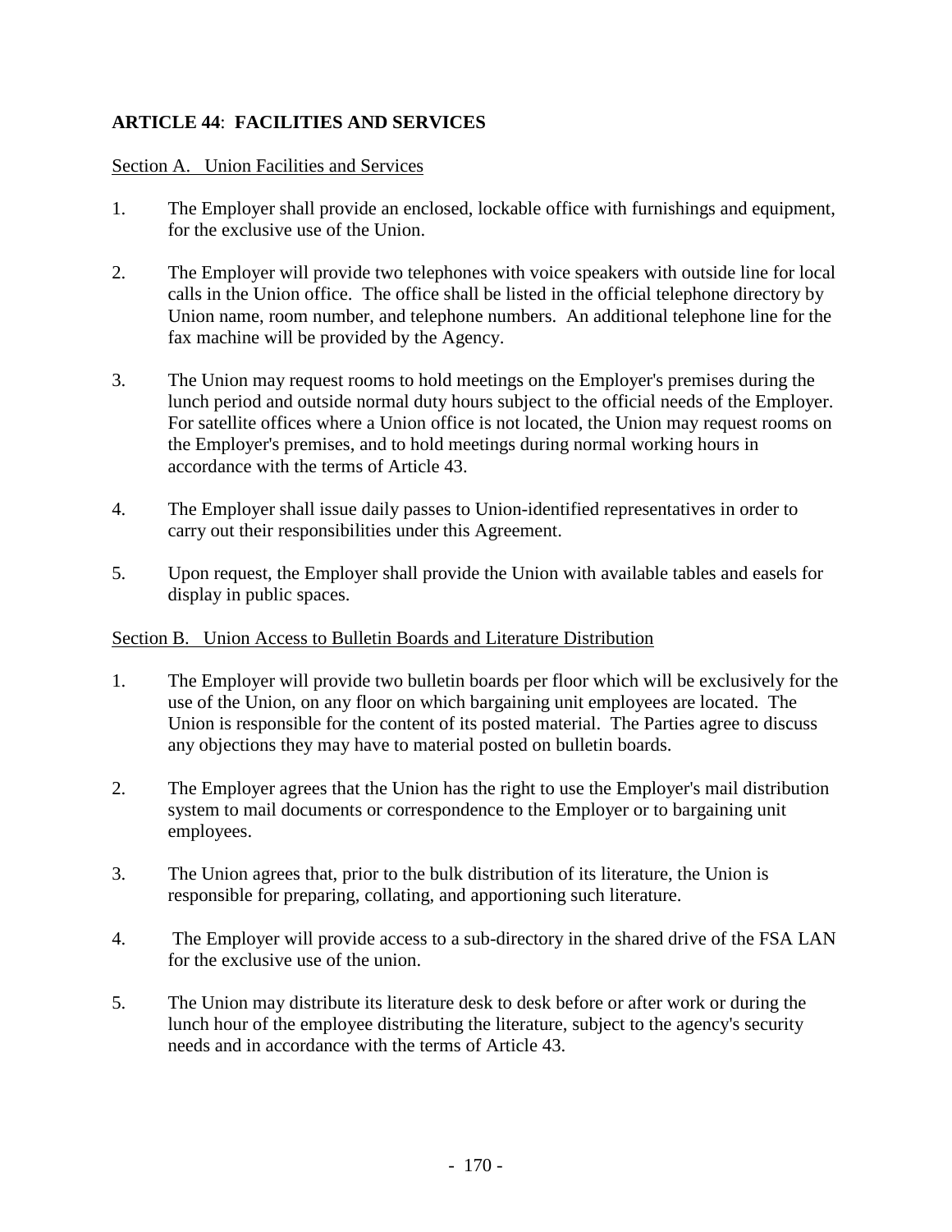## ARTICLE 44: FACILITIES AND SERVICES

Section A. Union Facilities and Services

1. The Employer shall provide an enclosed, lockable office with furnishings and equipment, for the exclusive use of the Union.

2. The Employer will provide two telephones with voice speakers with outside line for local calls in the Union office. The office shall be listed in the official telephone directory by Union name, room number, and telephone numbers. An additional telephone line for the fax machine will be provided by the Agency.

3. The Union may request rooms to hold meetings on the Employer's premises during the lunch period and outside normal duty hours subject to the official needs of the Employer. For satellite offices where a Union office is not located, the Union may request rooms on the Employer's premises, and to hold meetings during normal working hours in accordance with the terms of Article 43.

4. The Employer shall issue daily passes to Union-identified representatives in order to carry out their responsibilities under this Agreement.

5. Upon request, the Employer shall provide the Union with available tables and easels for display in public spaces.

Section B. Union Access to Bulletin Boards and Literature Distribution

1. The Employer will provide two bulletin boards per floor which will be exclusively for the use of the Union, on any floor on which bargaining unit employees are located. The Union is responsible for the content of its posted material. The Parties agree to discuss any objections they may have to material posted on bulletin boards.

2. The Employer agrees that the Union has the right to use the Employer's mail distribution system to mail documents or correspondence to the Employer or to bargaining unit employees.

3. The Union agrees that, prior to the bulk distribution of its literature, the Union is responsible for preparing, collating, and apportioning such literature.

4. The Employer will provide access to a sub-directory in the shared drive of the FSA LAN for the exclusive use of the union.

5. The Union may distribute its literature desk to desk before or after work or during the lunch hour of the employee distributing the literature, subject to the agency's security needs and in accordance with the terms of Article 43.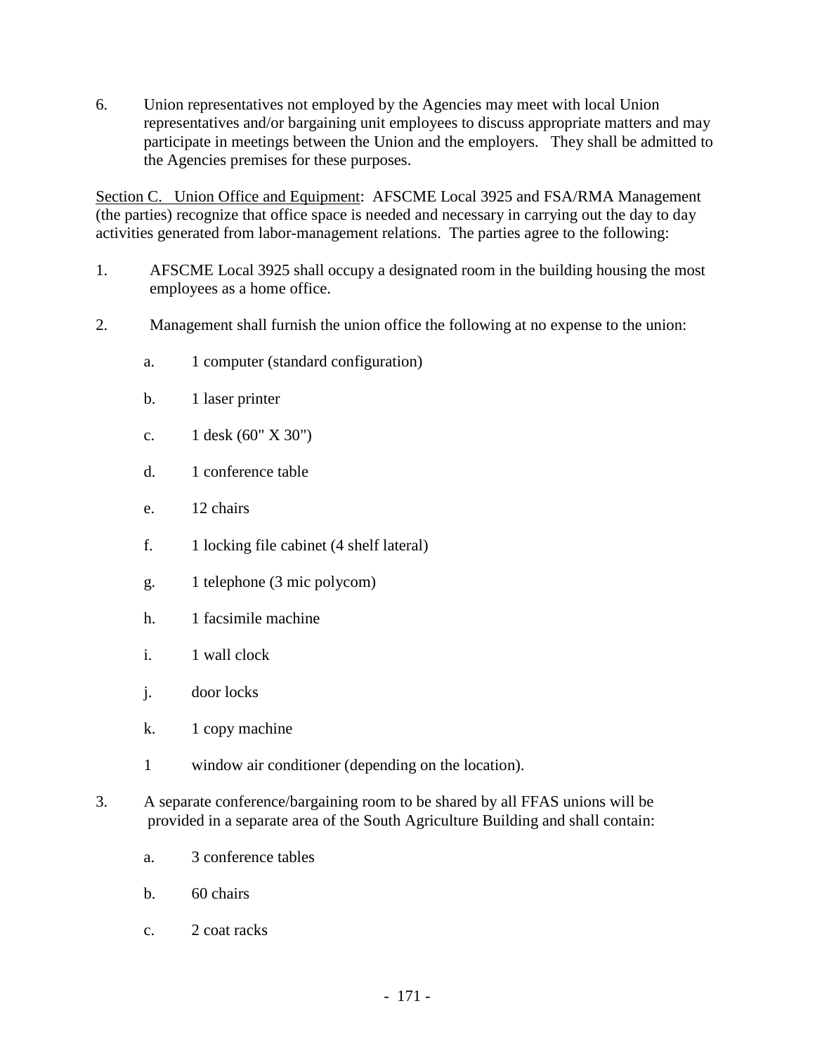6. Union representatives not employed by the Agencies may meet with local Union representatives and/or bargaining unit employees to discuss appropriate matters and may participate in meetings between the Union and the employers. They shall be admitted to the Agencies premises for these purposes.

Section C. Union Office and Equipment: AFSCME Local 3925 and FSA/RMA Management (the parties) recognize that office space is needed and necessary in carrying out the day to day activities generated from labor-management relations. The parties agree to the following:

1. AFSCME Local 3925 shall occupy a designated room in the building housing the most employees as a home office.

2. Management shall furnish the union office the following at no expense to the union:

   a. 1 computer (standard configuration)

   b. 1 laser printer

   c. 1 desk (60" X 30")

   d. 1 conference table

   e. 12 chairs

   f. 1 locking file cabinet (4 shelf lateral)

   g. 1 telephone (3 mic polycom)

   h. 1 facsimile machine

   i. 1 wall clock

   j. door locks

   k. 1 copy machine

   1 window air conditioner (depending on the location).

3. A separate conference/bargaining room to be shared by all FFAS unions will be provided in a separate area of the South Agriculture Building and shall contain:

   a. 3 conference tables

   b. 60 chairs

   c. 2 coat racks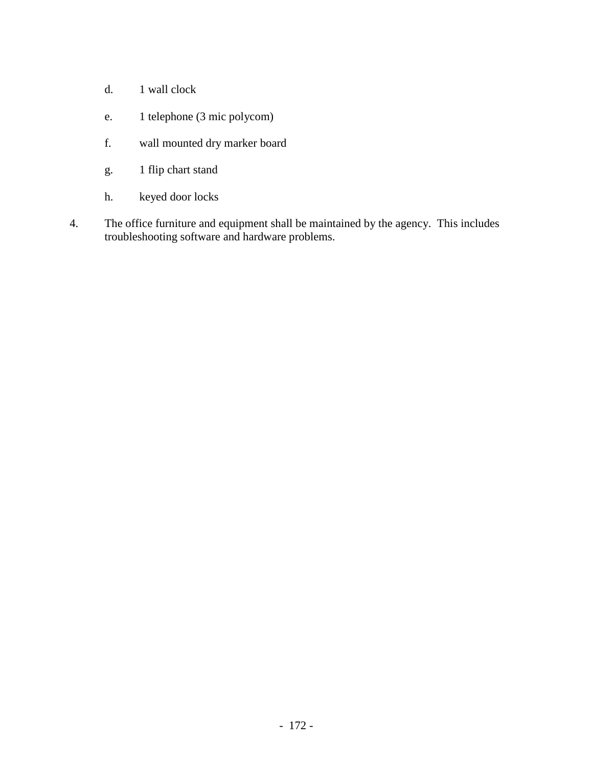d. 1 wall clock

e. 1 telephone (3 mic polycom)

f. wall mounted dry marker board

g. 1 flip chart stand

h. keyed door locks

4. The office furniture and equipment shall be maintained by the agency. This includes troubleshooting software and hardware problems.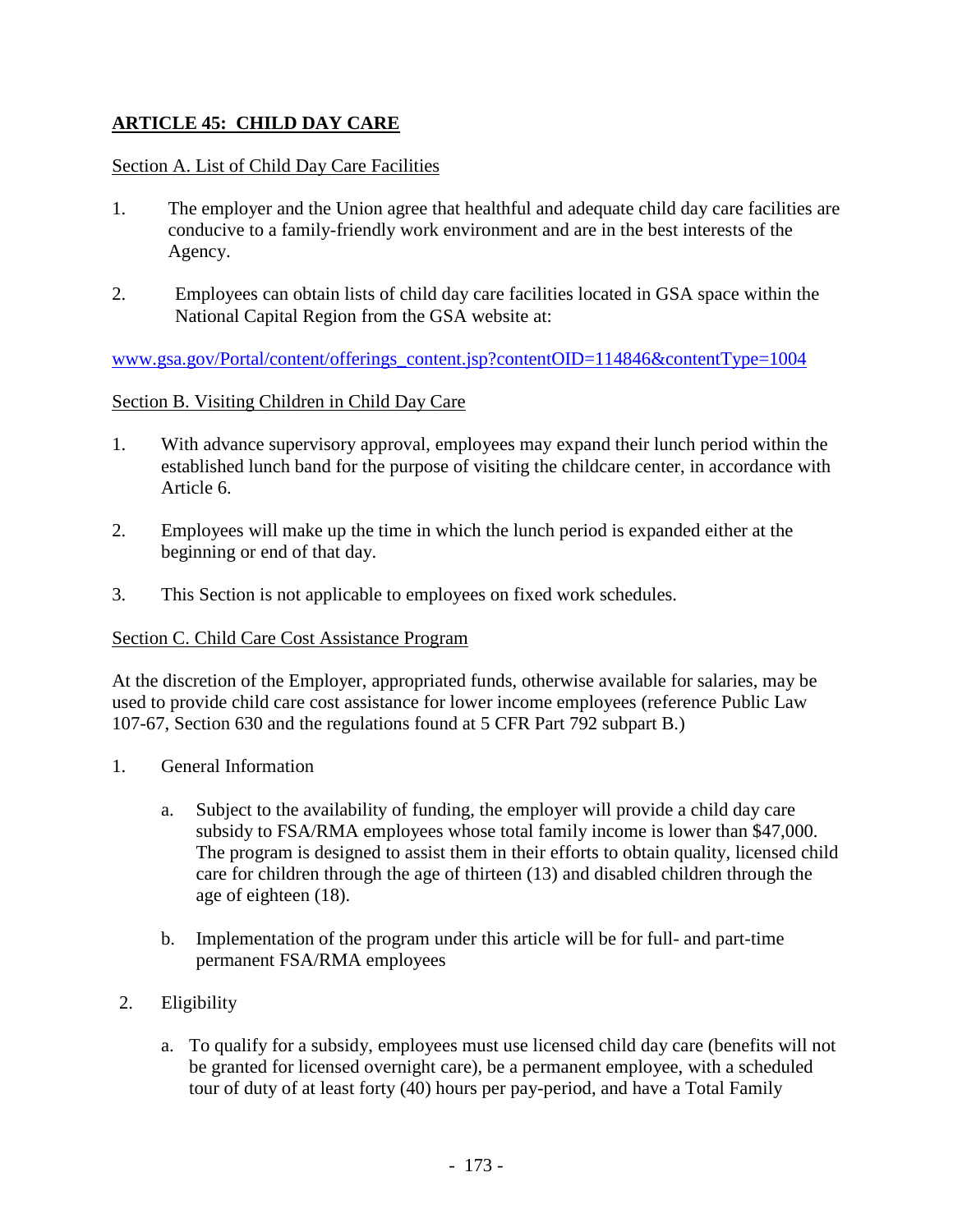## ARTICLE 45: CHILD DAY CARE

Section A. List of Child Day Care Facilities

1. The employer and the Union agree that healthful and adequate child day care facilities are conducive to a family-friendly work environment and are in the best interests of the Agency.

2. Employees can obtain lists of child day care facilities located in GSA space within the National Capital Region from the GSA website at:

www.gsa.gov/Portal/content/offerings_content.jsp?contentOID=114846&contentType=1004

Section B. Visiting Children in Child Day Care

1. With advance supervisory approval, employees may expand their lunch period within the established lunch band for the purpose of visiting the childcare center, in accordance with Article 6.

2. Employees will make up the time in which the lunch period is expanded either at the beginning or end of that day.

3. This Section is not applicable to employees on fixed work schedules.

Section C. Child Care Cost Assistance Program

At the discretion of the Employer, appropriated funds, otherwise available for salaries, may be used to provide child care cost assistance for lower income employees (reference Public Law 107-67, Section 630 and the regulations found at 5 CFR Part 792 subpart B.)

1. General Information

   a. Subject to the availability of funding, the employer will provide a child day care subsidy to FSA/RMA employees whose total family income is lower than $47,000. The program is designed to assist them in their efforts to obtain quality, licensed child care for children through the age of thirteen (13) and disabled children through the age of eighteen (18).

   b. Implementation of the program under this article will be for full- and part-time permanent FSA/RMA employees

2. Eligibility

   a. To qualify for a subsidy, employees must use licensed child day care (benefits will not be granted for licensed overnight care), be a permanent employee, with a scheduled tour of duty of at least forty (40) hours per pay-period, and have a Total Family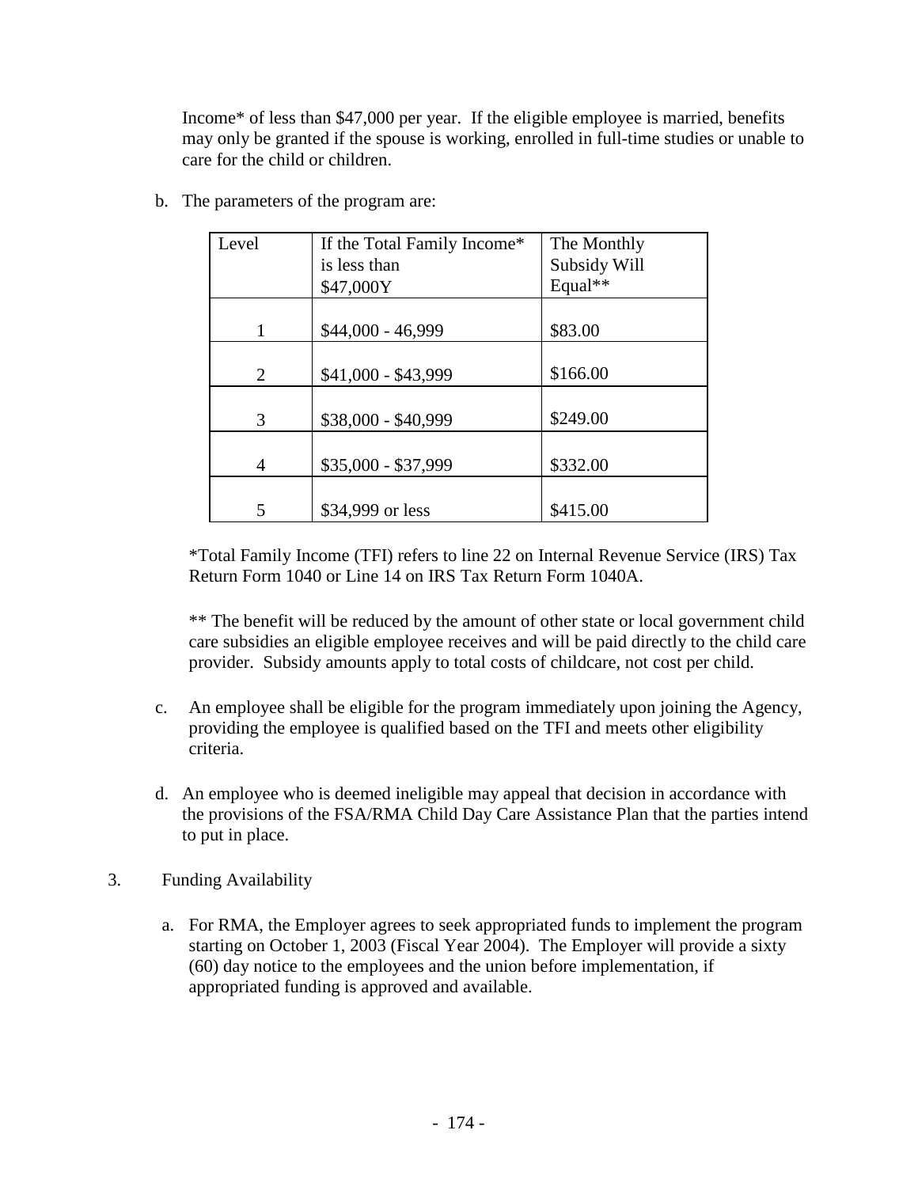Income* of less than $47,000 per year. If the eligible employee is married, benefits may only be granted if the spouse is working, enrolled in full-time studies or unable to care for the child or children.

b. The parameters of the program are:

| Level | If the Total Family Income* is less than $47,000Y | The Monthly Subsidy Will Equal** |
|---|---|---|
| 1 | $44,000 - 46,999 | $83.00 |
| 2 | $41,000 - $43,999 | $166.00 |
| 3 | $38,000 - $40,999 | $249.00 |
| 4 | $35,000 - $37,999 | $332.00 |
| 5 | $34,999 or less | $415.00 |

*Total Family Income (TFI) refers to line 22 on Internal Revenue Service (IRS) Tax Return Form 1040 or Line 14 on IRS Tax Return Form 1040A.

** The benefit will be reduced by the amount of other state or local government child care subsidies an eligible employee receives and will be paid directly to the child care provider. Subsidy amounts apply to total costs of childcare, not cost per child.

c. An employee shall be eligible for the program immediately upon joining the Agency, providing the employee is qualified based on the TFI and meets other eligibility criteria.

d. An employee who is deemed ineligible may appeal that decision in accordance with the provisions of the FSA/RMA Child Day Care Assistance Plan that the parties intend to put in place.

3. Funding Availability

a. For RMA, the Employer agrees to seek appropriated funds to implement the program starting on October 1, 2003 (Fiscal Year 2004). The Employer will provide a sixty (60) day notice to the employees and the union before implementation, if appropriated funding is approved and available.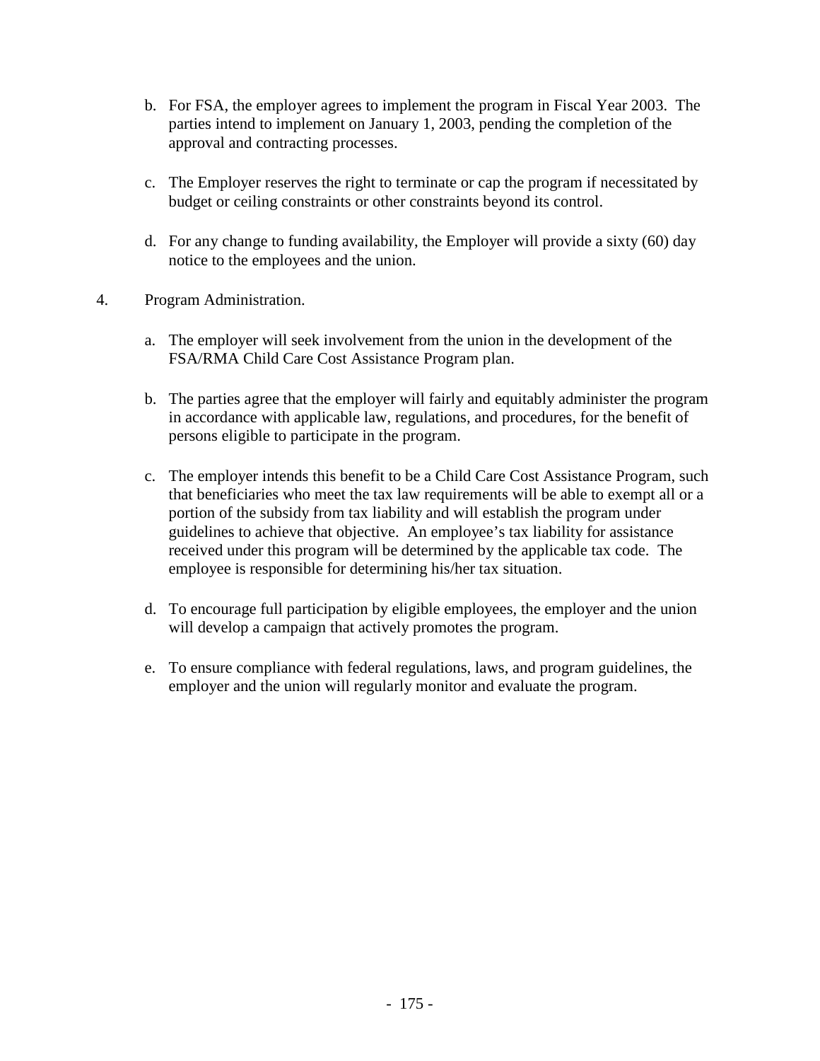b. For FSA, the employer agrees to implement the program in Fiscal Year 2003. The parties intend to implement on January 1, 2003, pending the completion of the approval and contracting processes.

c. The Employer reserves the right to terminate or cap the program if necessitated by budget or ceiling constraints or other constraints beyond its control.

d. For any change to funding availability, the Employer will provide a sixty (60) day notice to the employees and the union.

4. Program Administration.

a. The employer will seek involvement from the union in the development of the FSA/RMA Child Care Cost Assistance Program plan.

b. The parties agree that the employer will fairly and equitably administer the program in accordance with applicable law, regulations, and procedures, for the benefit of persons eligible to participate in the program.

c. The employer intends this benefit to be a Child Care Cost Assistance Program, such that beneficiaries who meet the tax law requirements will be able to exempt all or a portion of the subsidy from tax liability and will establish the program under guidelines to achieve that objective. An employee's tax liability for assistance received under this program will be determined by the applicable tax code. The employee is responsible for determining his/her tax situation.

d. To encourage full participation by eligible employees, the employer and the union will develop a campaign that actively promotes the program.

e. To ensure compliance with federal regulations, laws, and program guidelines, the employer and the union will regularly monitor and evaluate the program.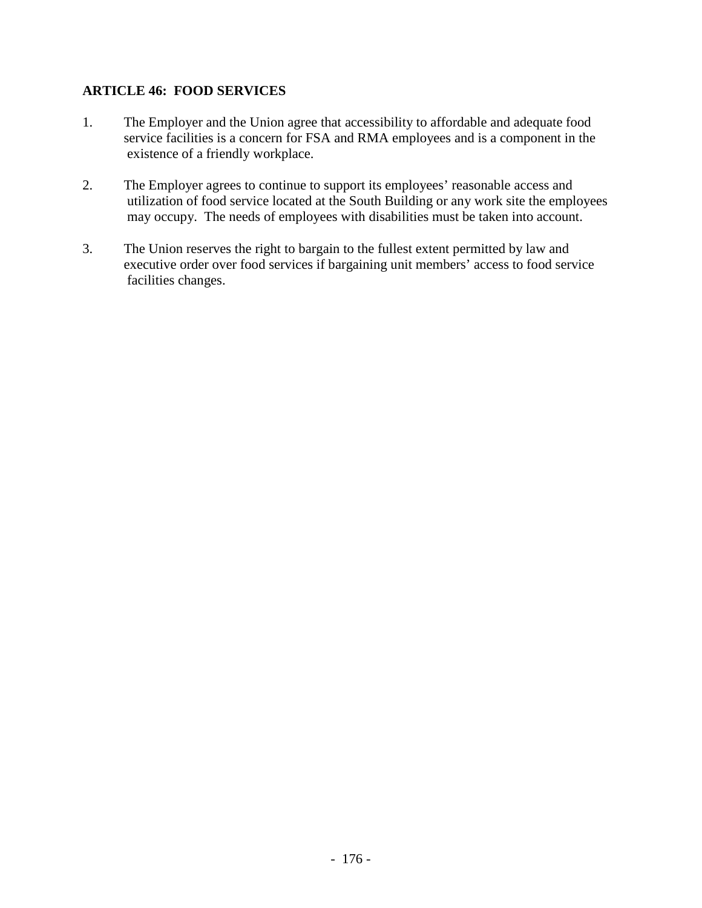## ARTICLE 46: FOOD SERVICES

1. The Employer and the Union agree that accessibility to affordable and adequate food service facilities is a concern for FSA and RMA employees and is a component in the existence of a friendly workplace.

2. The Employer agrees to continue to support its employees' reasonable access and utilization of food service located at the South Building or any work site the employees may occupy. The needs of employees with disabilities must be taken into account.

3. The Union reserves the right to bargain to the fullest extent permitted by law and executive order over food services if bargaining unit members' access to food service facilities changes.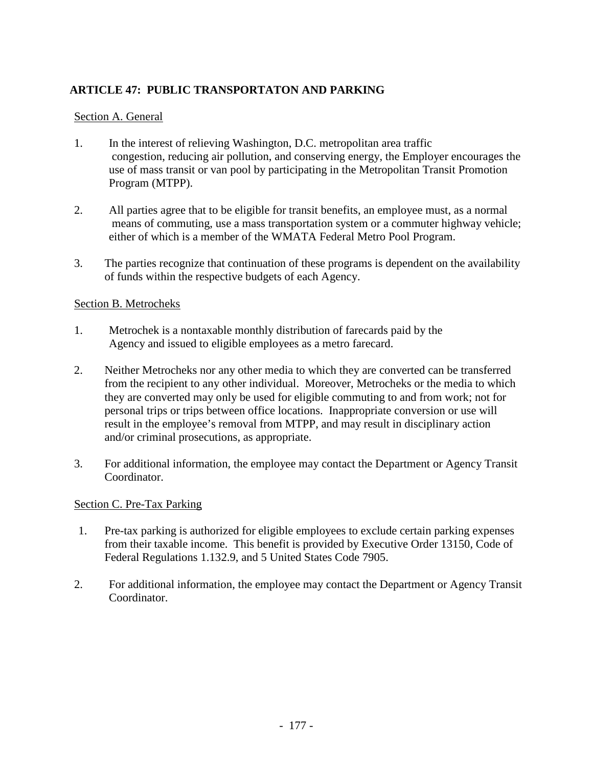## ARTICLE 47: PUBLIC TRANSPORTATON AND PARKING

Section A. General

1. In the interest of relieving Washington, D.C. metropolitan area traffic congestion, reducing air pollution, and conserving energy, the Employer encourages the use of mass transit or van pool by participating in the Metropolitan Transit Promotion Program (MTPP).

2. All parties agree that to be eligible for transit benefits, an employee must, as a normal means of commuting, use a mass transportation system or a commuter highway vehicle; either of which is a member of the WMATA Federal Metro Pool Program.

3. The parties recognize that continuation of these programs is dependent on the availability of funds within the respective budgets of each Agency.

Section B. Metrocheks

1. Metrochek is a nontaxable monthly distribution of farecards paid by the Agency and issued to eligible employees as a metro farecard.

2. Neither Metrocheks nor any other media to which they are converted can be transferred from the recipient to any other individual. Moreover, Metrocheks or the media to which they are converted may only be used for eligible commuting to and from work; not for personal trips or trips between office locations. Inappropriate conversion or use will result in the employee's removal from MTPP, and may result in disciplinary action and/or criminal prosecutions, as appropriate.

3. For additional information, the employee may contact the Department or Agency Transit Coordinator.

Section C. Pre-Tax Parking

1. Pre-tax parking is authorized for eligible employees to exclude certain parking expenses from their taxable income. This benefit is provided by Executive Order 13150, Code of Federal Regulations 1.132.9, and 5 United States Code 7905.

2. For additional information, the employee may contact the Department or Agency Transit Coordinator.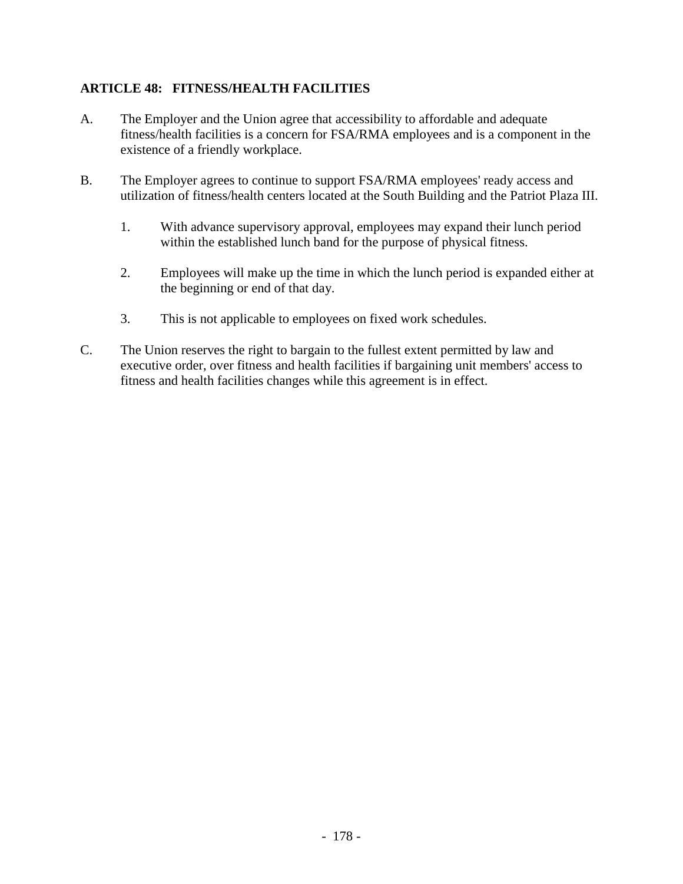## ARTICLE 48: FITNESS/HEALTH FACILITIES

A. The Employer and the Union agree that accessibility to affordable and adequate fitness/health facilities is a concern for FSA/RMA employees and is a component in the existence of a friendly workplace.

B. The Employer agrees to continue to support FSA/RMA employees' ready access and utilization of fitness/health centers located at the South Building and the Patriot Plaza III.

   1. With advance supervisory approval, employees may expand their lunch period within the established lunch band for the purpose of physical fitness.

   2. Employees will make up the time in which the lunch period is expanded either at the beginning or end of that day.

   3. This is not applicable to employees on fixed work schedules.

C. The Union reserves the right to bargain to the fullest extent permitted by law and executive order, over fitness and health facilities if bargaining unit members' access to fitness and health facilities changes while this agreement is in effect.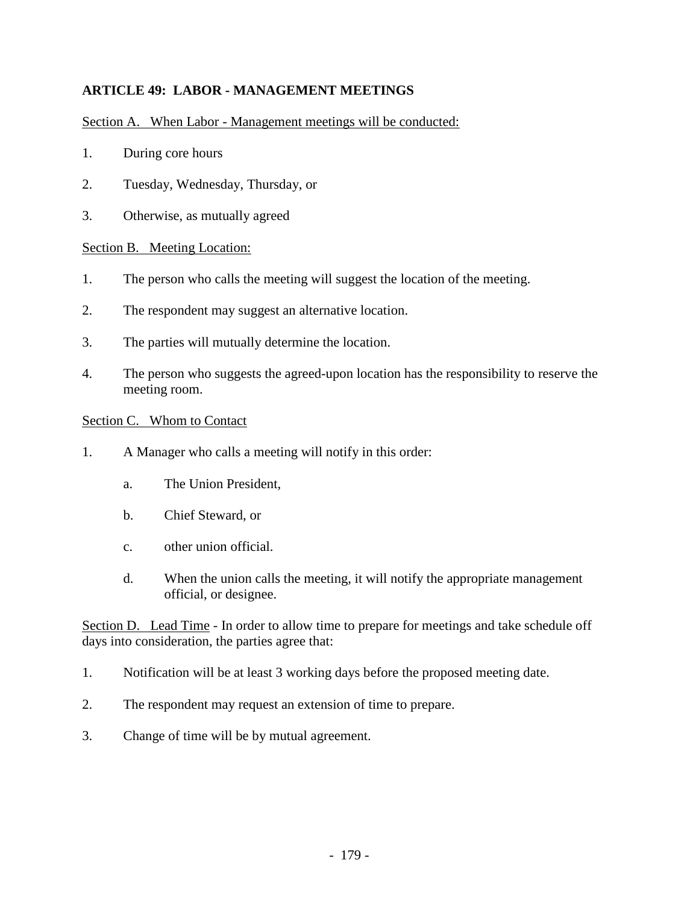## ARTICLE 49: LABOR - MANAGEMENT MEETINGS

<u>Section A. When Labor - Management meetings will be conducted:</u>

1. During core hours
2. Tuesday, Wednesday, Thursday, or
3. Otherwise, as mutually agreed

<u>Section B. Meeting Location:</u>

1. The person who calls the meeting will suggest the location of the meeting.
2. The respondent may suggest an alternative location.
3. The parties will mutually determine the location.
4. The person who suggests the agreed-upon location has the responsibility to reserve the meeting room.

<u>Section C. Whom to Contact</u>

1. A Manager who calls a meeting will notify in this order:
    a. The Union President,
    b. Chief Steward, or
    c. other union official.
    d. When the union calls the meeting, it will notify the appropriate management official, or designee.

<u>Section D. Lead Time</u> - In order to allow time to prepare for meetings and take schedule off days into consideration, the parties agree that:

1. Notification will be at least 3 working days before the proposed meeting date.
2. The respondent may request an extension of time to prepare.
3. Change of time will be by mutual agreement.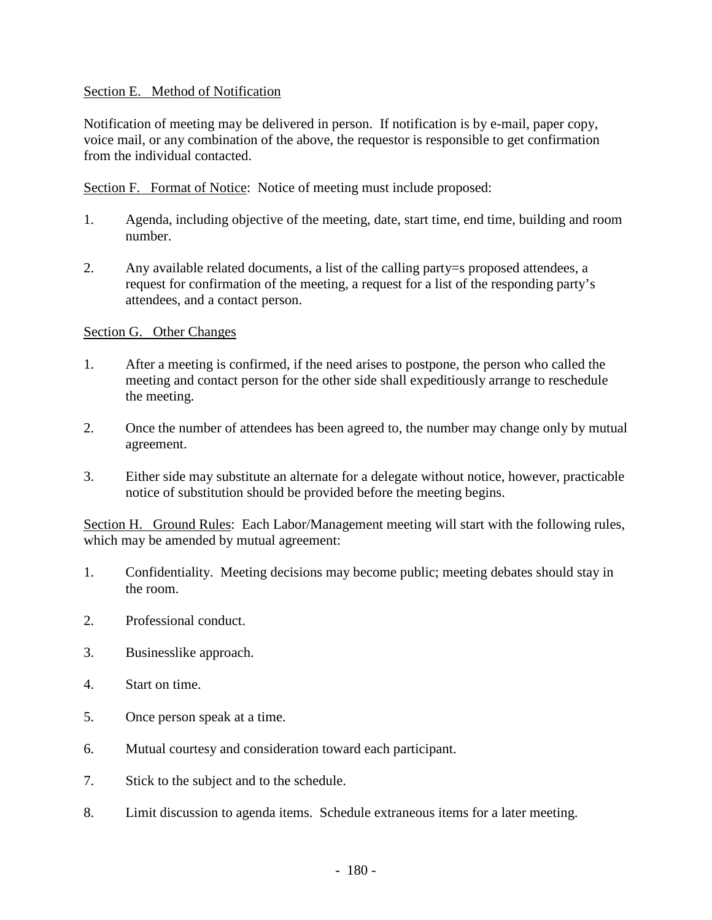Section E.   Method of Notification

Notification of meeting may be delivered in person.  If notification is by e-mail, paper copy, voice mail, or any combination of the above, the requestor is responsible to get confirmation from the individual contacted.

Section F.   Format of Notice:  Notice of meeting must include proposed:

1. Agenda, including objective of the meeting, date, start time, end time, building and room number.

2. Any available related documents, a list of the calling party=s proposed attendees, a request for confirmation of the meeting, a request for a list of the responding party's attendees, and a contact person.

Section G.   Other Changes

1. After a meeting is confirmed, if the need arises to postpone, the person who called the meeting and contact person for the other side shall expeditiously arrange to reschedule the meeting.

2. Once the number of attendees has been agreed to, the number may change only by mutual agreement.

3. Either side may substitute an alternate for a delegate without notice, however, practicable notice of substitution should be provided before the meeting begins.

Section H.   Ground Rules:  Each Labor/Management meeting will start with the following rules, which may be amended by mutual agreement:

1. Confidentiality.  Meeting decisions may become public; meeting debates should stay in the room.

2. Professional conduct.

3. Businesslike approach.

4. Start on time.

5. Once person speak at a time.

6. Mutual courtesy and consideration toward each participant.

7. Stick to the subject and to the schedule.

8. Limit discussion to agenda items.  Schedule extraneous items for a later meeting.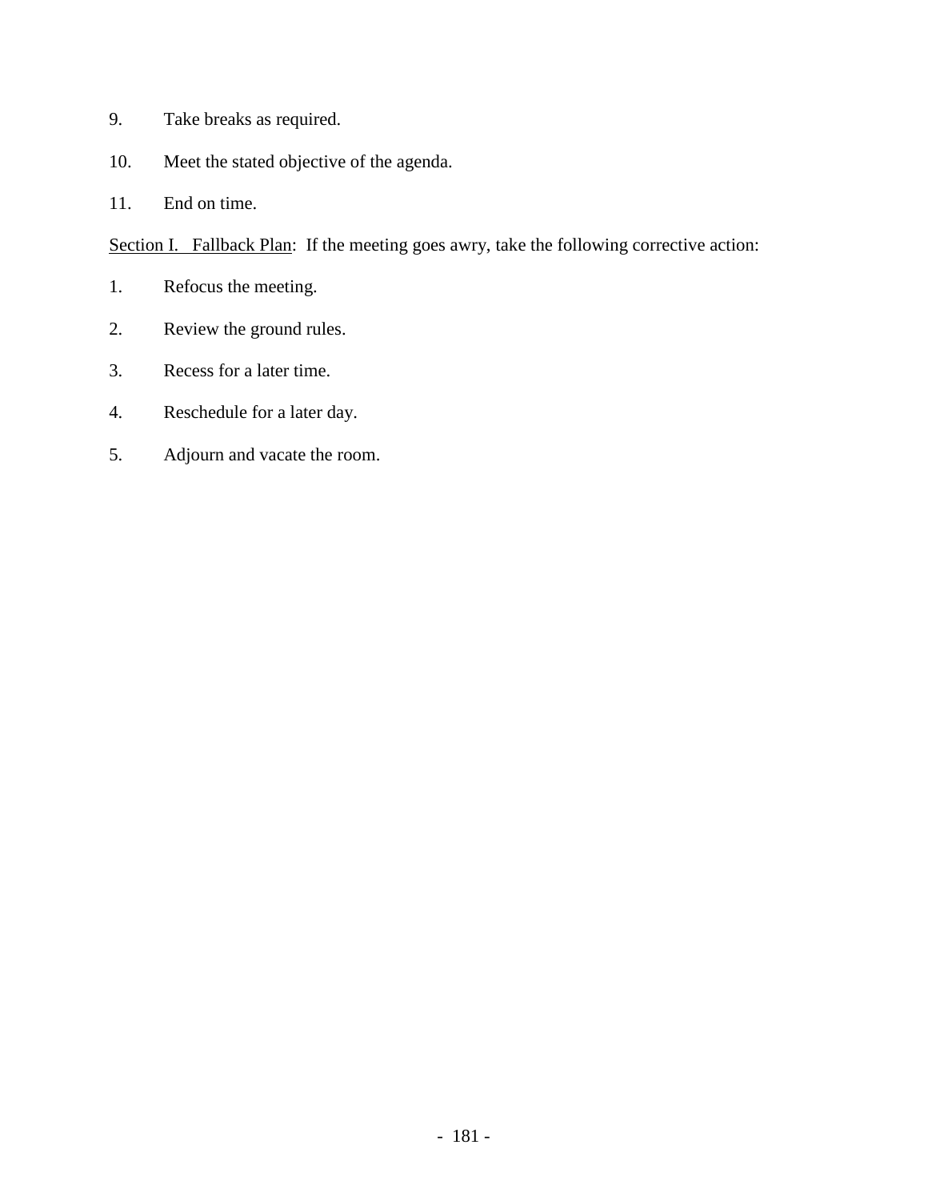9. Take breaks as required.

10. Meet the stated objective of the agenda.

11. End on time.

<u>Section I. Fallback Plan</u>: If the meeting goes awry, take the following corrective action:

1. Refocus the meeting.

2. Review the ground rules.

3. Recess for a later time.

4. Reschedule for a later day.

5. Adjourn and vacate the room.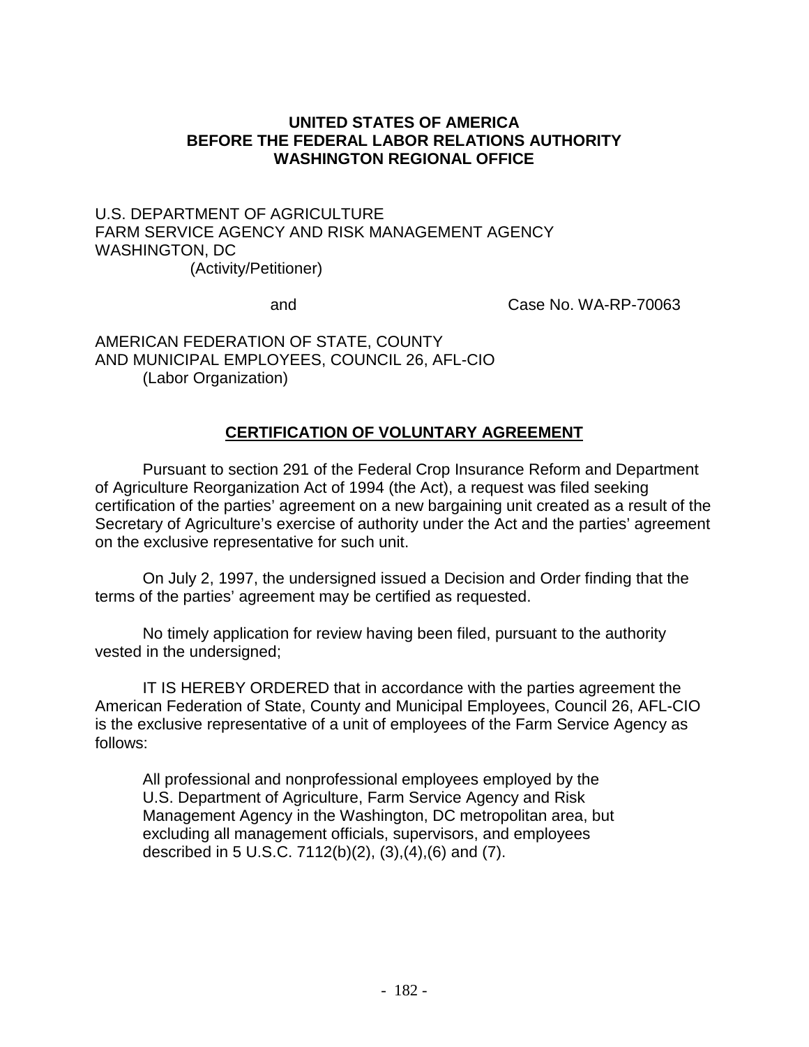**UNITED STATES OF AMERICA**
**BEFORE THE FEDERAL LABOR RELATIONS AUTHORITY**
**WASHINGTON REGIONAL OFFICE**

U.S. DEPARTMENT OF AGRICULTURE
FARM SERVICE AGENCY AND RISK MANAGEMENT AGENCY
WASHINGTON, DC
(Activity/Petitioner)

and                                        Case No. WA-RP-70063

AMERICAN FEDERATION OF STATE, COUNTY
AND MUNICIPAL EMPLOYEES, COUNCIL 26, AFL-CIO
(Labor Organization)

## CERTIFICATION OF VOLUNTARY AGREEMENT

Pursuant to section 291 of the Federal Crop Insurance Reform and Department of Agriculture Reorganization Act of 1994 (the Act), a request was filed seeking certification of the parties' agreement on a new bargaining unit created as a result of the Secretary of Agriculture's exercise of authority under the Act and the parties' agreement on the exclusive representative for such unit.

On July 2, 1997, the undersigned issued a Decision and Order finding that the terms of the parties' agreement may be certified as requested.

No timely application for review having been filed, pursuant to the authority vested in the undersigned;

IT IS HEREBY ORDERED that in accordance with the parties agreement the American Federation of State, County and Municipal Employees, Council 26, AFL-CIO is the exclusive representative of a unit of employees of the Farm Service Agency as follows:

> All professional and nonprofessional employees employed by the U.S. Department of Agriculture, Farm Service Agency and Risk Management Agency in the Washington, DC metropolitan area, but excluding all management officials, supervisors, and employees described in 5 U.S.C. 7112(b)(2), (3),(4),(6) and (7).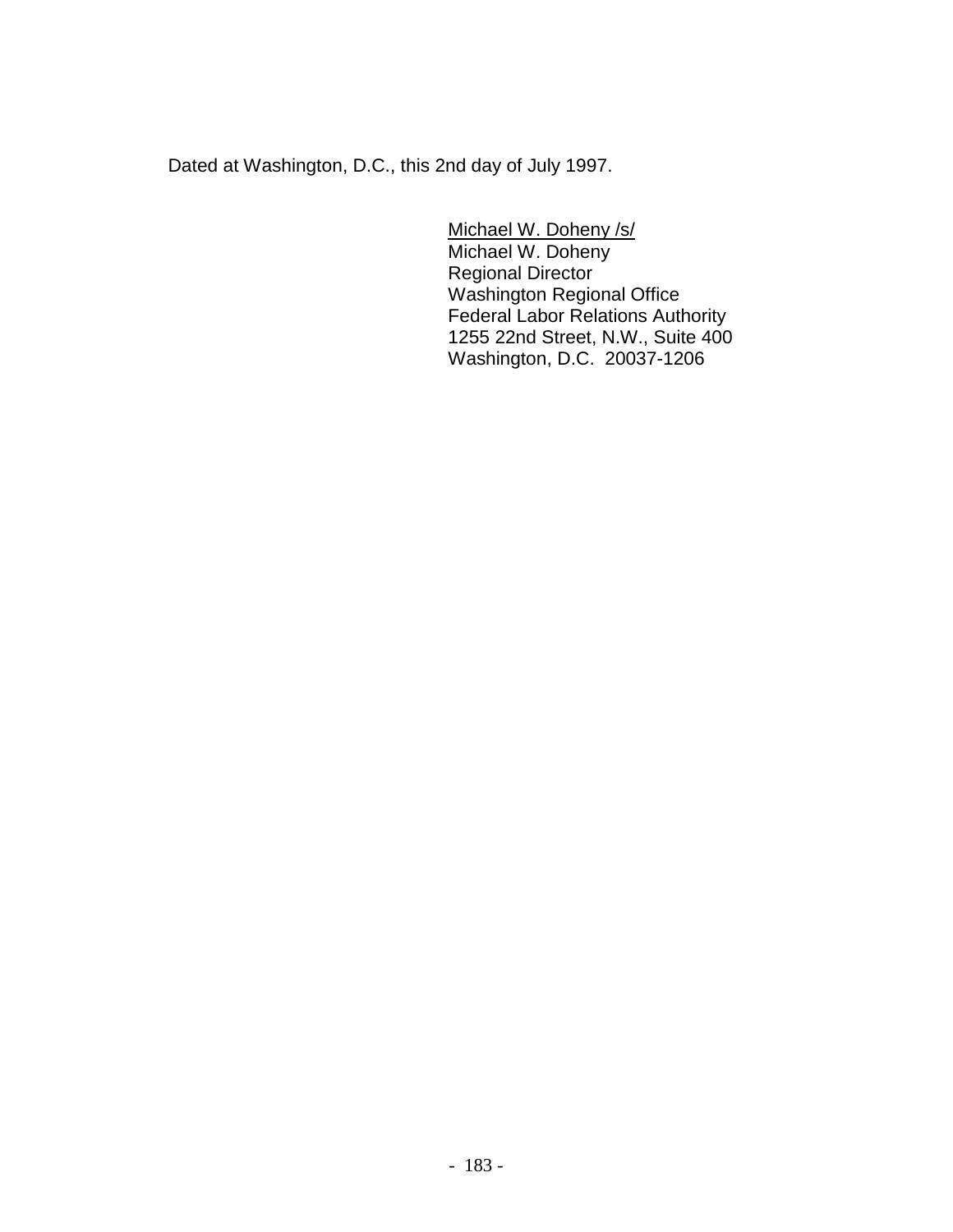Dated at Washington, D.C., this 2nd day of July 1997.

Michael W. Doheny /s/
Michael W. Doheny
Regional Director
Washington Regional Office
Federal Labor Relations Authority
1255 22nd Street, N.W., Suite 400
Washington, D.C. 20037-1206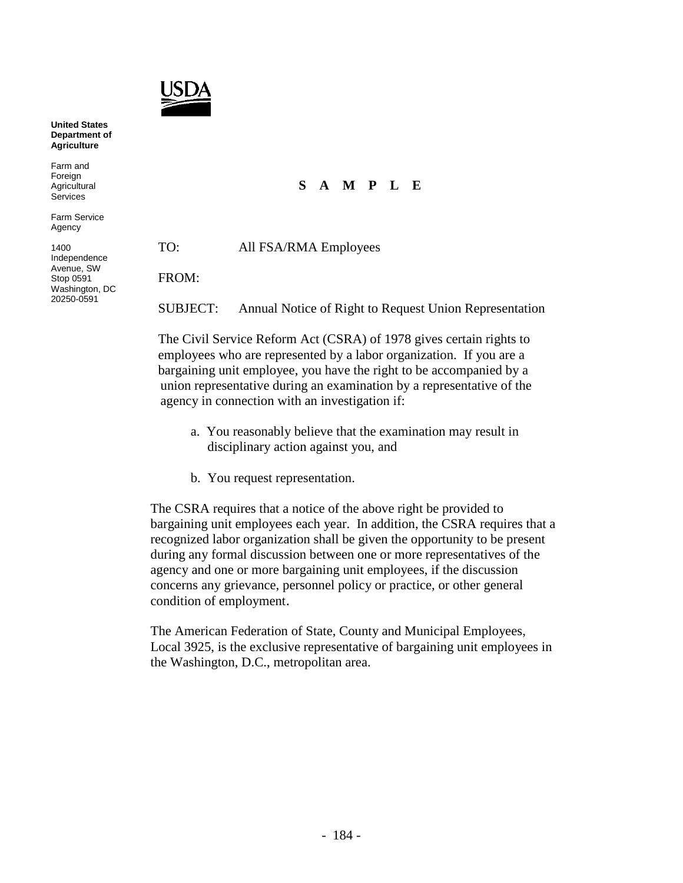USDA

**United States Department of Agriculture**

Farm and Foreign Agricultural Services

Farm Service Agency

1400 Independence Avenue, SW
Stop 0591
Washington, DC 20250-0591

**S A M P L E**

TO: All FSA/RMA Employees

FROM:

SUBJECT: Annual Notice of Right to Request Union Representation

The Civil Service Reform Act (CSRA) of 1978 gives certain rights to employees who are represented by a labor organization. If you are a bargaining unit employee, you have the right to be accompanied by a union representative during an examination by a representative of the agency in connection with an investigation if:

a. You reasonably believe that the examination may result in disciplinary action against you, and

b. You request representation.

The CSRA requires that a notice of the above right be provided to bargaining unit employees each year. In addition, the CSRA requires that a recognized labor organization shall be given the opportunity to be present during any formal discussion between one or more representatives of the agency and one or more bargaining unit employees, if the discussion concerns any grievance, personnel policy or practice, or other general condition of employment.

The American Federation of State, County and Municipal Employees, Local 3925, is the exclusive representative of bargaining unit employees in the Washington, D.C., metropolitan area.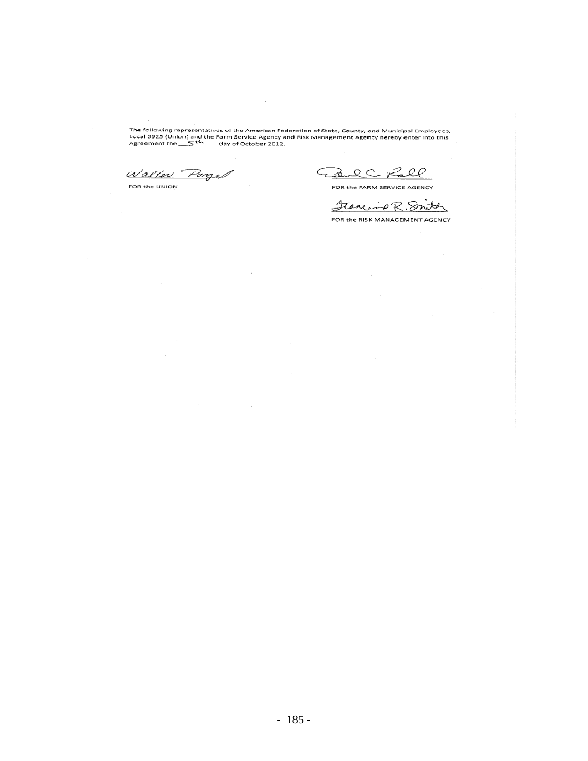The following representatives of the American Federation of State, County, and Municipal Employees, Local 3925 (Union) and the Farm Service Agency and Risk Management Agency hereby enter into this Agreement the 5th day of October 2012.

Walter Pongel
FOR the UNION

Paul C. Rall
FOR the FARM SERVICE AGENCY

Francis R. Smith
FOR the RISK MANAGEMENT AGENCY